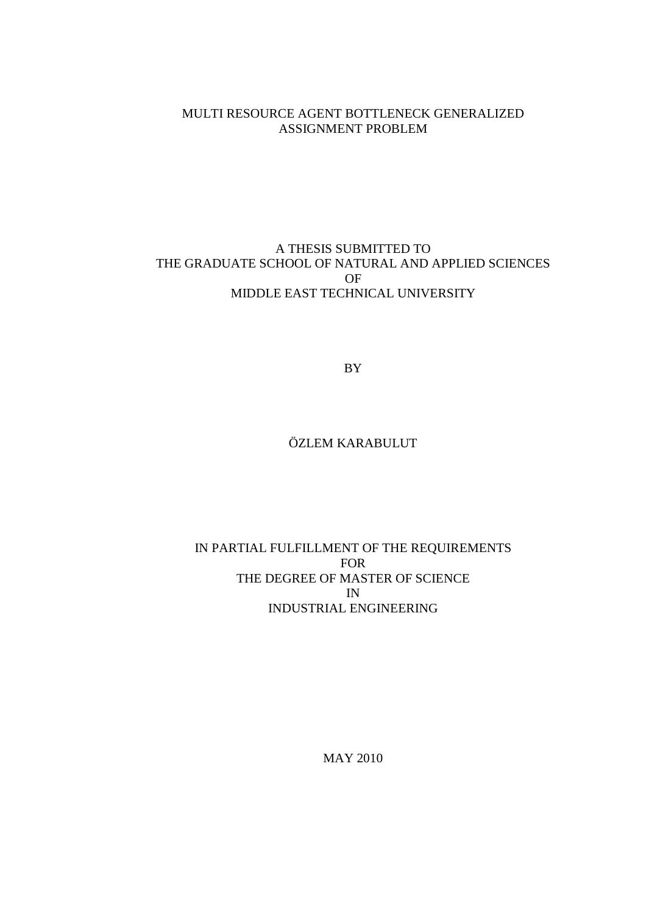# MULTI RESOURCE AGENT BOTTLENECK GENERALIZED ASSIGNMENT PROBLEM

A THESIS SUBMITTED TO
THE GRADUATE SCHOOL OF NATURAL AND APPLIED SCIENCES
OF
MIDDLE EAST TECHNICAL UNIVERSITY

BY

ÖZLEM KARABULUT

IN PARTIAL FULFILLMENT OF THE REQUIREMENTS
FOR
THE DEGREE OF MASTER OF SCIENCE
IN
INDUSTRIAL ENGINEERING

MAY 2010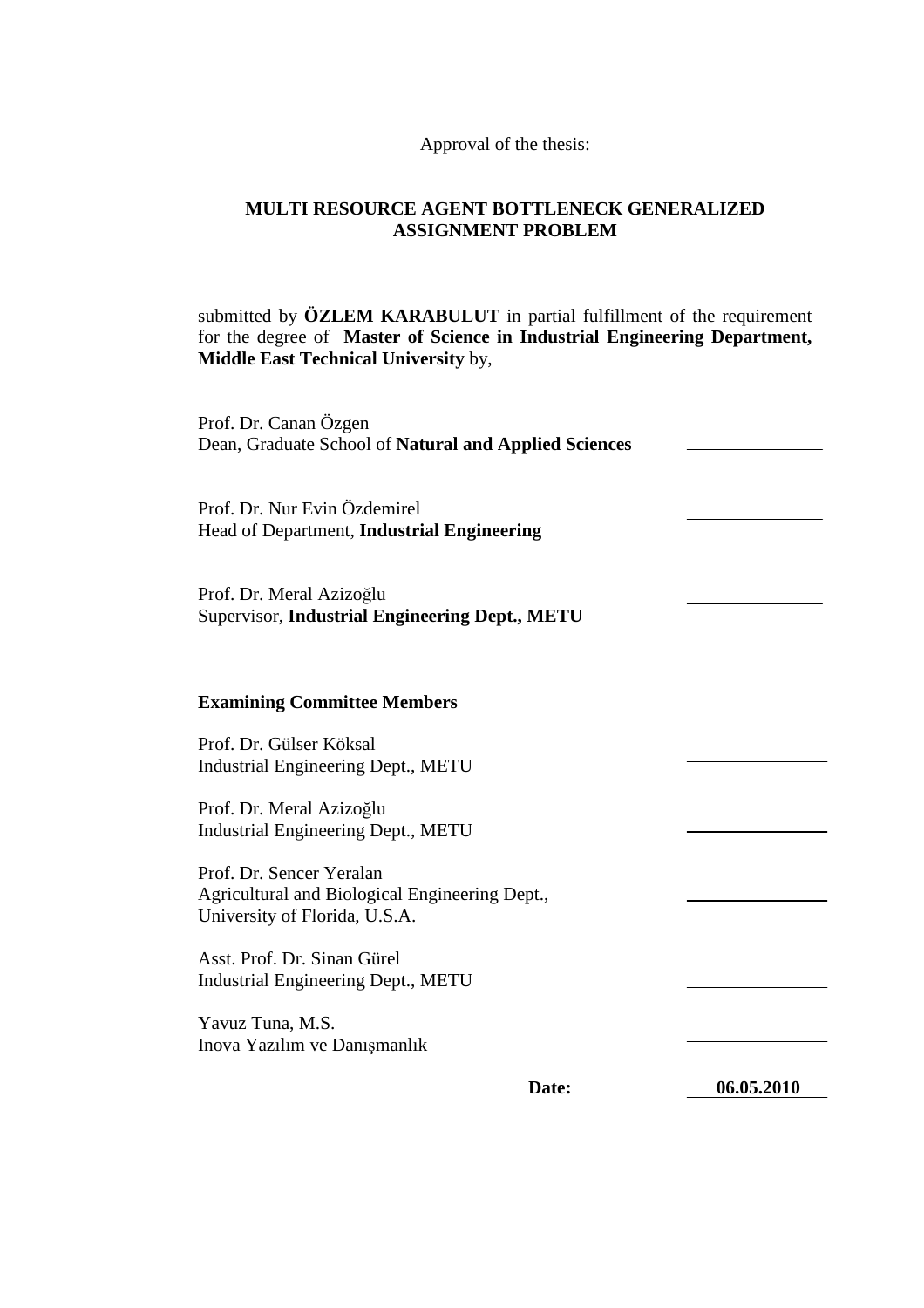Approval of the thesis:

**MULTI RESOURCE AGENT BOTTLENECK GENERALIZED ASSIGNMENT PROBLEM**

submitted by **ÖZLEM KARABULUT** in partial fulfillment of the requirement for the degree of **Master of Science in Industrial Engineering Department, Middle East Technical University** by,

Prof. Dr. Canan Özgen
Dean, Graduate School of **Natural and Applied Sciences** \_\_\_\_\_\_\_\_\_\_\_\_\_\_\_\_

Prof. Dr. Nur Evin Özdemirel
Head of Department, **Industrial Engineering** \_\_\_\_\_\_\_\_\_\_\_\_\_\_\_\_

Prof. Dr. Meral Azizoğlu
Supervisor, **Industrial Engineering Dept., METU** \_\_\_\_\_\_\_\_\_\_\_\_\_\_\_\_

**Examining Committee Members**

Prof. Dr. Gülser Köksal
Industrial Engineering Dept., METU \_\_\_\_\_\_\_\_\_\_\_\_\_\_\_\_

Prof. Dr. Meral Azizoğlu
Industrial Engineering Dept., METU \_\_\_\_\_\_\_\_\_\_\_\_\_\_\_\_

Prof. Dr. Sencer Yeralan
Agricultural and Biological Engineering Dept.,
University of Florida, U.S.A. \_\_\_\_\_\_\_\_\_\_\_\_\_\_\_\_

Asst. Prof. Dr. Sinan Gürel
Industrial Engineering Dept., METU \_\_\_\_\_\_\_\_\_\_\_\_\_\_\_\_

Yavuz Tuna, M.S.
Inova Yazılım ve Danışmanlık \_\_\_\_\_\_\_\_\_\_\_\_\_\_\_\_

**Date:** **06.05.2010**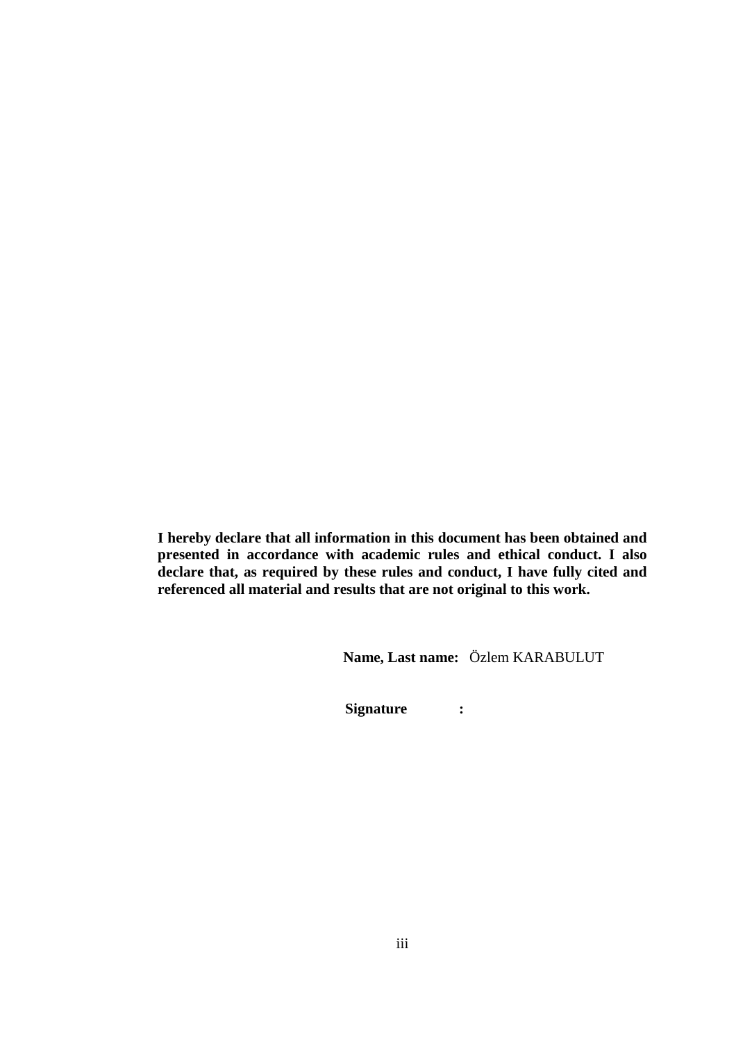**I hereby declare that all information in this document has been obtained and presented in accordance with academic rules and ethical conduct. I also declare that, as required by these rules and conduct, I have fully cited and referenced all material and results that are not original to this work.**

**Name, Last name:** Özlem KARABULUT

**Signature :**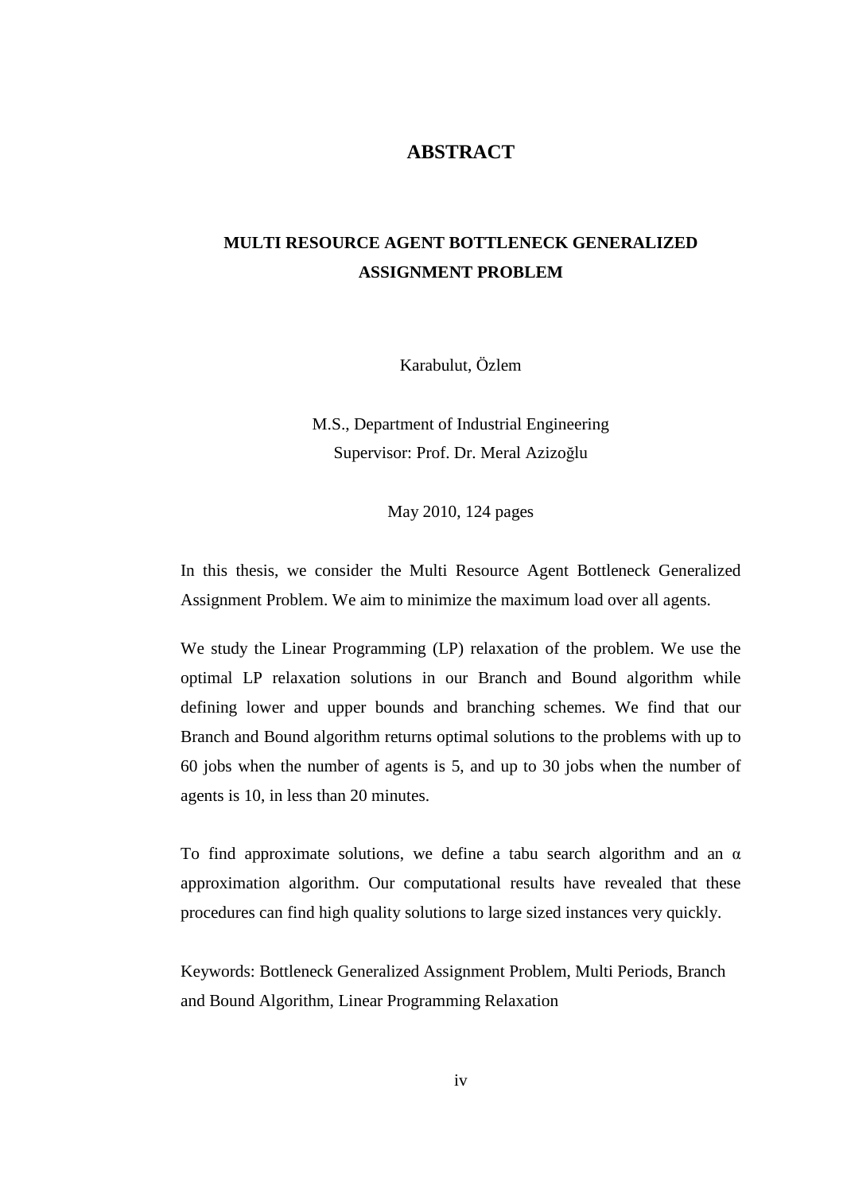# ABSTRACT

## MULTI RESOURCE AGENT BOTTLENECK GENERALIZED ASSIGNMENT PROBLEM

Karabulut, Özlem

M.S., Department of Industrial Engineering
Supervisor: Prof. Dr. Meral Azizoğlu

May 2010, 124 pages

In this thesis, we consider the Multi Resource Agent Bottleneck Generalized Assignment Problem. We aim to minimize the maximum load over all agents.

We study the Linear Programming (LP) relaxation of the problem. We use the optimal LP relaxation solutions in our Branch and Bound algorithm while defining lower and upper bounds and branching schemes. We find that our Branch and Bound algorithm returns optimal solutions to the problems with up to 60 jobs when the number of agents is 5, and up to 30 jobs when the number of agents is 10, in less than 20 minutes.

To find approximate solutions, we define a tabu search algorithm and an $\alpha$ approximation algorithm. Our computational results have revealed that these procedures can find high quality solutions to large sized instances very quickly.

Keywords: Bottleneck Generalized Assignment Problem, Multi Periods, Branch and Bound Algorithm, Linear Programming Relaxation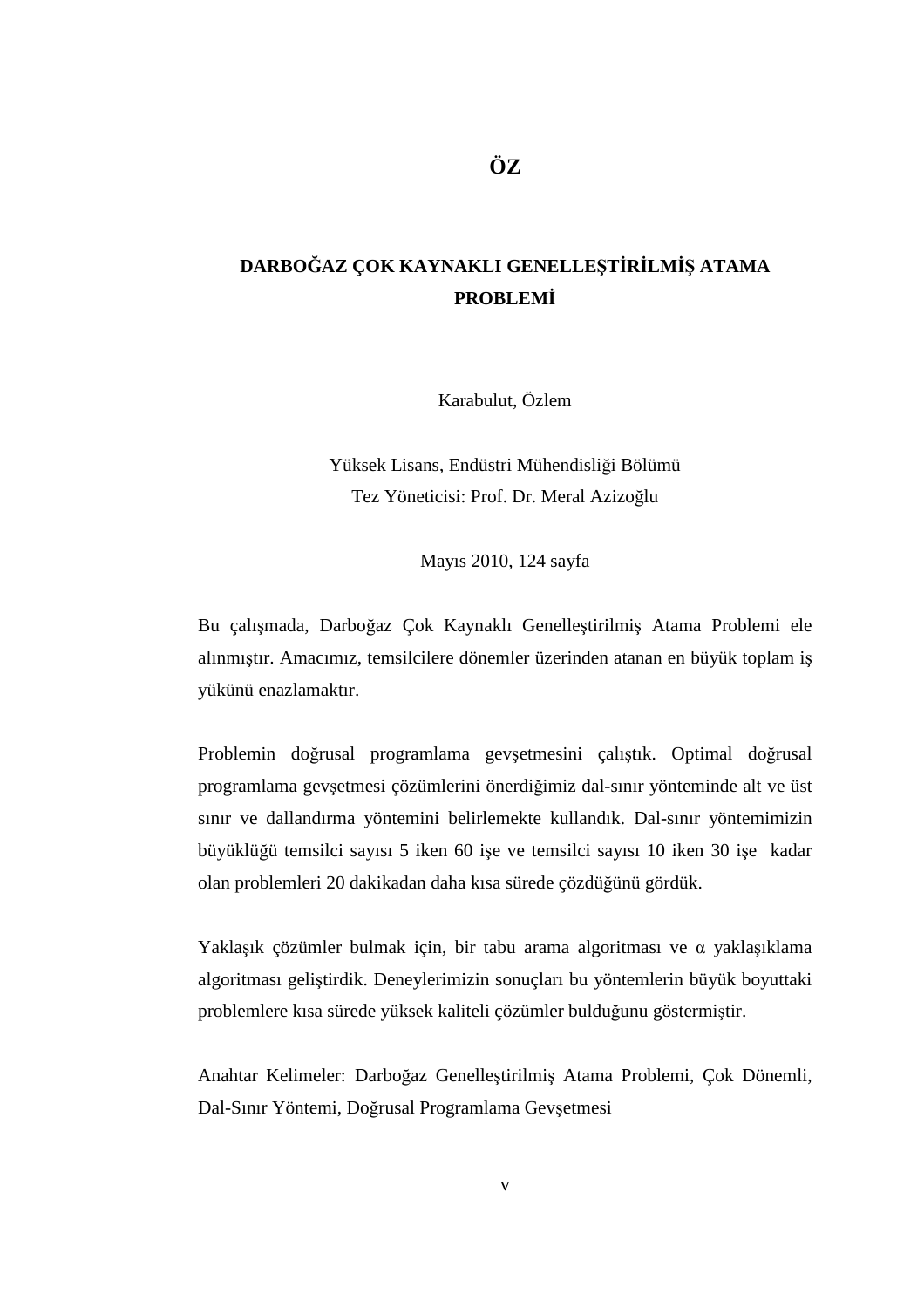# ÖZ

## DARBOĞAZ ÇOK KAYNAKLI GENELLEŞTİRİLMİŞ ATAMA PROBLEMİ

Karabulut, Özlem

Yüksek Lisans, Endüstri Mühendisliği Bölümü
Tez Yöneticisi: Prof. Dr. Meral Azizoğlu

Mayıs 2010, 124 sayfa

Bu çalışmada, Darboğaz Çok Kaynaklı Genelleştirilmiş Atama Problemi ele alınmıştır. Amacımız, temsilcilere dönemler üzerinden atanan en büyük toplam iş yükünü enazlamaktır.

Problemin doğrusal programlama gevşetmesini çalıştık. Optimal doğrusal programlama gevşetmesi çözümlerini önerdiğimiz dal-sınır yönteminde alt ve üst sınır ve dallandırma yöntemini belirlemekte kullandık. Dal-sınır yöntemimizin büyüklüğü temsilci sayısı 5 iken 60 işe ve temsilci sayısı 10 iken 30 işe kadar olan problemleri 20 dakikadan daha kısa sürede çözdüğünü gördük.

Yaklaşık çözümler bulmak için, bir tabu arama algoritması ve $\alpha$ yaklaşıklama algoritması geliştirdik. Deneylerimizin sonuçları bu yöntemlerin büyük boyuttaki problemlere kısa sürede yüksek kaliteli çözümler bulduğunu göstermiştir.

Anahtar Kelimeler: Darboğaz Genelleştirilmiş Atama Problemi, Çok Dönemli, Dal-Sınır Yöntemi, Doğrusal Programlama Gevşetmesi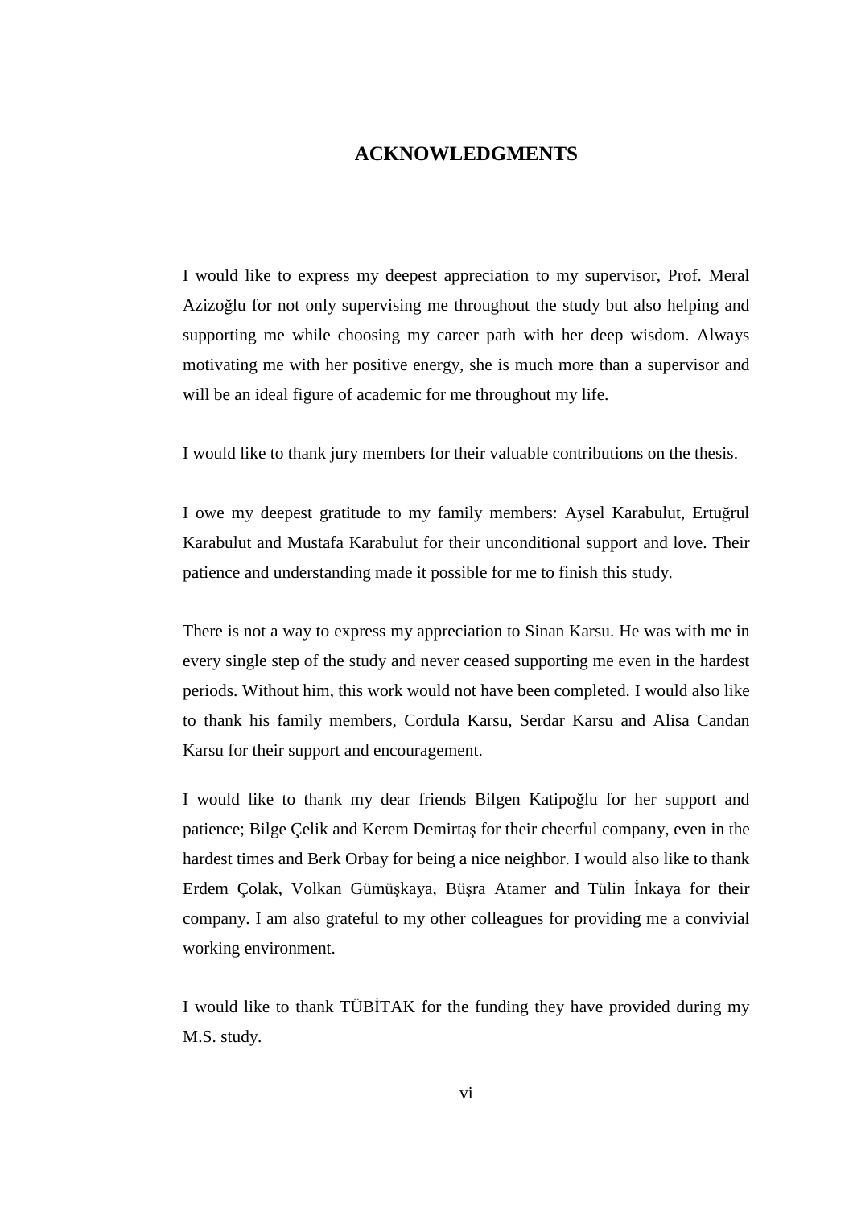# ACKNOWLEDGMENTS

I would like to express my deepest appreciation to my supervisor, Prof. Meral Azizoğlu for not only supervising me throughout the study but also helping and supporting me while choosing my career path with her deep wisdom. Always motivating me with her positive energy, she is much more than a supervisor and will be an ideal figure of academic for me throughout my life.

I would like to thank jury members for their valuable contributions on the thesis.

I owe my deepest gratitude to my family members: Aysel Karabulut, Ertuğrul Karabulut and Mustafa Karabulut for their unconditional support and love. Their patience and understanding made it possible for me to finish this study.

There is not a way to express my appreciation to Sinan Karsu. He was with me in every single step of the study and never ceased supporting me even in the hardest periods. Without him, this work would not have been completed. I would also like to thank his family members, Cordula Karsu, Serdar Karsu and Alisa Candan Karsu for their support and encouragement.

I would like to thank my dear friends Bilgen Katipoğlu for her support and patience; Bilge Çelik and Kerem Demirtaş for their cheerful company, even in the hardest times and Berk Orbay for being a nice neighbor. I would also like to thank Erdem Çolak, Volkan Gümüşkaya, Büşra Atamer and Tülin İnkaya for their company. I am also grateful to my other colleagues for providing me a convivial working environment.

I would like to thank TÜBİTAK for the funding they have provided during my M.S. study.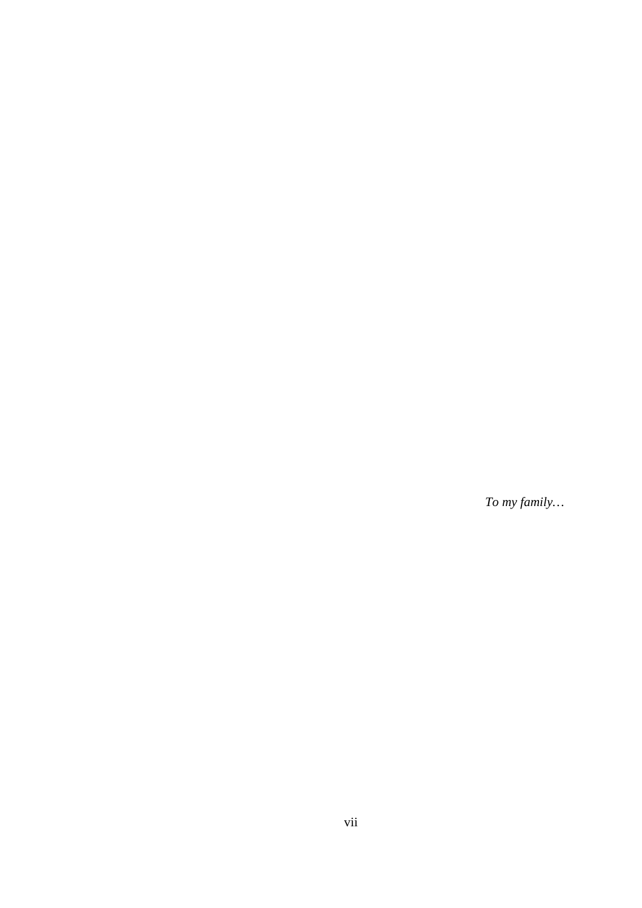*To my family…*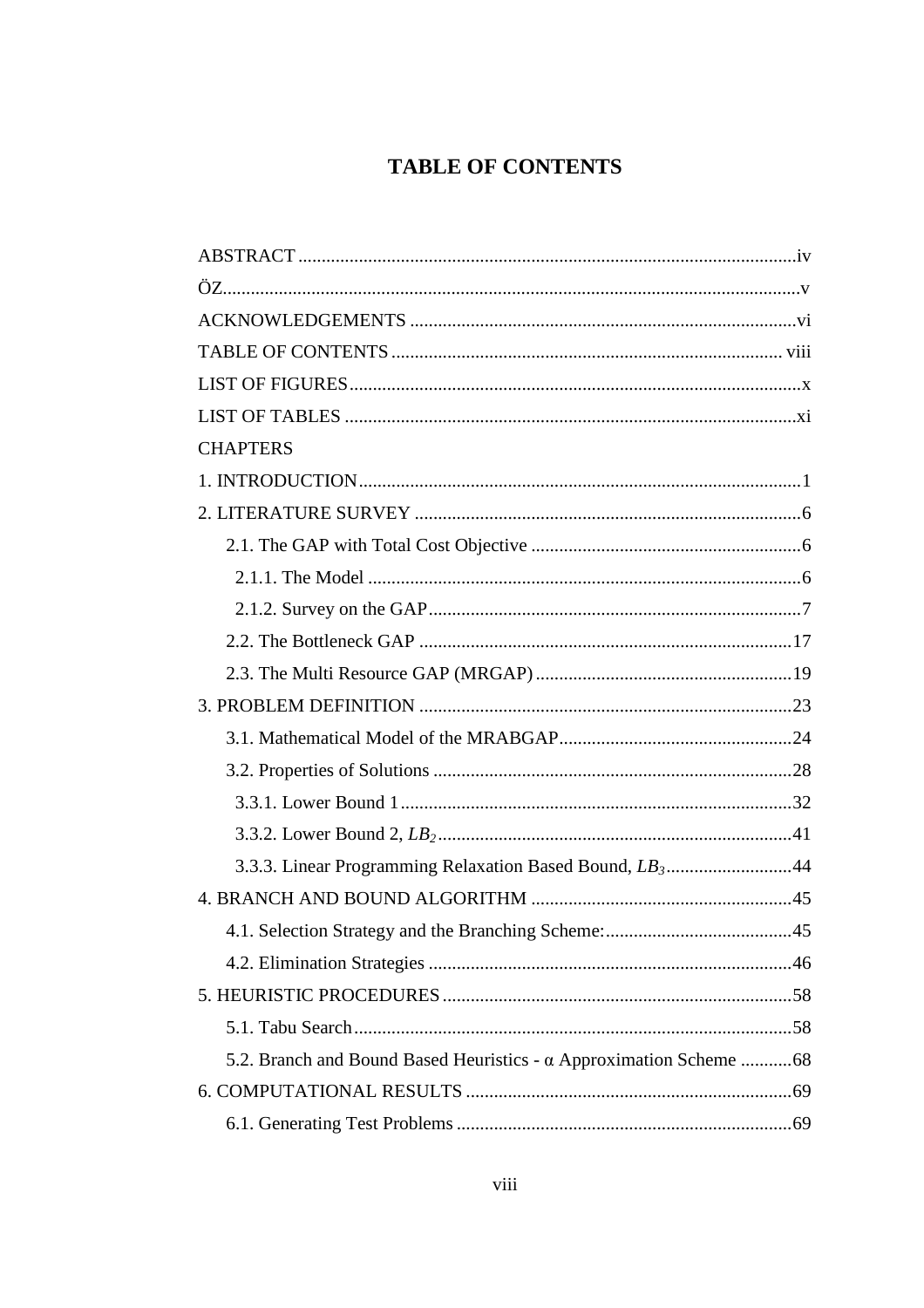# TABLE OF CONTENTS

ABSTRACT ..........................................................................................................iv

ÖZ.......................................................................................................................v

ACKNOWLEDGEMENTS ..................................................................................vi

TABLE OF CONTENTS .................................................................................. viii

LIST OF FIGURES................................................................................................x

LIST OF TABLES ................................................................................................xi

CHAPTERS

1. INTRODUCTION..............................................................................................1

2. LITERATURE SURVEY ..................................................................................6

  2.1. The GAP with Total Cost Objective ..........................................................6

    2.1.1. The Model ............................................................................................6

    2.1.2. Survey on the GAP...............................................................................7

  2.2. The Bottleneck GAP ................................................................................17

  2.3. The Multi Resource GAP (MRGAP) .......................................................19

3. PROBLEM DEFINITION ................................................................................23

  3.1. Mathematical Model of the MRABGAP..................................................24

  3.2. Properties of Solutions ............................................................................28

    3.3.1. Lower Bound 1....................................................................................32

    3.3.2. Lower Bound 2, $LB_2$...........................................................................41

    3.3.3. Linear Programming Relaxation Based Bound, $LB_3$...........................44

4. BRANCH AND BOUND ALGORITHM ........................................................45

  4.1. Selection Strategy and the Branching Scheme:........................................45

  4.2. Elimination Strategies .............................................................................46

5. HEURISTIC PROCEDURES...........................................................................58

  5.1. Tabu Search..............................................................................................58

  5.2. Branch and Bound Based Heuristics - α Approximation Scheme ...........68

6. COMPUTATIONAL RESULTS ......................................................................69

  6.1. Generating Test Problems ........................................................................69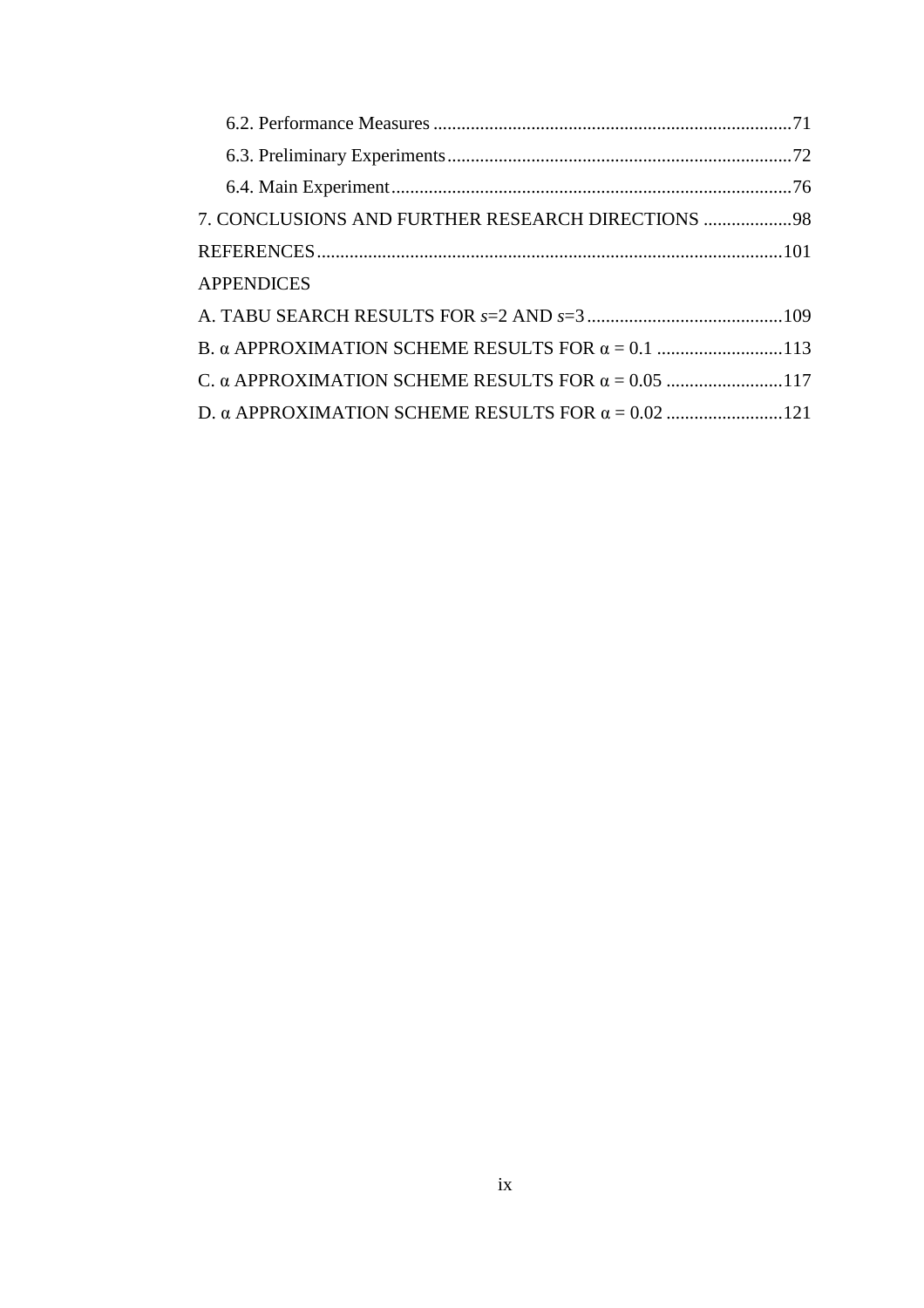6.2. Performance Measures ............................................................................71

6.3. Preliminary Experiments..........................................................................72

6.4. Main Experiment......................................................................................76

7. CONCLUSIONS AND FURTHER RESEARCH DIRECTIONS ...................98

REFERENCES....................................................................................................101

APPENDICES

A. TABU SEARCH RESULTS FOR $s$=2 AND $s$=3...........................................109

B. $\alpha$ APPROXIMATION SCHEME RESULTS FOR $\alpha = 0.1$ ...........................113

C. $\alpha$ APPROXIMATION SCHEME RESULTS FOR $\alpha = 0.05$ .........................117

D. $\alpha$ APPROXIMATION SCHEME RESULTS FOR $\alpha = 0.02$ .........................121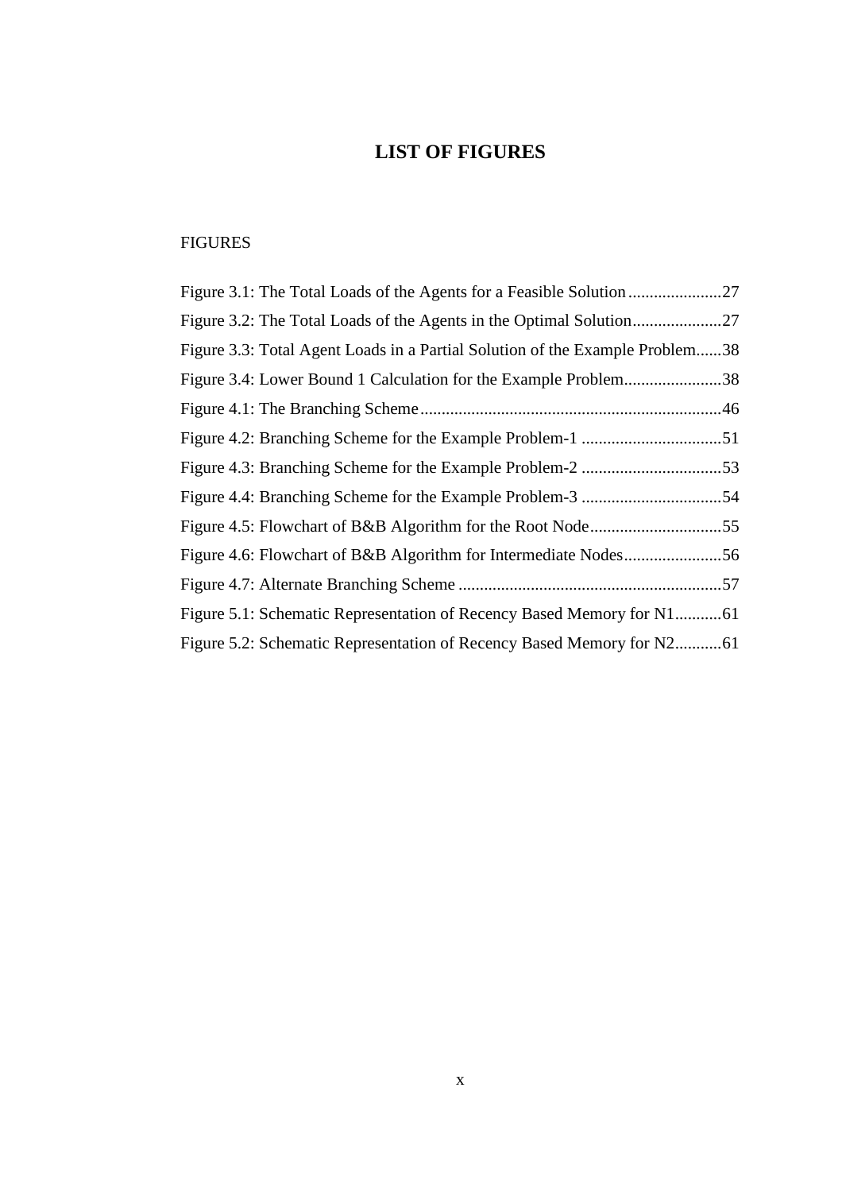# LIST OF FIGURES

FIGURES

Figure 3.1: The Total Loads of the Agents for a Feasible Solution ......................27
Figure 3.2: The Total Loads of the Agents in the Optimal Solution.....................27
Figure 3.3: Total Agent Loads in a Partial Solution of the Example Problem......38
Figure 3.4: Lower Bound 1 Calculation for the Example Problem.......................38
Figure 4.1: The Branching Scheme......................................................................46
Figure 4.2: Branching Scheme for the Example Problem-1 .................................51
Figure 4.3: Branching Scheme for the Example Problem-2 .................................53
Figure 4.4: Branching Scheme for the Example Problem-3 .................................54
Figure 4.5: Flowchart of B&B Algorithm for the Root Node...............................55
Figure 4.6: Flowchart of B&B Algorithm for Intermediate Nodes.......................56
Figure 4.7: Alternate Branching Scheme .............................................................57
Figure 5.1: Schematic Representation of Recency Based Memory for N1...........61
Figure 5.2: Schematic Representation of Recency Based Memory for N2...........61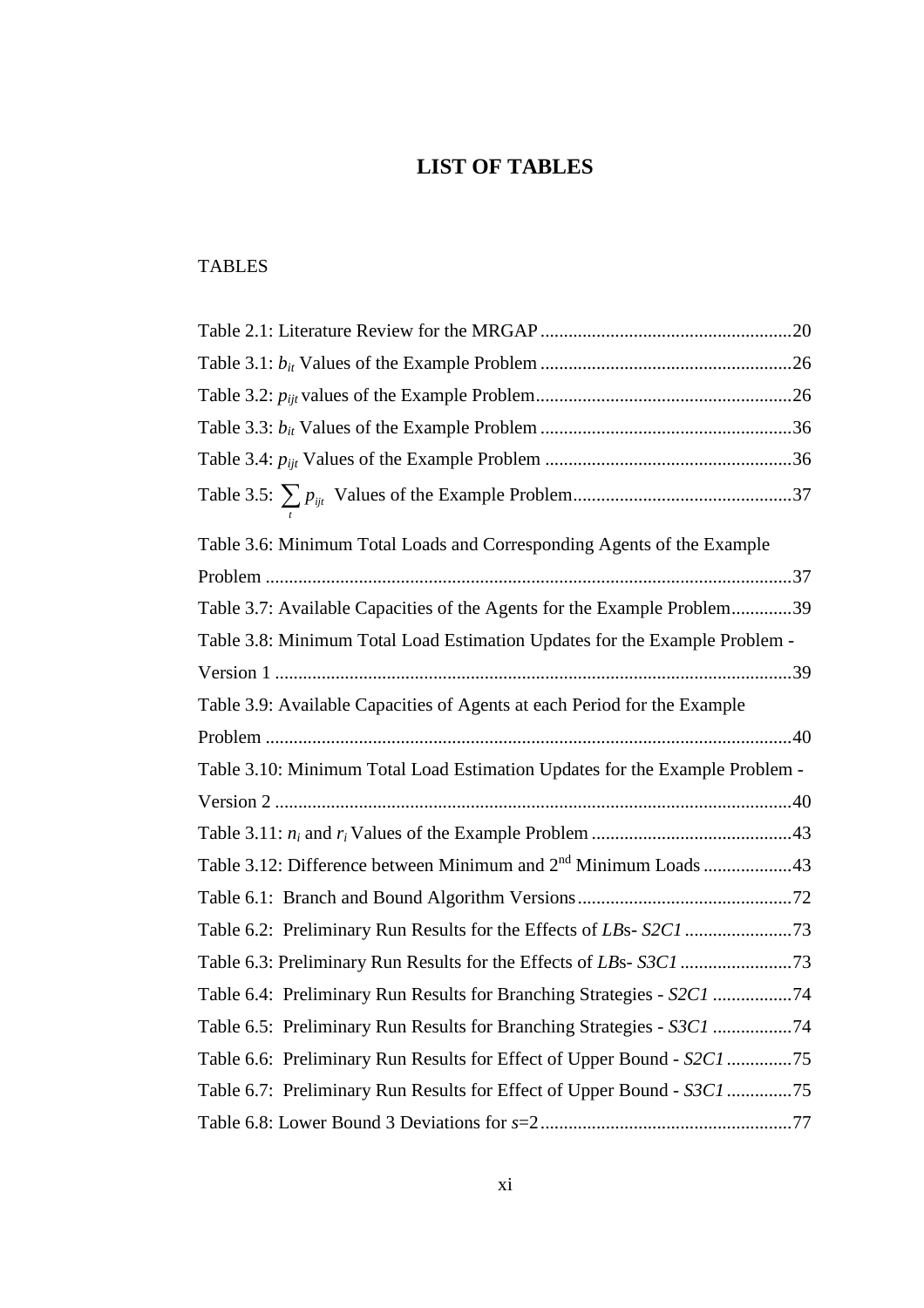# LIST OF TABLES

TABLES

Table 2.1: Literature Review for the MRGAP ......................................................20

Table 3.1: $b_{it}$ Values of the Example Problem ......................................................26

Table 3.2: $p_{ijt}$ values of the Example Problem.......................................................26

Table 3.3: $b_{it}$ Values of the Example Problem ......................................................36

Table 3.4: $p_{ijt}$ Values of the Example Problem .....................................................36

Table 3.5: $\sum_{t} p_{ijt}$ Values of the Example Problem...............................................37

Table 3.6: Minimum Total Loads and Corresponding Agents of the Example Problem ..................................................................................................................37

Table 3.7: Available Capacities of the Agents for the Example Problem.............39

Table 3.8: Minimum Total Load Estimation Updates for the Example Problem - Version 1 ..............................................................................................................39

Table 3.9: Available Capacities of Agents at each Period for the Example Problem .................................................................................................................40

Table 3.10: Minimum Total Load Estimation Updates for the Example Problem - Version 2 ...............................................................................................................40

Table 3.11: $n_i$ and $r_i$ Values of the Example Problem ...........................................43

Table 3.12: Difference between Minimum and 2nd Minimum Loads ...................43

Table 6.1: Branch and Bound Algorithm Versions..............................................72

Table 6.2: Preliminary Run Results for the Effects of *LB*s- *S2C1* .......................73

Table 6.3: Preliminary Run Results for the Effects of *LB*s- *S3C1* ........................73

Table 6.4: Preliminary Run Results for Branching Strategies - *S2C1* .................74

Table 6.5: Preliminary Run Results for Branching Strategies - *S3C1* .................74

Table 6.6: Preliminary Run Results for Effect of Upper Bound - *S2C1* ..............75

Table 6.7: Preliminary Run Results for Effect of Upper Bound - *S3C1* ..............75

Table 6.8: Lower Bound 3 Deviations for $s$=2......................................................77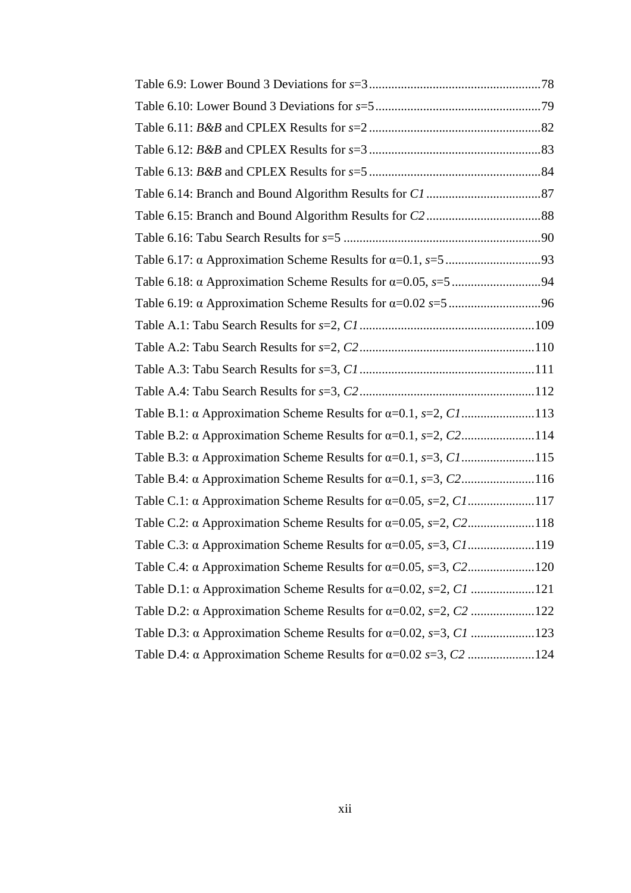Table 6.9: Lower Bound 3 Deviations for $s$=3 ......................................................78

Table 6.10: Lower Bound 3 Deviations for $s$=5 ....................................................79

Table 6.11: *B&B* and CPLEX Results for $s$=2 ......................................................82

Table 6.12: *B&B* and CPLEX Results for $s$=3 ......................................................83

Table 6.13: *B&B* and CPLEX Results for $s$=5 ......................................................84

Table 6.14: Branch and Bound Algorithm Results for *C1* ....................................87

Table 6.15: Branch and Bound Algorithm Results for *C2* ....................................88

Table 6.16: Tabu Search Results for $s$=5 ..............................................................90

Table 6.17: α Approximation Scheme Results for α=0.1, $s$=5 ..............................93

Table 6.18: α Approximation Scheme Results for α=0.05, $s$=5 ............................94

Table 6.19: α Approximation Scheme Results for α=0.02 $s$=5 .............................96

Table A.1: Tabu Search Results for $s$=2, *C1* .......................................................109

Table A.2: Tabu Search Results for $s$=2, *C2* .......................................................110

Table A.3: Tabu Search Results for $s$=3, *C1* .......................................................111

Table A.4: Tabu Search Results for $s$=3, *C2* .......................................................112

Table B.1: α Approximation Scheme Results for α=0.1, $s$=2, *C1* .......................113

Table B.2: α Approximation Scheme Results for α=0.1, $s$=2, *C2* .......................114

Table B.3: α Approximation Scheme Results for α=0.1, $s$=3, *C1* .......................115

Table B.4: α Approximation Scheme Results for α=0.1, $s$=3, *C2* .......................116

Table C.1: α Approximation Scheme Results for α=0.05, $s$=2, *C1* .....................117

Table C.2: α Approximation Scheme Results for α=0.05, $s$=2, *C2* .....................118

Table C.3: α Approximation Scheme Results for α=0.05, $s$=3, *C1* .....................119

Table C.4: α Approximation Scheme Results for α=0.05, $s$=3, *C2* .....................120

Table D.1: α Approximation Scheme Results for α=0.02, $s$=2, *C1* ....................121

Table D.2: α Approximation Scheme Results for α=0.02, $s$=2, *C2* ....................122

Table D.3: α Approximation Scheme Results for α=0.02, $s$=3, *C1* ....................123

Table D.4: α Approximation Scheme Results for α=0.02 $s$=3, *C2* .....................124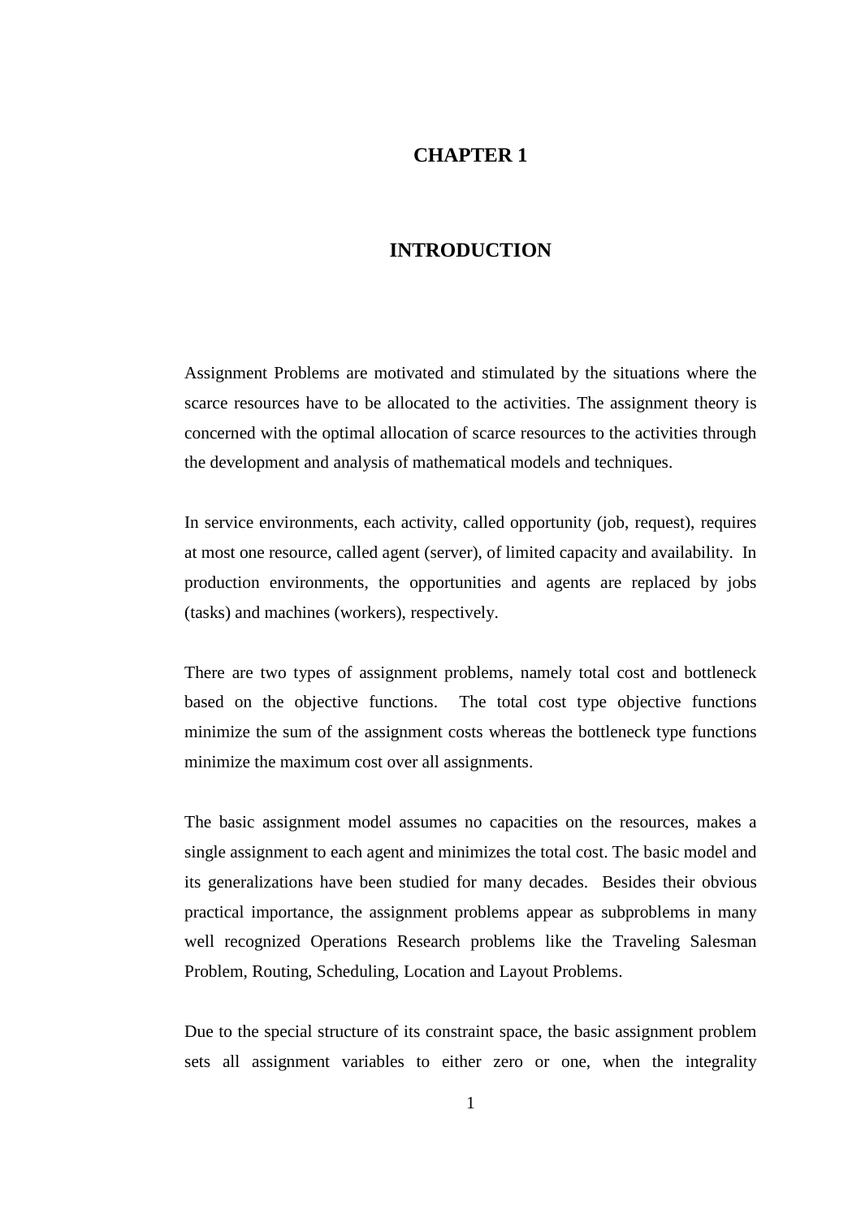# CHAPTER 1

# INTRODUCTION

Assignment Problems are motivated and stimulated by the situations where the scarce resources have to be allocated to the activities. The assignment theory is concerned with the optimal allocation of scarce resources to the activities through the development and analysis of mathematical models and techniques.

In service environments, each activity, called opportunity (job, request), requires at most one resource, called agent (server), of limited capacity and availability. In production environments, the opportunities and agents are replaced by jobs (tasks) and machines (workers), respectively.

There are two types of assignment problems, namely total cost and bottleneck based on the objective functions. The total cost type objective functions minimize the sum of the assignment costs whereas the bottleneck type functions minimize the maximum cost over all assignments.

The basic assignment model assumes no capacities on the resources, makes a single assignment to each agent and minimizes the total cost. The basic model and its generalizations have been studied for many decades. Besides their obvious practical importance, the assignment problems appear as subproblems in many well recognized Operations Research problems like the Traveling Salesman Problem, Routing, Scheduling, Location and Layout Problems.

Due to the special structure of its constraint space, the basic assignment problem sets all assignment variables to either zero or one, when the integrality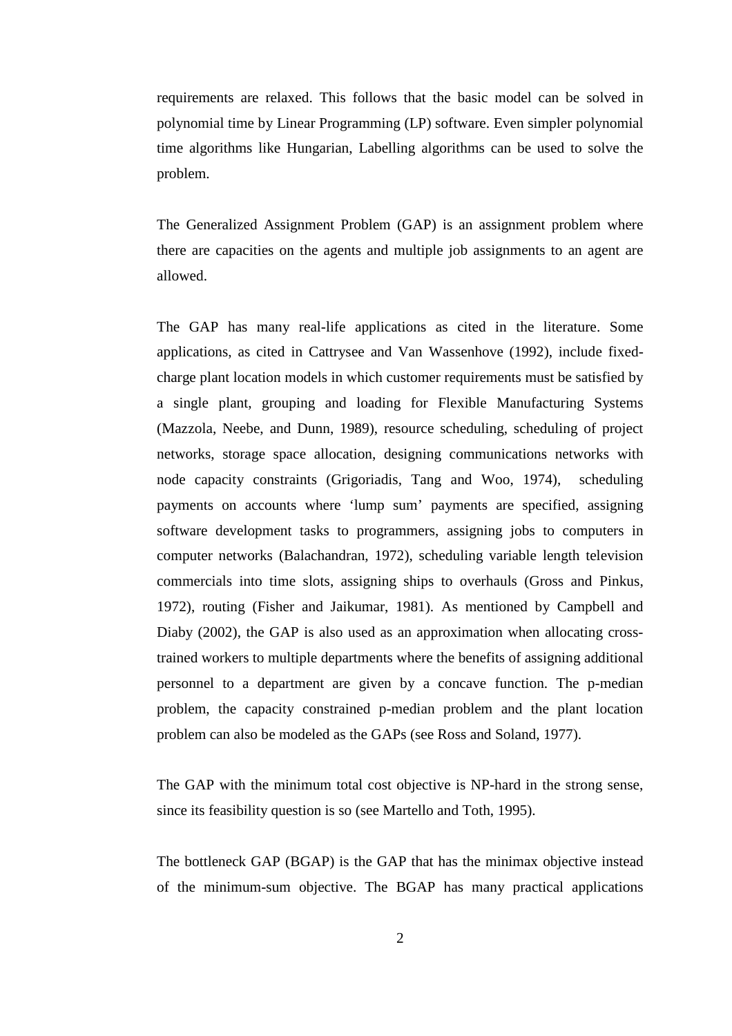requirements are relaxed. This follows that the basic model can be solved in polynomial time by Linear Programming (LP) software. Even simpler polynomial time algorithms like Hungarian, Labelling algorithms can be used to solve the problem.

The Generalized Assignment Problem (GAP) is an assignment problem where there are capacities on the agents and multiple job assignments to an agent are allowed.

The GAP has many real-life applications as cited in the literature. Some applications, as cited in Cattrysee and Van Wassenhove (1992), include fixed-charge plant location models in which customer requirements must be satisfied by a single plant, grouping and loading for Flexible Manufacturing Systems (Mazzola, Neebe, and Dunn, 1989), resource scheduling, scheduling of project networks, storage space allocation, designing communications networks with node capacity constraints (Grigoriadis, Tang and Woo, 1974), scheduling payments on accounts where 'lump sum' payments are specified, assigning software development tasks to programmers, assigning jobs to computers in computer networks (Balachandran, 1972), scheduling variable length television commercials into time slots, assigning ships to overhauls (Gross and Pinkus, 1972), routing (Fisher and Jaikumar, 1981). As mentioned by Campbell and Diaby (2002), the GAP is also used as an approximation when allocating cross-trained workers to multiple departments where the benefits of assigning additional personnel to a department are given by a concave function. The p-median problem, the capacity constrained p-median problem and the plant location problem can also be modeled as the GAPs (see Ross and Soland, 1977).

The GAP with the minimum total cost objective is NP-hard in the strong sense, since its feasibility question is so (see Martello and Toth, 1995).

The bottleneck GAP (BGAP) is the GAP that has the minimax objective instead of the minimum-sum objective. The BGAP has many practical applications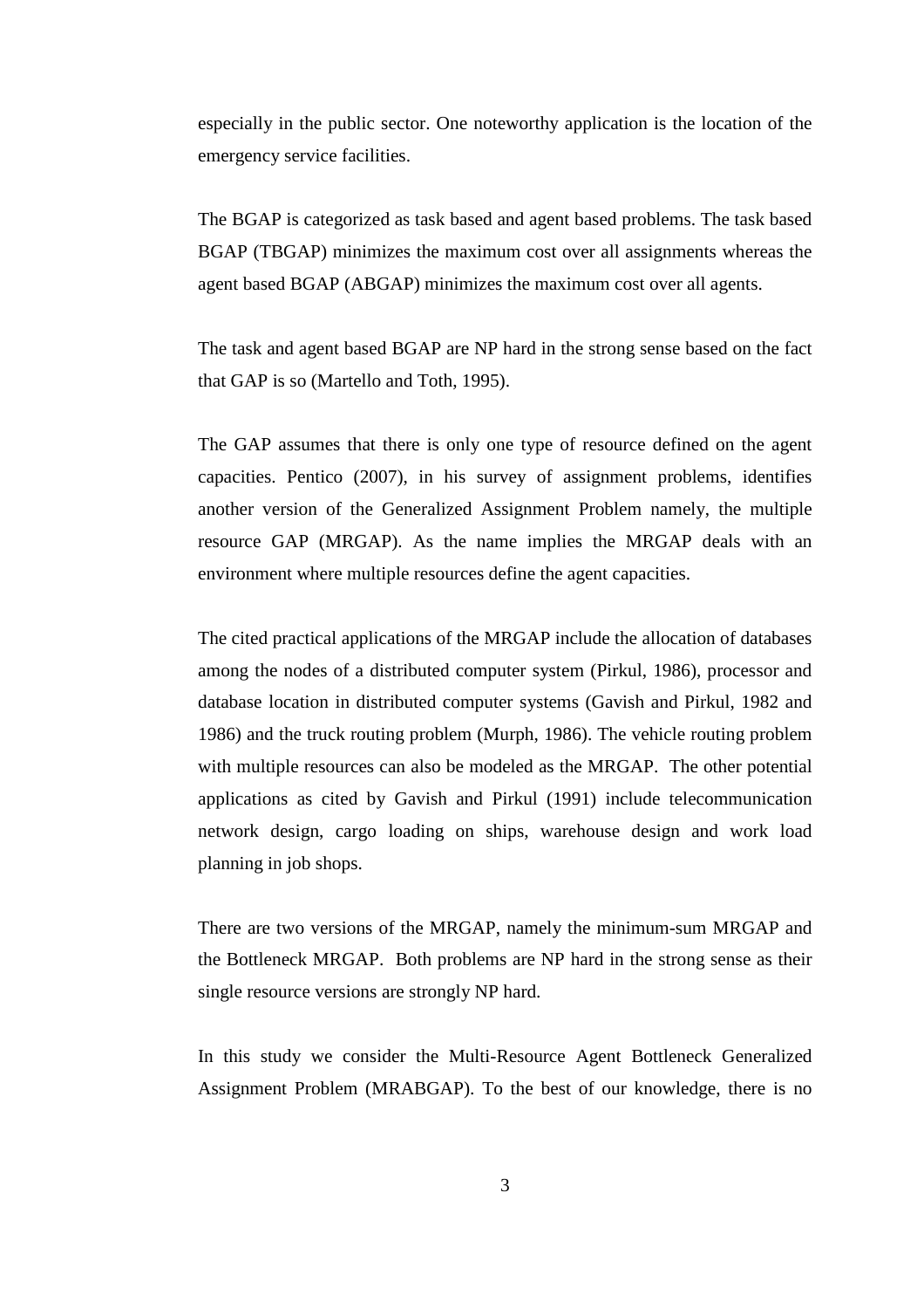especially in the public sector. One noteworthy application is the location of the emergency service facilities.

The BGAP is categorized as task based and agent based problems. The task based BGAP (TBGAP) minimizes the maximum cost over all assignments whereas the agent based BGAP (ABGAP) minimizes the maximum cost over all agents.

The task and agent based BGAP are NP hard in the strong sense based on the fact that GAP is so (Martello and Toth, 1995).

The GAP assumes that there is only one type of resource defined on the agent capacities. Pentico (2007), in his survey of assignment problems, identifies another version of the Generalized Assignment Problem namely, the multiple resource GAP (MRGAP). As the name implies the MRGAP deals with an environment where multiple resources define the agent capacities.

The cited practical applications of the MRGAP include the allocation of databases among the nodes of a distributed computer system (Pirkul, 1986), processor and database location in distributed computer systems (Gavish and Pirkul, 1982 and 1986) and the truck routing problem (Murph, 1986). The vehicle routing problem with multiple resources can also be modeled as the MRGAP. The other potential applications as cited by Gavish and Pirkul (1991) include telecommunication network design, cargo loading on ships, warehouse design and work load planning in job shops.

There are two versions of the MRGAP, namely the minimum-sum MRGAP and the Bottleneck MRGAP. Both problems are NP hard in the strong sense as their single resource versions are strongly NP hard.

In this study we consider the Multi-Resource Agent Bottleneck Generalized Assignment Problem (MRABGAP). To the best of our knowledge, there is no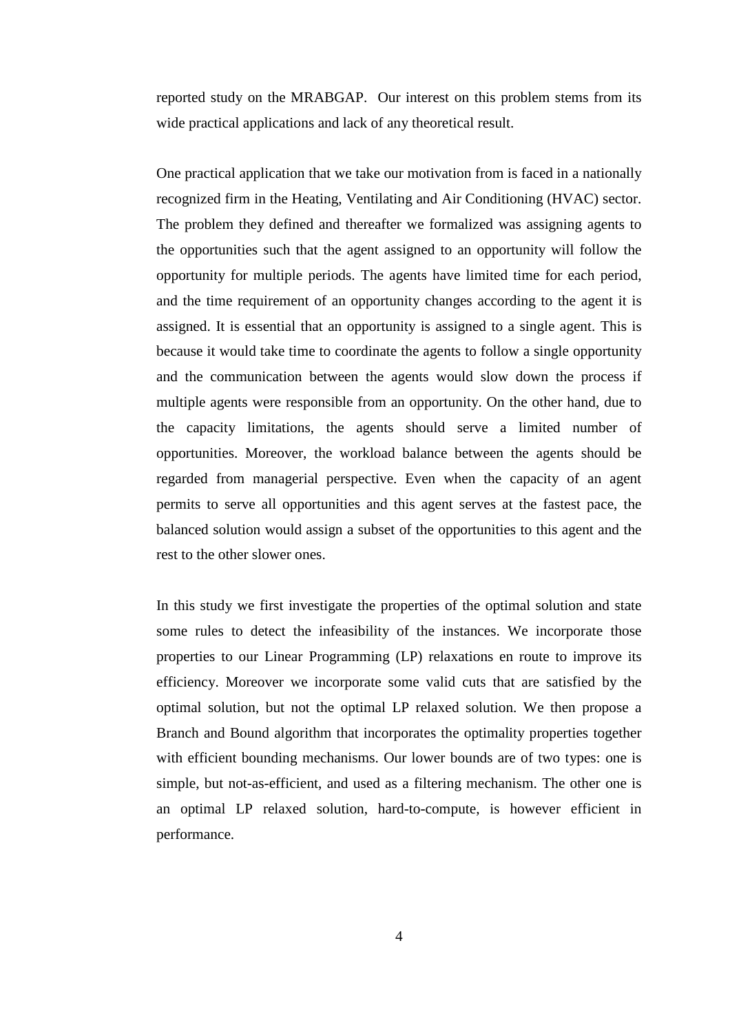reported study on the MRABGAP. Our interest on this problem stems from its wide practical applications and lack of any theoretical result.

One practical application that we take our motivation from is faced in a nationally recognized firm in the Heating, Ventilating and Air Conditioning (HVAC) sector. The problem they defined and thereafter we formalized was assigning agents to the opportunities such that the agent assigned to an opportunity will follow the opportunity for multiple periods. The agents have limited time for each period, and the time requirement of an opportunity changes according to the agent it is assigned. It is essential that an opportunity is assigned to a single agent. This is because it would take time to coordinate the agents to follow a single opportunity and the communication between the agents would slow down the process if multiple agents were responsible from an opportunity. On the other hand, due to the capacity limitations, the agents should serve a limited number of opportunities. Moreover, the workload balance between the agents should be regarded from managerial perspective. Even when the capacity of an agent permits to serve all opportunities and this agent serves at the fastest pace, the balanced solution would assign a subset of the opportunities to this agent and the rest to the other slower ones.

In this study we first investigate the properties of the optimal solution and state some rules to detect the infeasibility of the instances. We incorporate those properties to our Linear Programming (LP) relaxations en route to improve its efficiency. Moreover we incorporate some valid cuts that are satisfied by the optimal solution, but not the optimal LP relaxed solution. We then propose a Branch and Bound algorithm that incorporates the optimality properties together with efficient bounding mechanisms. Our lower bounds are of two types: one is simple, but not-as-efficient, and used as a filtering mechanism. The other one is an optimal LP relaxed solution, hard-to-compute, is however efficient in performance.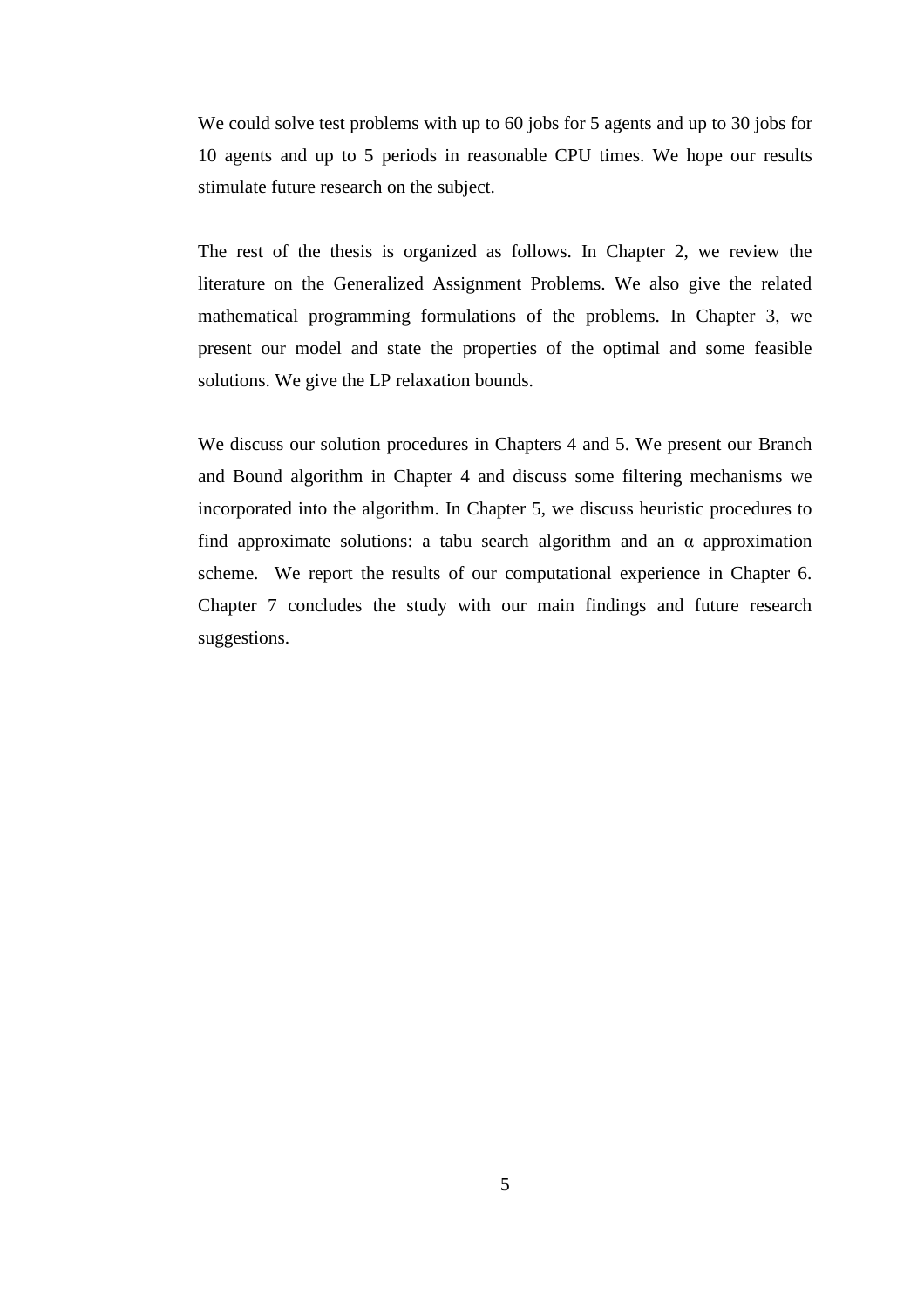We could solve test problems with up to 60 jobs for 5 agents and up to 30 jobs for 10 agents and up to 5 periods in reasonable CPU times. We hope our results stimulate future research on the subject.

The rest of the thesis is organized as follows. In Chapter 2, we review the literature on the Generalized Assignment Problems. We also give the related mathematical programming formulations of the problems. In Chapter 3, we present our model and state the properties of the optimal and some feasible solutions. We give the LP relaxation bounds.

We discuss our solution procedures in Chapters 4 and 5. We present our Branch and Bound algorithm in Chapter 4 and discuss some filtering mechanisms we incorporated into the algorithm. In Chapter 5, we discuss heuristic procedures to find approximate solutions: a tabu search algorithm and an $\alpha$ approximation scheme. We report the results of our computational experience in Chapter 6. Chapter 7 concludes the study with our main findings and future research suggestions.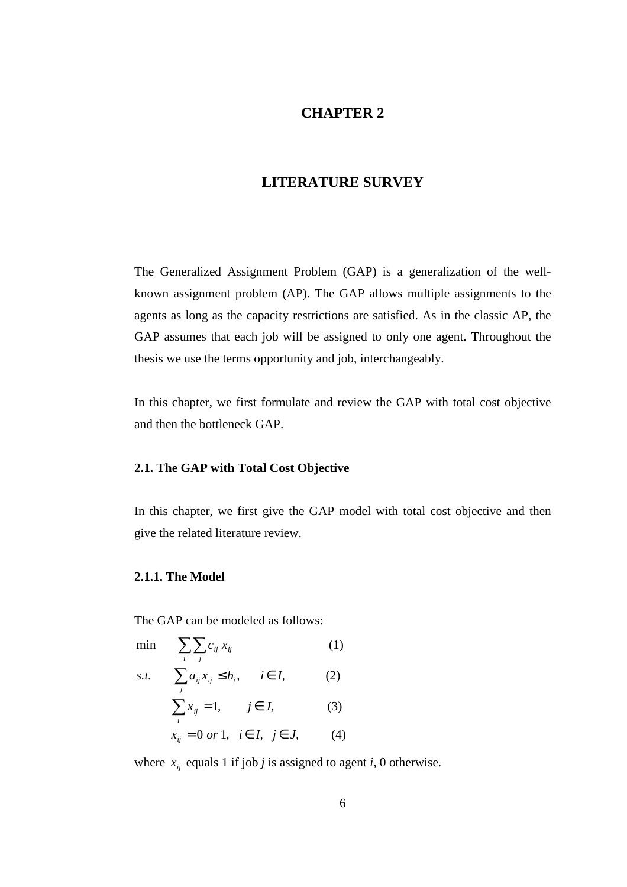# CHAPTER 2

# LITERATURE SURVEY

The Generalized Assignment Problem (GAP) is a generalization of the well-known assignment problem (AP). The GAP allows multiple assignments to the agents as long as the capacity restrictions are satisfied. As in the classic AP, the GAP assumes that each job will be assigned to only one agent. Throughout the thesis we use the terms opportunity and job, interchangeably.

In this chapter, we first formulate and review the GAP with total cost objective and then the bottleneck GAP.

### 2.1. The GAP with Total Cost Objective

In this chapter, we first give the GAP model with total cost objective and then give the related literature review.

#### 2.1.1. The Model

The GAP can be modeled as follows:

$$\min \quad \sum_i \sum_j c_{ij} x_{ij} \qquad (1)$$

$$s.t. \quad \sum_j a_{ij} x_{ij} \leq b_i, \quad i \in I, \qquad (2)$$

$$\sum_i x_{ij} = 1, \quad j \in J, \qquad (3)$$

$$x_{ij} = 0 \ or \ 1, \quad i \in I, \quad j \in J, \qquad (4)$$

where $x_{ij}$ equals 1 if job $j$ is assigned to agent $i$, 0 otherwise.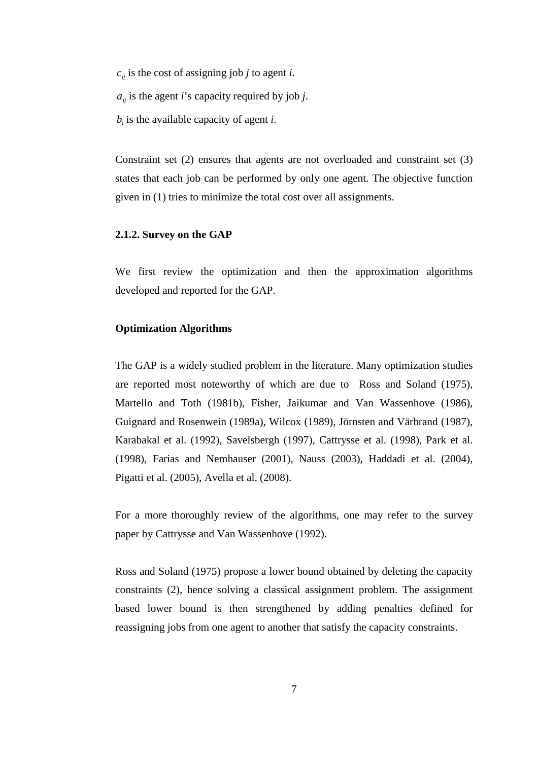$c_{ij}$ is the cost of assigning job *j* to agent *i*.

$a_{ij}$ is the agent *i*'s capacity required by job *j*.

$b_i$ is the available capacity of agent *i*.

Constraint set (2) ensures that agents are not overloaded and constraint set (3) states that each job can be performed by only one agent. The objective function given in (1) tries to minimize the total cost over all assignments.

### 2.1.2. Survey on the GAP

We first review the optimization and then the approximation algorithms developed and reported for the GAP.

**Optimization Algorithms**

The GAP is a widely studied problem in the literature. Many optimization studies are reported most noteworthy of which are due to Ross and Soland (1975), Martello and Toth (1981b), Fisher, Jaikumar and Van Wassenhove (1986), Guignard and Rosenwein (1989a), Wilcox (1989), Jörnsten and Värbrand (1987), Karabakal et al. (1992), Savelsbergh (1997), Cattrysse et al. (1998), Park et al. (1998), Farias and Nemhauser (2001), Nauss (2003), Haddadi et al. (2004), Pigatti et al. (2005), Avella et al. (2008).

For a more thoroughly review of the algorithms, one may refer to the survey paper by Cattrysse and Van Wassenhove (1992).

Ross and Soland (1975) propose a lower bound obtained by deleting the capacity constraints (2), hence solving a classical assignment problem. The assignment based lower bound is then strengthened by adding penalties defined for reassigning jobs from one agent to another that satisfy the capacity constraints.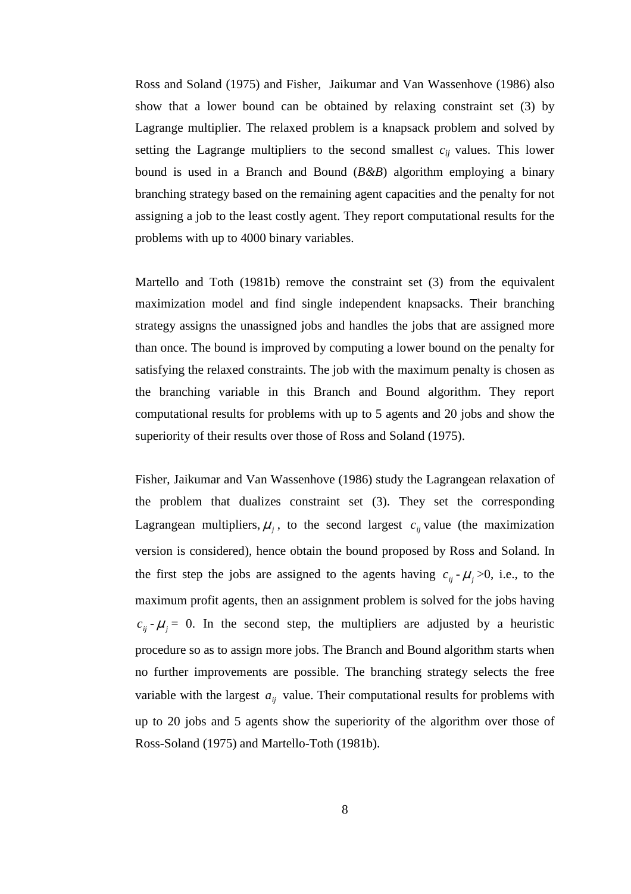Ross and Soland (1975) and Fisher, Jaikumar and Van Wassenhove (1986) also show that a lower bound can be obtained by relaxing constraint set (3) by Lagrange multiplier. The relaxed problem is a knapsack problem and solved by setting the Lagrange multipliers to the second smallest $c_{ij}$ values. This lower bound is used in a Branch and Bound (*B&B*) algorithm employing a binary branching strategy based on the remaining agent capacities and the penalty for not assigning a job to the least costly agent. They report computational results for the problems with up to 4000 binary variables.

Martello and Toth (1981b) remove the constraint set (3) from the equivalent maximization model and find single independent knapsacks. Their branching strategy assigns the unassigned jobs and handles the jobs that are assigned more than once. The bound is improved by computing a lower bound on the penalty for satisfying the relaxed constraints. The job with the maximum penalty is chosen as the branching variable in this Branch and Bound algorithm. They report computational results for problems with up to 5 agents and 20 jobs and show the superiority of their results over those of Ross and Soland (1975).

Fisher, Jaikumar and Van Wassenhove (1986) study the Lagrangean relaxation of the problem that dualizes constraint set (3). They set the corresponding Lagrangean multipliers, $\mu_j$, to the second largest $c_{ij}$ value (the maximization version is considered), hence obtain the bound proposed by Ross and Soland. In the first step the jobs are assigned to the agents having $c_{ij} - \mu_j > 0$, i.e., to the maximum profit agents, then an assignment problem is solved for the jobs having $c_{ij} - \mu_j = 0$. In the second step, the multipliers are adjusted by a heuristic procedure so as to assign more jobs. The Branch and Bound algorithm starts when no further improvements are possible. The branching strategy selects the free variable with the largest $a_{ij}$ value. Their computational results for problems with up to 20 jobs and 5 agents show the superiority of the algorithm over those of Ross-Soland (1975) and Martello-Toth (1981b).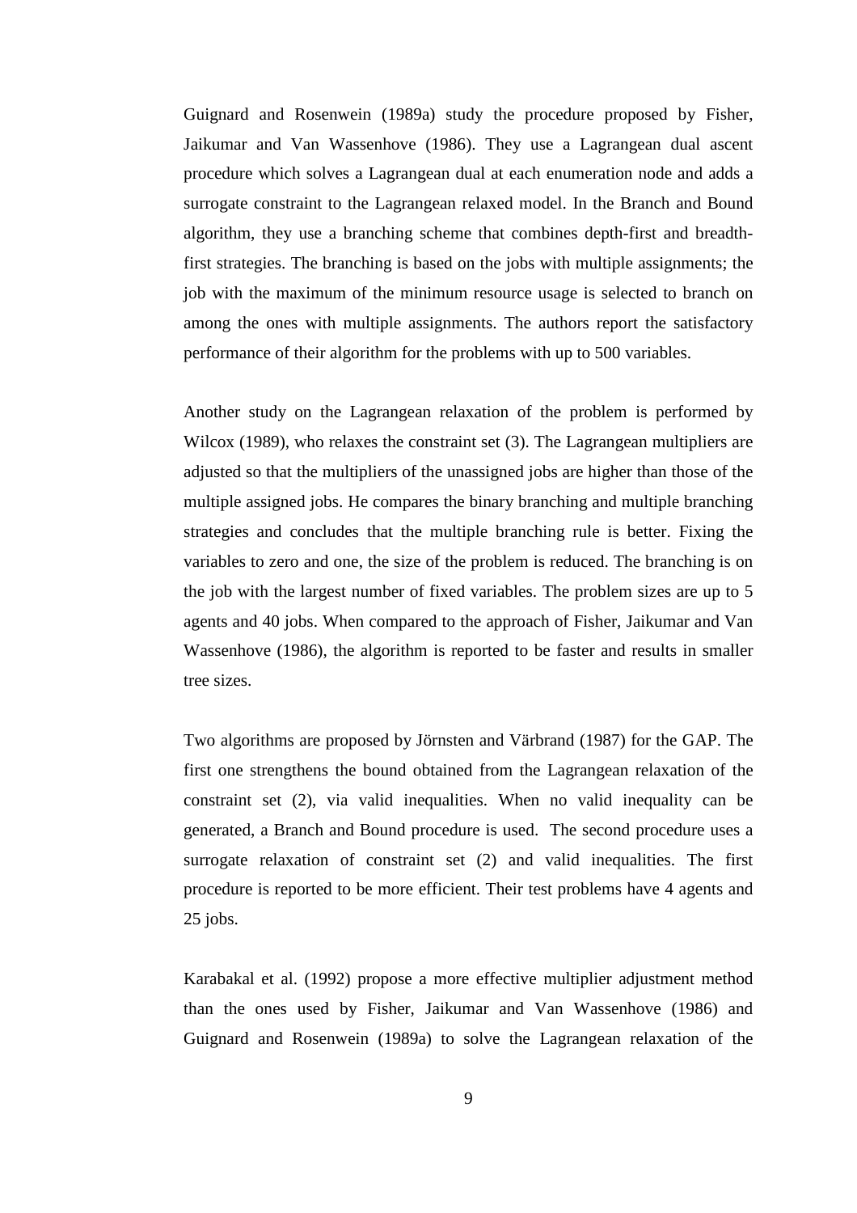Guignard and Rosenwein (1989a) study the procedure proposed by Fisher, Jaikumar and Van Wassenhove (1986). They use a Lagrangean dual ascent procedure which solves a Lagrangean dual at each enumeration node and adds a surrogate constraint to the Lagrangean relaxed model. In the Branch and Bound algorithm, they use a branching scheme that combines depth-first and breadth-first strategies. The branching is based on the jobs with multiple assignments; the job with the maximum of the minimum resource usage is selected to branch on among the ones with multiple assignments. The authors report the satisfactory performance of their algorithm for the problems with up to 500 variables.

Another study on the Lagrangean relaxation of the problem is performed by Wilcox (1989), who relaxes the constraint set (3). The Lagrangean multipliers are adjusted so that the multipliers of the unassigned jobs are higher than those of the multiple assigned jobs. He compares the binary branching and multiple branching strategies and concludes that the multiple branching rule is better. Fixing the variables to zero and one, the size of the problem is reduced. The branching is on the job with the largest number of fixed variables. The problem sizes are up to 5 agents and 40 jobs. When compared to the approach of Fisher, Jaikumar and Van Wassenhove (1986), the algorithm is reported to be faster and results in smaller tree sizes.

Two algorithms are proposed by Jörnsten and Värbrand (1987) for the GAP. The first one strengthens the bound obtained from the Lagrangean relaxation of the constraint set (2), via valid inequalities. When no valid inequality can be generated, a Branch and Bound procedure is used. The second procedure uses a surrogate relaxation of constraint set (2) and valid inequalities. The first procedure is reported to be more efficient. Their test problems have 4 agents and 25 jobs.

Karabakal et al. (1992) propose a more effective multiplier adjustment method than the ones used by Fisher, Jaikumar and Van Wassenhove (1986) and Guignard and Rosenwein (1989a) to solve the Lagrangean relaxation of the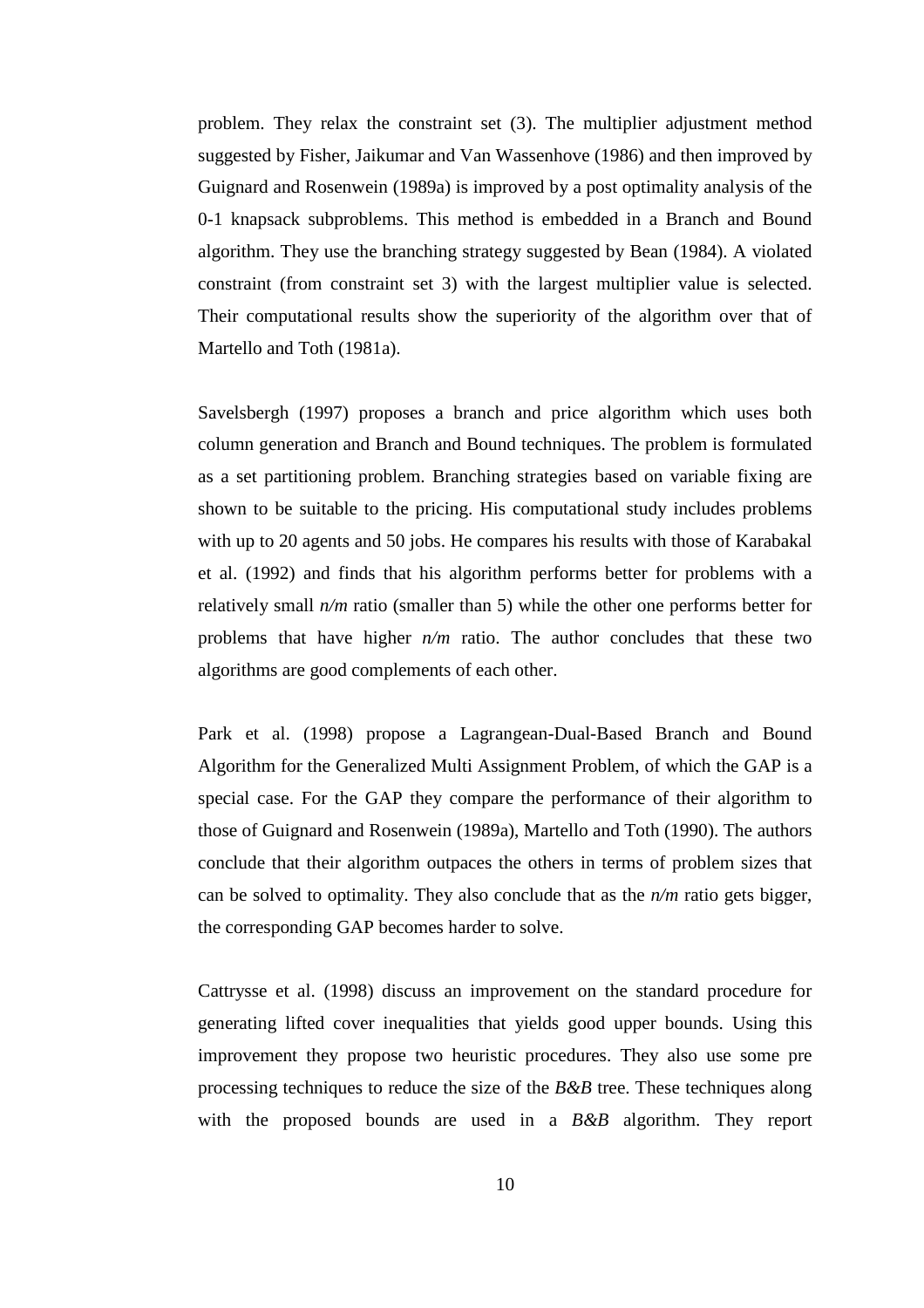problem. They relax the constraint set (3). The multiplier adjustment method suggested by Fisher, Jaikumar and Van Wassenhove (1986) and then improved by Guignard and Rosenwein (1989a) is improved by a post optimality analysis of the 0-1 knapsack subproblems. This method is embedded in a Branch and Bound algorithm. They use the branching strategy suggested by Bean (1984). A violated constraint (from constraint set 3) with the largest multiplier value is selected. Their computational results show the superiority of the algorithm over that of Martello and Toth (1981a).

Savelsbergh (1997) proposes a branch and price algorithm which uses both column generation and Branch and Bound techniques. The problem is formulated as a set partitioning problem. Branching strategies based on variable fixing are shown to be suitable to the pricing. His computational study includes problems with up to 20 agents and 50 jobs. He compares his results with those of Karabakal et al. (1992) and finds that his algorithm performs better for problems with a relatively small *n/m* ratio (smaller than 5) while the other one performs better for problems that have higher *n/m* ratio. The author concludes that these two algorithms are good complements of each other.

Park et al. (1998) propose a Lagrangean-Dual-Based Branch and Bound Algorithm for the Generalized Multi Assignment Problem, of which the GAP is a special case. For the GAP they compare the performance of their algorithm to those of Guignard and Rosenwein (1989a), Martello and Toth (1990). The authors conclude that their algorithm outpaces the others in terms of problem sizes that can be solved to optimality. They also conclude that as the *n/m* ratio gets bigger, the corresponding GAP becomes harder to solve.

Cattrysse et al. (1998) discuss an improvement on the standard procedure for generating lifted cover inequalities that yields good upper bounds. Using this improvement they propose two heuristic procedures. They also use some pre processing techniques to reduce the size of the *B&B* tree. These techniques along with the proposed bounds are used in a *B&B* algorithm. They report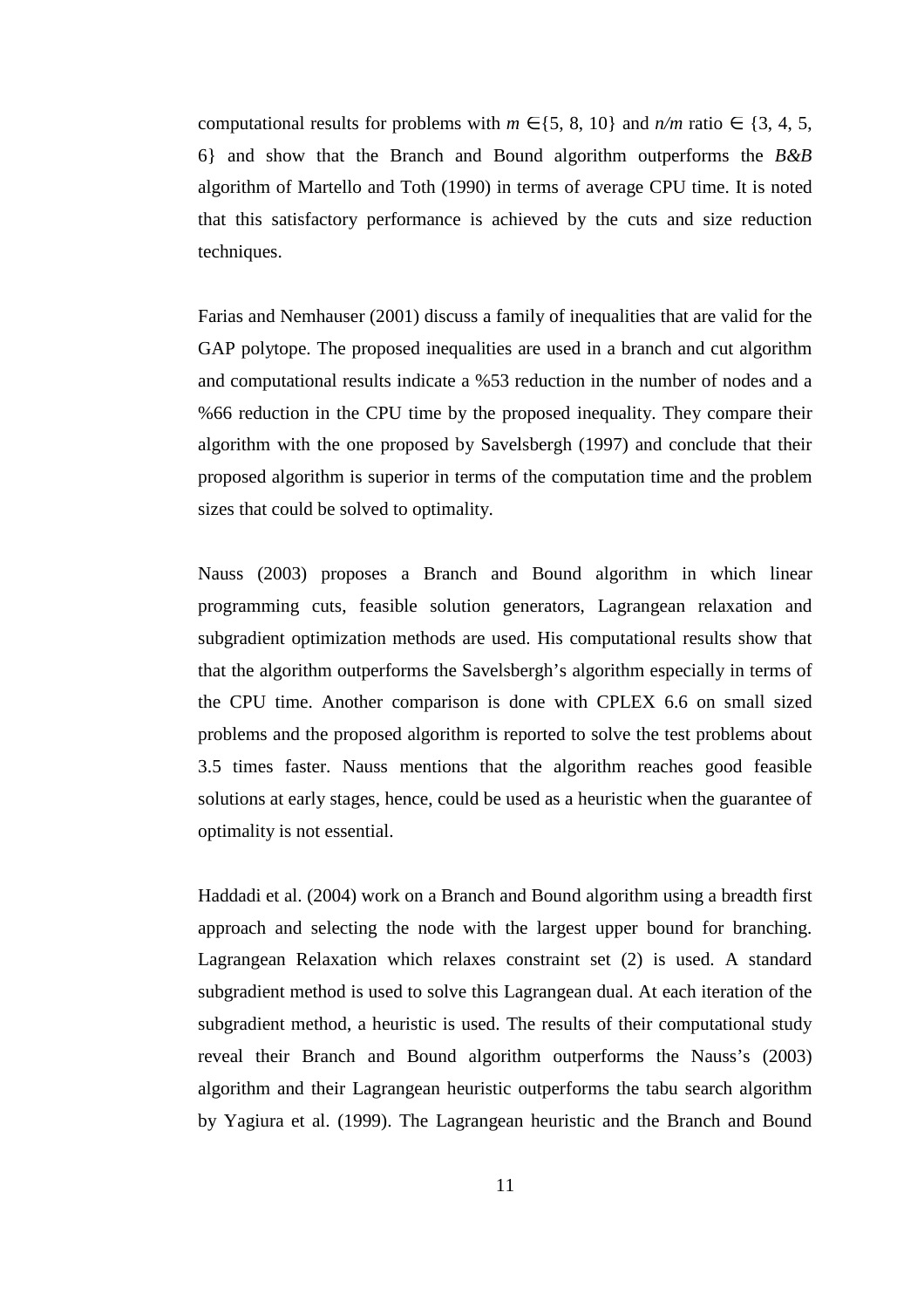computational results for problems with $m \in \{5, 8, 10\}$ and $n/m$ ratio $\in \{3, 4, 5, 6\}$ and show that the Branch and Bound algorithm outperforms the *B&B* algorithm of Martello and Toth (1990) in terms of average CPU time. It is noted that this satisfactory performance is achieved by the cuts and size reduction techniques.

Farias and Nemhauser (2001) discuss a family of inequalities that are valid for the GAP polytope. The proposed inequalities are used in a branch and cut algorithm and computational results indicate a %53 reduction in the number of nodes and a %66 reduction in the CPU time by the proposed inequality. They compare their algorithm with the one proposed by Savelsbergh (1997) and conclude that their proposed algorithm is superior in terms of the computation time and the problem sizes that could be solved to optimality.

Nauss (2003) proposes a Branch and Bound algorithm in which linear programming cuts, feasible solution generators, Lagrangean relaxation and subgradient optimization methods are used. His computational results show that that the algorithm outperforms the Savelsbergh's algorithm especially in terms of the CPU time. Another comparison is done with CPLEX 6.6 on small sized problems and the proposed algorithm is reported to solve the test problems about 3.5 times faster. Nauss mentions that the algorithm reaches good feasible solutions at early stages, hence, could be used as a heuristic when the guarantee of optimality is not essential.

Haddadi et al. (2004) work on a Branch and Bound algorithm using a breadth first approach and selecting the node with the largest upper bound for branching. Lagrangean Relaxation which relaxes constraint set (2) is used. A standard subgradient method is used to solve this Lagrangean dual. At each iteration of the subgradient method, a heuristic is used. The results of their computational study reveal their Branch and Bound algorithm outperforms the Nauss's (2003) algorithm and their Lagrangean heuristic outperforms the tabu search algorithm by Yagiura et al. (1999). The Lagrangean heuristic and the Branch and Bound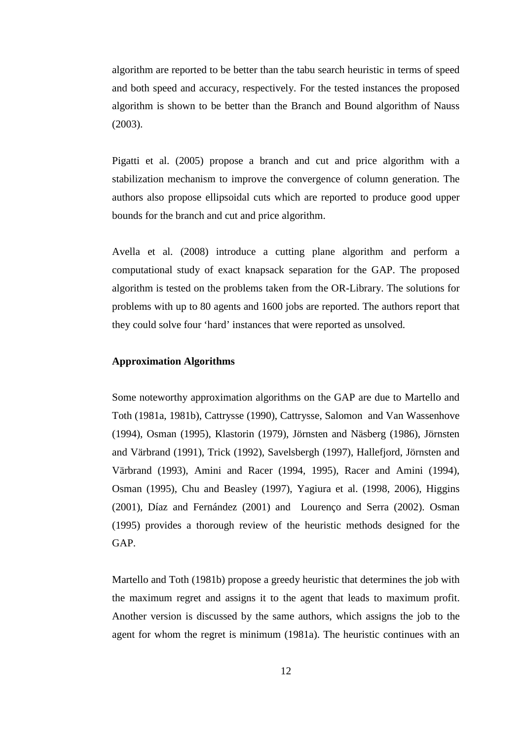algorithm are reported to be better than the tabu search heuristic in terms of speed and both speed and accuracy, respectively. For the tested instances the proposed algorithm is shown to be better than the Branch and Bound algorithm of Nauss (2003).

Pigatti et al. (2005) propose a branch and cut and price algorithm with a stabilization mechanism to improve the convergence of column generation. The authors also propose ellipsoidal cuts which are reported to produce good upper bounds for the branch and cut and price algorithm.

Avella et al. (2008) introduce a cutting plane algorithm and perform a computational study of exact knapsack separation for the GAP. The proposed algorithm is tested on the problems taken from the OR-Library. The solutions for problems with up to 80 agents and 1600 jobs are reported. The authors report that they could solve four 'hard' instances that were reported as unsolved.

**Approximation Algorithms**

Some noteworthy approximation algorithms on the GAP are due to Martello and Toth (1981a, 1981b), Cattrysse (1990), Cattrysse, Salomon and Van Wassenhove (1994), Osman (1995), Klastorin (1979), Jörnsten and Näsberg (1986), Jörnsten and Värbrand (1991), Trick (1992), Savelsbergh (1997), Hallefjord, Jörnsten and Värbrand (1993), Amini and Racer (1994, 1995), Racer and Amini (1994), Osman (1995), Chu and Beasley (1997), Yagiura et al. (1998, 2006), Higgins (2001), Díaz and Fernández (2001) and Lourenço and Serra (2002). Osman (1995) provides a thorough review of the heuristic methods designed for the GAP.

Martello and Toth (1981b) propose a greedy heuristic that determines the job with the maximum regret and assigns it to the agent that leads to maximum profit. Another version is discussed by the same authors, which assigns the job to the agent for whom the regret is minimum (1981a). The heuristic continues with an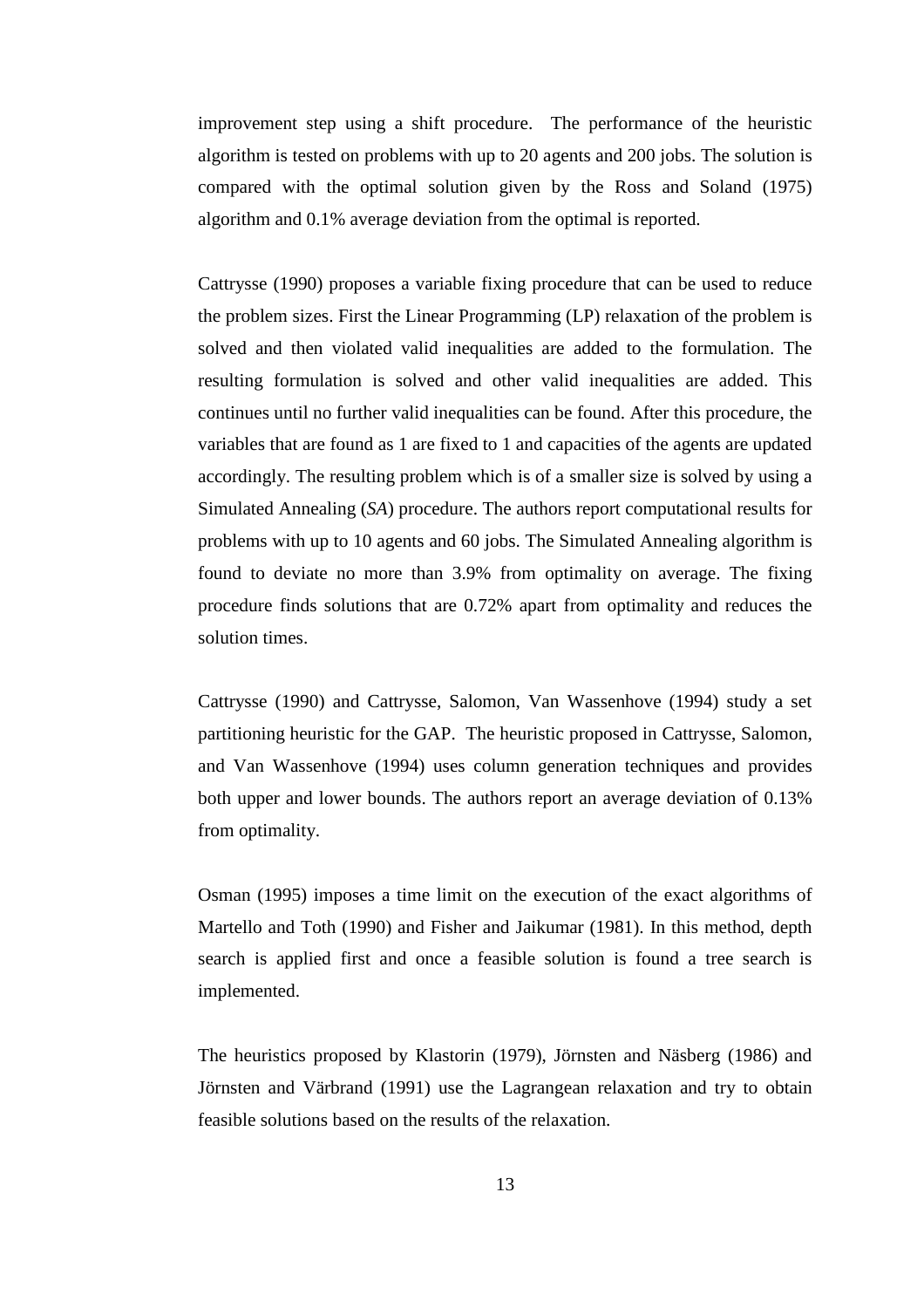improvement step using a shift procedure. The performance of the heuristic algorithm is tested on problems with up to 20 agents and 200 jobs. The solution is compared with the optimal solution given by the Ross and Soland (1975) algorithm and 0.1% average deviation from the optimal is reported.

Cattrysse (1990) proposes a variable fixing procedure that can be used to reduce the problem sizes. First the Linear Programming (LP) relaxation of the problem is solved and then violated valid inequalities are added to the formulation. The resulting formulation is solved and other valid inequalities are added. This continues until no further valid inequalities can be found. After this procedure, the variables that are found as 1 are fixed to 1 and capacities of the agents are updated accordingly. The resulting problem which is of a smaller size is solved by using a Simulated Annealing (*SA*) procedure. The authors report computational results for problems with up to 10 agents and 60 jobs. The Simulated Annealing algorithm is found to deviate no more than 3.9% from optimality on average. The fixing procedure finds solutions that are 0.72% apart from optimality and reduces the solution times.

Cattrysse (1990) and Cattrysse, Salomon, Van Wassenhove (1994) study a set partitioning heuristic for the GAP. The heuristic proposed in Cattrysse, Salomon, and Van Wassenhove (1994) uses column generation techniques and provides both upper and lower bounds. The authors report an average deviation of 0.13% from optimality.

Osman (1995) imposes a time limit on the execution of the exact algorithms of Martello and Toth (1990) and Fisher and Jaikumar (1981). In this method, depth search is applied first and once a feasible solution is found a tree search is implemented.

The heuristics proposed by Klastorin (1979), Jörnsten and Näsberg (1986) and Jörnsten and Värbrand (1991) use the Lagrangean relaxation and try to obtain feasible solutions based on the results of the relaxation.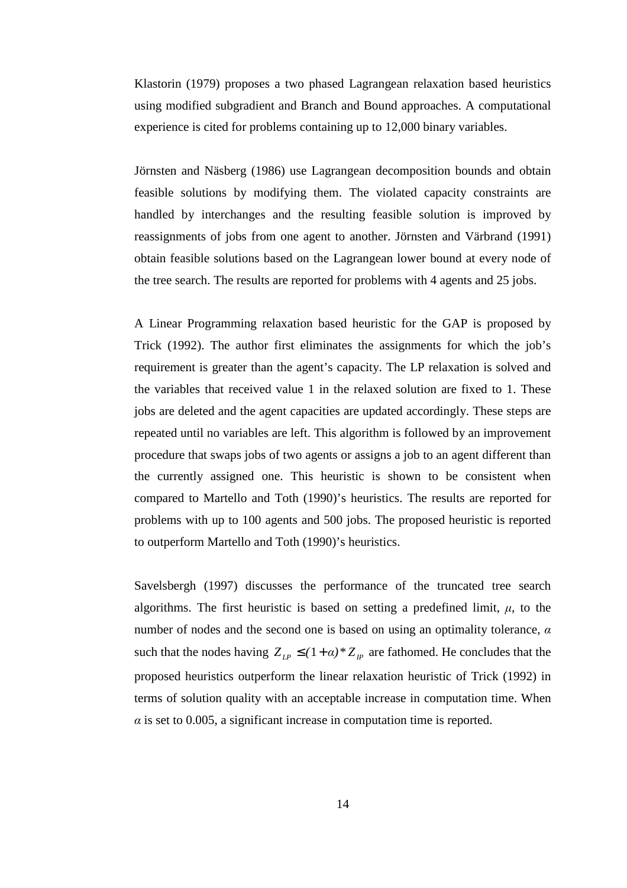Klastorin (1979) proposes a two phased Lagrangean relaxation based heuristics using modified subgradient and Branch and Bound approaches. A computational experience is cited for problems containing up to 12,000 binary variables.

Jörnsten and Näsberg (1986) use Lagrangean decomposition bounds and obtain feasible solutions by modifying them. The violated capacity constraints are handled by interchanges and the resulting feasible solution is improved by reassignments of jobs from one agent to another. Jörnsten and Värbrand (1991) obtain feasible solutions based on the Lagrangean lower bound at every node of the tree search. The results are reported for problems with 4 agents and 25 jobs.

A Linear Programming relaxation based heuristic for the GAP is proposed by Trick (1992). The author first eliminates the assignments for which the job's requirement is greater than the agent's capacity. The LP relaxation is solved and the variables that received value 1 in the relaxed solution are fixed to 1. These jobs are deleted and the agent capacities are updated accordingly. These steps are repeated until no variables are left. This algorithm is followed by an improvement procedure that swaps jobs of two agents or assigns a job to an agent different than the currently assigned one. This heuristic is shown to be consistent when compared to Martello and Toth (1990)'s heuristics. The results are reported for problems with up to 100 agents and 500 jobs. The proposed heuristic is reported to outperform Martello and Toth (1990)'s heuristics.

Savelsbergh (1997) discusses the performance of the truncated tree search algorithms. The first heuristic is based on setting a predefined limit, $\mu$, to the number of nodes and the second one is based on using an optimality tolerance, $\alpha$ such that the nodes having $Z_{LP} \leq (1+\alpha) * Z_{IP}$ are fathomed. He concludes that the proposed heuristics outperform the linear relaxation heuristic of Trick (1992) in terms of solution quality with an acceptable increase in computation time. When $\alpha$ is set to 0.005, a significant increase in computation time is reported.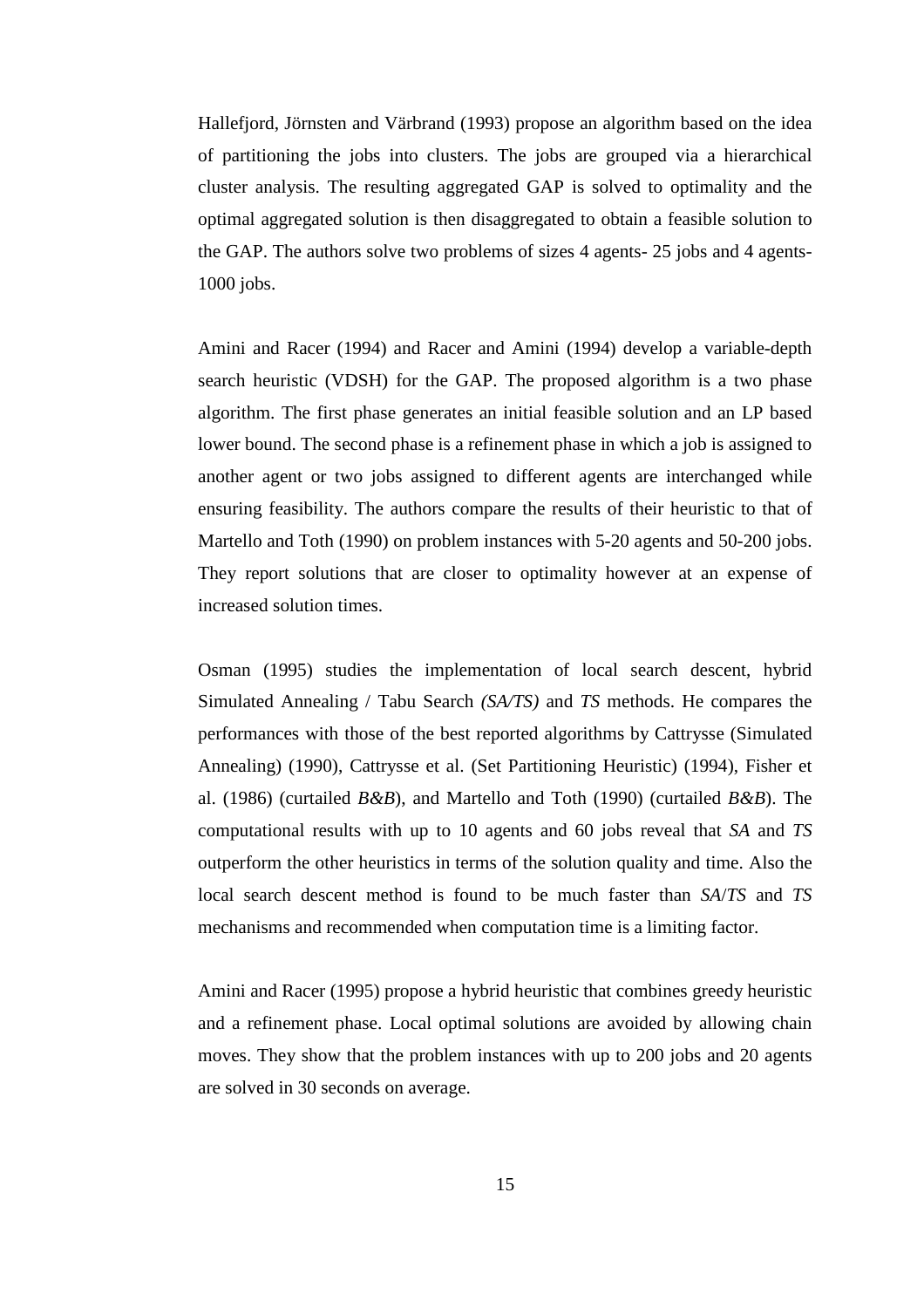Hallefjord, Jörnsten and Värbrand (1993) propose an algorithm based on the idea of partitioning the jobs into clusters. The jobs are grouped via a hierarchical cluster analysis. The resulting aggregated GAP is solved to optimality and the optimal aggregated solution is then disaggregated to obtain a feasible solution to the GAP. The authors solve two problems of sizes 4 agents- 25 jobs and 4 agents-1000 jobs.

Amini and Racer (1994) and Racer and Amini (1994) develop a variable-depth search heuristic (VDSH) for the GAP. The proposed algorithm is a two phase algorithm. The first phase generates an initial feasible solution and an LP based lower bound. The second phase is a refinement phase in which a job is assigned to another agent or two jobs assigned to different agents are interchanged while ensuring feasibility. The authors compare the results of their heuristic to that of Martello and Toth (1990) on problem instances with 5-20 agents and 50-200 jobs. They report solutions that are closer to optimality however at an expense of increased solution times.

Osman (1995) studies the implementation of local search descent, hybrid Simulated Annealing / Tabu Search *(SA/TS)* and *TS* methods. He compares the performances with those of the best reported algorithms by Cattrysse (Simulated Annealing) (1990), Cattrysse et al. (Set Partitioning Heuristic) (1994), Fisher et al. (1986) (curtailed *B&B*), and Martello and Toth (1990) (curtailed *B&B*). The computational results with up to 10 agents and 60 jobs reveal that *SA* and *TS* outperform the other heuristics in terms of the solution quality and time. Also the local search descent method is found to be much faster than *SA*/*TS* and *TS* mechanisms and recommended when computation time is a limiting factor.

Amini and Racer (1995) propose a hybrid heuristic that combines greedy heuristic and a refinement phase. Local optimal solutions are avoided by allowing chain moves. They show that the problem instances with up to 200 jobs and 20 agents are solved in 30 seconds on average.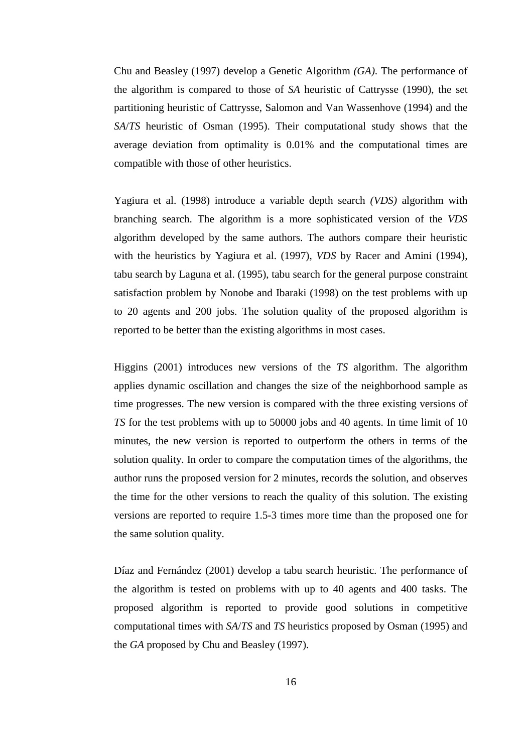Chu and Beasley (1997) develop a Genetic Algorithm *(GA)*. The performance of the algorithm is compared to those of *SA* heuristic of Cattrysse (1990), the set partitioning heuristic of Cattrysse, Salomon and Van Wassenhove (1994) and the *SA*/*TS* heuristic of Osman (1995). Their computational study shows that the average deviation from optimality is 0.01% and the computational times are compatible with those of other heuristics.

Yagiura et al. (1998) introduce a variable depth search *(VDS)* algorithm with branching search. The algorithm is a more sophisticated version of the *VDS* algorithm developed by the same authors. The authors compare their heuristic with the heuristics by Yagiura et al. (1997), *VDS* by Racer and Amini (1994), tabu search by Laguna et al. (1995), tabu search for the general purpose constraint satisfaction problem by Nonobe and Ibaraki (1998) on the test problems with up to 20 agents and 200 jobs. The solution quality of the proposed algorithm is reported to be better than the existing algorithms in most cases.

Higgins (2001) introduces new versions of the *TS* algorithm. The algorithm applies dynamic oscillation and changes the size of the neighborhood sample as time progresses. The new version is compared with the three existing versions of *TS* for the test problems with up to 50000 jobs and 40 agents. In time limit of 10 minutes, the new version is reported to outperform the others in terms of the solution quality. In order to compare the computation times of the algorithms, the author runs the proposed version for 2 minutes, records the solution, and observes the time for the other versions to reach the quality of this solution. The existing versions are reported to require 1.5-3 times more time than the proposed one for the same solution quality.

Díaz and Fernández (2001) develop a tabu search heuristic. The performance of the algorithm is tested on problems with up to 40 agents and 400 tasks. The proposed algorithm is reported to provide good solutions in competitive computational times with *SA*/*TS* and *TS* heuristics proposed by Osman (1995) and the *GA* proposed by Chu and Beasley (1997).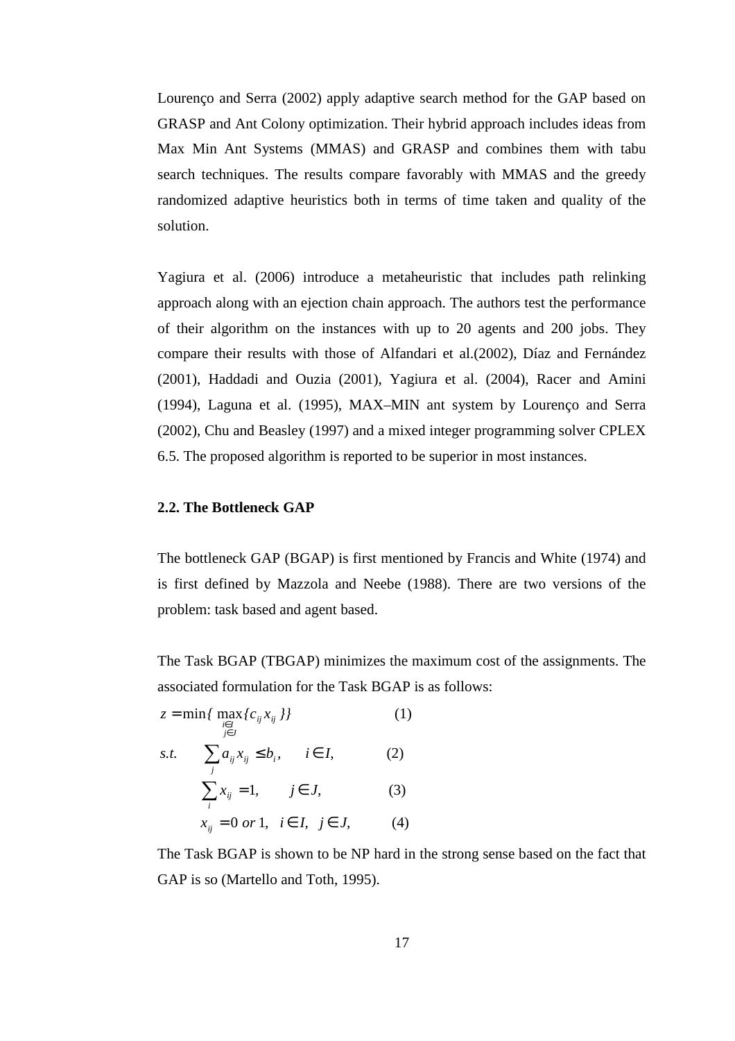Lourenço and Serra (2002) apply adaptive search method for the GAP based on GRASP and Ant Colony optimization. Their hybrid approach includes ideas from Max Min Ant Systems (MMAS) and GRASP and combines them with tabu search techniques. The results compare favorably with MMAS and the greedy randomized adaptive heuristics both in terms of time taken and quality of the solution.

Yagiura et al. (2006) introduce a metaheuristic that includes path relinking approach along with an ejection chain approach. The authors test the performance of their algorithm on the instances with up to 20 agents and 200 jobs. They compare their results with those of Alfandari et al.(2002), Díaz and Fernández (2001), Haddadi and Ouzia (2001), Yagiura et al. (2004), Racer and Amini (1994), Laguna et al. (1995), MAX–MIN ant system by Lourenço and Serra (2002), Chu and Beasley (1997) and a mixed integer programming solver CPLEX 6.5. The proposed algorithm is reported to be superior in most instances.

### 2.2. The Bottleneck GAP

The bottleneck GAP (BGAP) is first mentioned by Francis and White (1974) and is first defined by Mazzola and Neebe (1988). There are two versions of the problem: task based and agent based.

The Task BGAP (TBGAP) minimizes the maximum cost of the assignments. The associated formulation for the Task BGAP is as follows:

$$z = \min\{ \max_{\substack{i \in I \\ j \in J}} \{c_{ij} x_{ij}\}\} \qquad (1)$$

$$s.t. \quad \sum_j a_{ij} x_{ij} \leq b_i, \quad i \in I, \qquad (2)$$

$$\sum_i x_{ij} = 1, \quad j \in J, \qquad (3)$$

$$x_{ij} = 0 \ or\ 1, \quad i \in I, \quad j \in J, \qquad (4)$$

The Task BGAP is shown to be NP hard in the strong sense based on the fact that GAP is so (Martello and Toth, 1995).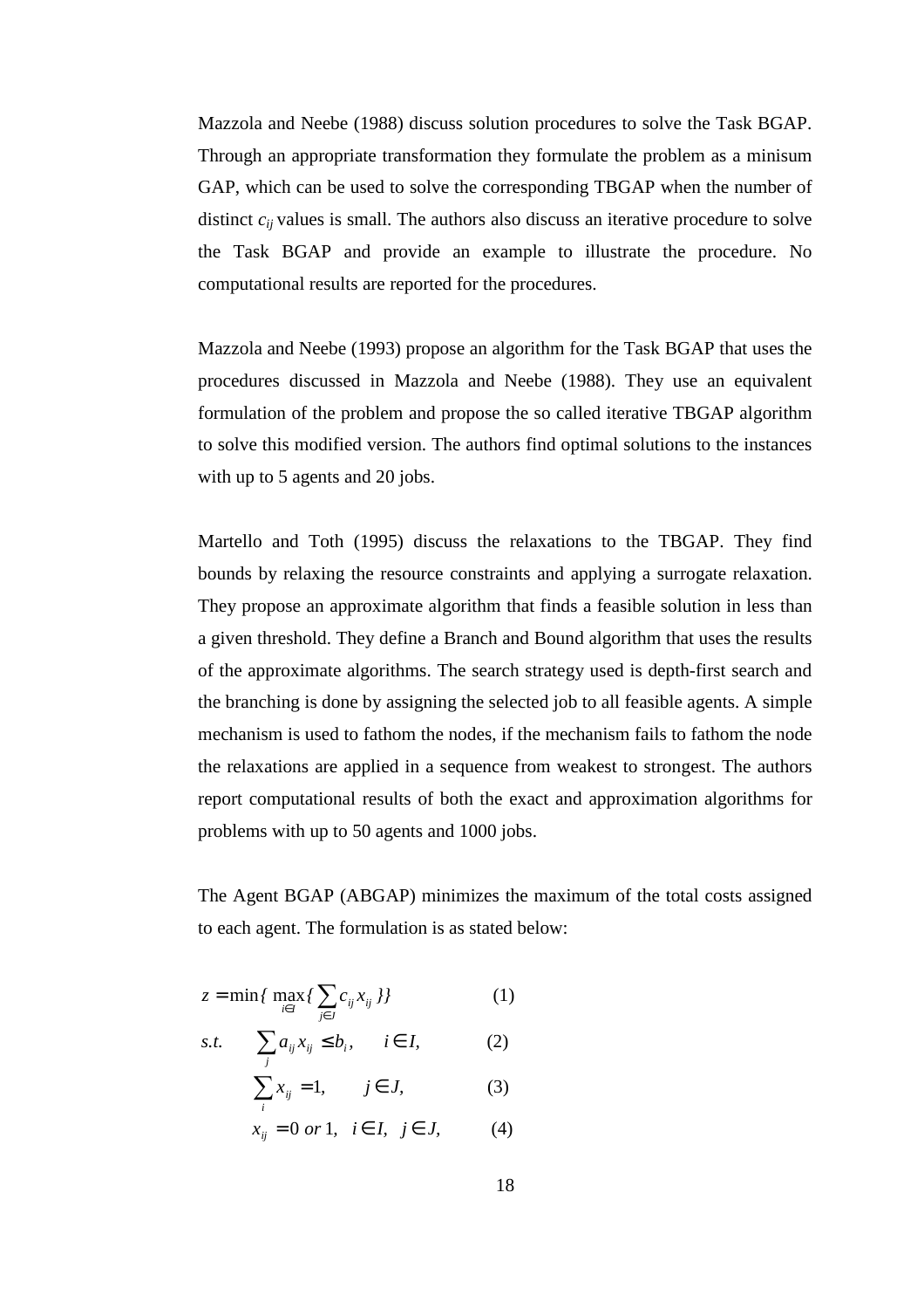Mazzola and Neebe (1988) discuss solution procedures to solve the Task BGAP. Through an appropriate transformation they formulate the problem as a minisum GAP, which can be used to solve the corresponding TBGAP when the number of distinct $c_{ij}$ values is small. The authors also discuss an iterative procedure to solve the Task BGAP and provide an example to illustrate the procedure. No computational results are reported for the procedures.

Mazzola and Neebe (1993) propose an algorithm for the Task BGAP that uses the procedures discussed in Mazzola and Neebe (1988). They use an equivalent formulation of the problem and propose the so called iterative TBGAP algorithm to solve this modified version. The authors find optimal solutions to the instances with up to 5 agents and 20 jobs.

Martello and Toth (1995) discuss the relaxations to the TBGAP. They find bounds by relaxing the resource constraints and applying a surrogate relaxation. They propose an approximate algorithm that finds a feasible solution in less than a given threshold. They define a Branch and Bound algorithm that uses the results of the approximate algorithms. The search strategy used is depth-first search and the branching is done by assigning the selected job to all feasible agents. A simple mechanism is used to fathom the nodes, if the mechanism fails to fathom the node the relaxations are applied in a sequence from weakest to strongest. The authors report computational results of both the exact and approximation algorithms for problems with up to 50 agents and 1000 jobs.

The Agent BGAP (ABGAP) minimizes the maximum of the total costs assigned to each agent. The formulation is as stated below:

$$z = \min\{ \max_{i \in I}\{ \sum_{j \in J} c_{ij} x_{ij} \}\} \qquad (1)$$

$$s.t. \quad \sum_{j} a_{ij} x_{ij} \leq b_i, \quad i \in I, \qquad (2)$$

$$\sum_{i} x_{ij} = 1, \quad j \in J, \qquad (3)$$

$$x_{ij} = 0 \text{ or } 1, \quad i \in I, \quad j \in J, \qquad (4)$$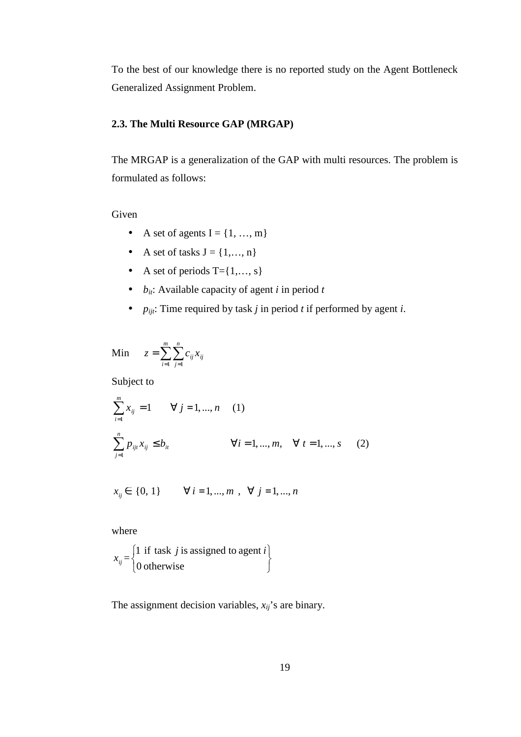To the best of our knowledge there is no reported study on the Agent Bottleneck Generalized Assignment Problem.

### 2.3. The Multi Resource GAP (MRGAP)

The MRGAP is a generalization of the GAP with multi resources. The problem is formulated as follows:

Given

- A set of agents I = {1, …, m}
- A set of tasks J = {1,…, n}
- A set of periods T={1,…, s}
- $b_{it}$: Available capacity of agent $i$ in period $t$
- $p_{ijt}$: Time required by task $j$ in period $t$ if performed by agent $i$.

$$\text{Min} \quad z = \sum_{i=1}^{m} \sum_{j=1}^{n} c_{ij} x_{ij}$$

Subject to

$$\sum_{i=1}^{m} x_{ij} = 1 \qquad \forall\, j = 1, ..., n \qquad (1)$$

$$\sum_{j=1}^{n} p_{ijt} x_{ij} \leq b_{it} \qquad \forall i = 1, ..., m, \quad \forall\, t = 1, ..., s \qquad (2)$$

$$x_{ij} \in \{0, 1\} \qquad \forall\, i = 1, ..., m\ , \ \ \forall\, j = 1, ..., n$$

where

$$x_{ij} = \begin{cases} 1 \text{ if task } j \text{ is assigned to agent } i \\ 0 \text{ otherwise} \end{cases}$$

The assignment decision variables, $x_{ij}$'s are binary.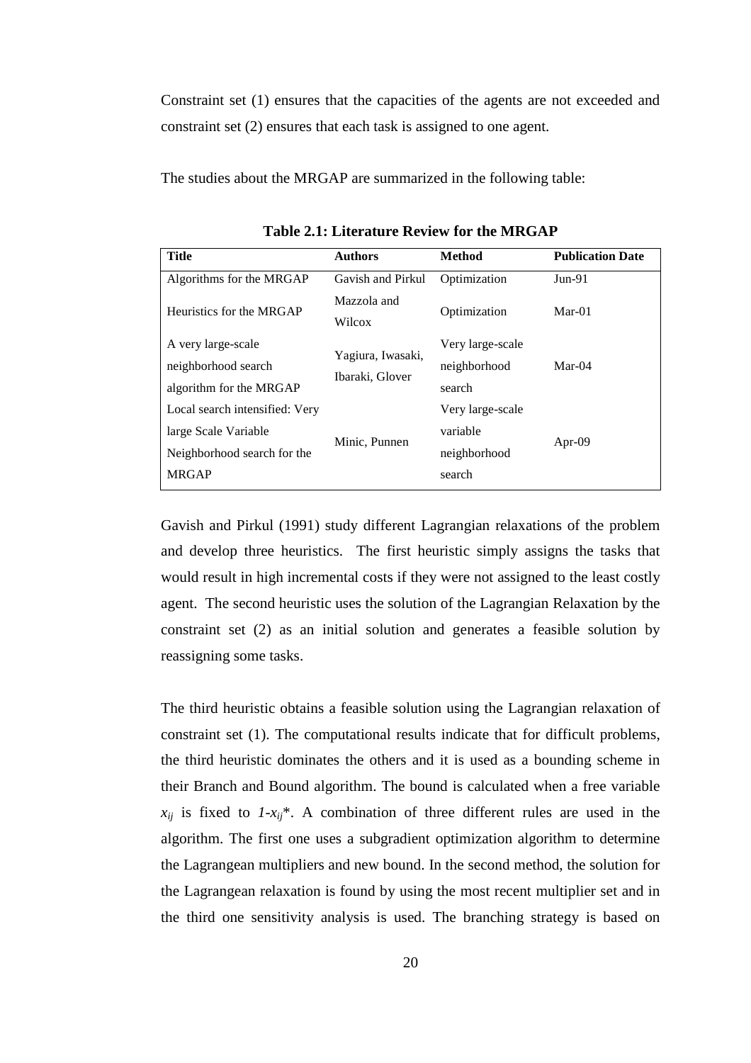Constraint set (1) ensures that the capacities of the agents are not exceeded and constraint set (2) ensures that each task is assigned to one agent.

The studies about the MRGAP are summarized in the following table:

**Table 2.1: Literature Review for the MRGAP**

| Title | Authors | Method | Publication Date |
|---|---|---|---|
| Algorithms for the MRGAP | Gavish and Pirkul | Optimization | Jun-91 |
| Heuristics for the MRGAP | Mazzola and Wilcox | Optimization | Mar-01 |
| A very large-scale neighborhood search algorithm for the MRGAP | Yagiura, Iwasaki, Ibaraki, Glover | Very large-scale neighborhood search | Mar-04 |
| Local search intensified: Very large Scale Variable Neighborhood search for the MRGAP | Minic, Punnen | Very large-scale variable neighborhood search | Apr-09 |

Gavish and Pirkul (1991) study different Lagrangian relaxations of the problem and develop three heuristics. The first heuristic simply assigns the tasks that would result in high incremental costs if they were not assigned to the least costly agent. The second heuristic uses the solution of the Lagrangian Relaxation by the constraint set (2) as an initial solution and generates a feasible solution by reassigning some tasks.

The third heuristic obtains a feasible solution using the Lagrangian relaxation of constraint set (1). The computational results indicate that for difficult problems, the third heuristic dominates the others and it is used as a bounding scheme in their Branch and Bound algorithm. The bound is calculated when a free variable $x_{ij}$ is fixed to $1-x_{ij}^*$. A combination of three different rules are used in the algorithm. The first one uses a subgradient optimization algorithm to determine the Lagrangean multipliers and new bound. In the second method, the solution for the Lagrangean relaxation is found by using the most recent multiplier set and in the third one sensitivity analysis is used. The branching strategy is based on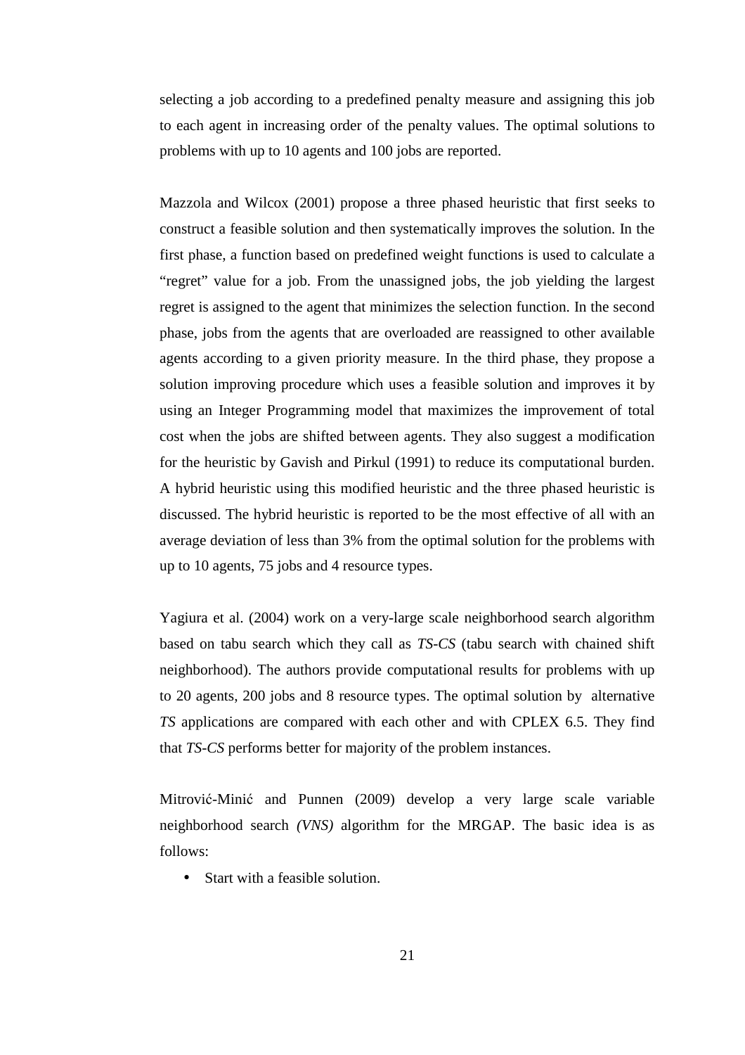selecting a job according to a predefined penalty measure and assigning this job to each agent in increasing order of the penalty values. The optimal solutions to problems with up to 10 agents and 100 jobs are reported.

Mazzola and Wilcox (2001) propose a three phased heuristic that first seeks to construct a feasible solution and then systematically improves the solution. In the first phase, a function based on predefined weight functions is used to calculate a "regret" value for a job. From the unassigned jobs, the job yielding the largest regret is assigned to the agent that minimizes the selection function. In the second phase, jobs from the agents that are overloaded are reassigned to other available agents according to a given priority measure. In the third phase, they propose a solution improving procedure which uses a feasible solution and improves it by using an Integer Programming model that maximizes the improvement of total cost when the jobs are shifted between agents. They also suggest a modification for the heuristic by Gavish and Pirkul (1991) to reduce its computational burden. A hybrid heuristic using this modified heuristic and the three phased heuristic is discussed. The hybrid heuristic is reported to be the most effective of all with an average deviation of less than 3% from the optimal solution for the problems with up to 10 agents, 75 jobs and 4 resource types.

Yagiura et al. (2004) work on a very-large scale neighborhood search algorithm based on tabu search which they call as *TS-CS* (tabu search with chained shift neighborhood). The authors provide computational results for problems with up to 20 agents, 200 jobs and 8 resource types. The optimal solution by alternative *TS* applications are compared with each other and with CPLEX 6.5. They find that *TS-CS* performs better for majority of the problem instances.

Mitrović-Minić and Punnen (2009) develop a very large scale variable neighborhood search *(VNS)* algorithm for the MRGAP. The basic idea is as follows:

- Start with a feasible solution.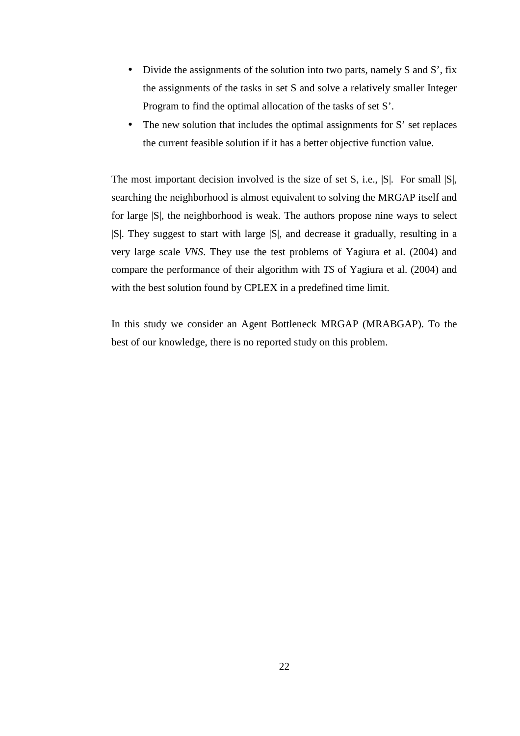- Divide the assignments of the solution into two parts, namely S and S', fix the assignments of the tasks in set S and solve a relatively smaller Integer Program to find the optimal allocation of the tasks of set S'.
- The new solution that includes the optimal assignments for S' set replaces the current feasible solution if it has a better objective function value.

The most important decision involved is the size of set S, i.e., |S|. For small |S|, searching the neighborhood is almost equivalent to solving the MRGAP itself and for large |S|, the neighborhood is weak. The authors propose nine ways to select |S|. They suggest to start with large |S|, and decrease it gradually, resulting in a very large scale *VNS*. They use the test problems of Yagiura et al. (2004) and compare the performance of their algorithm with *TS* of Yagiura et al. (2004) and with the best solution found by CPLEX in a predefined time limit.

In this study we consider an Agent Bottleneck MRGAP (MRABGAP). To the best of our knowledge, there is no reported study on this problem.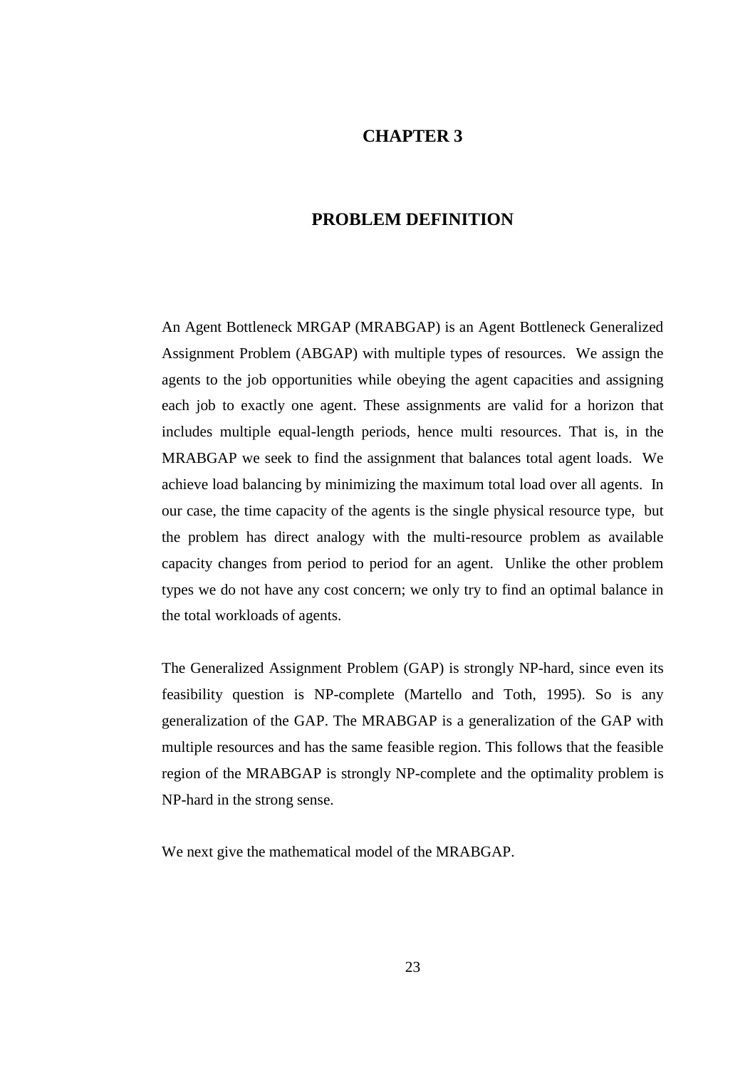# CHAPTER 3

# PROBLEM DEFINITION

An Agent Bottleneck MRGAP (MRABGAP) is an Agent Bottleneck Generalized Assignment Problem (ABGAP) with multiple types of resources. We assign the agents to the job opportunities while obeying the agent capacities and assigning each job to exactly one agent. These assignments are valid for a horizon that includes multiple equal-length periods, hence multi resources. That is, in the MRABGAP we seek to find the assignment that balances total agent loads. We achieve load balancing by minimizing the maximum total load over all agents. In our case, the time capacity of the agents is the single physical resource type, but the problem has direct analogy with the multi-resource problem as available capacity changes from period to period for an agent. Unlike the other problem types we do not have any cost concern; we only try to find an optimal balance in the total workloads of agents.

The Generalized Assignment Problem (GAP) is strongly NP-hard, since even its feasibility question is NP-complete (Martello and Toth, 1995). So is any generalization of the GAP. The MRABGAP is a generalization of the GAP with multiple resources and has the same feasible region. This follows that the feasible region of the MRABGAP is strongly NP-complete and the optimality problem is NP-hard in the strong sense.

We next give the mathematical model of the MRABGAP.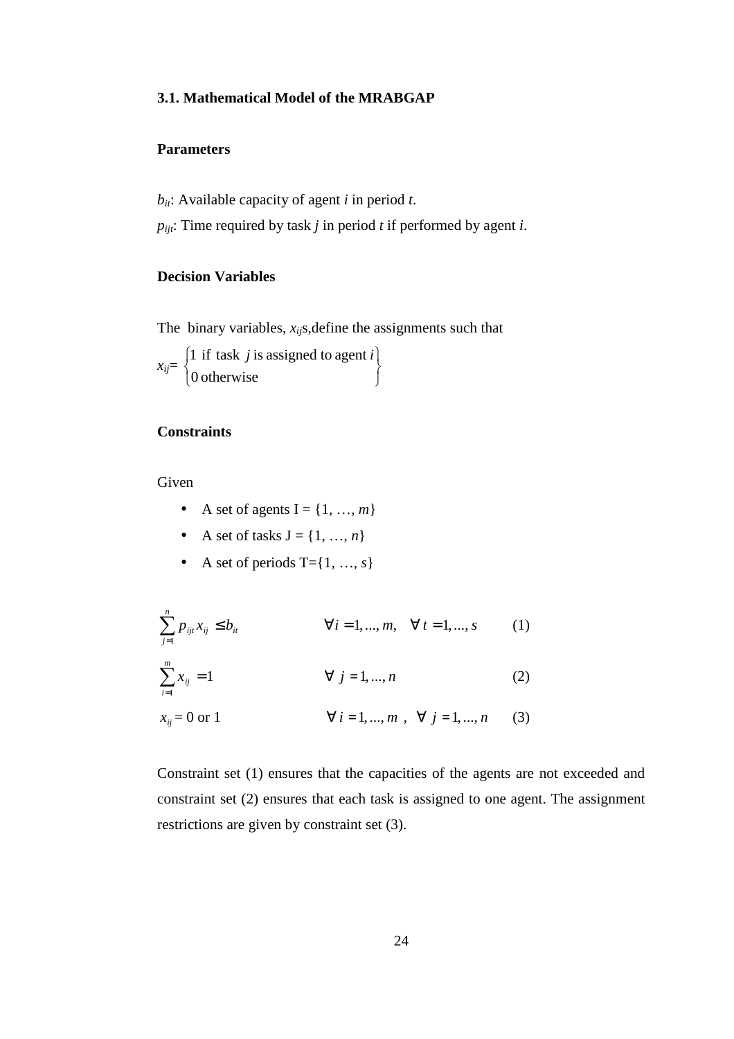### 3.1. Mathematical Model of the MRABGAP

**Parameters**

$b_{it}$: Available capacity of agent $i$ in period $t$.

$p_{ijt}$: Time required by task $j$ in period $t$ if performed by agent $i$.

**Decision Variables**

The binary variables, $x_{ij}$s,define the assignments such that

$$x_{ij} = \begin{Bmatrix} 1 \text{ if task } j \text{ is assigned to agent } i \\ 0 \text{ otherwise} \end{Bmatrix}$$

**Constraints**

Given

- A set of agents I = {1, …, $m$}
- A set of tasks J = {1, …, $n$}
- A set of periods T={1, …, $s$}

$$\sum_{j=1}^{n} p_{ijt} x_{ij} \leq b_{it} \qquad \forall i = 1, ..., m, \quad \forall t = 1, ..., s \qquad (1)$$

$$\sum_{i=1}^{m} x_{ij} = 1 \qquad \forall j = 1, ..., n \qquad (2)$$

$$x_{ij} = 0 \text{ or } 1 \qquad \forall i = 1, ..., m, \quad \forall j = 1, ..., n \qquad (3)$$

Constraint set (1) ensures that the capacities of the agents are not exceeded and constraint set (2) ensures that each task is assigned to one agent. The assignment restrictions are given by constraint set (3).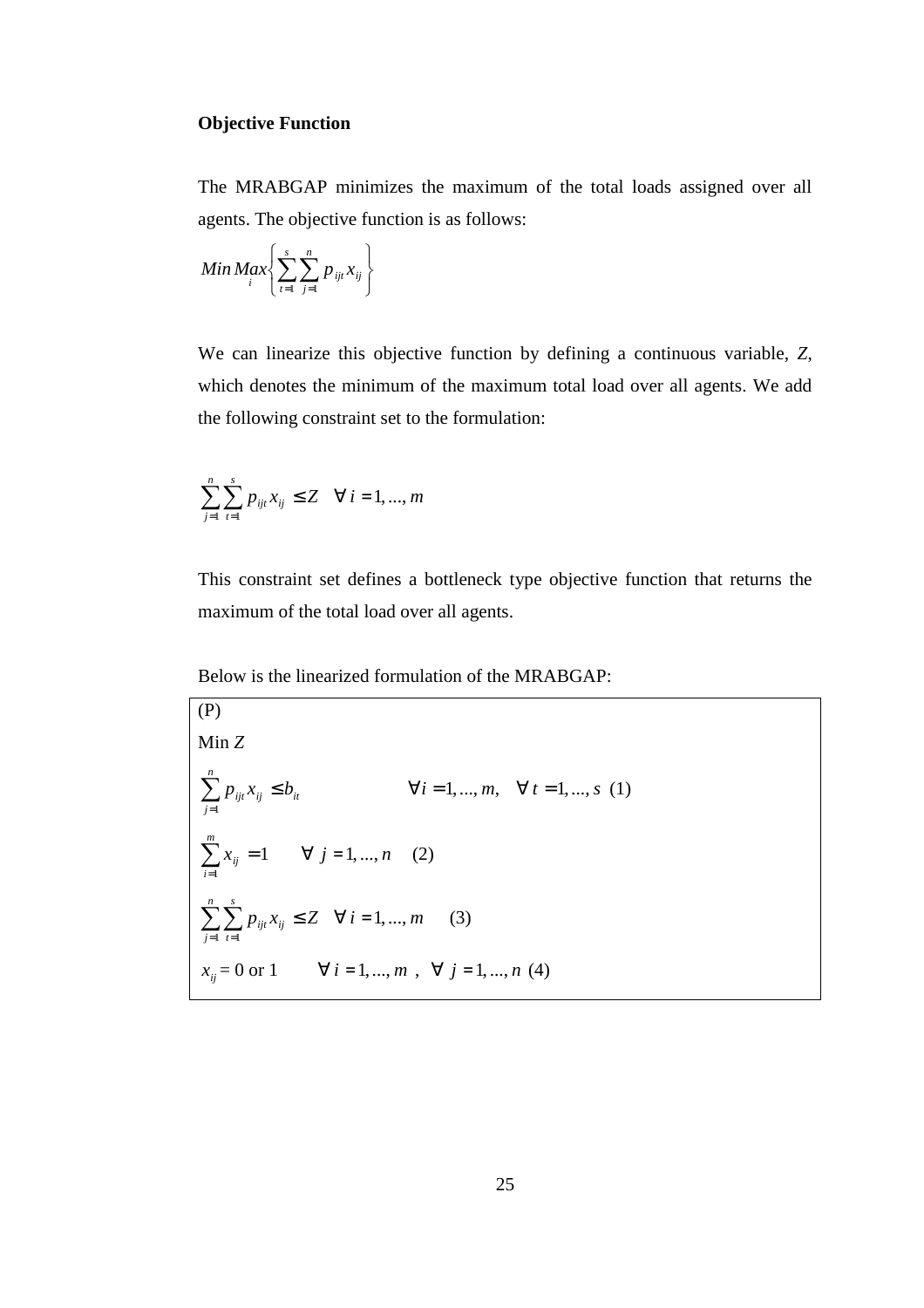**Objective Function**

The MRABGAP minimizes the maximum of the total loads assigned over all agents. The objective function is as follows:

$$Min \, \underset{i}{Max} \left\{ \sum_{t=1}^{s} \sum_{j=1}^{n} p_{ijt} x_{ij} \right\}$$

We can linearize this objective function by defining a continuous variable, *Z*, which denotes the minimum of the maximum total load over all agents. We add the following constraint set to the formulation:

$$\sum_{j=1}^{n} \sum_{t=1}^{s} p_{ijt} x_{ij} \leq Z \quad \forall \, i = 1, ..., m$$

This constraint set defines a bottleneck type objective function that returns the maximum of the total load over all agents.

Below is the linearized formulation of the MRABGAP:

(P)

Min $Z$

$$\sum_{j=1}^{n} p_{ijt} x_{ij} \leq b_{it} \qquad \forall i = 1, ..., m, \quad \forall \, t = 1, ..., s \;\; (1)$$

$$\sum_{i=1}^{m} x_{ij} = 1 \qquad \forall \, j = 1, ..., n \quad (2)$$

$$\sum_{j=1}^{n} \sum_{t=1}^{s} p_{ijt} x_{ij} \leq Z \quad \forall \, i = 1, ..., m \quad (3)$$

$$x_{ij} = 0 \text{ or } 1 \qquad \forall \, i = 1, ..., m \;, \;\; \forall \, j = 1, ..., n \;\; (4)$$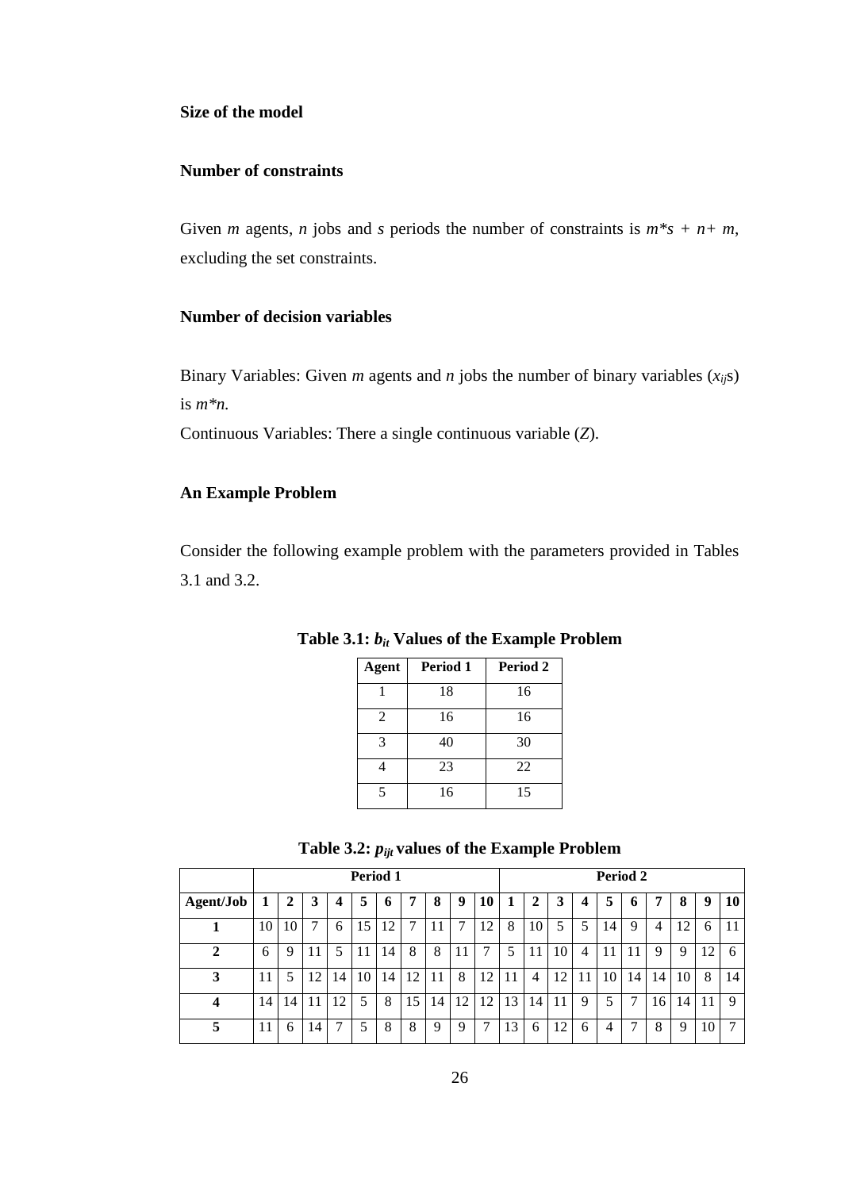**Size of the model**

**Number of constraints**

Given $m$ agents, $n$ jobs and $s$ periods the number of constraints is $m*s + n + m$, excluding the set constraints.

**Number of decision variables**

Binary Variables: Given $m$ agents and $n$ jobs the number of binary variables ($x_{ij}$s) is $m*n$.

Continuous Variables: There a single continuous variable ($Z$).

**An Example Problem**

Consider the following example problem with the parameters provided in Tables 3.1 and 3.2.

**Table 3.1: $b_{it}$ Values of the Example Problem**

| Agent | Period 1 | Period 2 |
|---|---|---|
| 1 | 18 | 16 |
| 2 | 16 | 16 |
| 3 | 40 | 30 |
| 4 | 23 | 22 |
| 5 | 16 | 15 |

**Table 3.2: $p_{ijt}$ values of the Example Problem**

| | Period 1 | | | | | | | | | | Period 2 | | | | | | | | | |
|---|---|---|---|---|---|---|---|---|---|---|---|---|---|---|---|---|---|---|---|---|
| **Agent/Job** | **1** | **2** | **3** | **4** | **5** | **6** | **7** | **8** | **9** | **10** | **1** | **2** | **3** | **4** | **5** | **6** | **7** | **8** | **9** | **10** |
| **1** | 10 | 10 | 7 | 6 | 15 | 12 | 7 | 11 | 7 | 12 | 8 | 10 | 5 | 5 | 14 | 9 | 4 | 12 | 6 | 11 |
| **2** | 6 | 9 | 11 | 5 | 11 | 14 | 8 | 8 | 11 | 7 | 5 | 11 | 10 | 4 | 11 | 11 | 9 | 9 | 12 | 6 |
| **3** | 11 | 5 | 12 | 14 | 10 | 14 | 12 | 11 | 8 | 12 | 11 | 4 | 12 | 11 | 10 | 14 | 14 | 10 | 8 | 14 |
| **4** | 14 | 14 | 11 | 12 | 5 | 8 | 15 | 14 | 12 | 12 | 13 | 14 | 11 | 9 | 5 | 7 | 16 | 14 | 11 | 9 |
| **5** | 11 | 6 | 14 | 7 | 5 | 8 | 8 | 9 | 9 | 7 | 13 | 6 | 12 | 6 | 4 | 7 | 8 | 9 | 10 | 7 |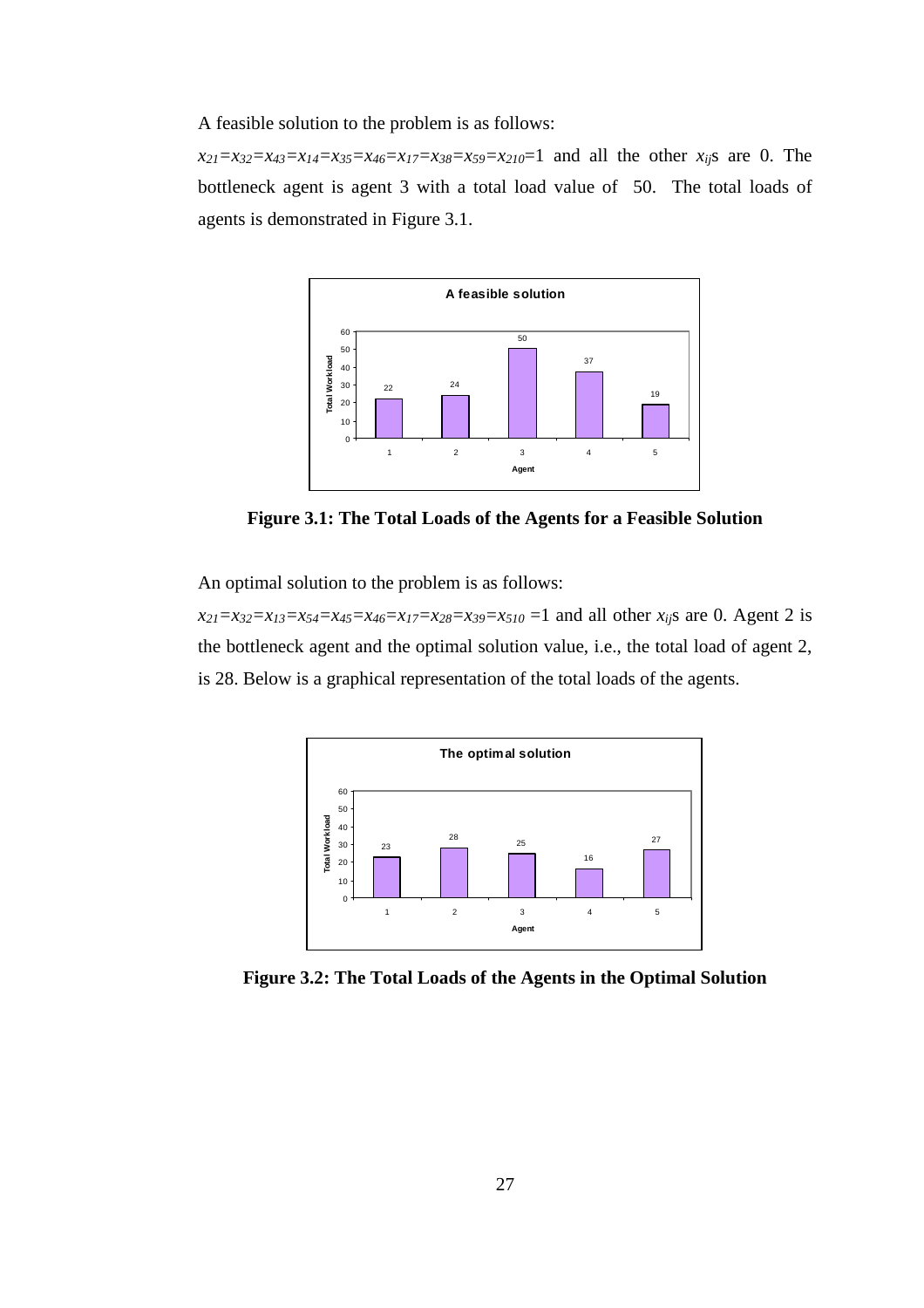A feasible solution to the problem is as follows:

$x_{21}=x_{32}=x_{43}=x_{14}=x_{35}=x_{46}=x_{17}=x_{38}=x_{59}=x_{210}=1$ and all the other $x_{ij}$s are 0. The bottleneck agent is agent 3 with a total load value of 50. The total loads of agents is demonstrated in Figure 3.1.

A feasible solution

Total Workload

60
50
40
30
20
10
0

22
24
50
37
19

1
2
3
4
5

Agent

**Figure 3.1: The Total Loads of the Agents for a Feasible Solution**

An optimal solution to the problem is as follows:

$x_{21}=x_{32}=x_{13}=x_{54}=x_{45}=x_{46}=x_{17}=x_{28}=x_{39}=x_{510}=1$ and all other $x_{ij}$s are 0. Agent 2 is the bottleneck agent and the optimal solution value, i.e., the total load of agent 2, is 28. Below is a graphical representation of the total loads of the agents.

The optimal solution

Total Workload

60
50
40
30
20
10
0

23
28
25
16
27

1
2
3
4
5

Agent

**Figure 3.2: The Total Loads of the Agents in the Optimal Solution**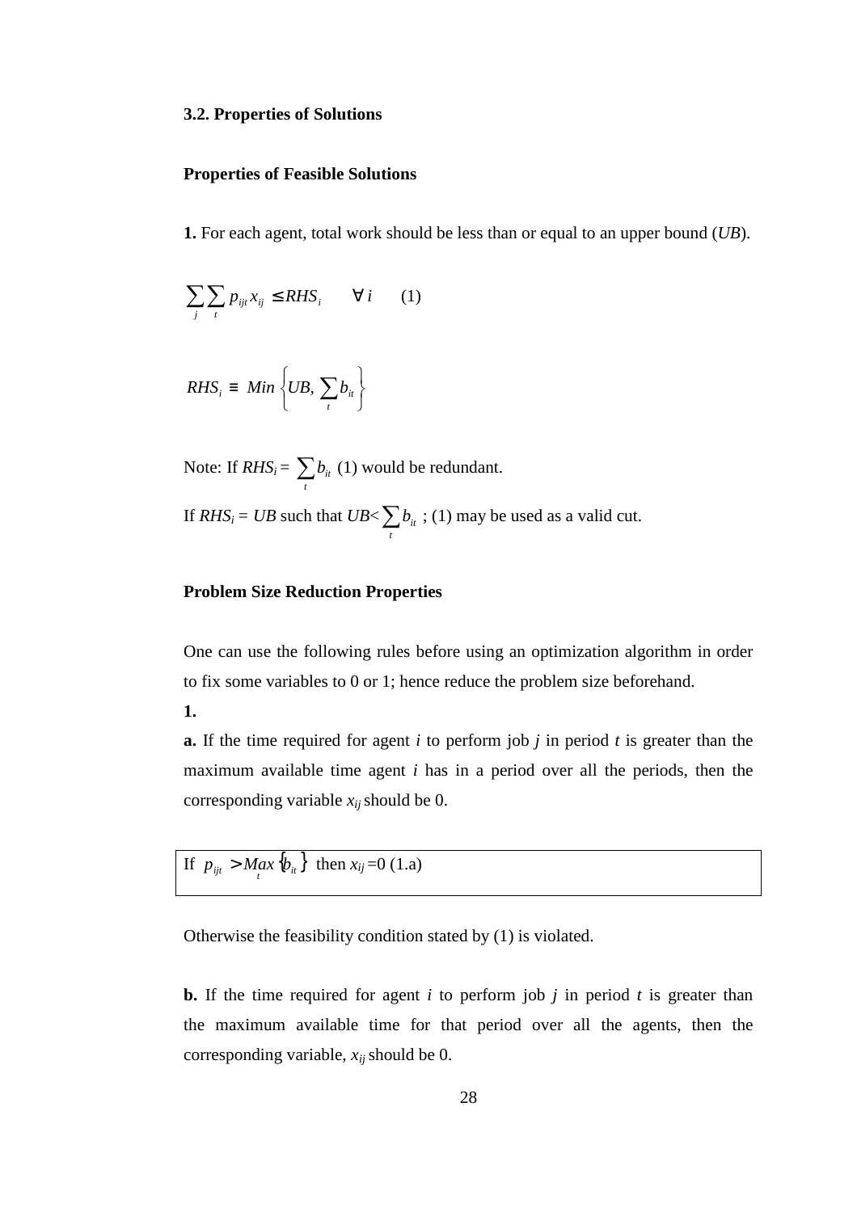### 3.2. Properties of Solutions

**Properties of Feasible Solutions**

**1.** For each agent, total work should be less than or equal to an upper bound (*UB*).

$$\sum_j \sum_t p_{ijt} x_{ij} \leq RHS_i \qquad \forall\, i \qquad (1)$$

$$RHS_i \equiv Min \left\{ UB, \sum_t b_{it} \right\}$$

Note: If $RHS_i = \sum_t b_{it}$ (1) would be redundant.

If $RHS_i = UB$ such that $UB < \sum_t b_{it}$ ; (1) may be used as a valid cut.

**Problem Size Reduction Properties**

One can use the following rules before using an optimization algorithm in order to fix some variables to 0 or 1; hence reduce the problem size beforehand.

**1.**

**a.** If the time required for agent *i* to perform job *j* in period *t* is greater than the maximum available time agent *i* has in a period over all the periods, then the corresponding variable $x_{ij}$ should be 0.

If $p_{ijt} > Max_t \{ b_{it} \}$ then $x_{ij} = 0$ (1.a)

Otherwise the feasibility condition stated by (1) is violated.

**b.** If the time required for agent *i* to perform job *j* in period *t* is greater than the maximum available time for that period over all the agents, then the corresponding variable, $x_{ij}$ should be 0.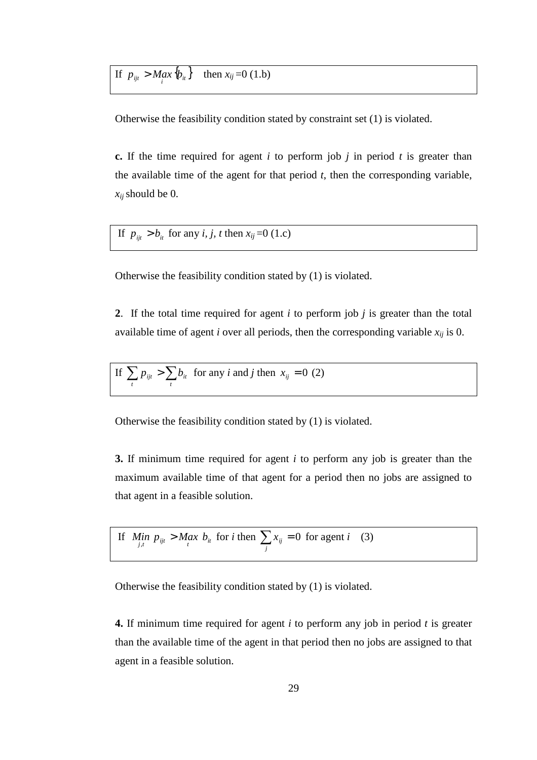If $p_{ijt} > \underset{i}{Max}\{b_{it}\}$ then $x_{ij}=0$ (1.b)

Otherwise the feasibility condition stated by constraint set (1) is violated.

**c.** If the time required for agent $i$ to perform job $j$ in period $t$ is greater than the available time of the agent for that period $t$, then the corresponding variable, $x_{ij}$ should be 0.

If $p_{ijt} > b_{it}$ for any $i, j, t$ then $x_{ij}=0$ (1.c)

Otherwise the feasibility condition stated by (1) is violated.

**2**. If the total time required for agent $i$ to perform job $j$ is greater than the total available time of agent $i$ over all periods, then the corresponding variable $x_{ij}$ is 0.

If $\sum_t p_{ijt} > \sum_t b_{it}$ for any $i$ and $j$ then $x_{ij} = 0$ (2)

Otherwise the feasibility condition stated by (1) is violated.

**3.** If minimum time required for agent $i$ to perform any job is greater than the maximum available time of that agent for a period then no jobs are assigned to that agent in a feasible solution.

If $\underset{j,t}{Min}\ p_{ijt} > \underset{t}{Max}\ b_{it}$ for $i$ then $\sum_j x_{ij} = 0$ for agent $i$ (3)

Otherwise the feasibility condition stated by (1) is violated.

**4.** If minimum time required for agent $i$ to perform any job in period $t$ is greater than the available time of the agent in that period then no jobs are assigned to that agent in a feasible solution.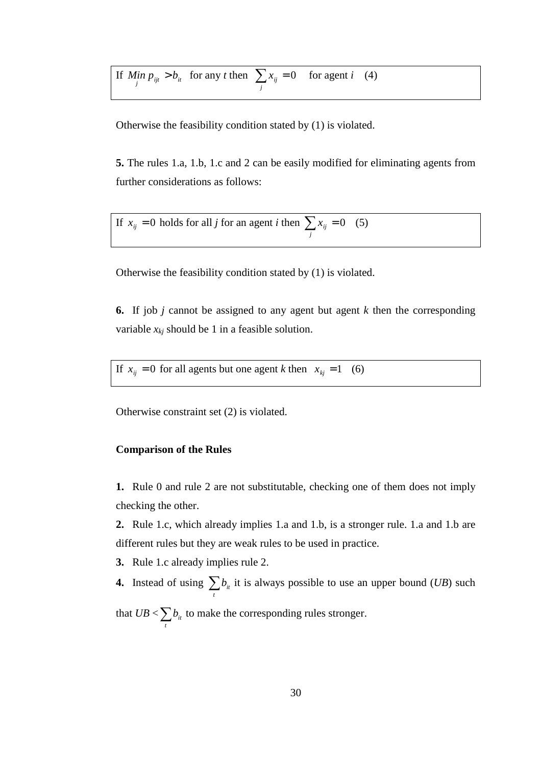> If $\underset{j}{Min}\, p_{ijt} > b_{it}$ for any $t$ then $\sum_j x_{ij} = 0$ for agent $i$ (4)

Otherwise the feasibility condition stated by (1) is violated.

**5.** The rules 1.a, 1.b, 1.c and 2 can be easily modified for eliminating agents from further considerations as follows:

> If $x_{ij} = 0$ holds for all $j$ for an agent $i$ then $\sum_j x_{ij} = 0$ (5)

Otherwise the feasibility condition stated by (1) is violated.

**6.** If job $j$ cannot be assigned to any agent but agent $k$ then the corresponding variable $x_{kj}$ should be 1 in a feasible solution.

> If $x_{ij} = 0$ for all agents but one agent $k$ then $x_{kj} = 1$ (6)

Otherwise constraint set (2) is violated.

**Comparison of the Rules**

**1.** Rule 0 and rule 2 are not substitutable, checking one of them does not imply checking the other.

**2.** Rule 1.c, which already implies 1.a and 1.b, is a stronger rule. 1.a and 1.b are different rules but they are weak rules to be used in practice.

**3.** Rule 1.c already implies rule 2.

**4.** Instead of using $\sum_t b_{it}$ it is always possible to use an upper bound (*UB*) such that $UB < \sum_t b_{it}$ to make the corresponding rules stronger.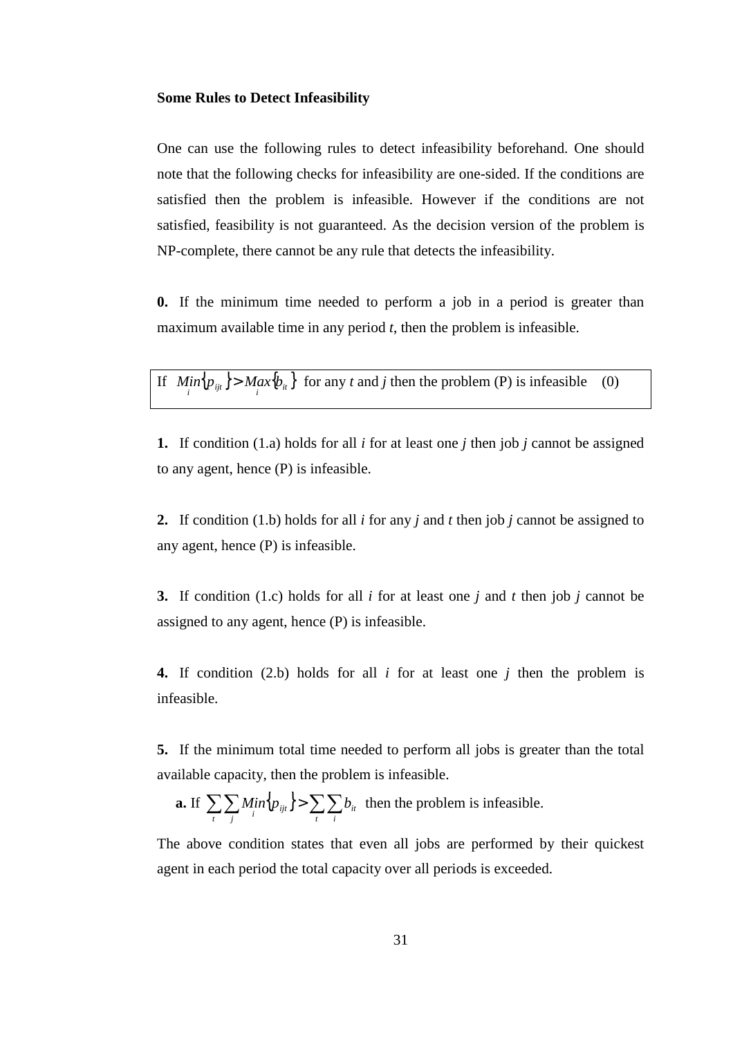**Some Rules to Detect Infeasibility**

One can use the following rules to detect infeasibility beforehand. One should note that the following checks for infeasibility are one-sided. If the conditions are satisfied then the problem is infeasible. However if the conditions are not satisfied, feasibility is not guaranteed. As the decision version of the problem is NP-complete, there cannot be any rule that detects the infeasibility.

**0.** If the minimum time needed to perform a job in a period is greater than maximum available time in any period $t$, then the problem is infeasible.

If $\underset{i}{Min}\{p_{ijt}\} > \underset{i}{Max}\{b_{it}\}$ for any $t$ and $j$ then the problem (P) is infeasible (0)

**1.** If condition (1.a) holds for all $i$ for at least one $j$ then job $j$ cannot be assigned to any agent, hence (P) is infeasible.

**2.** If condition (1.b) holds for all $i$ for any $j$ and $t$ then job $j$ cannot be assigned to any agent, hence (P) is infeasible.

**3.** If condition (1.c) holds for all $i$ for at least one $j$ and $t$ then job $j$ cannot be assigned to any agent, hence (P) is infeasible.

**4.** If condition (2.b) holds for all $i$ for at least one $j$ then the problem is infeasible.

**5.** If the minimum total time needed to perform all jobs is greater than the total available capacity, then the problem is infeasible.

**a.** If $\sum_t \sum_j \underset{i}{Min}\{p_{ijt}\} > \sum_t \sum_i b_{it}$ then the problem is infeasible.

The above condition states that even all jobs are performed by their quickest agent in each period the total capacity over all periods is exceeded.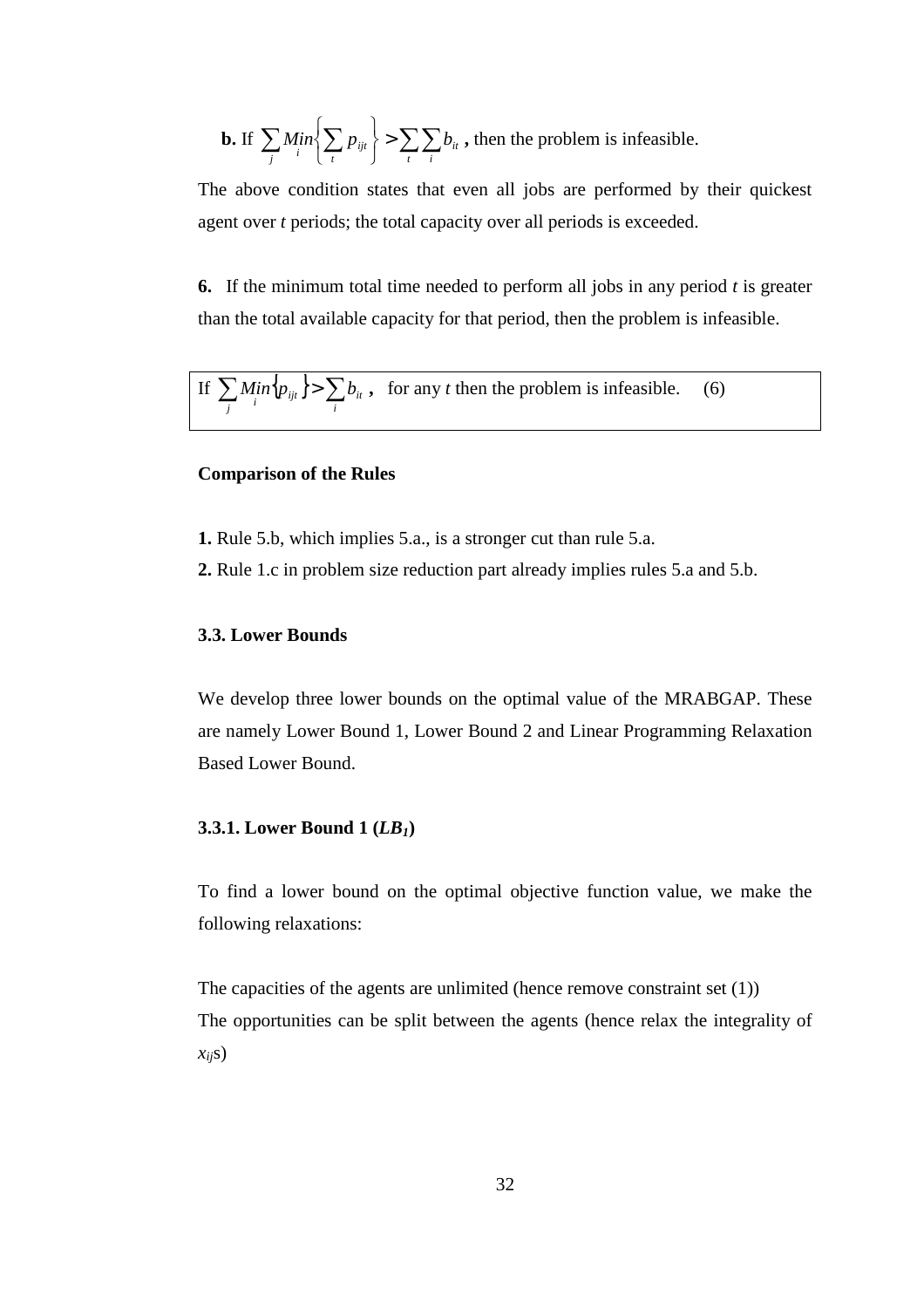**b.** If $\sum_j \underset{i}{Min}\left\{\sum_t p_{ijt}\right\} > \sum_t \sum_i b_{it}$ **,** then the problem is infeasible.

The above condition states that even all jobs are performed by their quickest agent over *t* periods; the total capacity over all periods is exceeded.

**6.** If the minimum total time needed to perform all jobs in any period *t* is greater than the total available capacity for that period, then the problem is infeasible.

If $\sum_j \underset{i}{Min}\{p_{ijt}\} > \sum_i b_{it}$ **,** for any *t* then the problem is infeasible. (6)

**Comparison of the Rules**

**1.** Rule 5.b, which implies 5.a., is a stronger cut than rule 5.a.

**2.** Rule 1.c in problem size reduction part already implies rules 5.a and 5.b.

### 3.3. Lower Bounds

We develop three lower bounds on the optimal value of the MRABGAP. These are namely Lower Bound 1, Lower Bound 2 and Linear Programming Relaxation Based Lower Bound.

#### 3.3.1. Lower Bound 1 ($LB_1$)

To find a lower bound on the optimal objective function value, we make the following relaxations:

The capacities of the agents are unlimited (hence remove constraint set (1))
The opportunities can be split between the agents (hence relax the integrality of $x_{ij}$s)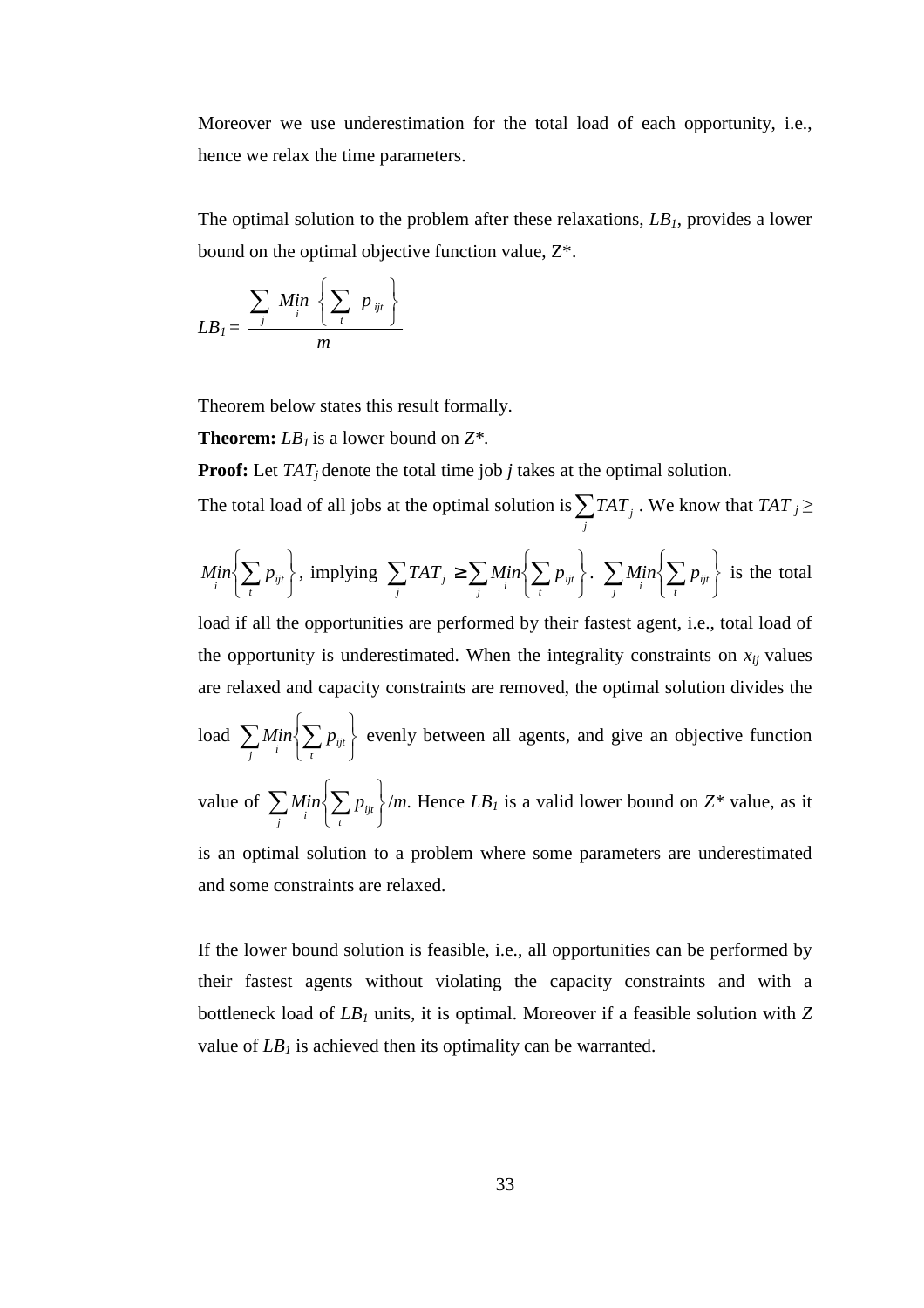Moreover we use underestimation for the total load of each opportunity, i.e., hence we relax the time parameters.

The optimal solution to the problem after these relaxations, $LB_1$, provides a lower bound on the optimal objective function value, Z*.

$$LB_1 = \frac{\sum_j \underset{i}{Min} \left\{ \sum_t p_{ijt} \right\}}{m}$$

Theorem below states this result formally.

**Theorem:** $LB_1$ is a lower bound on $Z^*$.

**Proof:** Let $TAT_j$ denote the total time job $j$ takes at the optimal solution.

The total load of all jobs at the optimal solution is $\sum_j TAT_j$ . We know that $TAT_j \geq \underset{i}{Min}\left\{\sum_t p_{ijt}\right\}$, implying $\sum_j TAT_j \geq \sum_j \underset{i}{Min}\left\{\sum_t p_{ijt}\right\}$. $\sum_j \underset{i}{Min}\left\{\sum_t p_{ijt}\right\}$ is the total load if all the opportunities are performed by their fastest agent, i.e., total load of the opportunity is underestimated. When the integrality constraints on $x_{ij}$ values are relaxed and capacity constraints are removed, the optimal solution divides the load $\sum_j \underset{i}{Min}\left\{\sum_t p_{ijt}\right\}$ evenly between all agents, and give an objective function value of $\sum_j \underset{i}{Min}\left\{\sum_t p_{ijt}\right\}/m$. Hence $LB_1$ is a valid lower bound on $Z^*$ value, as it is an optimal solution to a problem where some parameters are underestimated and some constraints are relaxed.

If the lower bound solution is feasible, i.e., all opportunities can be performed by their fastest agents without violating the capacity constraints and with a bottleneck load of $LB_1$ units, it is optimal. Moreover if a feasible solution with $Z$ value of $LB_1$ is achieved then its optimality can be warranted.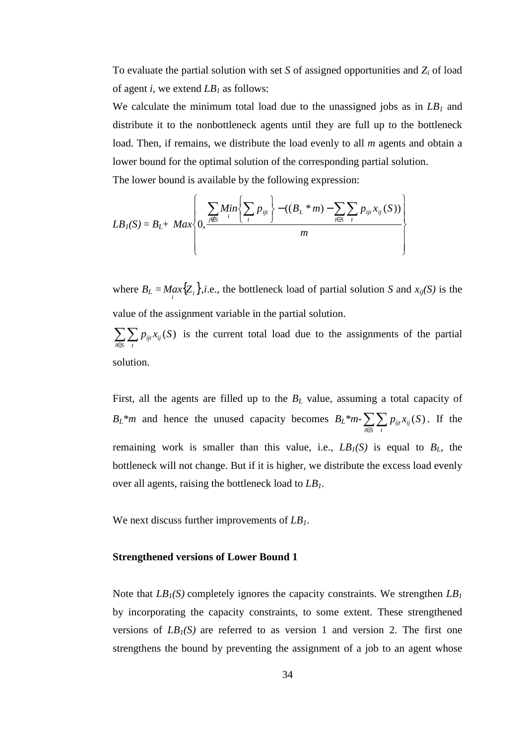To evaluate the partial solution with set $S$ of assigned opportunities and $Z_i$ of load of agent $i$, we extend $LB_1$ as follows:

We calculate the minimum total load due to the unassigned jobs as in $LB_1$ and distribute it to the nonbottleneck agents until they are full up to the bottleneck load. Then, if remains, we distribute the load evenly to all $m$ agents and obtain a lower bound for the optimal solution of the corresponding partial solution.

The lower bound is available by the following expression:

$$LB_1(S) = B_L + Max\left\{0, \frac{\sum_{j \notin S} \underset{i}{Min}\left\{\sum_t p_{ijt}\right\} - ((B_L * m) - \sum_{i \in S} \sum_t p_{ijt} x_{ij}(S))}{m}\right\}$$

where $B_L = \underset{i}{Max}\{Z_i\}$,*i*.e., the bottleneck load of partial solution $S$ and $x_{ij}(S)$ is the value of the assignment variable in the partial solution.

$\sum_{i \in S} \sum_t p_{ijt} x_{ij}(S)$ is the current total load due to the assignments of the partial solution.

First, all the agents are filled up to the $B_L$ value, assuming a total capacity of $B_L*m$ and hence the unused capacity becomes $B_L*m - \sum_{i \in S} \sum_t p_{ijt} x_{ij}(S)$. If the remaining work is smaller than this value, i.e., $LB_1(S)$ is equal to $B_L$, the bottleneck will not change. But if it is higher, we distribute the excess load evenly over all agents, raising the bottleneck load to $LB_1$.

We next discuss further improvements of $LB_1$.

**Strengthened versions of Lower Bound 1**

Note that $LB_1(S)$ completely ignores the capacity constraints. We strengthen $LB_1$ by incorporating the capacity constraints, to some extent. These strengthened versions of $LB_1(S)$ are referred to as version 1 and version 2. The first one strengthens the bound by preventing the assignment of a job to an agent whose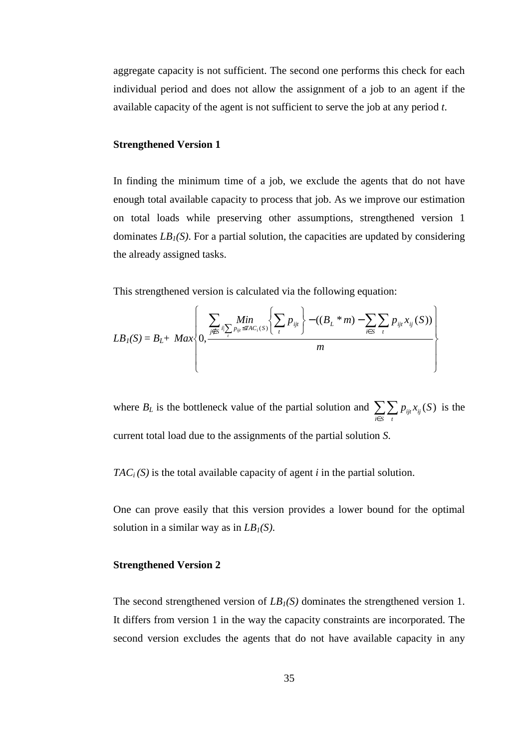aggregate capacity is not sufficient. The second one performs this check for each individual period and does not allow the assignment of a job to an agent if the available capacity of the agent is not sufficient to serve the job at any period *t*.

**Strengthened Version 1**

In finding the minimum time of a job, we exclude the agents that do not have enough total available capacity to process that job. As we improve our estimation on total loads while preserving other assumptions, strengthened version 1 dominates $LB_1(S)$. For a partial solution, the capacities are updated by considering the already assigned tasks.

This strengthened version is calculated via the following equation:

$$LB_1(S) = B_L + Max\left\{0, \frac{\sum_{j \notin S} \underset{i \mid \sum_t p_{ijt} \leq TAC_i(S)}{Min}\left\{\sum_t p_{ijt}\right\} - ((B_L * m) - \sum_{i \in S}\sum_t p_{ijt} x_{ij}(S))}{m}\right\}$$

where $B_L$ is the bottleneck value of the partial solution and $\sum_{i \in S}\sum_t p_{ijt} x_{ij}(S)$ is the current total load due to the assignments of the partial solution *S*.

$TAC_i(S)$ is the total available capacity of agent *i* in the partial solution.

One can prove easily that this version provides a lower bound for the optimal solution in a similar way as in $LB_1(S)$.

**Strengthened Version 2**

The second strengthened version of $LB_1(S)$ dominates the strengthened version 1. It differs from version 1 in the way the capacity constraints are incorporated. The second version excludes the agents that do not have available capacity in any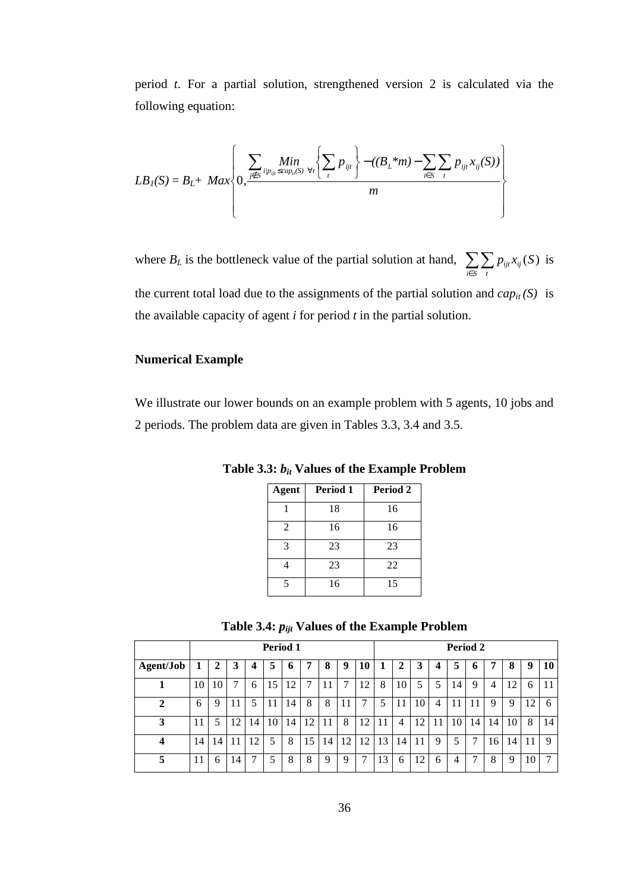period *t*. For a partial solution, strengthened version 2 is calculated via the following equation:

$$LB_1(S) = B_L + \; Max\left\{ 0, \frac{\sum_{j \notin S} \underset{i | p_{ijt} \leq cap_{it}(S) \; \forall t}{Min} \left\{ \sum_t p_{ijt} \right\} - ((B_L * m) - \sum_{i \in S} \sum_t p_{ijt} x_{ij}(S))}{m} \right\}$$

where $B_L$ is the bottleneck value of the partial solution at hand, $\sum_{i \in S} \sum_t p_{ijt} x_{ij}(S)$ is the current total load due to the assignments of the partial solution and $cap_{it}(S)$ is the available capacity of agent *i* for period *t* in the partial solution.

### Numerical Example

We illustrate our lower bounds on an example problem with 5 agents, 10 jobs and 2 periods. The problem data are given in Tables 3.3, 3.4 and 3.5.

**Table 3.3: $b_{it}$ Values of the Example Problem**

| Agent | Period 1 | Period 2 |
|---|---|---|
| 1 | 18 | 16 |
| 2 | 16 | 16 |
| 3 | 23 | 23 |
| 4 | 23 | 22 |
| 5 | 16 | 15 |

**Table 3.4: $p_{ijt}$ Values of the Example Problem**

| | Period 1 | | | | | | | | | | Period 2 | | | | | | | | | |
|---|---|---|---|---|---|---|---|---|---|---|---|---|---|---|---|---|---|---|---|---|
| **Agent/Job** | **1** | **2** | **3** | **4** | **5** | **6** | **7** | **8** | **9** | **10** | **1** | **2** | **3** | **4** | **5** | **6** | **7** | **8** | **9** | **10** |
| **1** | 10 | 10 | 7 | 6 | 15 | 12 | 7 | 11 | 7 | 12 | 8 | 10 | 5 | 5 | 14 | 9 | 4 | 12 | 6 | 11 |
| **2** | 6 | 9 | 11 | 5 | 11 | 14 | 8 | 8 | 11 | 7 | 5 | 11 | 10 | 4 | 11 | 11 | 9 | 9 | 12 | 6 |
| **3** | 11 | 5 | 12 | 14 | 10 | 14 | 12 | 11 | 8 | 12 | 11 | 4 | 12 | 11 | 10 | 14 | 14 | 10 | 8 | 14 |
| **4** | 14 | 14 | 11 | 12 | 5 | 8 | 15 | 14 | 12 | 12 | 13 | 14 | 11 | 9 | 5 | 7 | 16 | 14 | 11 | 9 |
| **5** | 11 | 6 | 14 | 7 | 5 | 8 | 8 | 9 | 9 | 7 | 13 | 6 | 12 | 6 | 4 | 7 | 8 | 9 | 10 | 7 |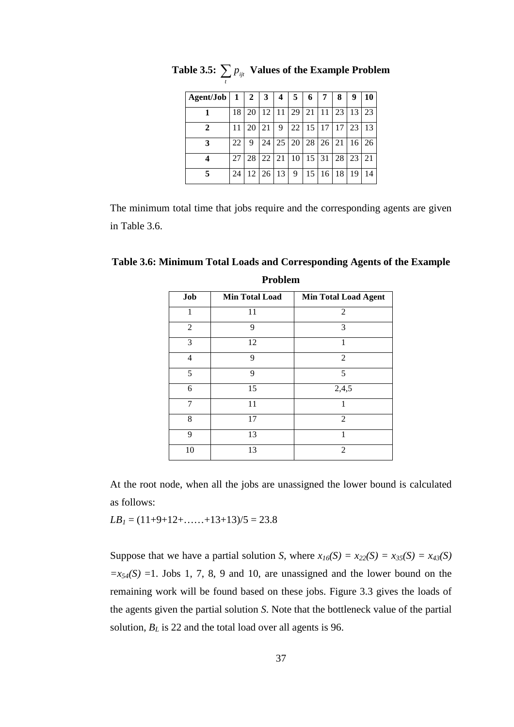**Table 3.5: $\sum_t p_{ijt}$ Values of the Example Problem**

| Agent/Job | 1 | 2 | 3 | 4 | 5 | 6 | 7 | 8 | 9 | 10 |
|---|---|---|---|---|---|---|---|---|---|---|
| **1** | 18 | 20 | 12 | 11 | 29 | 21 | 11 | 23 | 13 | 23 |
| **2** | 11 | 20 | 21 | 9 | 22 | 15 | 17 | 17 | 23 | 13 |
| **3** | 22 | 9 | 24 | 25 | 20 | 28 | 26 | 21 | 16 | 26 |
| **4** | 27 | 28 | 22 | 21 | 10 | 15 | 31 | 28 | 23 | 21 |
| **5** | 24 | 12 | 26 | 13 | 9 | 15 | 16 | 18 | 19 | 14 |

The minimum total time that jobs require and the corresponding agents are given in Table 3.6.

**Table 3.6: Minimum Total Loads and Corresponding Agents of the Example Problem**

| Job | Min Total Load | Min Total Load Agent |
|---|---|---|
| 1 | 11 | 2 |
| 2 | 9 | 3 |
| 3 | 12 | 1 |
| 4 | 9 | 2 |
| 5 | 9 | 5 |
| 6 | 15 | 2,4,5 |
| 7 | 11 | 1 |
| 8 | 17 | 2 |
| 9 | 13 | 1 |
| 10 | 13 | 2 |

At the root node, when all the jobs are unassigned the lower bound is calculated as follows:

$LB_1$ = (11+9+12+……+13+13)/5 = 23.8

Suppose that we have a partial solution *S*, where $x_{16}(S) = x_{22}(S) = x_{35}(S) = x_{43}(S) = x_{54}(S) = 1$. Jobs 1, 7, 8, 9 and 10, are unassigned and the lower bound on the remaining work will be found based on these jobs. Figure 3.3 gives the loads of the agents given the partial solution *S*. Note that the bottleneck value of the partial solution, $B_L$ is 22 and the total load over all agents is 96.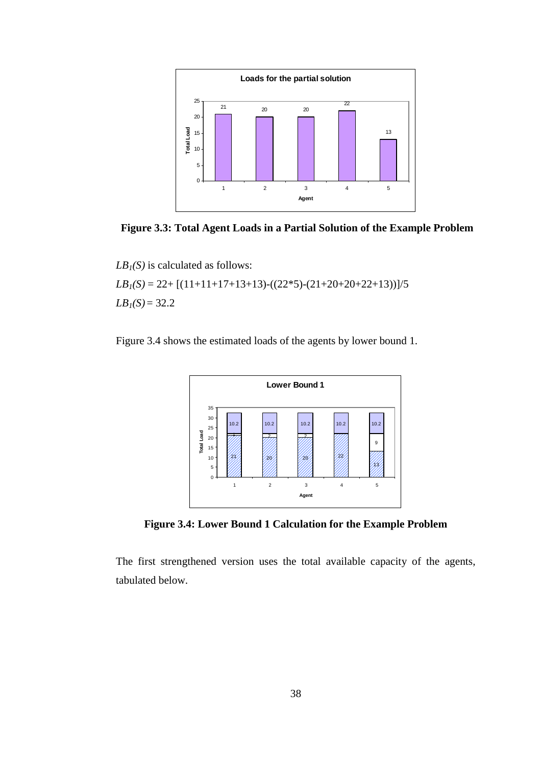Loads for the partial solution

Total Load

25
20
15
10
5
0

21
20
20
22
13

1
2
3
4
5

Agent

**Figure 3.3: Total Agent Loads in a Partial Solution of the Example Problem**

$LB_1(S)$ is calculated as follows:

$LB_1(S)$ = 22+ [(11+11+17+13+13)-((22*5)-(21+20+20+22+13))]/5

$LB_1(S)$ = 32.2

Figure 3.4 shows the estimated loads of the agents by lower bound 1.

Lower Bound 1

Total Load

35
30
25
20
15
10
5
0

10.2
10.2
10.2
10.2
10.2

1
2
2
9

21
20
20
22
13

1
2
3
4
5

Agent

**Figure 3.4: Lower Bound 1 Calculation for the Example Problem**

The first strengthened version uses the total available capacity of the agents, tabulated below.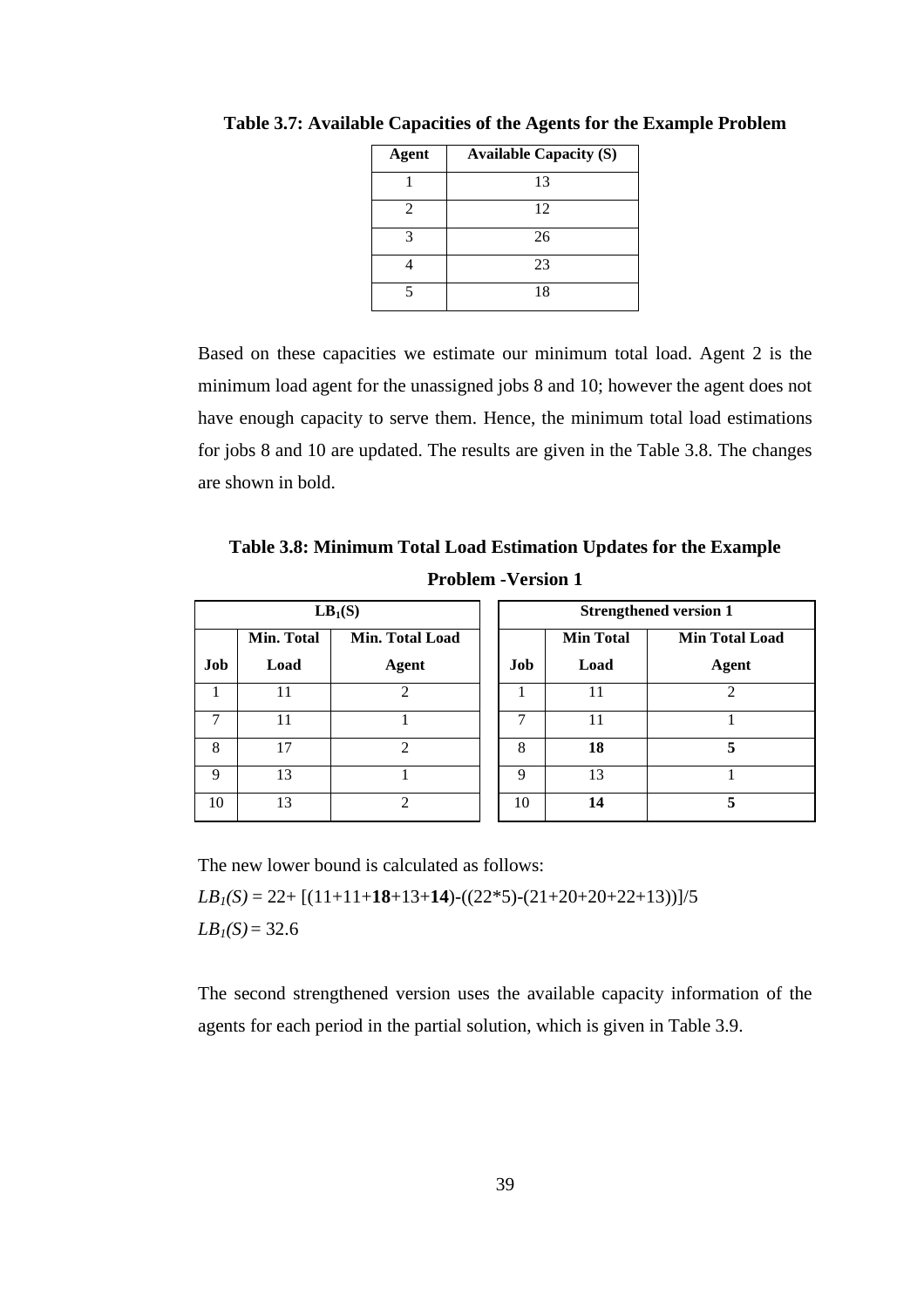**Table 3.7: Available Capacities of the Agents for the Example Problem**

| Agent | Available Capacity (S) |
|---|---|
| 1 | 13 |
| 2 | 12 |
| 3 | 26 |
| 4 | 23 |
| 5 | 18 |

Based on these capacities we estimate our minimum total load. Agent 2 is the minimum load agent for the unassigned jobs 8 and 10; however the agent does not have enough capacity to serve them. Hence, the minimum total load estimations for jobs 8 and 10 are updated. The results are given in the Table 3.8. The changes are shown in bold.

**Table 3.8: Minimum Total Load Estimation Updates for the Example Problem -Version 1**

| $LB_1(S)$ | | | Strengthened version 1 | | |
|---|---|---|---|---|---|
| Job | Min. Total Load | Min. Total Load Agent | Job | Min Total Load | Min Total Load Agent |
| 1 | 11 | 2 | 1 | 11 | 2 |
| 7 | 11 | 1 | 7 | 11 | 1 |
| 8 | 17 | 2 | 8 | **18** | **5** |
| 9 | 13 | 1 | 9 | 13 | 1 |
| 10 | 13 | 2 | 10 | **14** | **5** |

The new lower bound is calculated as follows:

$LB_1(S) = 22 + [(11+11+\mathbf{18}+13+\mathbf{14})-((22*5)-(21+20+20+22+13))]/5$

$LB_1(S) = 32.6$

The second strengthened version uses the available capacity information of the agents for each period in the partial solution, which is given in Table 3.9.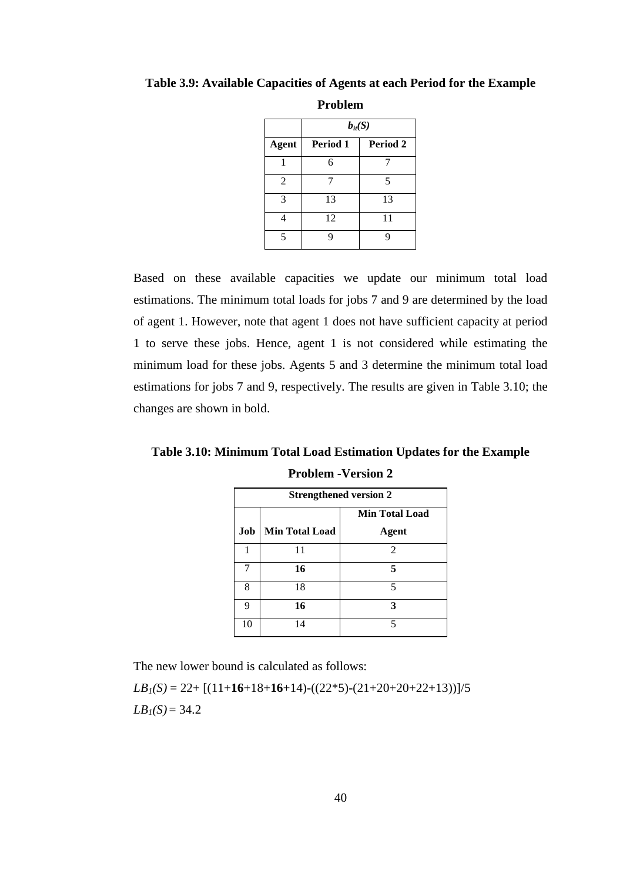**Table 3.9: Available Capacities of Agents at each Period for the Example Problem**

| | $b_{it}(S)$ | |
|---|---|---|
| **Agent** | **Period 1** | **Period 2** |
| 1 | 6 | 7 |
| 2 | 7 | 5 |
| 3 | 13 | 13 |
| 4 | 12 | 11 |
| 5 | 9 | 9 |

Based on these available capacities we update our minimum total load estimations. The minimum total loads for jobs 7 and 9 are determined by the load of agent 1. However, note that agent 1 does not have sufficient capacity at period 1 to serve these jobs. Hence, agent 1 is not considered while estimating the minimum load for these jobs. Agents 5 and 3 determine the minimum total load estimations for jobs 7 and 9, respectively. The results are given in Table 3.10; the changes are shown in bold.

**Table 3.10: Minimum Total Load Estimation Updates for the Example Problem -Version 2**

| **Strengthened version 2** | | |
|---|---|---|
| **Job** | **Min Total Load** | **Min Total Load Agent** |
| 1 | 11 | 2 |
| 7 | **16** | **5** |
| 8 | 18 | 5 |
| 9 | **16** | **3** |
| 10 | 14 | 5 |

The new lower bound is calculated as follows:

$LB_1(S) = 22 + [(11+\mathbf{16}+18+\mathbf{16}+14)-((22*5)-(21+20+20+22+13))]/5$

$LB_1(S) = 34.2$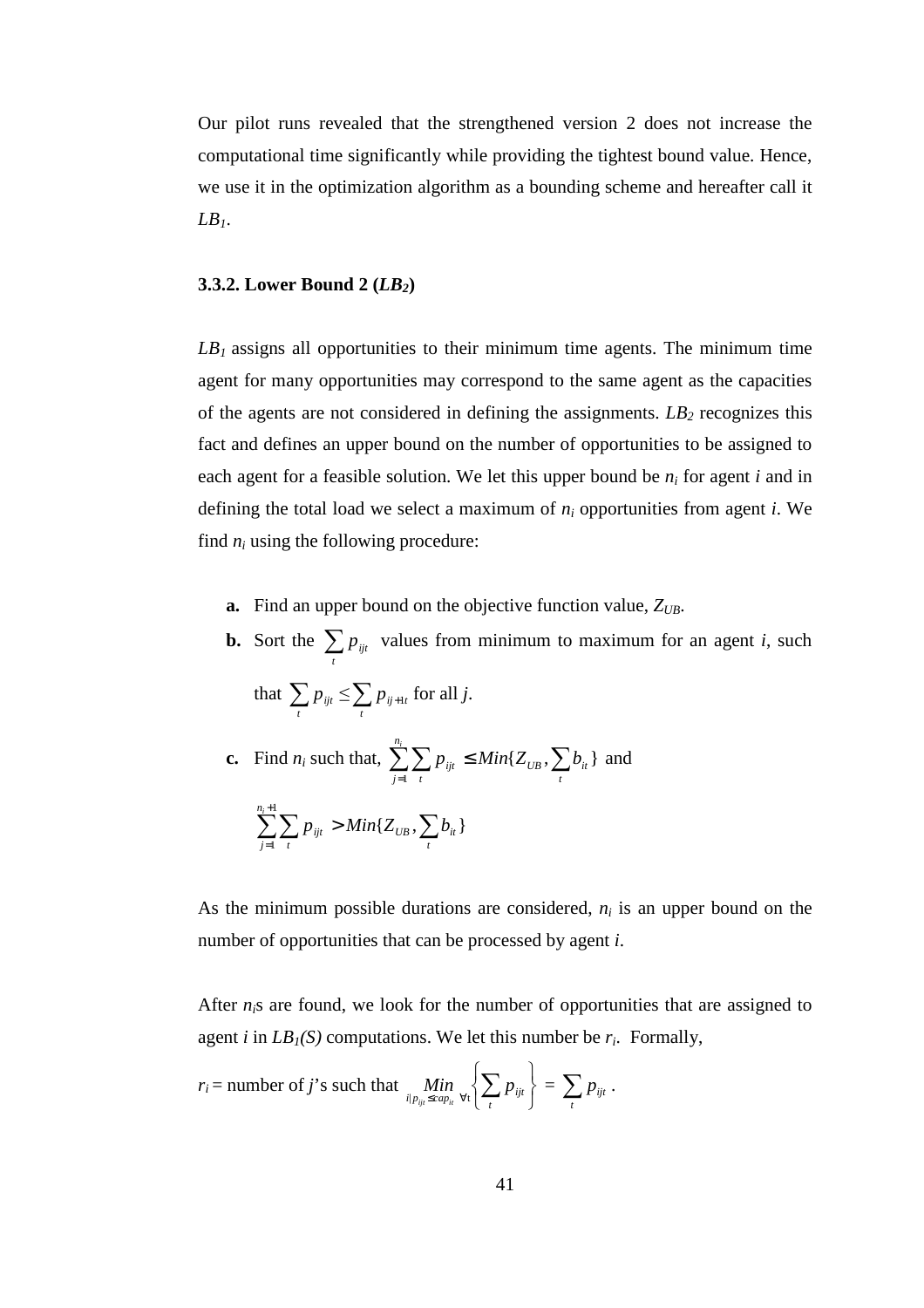Our pilot runs revealed that the strengthened version 2 does not increase the computational time significantly while providing the tightest bound value. Hence, we use it in the optimization algorithm as a bounding scheme and hereafter call it $LB_1$.

### 3.3.2. Lower Bound 2 ($LB_2$)

$LB_1$ assigns all opportunities to their minimum time agents. The minimum time agent for many opportunities may correspond to the same agent as the capacities of the agents are not considered in defining the assignments. $LB_2$ recognizes this fact and defines an upper bound on the number of opportunities to be assigned to each agent for a feasible solution. We let this upper bound be $n_i$ for agent $i$ and in defining the total load we select a maximum of $n_i$ opportunities from agent $i$. We find $n_i$ using the following procedure:

**a.** Find an upper bound on the objective function value, $Z_{UB}$.

**b.** Sort the $\sum_t p_{ijt}$ values from minimum to maximum for an agent $i$, such that $\sum_t p_{ijt} \leq \sum_t p_{ij+1t}$ for all $j$.

**c.** Find $n_i$ such that, $\sum_{j=1}^{n_i} \sum_t p_{ijt} \leq Min\{Z_{UB}, \sum_t b_{it}\}$ and

$$\sum_{j=1}^{n_i+1} \sum_t p_{ijt} > Min\{Z_{UB}, \sum_t b_{it}\}$$

As the minimum possible durations are considered, $n_i$ is an upper bound on the number of opportunities that can be processed by agent $i$.

After $n_i$s are found, we look for the number of opportunities that are assigned to agent $i$ in $LB_1(S)$ computations. We let this number be $r_i$. Formally,

$r_i$ = number of $j$'s such that $\underset{i|p_{ijt} \leq cap_{it} \ \forall t}{Min} \left\{ \sum_t p_{ijt} \right\} = \sum_t p_{ijt}$.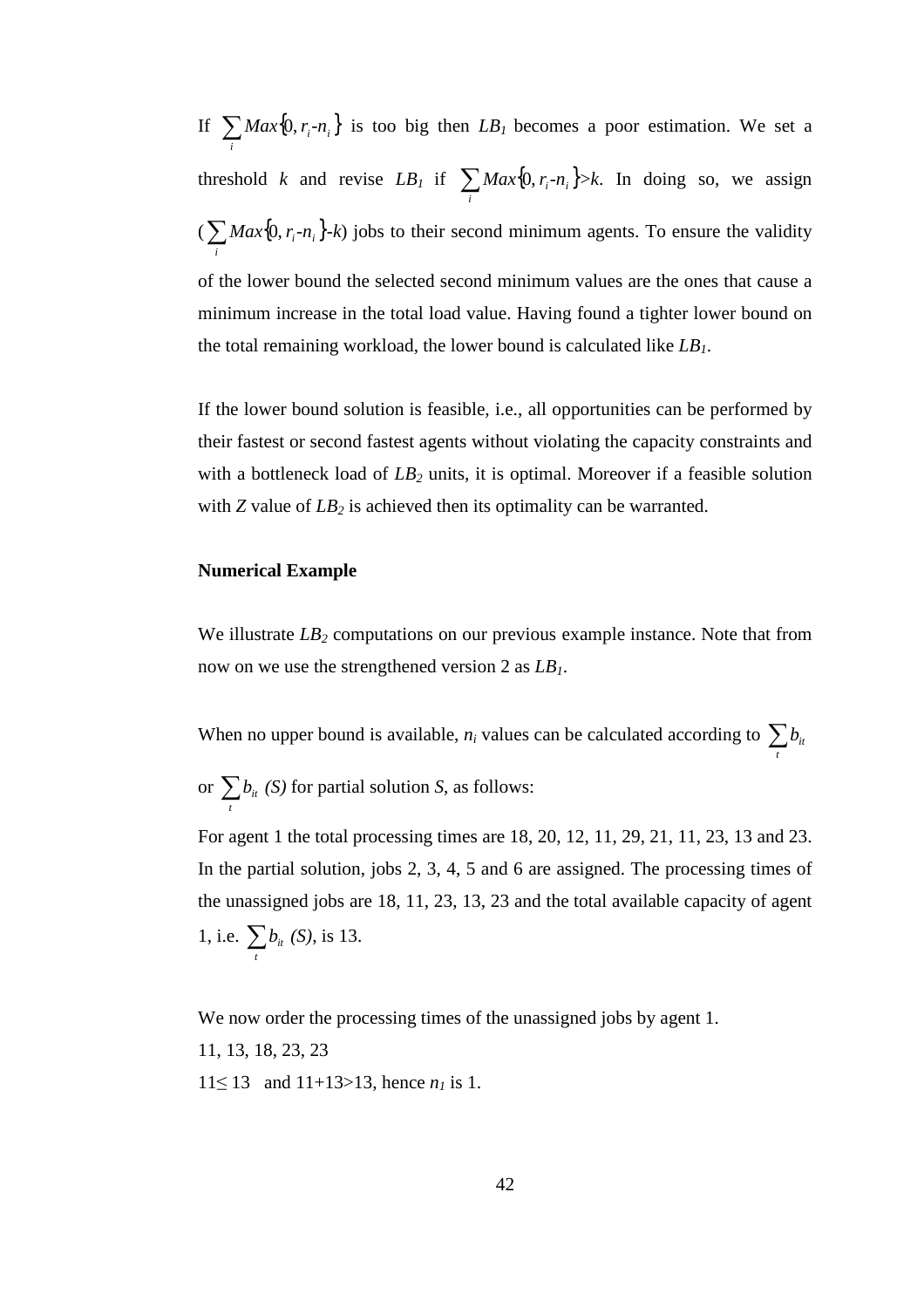If $\sum_i Max\{0, r_i\text{-}n_i\}$ is too big then $LB_1$ becomes a poor estimation. We set a threshold $k$ and revise $LB_1$ if $\sum_i Max\{0, r_i\text{-}n_i\}>k$. In doing so, we assign $(\sum_i Max\{0, r_i\text{-}n_i\}\text{-}k)$ jobs to their second minimum agents. To ensure the validity of the lower bound the selected second minimum values are the ones that cause a minimum increase in the total load value. Having found a tighter lower bound on the total remaining workload, the lower bound is calculated like $LB_1$.

If the lower bound solution is feasible, i.e., all opportunities can be performed by their fastest or second fastest agents without violating the capacity constraints and with a bottleneck load of $LB_2$ units, it is optimal. Moreover if a feasible solution with $Z$ value of $LB_2$ is achieved then its optimality can be warranted.

**Numerical Example**

We illustrate $LB_2$ computations on our previous example instance. Note that from now on we use the strengthened version 2 as $LB_1$.

When no upper bound is available, $n_i$ values can be calculated according to $\sum_t b_{it}$ or $\sum_t b_{it}$ *(S)* for partial solution *S*, as follows:

For agent 1 the total processing times are 18, 20, 12, 11, 29, 21, 11, 23, 13 and 23. In the partial solution, jobs 2, 3, 4, 5 and 6 are assigned. The processing times of the unassigned jobs are 18, 11, 23, 13, 23 and the total available capacity of agent 1, i.e. $\sum_t b_{it}$ *(S)*, is 13.

We now order the processing times of the unassigned jobs by agent 1.

11, 13, 18, 23, 23

$11\leq 13$ and $11+13>13$, hence $n_1$ is 1.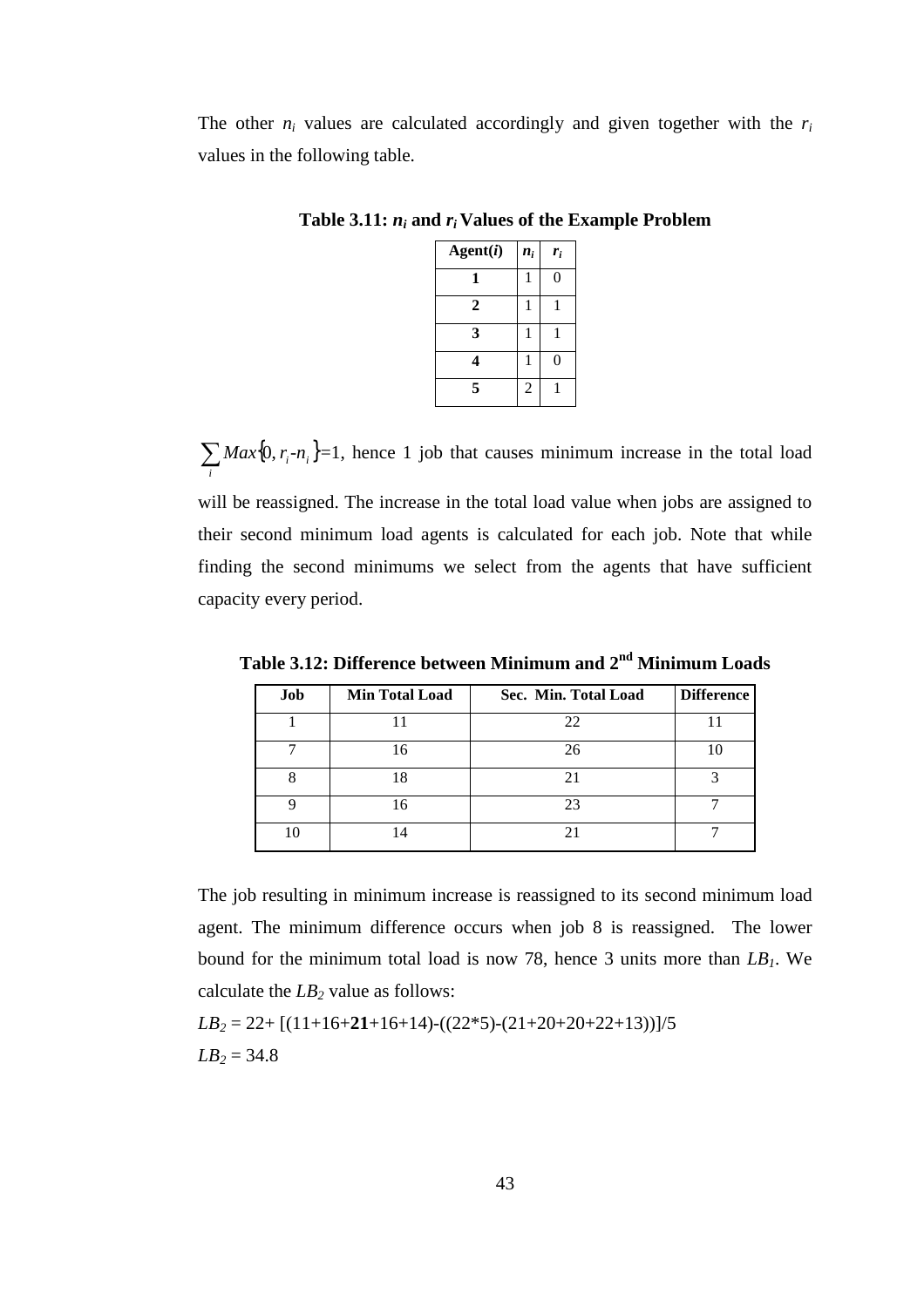The other $n_i$ values are calculated accordingly and given together with the $r_i$ values in the following table.

**Table 3.11: $n_i$ and $r_i$ Values of the Example Problem**

| Agent($i$) | $n_i$ | $r_i$ |
|---|---|---|
| **1** | 1 | 0 |
| **2** | 1 | 1 |
| **3** | 1 | 1 |
| **4** | 1 | 0 |
| **5** | 2 | 1 |

$\sum_i Max\{0, r_i\text{-}n_i\}$=1, hence 1 job that causes minimum increase in the total load will be reassigned. The increase in the total load value when jobs are assigned to their second minimum load agents is calculated for each job. Note that while finding the second minimums we select from the agents that have sufficient capacity every period.

**Table 3.12: Difference between Minimum and 2$^{nd}$ Minimum Loads**

| Job | Min Total Load | Sec. Min. Total Load | Difference |
|---|---|---|---|
| 1 | 11 | 22 | 11 |
| 7 | 16 | 26 | 10 |
| 8 | 18 | 21 | 3 |
| 9 | 16 | 23 | 7 |
| 10 | 14 | 21 | 7 |

The job resulting in minimum increase is reassigned to its second minimum load agent. The minimum difference occurs when job 8 is reassigned. The lower bound for the minimum total load is now 78, hence 3 units more than $LB_1$. We calculate the $LB_2$ value as follows:

$LB_2$ = 22+ [(11+16+**21**+16+14)-((22*5)-(21+20+20+22+13))]/5

$LB_2$ = 34.8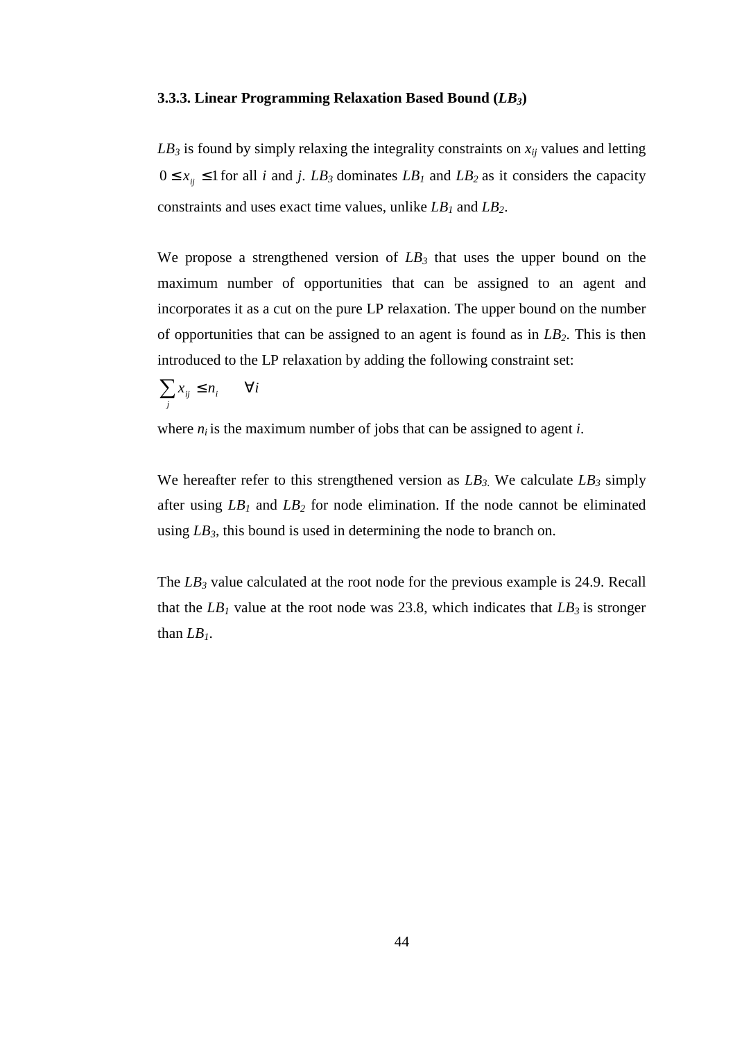### 3.3.3. Linear Programming Relaxation Based Bound ($LB_3$)

$LB_3$ is found by simply relaxing the integrality constraints on $x_{ij}$ values and letting $0 \leq x_{ij} \leq 1$ for all $i$ and $j$. $LB_3$ dominates $LB_1$ and $LB_2$ as it considers the capacity constraints and uses exact time values, unlike $LB_1$ and $LB_2$.

We propose a strengthened version of $LB_3$ that uses the upper bound on the maximum number of opportunities that can be assigned to an agent and incorporates it as a cut on the pure LP relaxation. The upper bound on the number of opportunities that can be assigned to an agent is found as in $LB_2$. This is then introduced to the LP relaxation by adding the following constraint set:

$$\sum_j x_{ij} \leq n_i \qquad \forall i$$

where $n_i$ is the maximum number of jobs that can be assigned to agent $i$.

We hereafter refer to this strengthened version as $LB_3$. We calculate $LB_3$ simply after using $LB_1$ and $LB_2$ for node elimination. If the node cannot be eliminated using $LB_3$, this bound is used in determining the node to branch on.

The $LB_3$ value calculated at the root node for the previous example is 24.9. Recall that the $LB_1$ value at the root node was 23.8, which indicates that $LB_3$ is stronger than $LB_1$.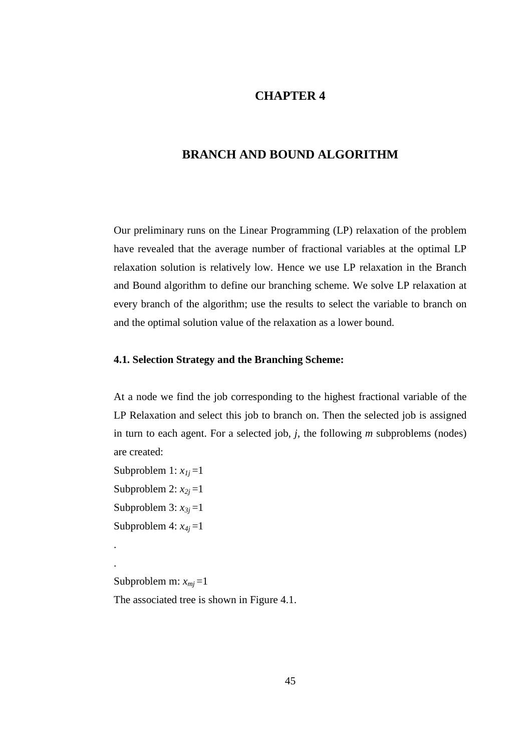# CHAPTER 4

# BRANCH AND BOUND ALGORITHM

Our preliminary runs on the Linear Programming (LP) relaxation of the problem have revealed that the average number of fractional variables at the optimal LP relaxation solution is relatively low. Hence we use LP relaxation in the Branch and Bound algorithm to define our branching scheme. We solve LP relaxation at every branch of the algorithm; use the results to select the variable to branch on and the optimal solution value of the relaxation as a lower bound.

### 4.1. Selection Strategy and the Branching Scheme:

At a node we find the job corresponding to the highest fractional variable of the LP Relaxation and select this job to branch on. Then the selected job is assigned in turn to each agent. For a selected job, $j$, the following $m$ subproblems (nodes) are created:

Subproblem 1: $x_{1j} = 1$

Subproblem 2: $x_{2j} = 1$

Subproblem 3: $x_{3j} = 1$

Subproblem 4: $x_{4j} = 1$

.

.

Subproblem m: $x_{mj} = 1$

The associated tree is shown in Figure 4.1.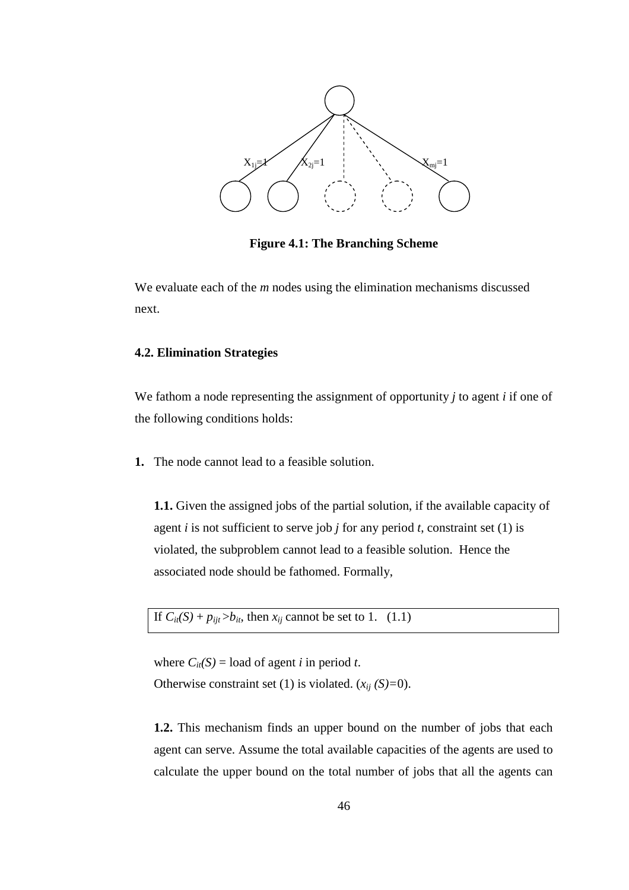$X_{1j}=1$ $X_{2j}=1$ $X_{mj}=1$

**Figure 4.1: The Branching Scheme**

We evaluate each of the *m* nodes using the elimination mechanisms discussed next.

### 4.2. Elimination Strategies

We fathom a node representing the assignment of opportunity *j* to agent *i* if one of the following conditions holds:

**1.** The node cannot lead to a feasible solution.

**1.1.** Given the assigned jobs of the partial solution, if the available capacity of agent *i* is not sufficient to serve job *j* for any period *t*, constraint set (1) is violated, the subproblem cannot lead to a feasible solution. Hence the associated node should be fathomed. Formally,

If $C_{it}(S) + p_{ijt} > b_{it}$, then $x_{ij}$ cannot be set to 1. (1.1)

where $C_{it}(S)$ = load of agent *i* in period *t*.
Otherwise constraint set (1) is violated. ($x_{ij}(S)=0$).

**1.2.** This mechanism finds an upper bound on the number of jobs that each agent can serve. Assume the total available capacities of the agents are used to calculate the upper bound on the total number of jobs that all the agents can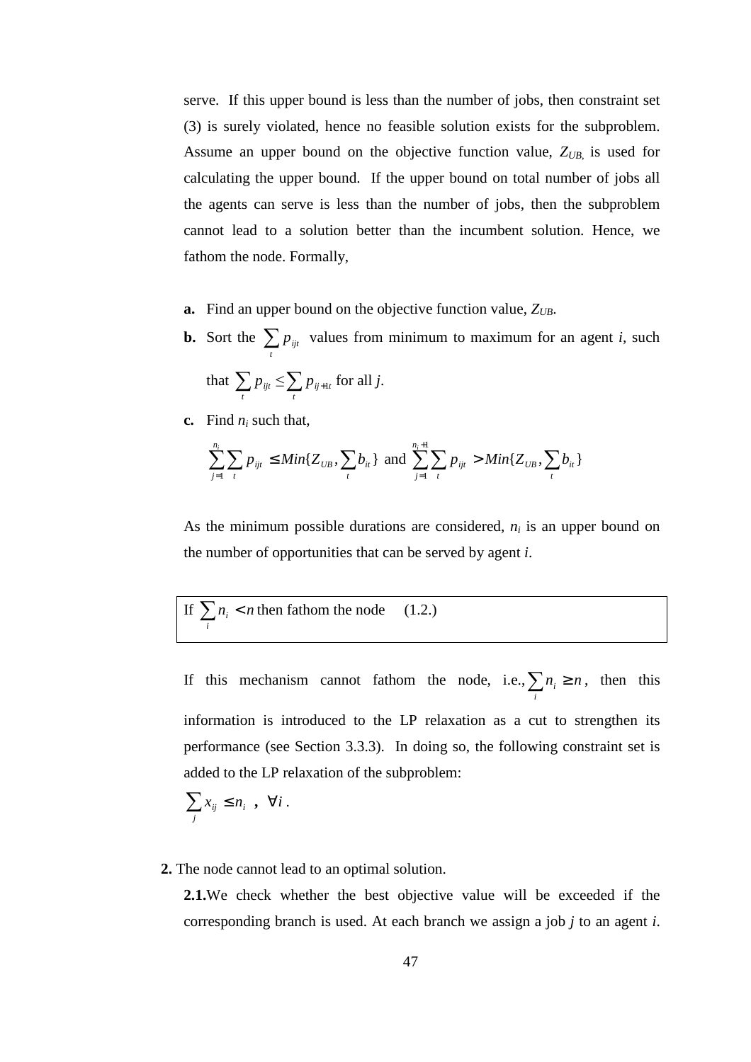serve. If this upper bound is less than the number of jobs, then constraint set (3) is surely violated, hence no feasible solution exists for the subproblem. Assume an upper bound on the objective function value, $Z_{UB,}$ is used for calculating the upper bound. If the upper bound on total number of jobs all the agents can serve is less than the number of jobs, then the subproblem cannot lead to a solution better than the incumbent solution. Hence, we fathom the node. Formally,

**a.** Find an upper bound on the objective function value, $Z_{UB}$.

**b.** Sort the $\sum_t p_{ijt}$ values from minimum to maximum for an agent $i$, such that $\sum_t p_{ijt} \leq \sum_t p_{ij+1t}$ for all $j$.

**c.** Find $n_i$ such that,

$$\sum_{j=1}^{n_i} \sum_t p_{ijt} \leq Min\{Z_{UB}, \sum_t b_{it}\} \text{ and } \sum_{j=1}^{n_i+1} \sum_t p_{ijt} > Min\{Z_{UB}, \sum_t b_{it}\}$$

As the minimum possible durations are considered, $n_i$ is an upper bound on the number of opportunities that can be served by agent $i$.

| If $\sum_i n_i < n$ then fathom the node (1.2.) |
|---|

If this mechanism cannot fathom the node, i.e.,$\sum_i n_i \geq n$, then this information is introduced to the LP relaxation as a cut to strengthen its performance (see Section 3.3.3). In doing so, the following constraint set is added to the LP relaxation of the subproblem:

$$\sum_j x_{ij} \leq n_i \ , \ \forall i .$$

**2.** The node cannot lead to an optimal solution.

**2.1.** We check whether the best objective value will be exceeded if the corresponding branch is used. At each branch we assign a job $j$ to an agent $i$.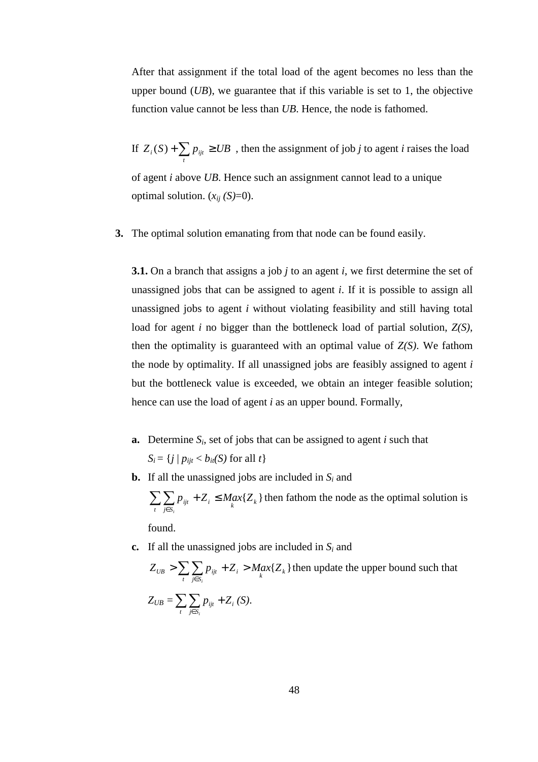After that assignment if the total load of the agent becomes no less than the upper bound (*UB*), we guarantee that if this variable is set to 1, the objective function value cannot be less than *UB*. Hence, the node is fathomed.

If $Z_i(S) + \sum_t p_{ijt} \geq UB$ , then the assignment of job *j* to agent *i* raises the load of agent *i* above *UB*. Hence such an assignment cannot lead to a unique optimal solution. ($x_{ij}(S)$=0).

**3.** The optimal solution emanating from that node can be found easily.

**3.1.** On a branch that assigns a job *j* to an agent *i*, we first determine the set of unassigned jobs that can be assigned to agent *i*. If it is possible to assign all unassigned jobs to agent *i* without violating feasibility and still having total load for agent *i* no bigger than the bottleneck load of partial solution, *Z(S)*, then the optimality is guaranteed with an optimal value of *Z(S)*. We fathom the node by optimality. If all unassigned jobs are feasibly assigned to agent *i* but the bottleneck value is exceeded, we obtain an integer feasible solution; hence can use the load of agent *i* as an upper bound. Formally,

**a.** Determine $S_i$, set of jobs that can be assigned to agent *i* such that $S_i = \{j \mid p_{ijt} < b_{it}(S) \text{ for all } t\}$

**b.** If all the unassigned jobs are included in $S_i$ and $\sum_t \sum_{j \in S_i} p_{ijt} + Z_i \leq \underset{k}{Max}\{Z_k\}$ then fathom the node as the optimal solution is found.

**c.** If all the unassigned jobs are included in $S_i$ and $Z_{UB} > \sum_t \sum_{j \in S_i} p_{ijt} + Z_i > \underset{k}{Max}\{Z_k\}$ then update the upper bound such that $Z_{UB} = \sum_t \sum_{j \in S_i} p_{ijt} + Z_i(S)$.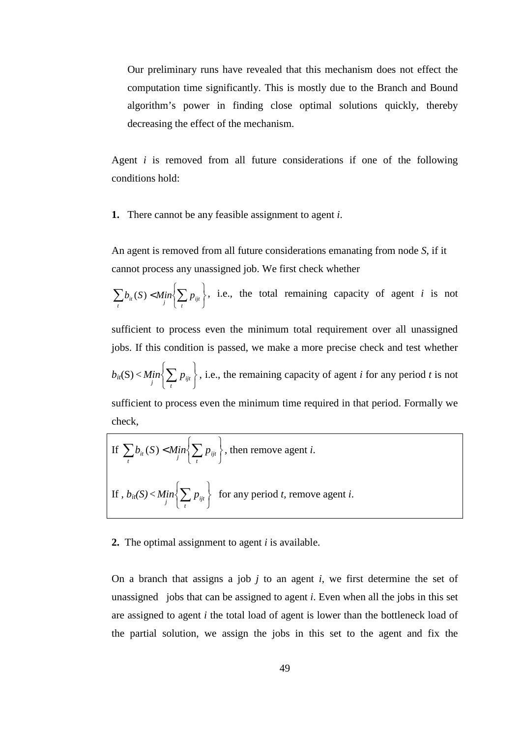Our preliminary runs have revealed that this mechanism does not effect the computation time significantly. This is mostly due to the Branch and Bound algorithm's power in finding close optimal solutions quickly, thereby decreasing the effect of the mechanism.

Agent $i$ is removed from all future considerations if one of the following conditions hold:

**1.** There cannot be any feasible assignment to agent $i$.

An agent is removed from all future considerations emanating from node $S$, if it cannot process any unassigned job. We first check whether $\sum_t b_{it}(S) < \underset{j}{Min}\left\{\sum_t p_{ijt}\right\}$, i.e., the total remaining capacity of agent $i$ is not sufficient to process even the minimum total requirement over all unassigned jobs. If this condition is passed, we make a more precise check and test whether $b_{it}(S) < \underset{j}{Min}\left\{\sum_t p_{ijt}\right\}$, i.e., the remaining capacity of agent $i$ for any period $t$ is not sufficient to process even the minimum time required in that period. Formally we check,

If $\sum_t b_{it}(S) < \underset{j}{Min}\left\{\sum_t p_{ijt}\right\}$, then remove agent $i$.

If , $b_{it}(S) < \underset{j}{Min}\left\{\sum_t p_{ijt}\right\}$ for any period $t$, remove agent $i$.

**2.** The optimal assignment to agent $i$ is available.

On a branch that assigns a job $j$ to an agent $i$, we first determine the set of unassigned jobs that can be assigned to agent $i$. Even when all the jobs in this set are assigned to agent $i$ the total load of agent is lower than the bottleneck load of the partial solution, we assign the jobs in this set to the agent and fix the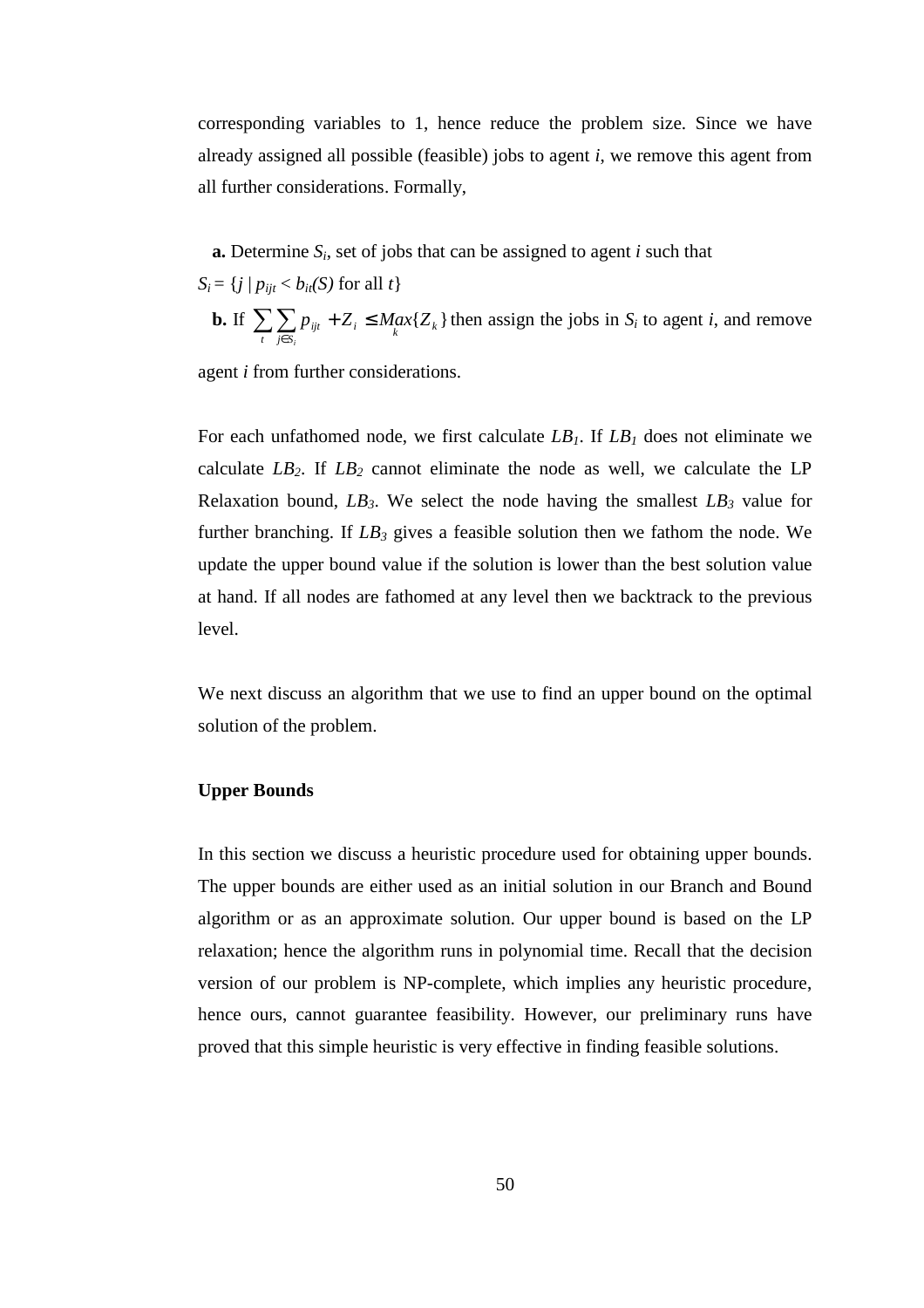corresponding variables to 1, hence reduce the problem size. Since we have already assigned all possible (feasible) jobs to agent *i*, we remove this agent from all further considerations. Formally,

**a.** Determine $S_i$, set of jobs that can be assigned to agent *i* such that

$S_i = \{j \mid p_{ijt} < b_{it}(S) \text{ for all } t\}$

**b.** If $\sum_t \sum_{j \in S_i} p_{ijt} + Z_i \leq \underset{k}{Max}\{Z_k\}$ then assign the jobs in $S_i$ to agent *i*, and remove agent *i* from further considerations.

For each unfathomed node, we first calculate $LB_1$. If $LB_1$ does not eliminate we calculate $LB_2$. If $LB_2$ cannot eliminate the node as well, we calculate the LP Relaxation bound, $LB_3$. We select the node having the smallest $LB_3$ value for further branching. If $LB_3$ gives a feasible solution then we fathom the node. We update the upper bound value if the solution is lower than the best solution value at hand. If all nodes are fathomed at any level then we backtrack to the previous level.

We next discuss an algorithm that we use to find an upper bound on the optimal solution of the problem.

**Upper Bounds**

In this section we discuss a heuristic procedure used for obtaining upper bounds. The upper bounds are either used as an initial solution in our Branch and Bound algorithm or as an approximate solution. Our upper bound is based on the LP relaxation; hence the algorithm runs in polynomial time. Recall that the decision version of our problem is NP-complete, which implies any heuristic procedure, hence ours, cannot guarantee feasibility. However, our preliminary runs have proved that this simple heuristic is very effective in finding feasible solutions.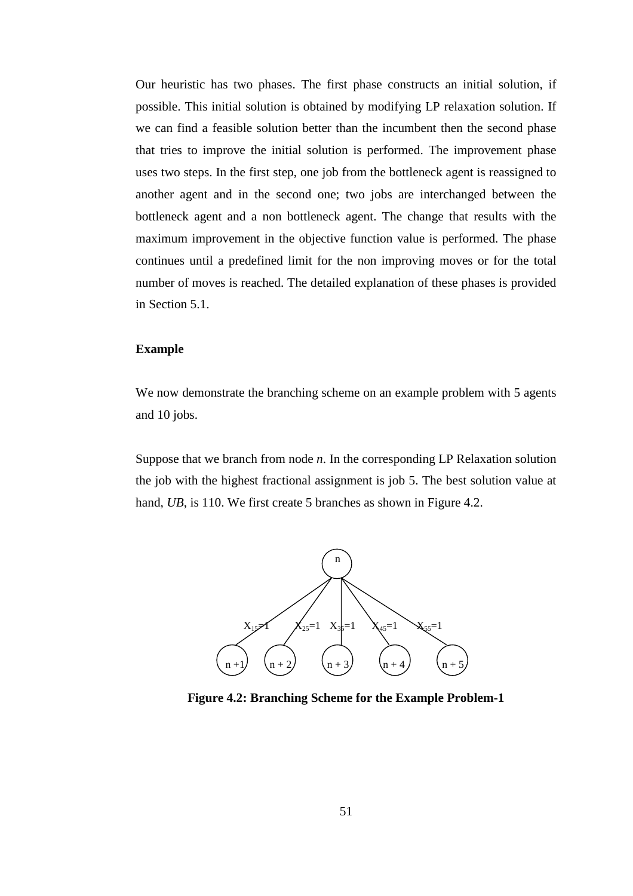Our heuristic has two phases. The first phase constructs an initial solution, if possible. This initial solution is obtained by modifying LP relaxation solution. If we can find a feasible solution better than the incumbent then the second phase that tries to improve the initial solution is performed. The improvement phase uses two steps. In the first step, one job from the bottleneck agent is reassigned to another agent and in the second one; two jobs are interchanged between the bottleneck agent and a non bottleneck agent. The change that results with the maximum improvement in the objective function value is performed. The phase continues until a predefined limit for the non improving moves or for the total number of moves is reached. The detailed explanation of these phases is provided in Section 5.1.

**Example**

We now demonstrate the branching scheme on an example problem with 5 agents and 10 jobs.

Suppose that we branch from node *n*. In the corresponding LP Relaxation solution the job with the highest fractional assignment is job 5. The best solution value at hand, *UB*, is 110. We first create 5 branches as shown in Figure 4.2.

n

$X_{15}=1$ $X_{25}=1$ $X_{35}=1$ $X_{45}=1$ $X_{55}=1$

n +1 n + 2 n + 3 n + 4 n + 5

**Figure 4.2: Branching Scheme for the Example Problem-1**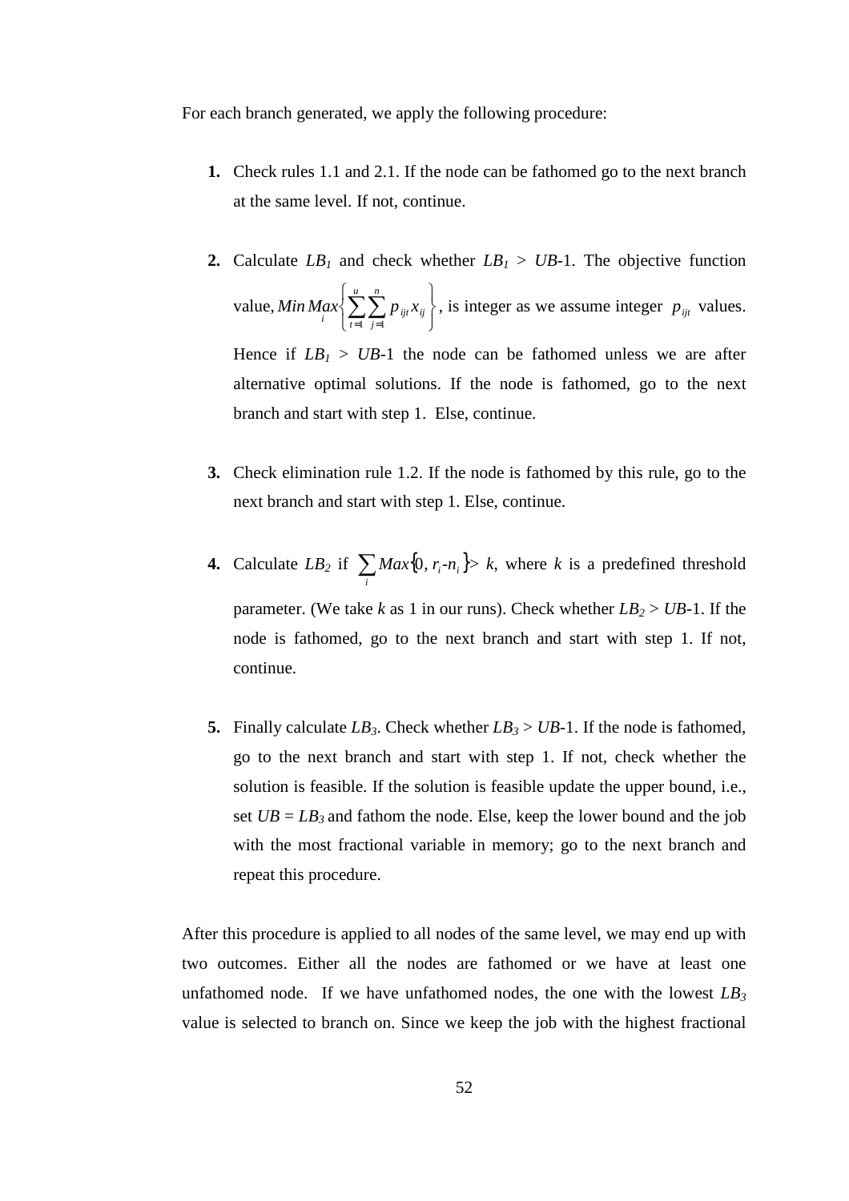For each branch generated, we apply the following procedure:

1. Check rules 1.1 and 2.1. If the node can be fathomed go to the next branch at the same level. If not, continue.

2. Calculate $LB_1$ and check whether $LB_1 > UB$-1. The objective function value, $\underset{i}{Min\,Max}\left\{\sum_{t=1}^{u}\sum_{j=1}^{n} p_{ijt}x_{ij}\right\}$, is integer as we assume integer $p_{ijt}$ values. Hence if $LB_1 > UB$-1 the node can be fathomed unless we are after alternative optimal solutions. If the node is fathomed, go to the next branch and start with step 1. Else, continue.

3. Check elimination rule 1.2. If the node is fathomed by this rule, go to the next branch and start with step 1. Else, continue.

4. Calculate $LB_2$ if $\sum_i Max\{0, r_i\text{-}n_i\} > k$, where $k$ is a predefined threshold parameter. (We take $k$ as 1 in our runs). Check whether $LB_2 > UB$-1. If the node is fathomed, go to the next branch and start with step 1. If not, continue.

5. Finally calculate $LB_3$. Check whether $LB_3 > UB$-1. If the node is fathomed, go to the next branch and start with step 1. If not, check whether the solution is feasible. If the solution is feasible update the upper bound, i.e., set $UB = LB_3$ and fathom the node. Else, keep the lower bound and the job with the most fractional variable in memory; go to the next branch and repeat this procedure.

After this procedure is applied to all nodes of the same level, we may end up with two outcomes. Either all the nodes are fathomed or we have at least one unfathomed node. If we have unfathomed nodes, the one with the lowest $LB_3$ value is selected to branch on. Since we keep the job with the highest fractional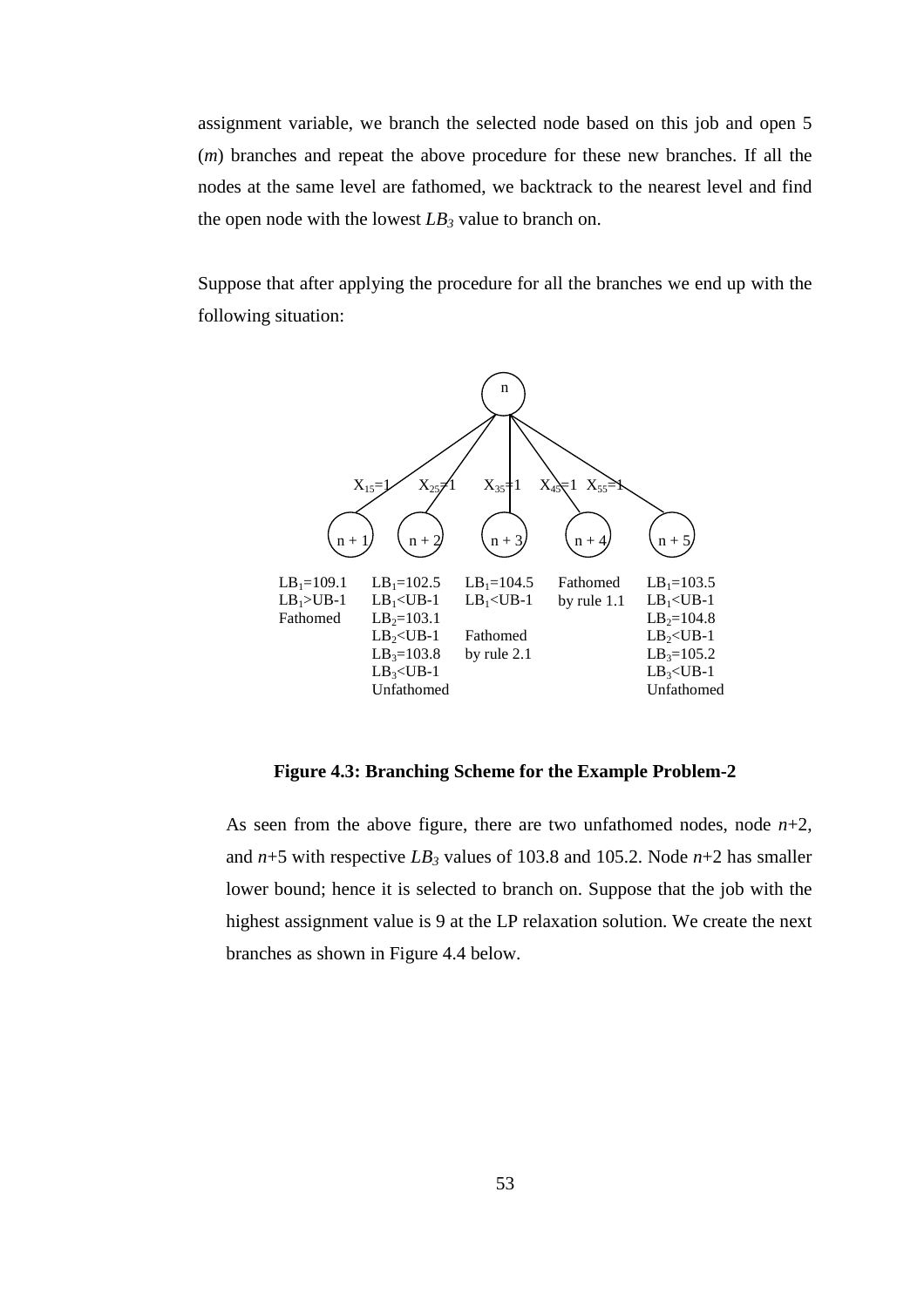assignment variable, we branch the selected node based on this job and open 5 (*m*) branches and repeat the above procedure for these new branches. If all the nodes at the same level are fathomed, we backtrack to the nearest level and find the open node with the lowest $LB_3$ value to branch on.

Suppose that after applying the procedure for all the branches we end up with the following situation:

n

$X_{15}=1$ $X_{25}=1$ $X_{35}=1$ $X_{45}=1$ $X_{55}=1$

n + 1 n + 2 n + 3 n + 4 n + 5

$LB_1=109.1$
$LB_1>UB-1$
Fathomed

$LB_1=102.5$
$LB_1<UB-1$
$LB_2=103.1$
$LB_2<UB-1$
$LB_3=103.8$
$LB_3<UB-1$
Unfathomed

$LB_1=104.5$
$LB_1<UB-1$
Fathomed by rule 2.1

Fathomed by rule 1.1

$LB_1=103.5$
$LB_1<UB-1$
$LB_2=104.8$
$LB_2<UB-1$
$LB_3=105.2$
$LB_3<UB-1$
Unfathomed

**Figure 4.3: Branching Scheme for the Example Problem-2**

As seen from the above figure, there are two unfathomed nodes, node *n*+2, and *n*+5 with respective $LB_3$ values of 103.8 and 105.2. Node *n*+2 has smaller lower bound; hence it is selected to branch on. Suppose that the job with the highest assignment value is 9 at the LP relaxation solution. We create the next branches as shown in Figure 4.4 below.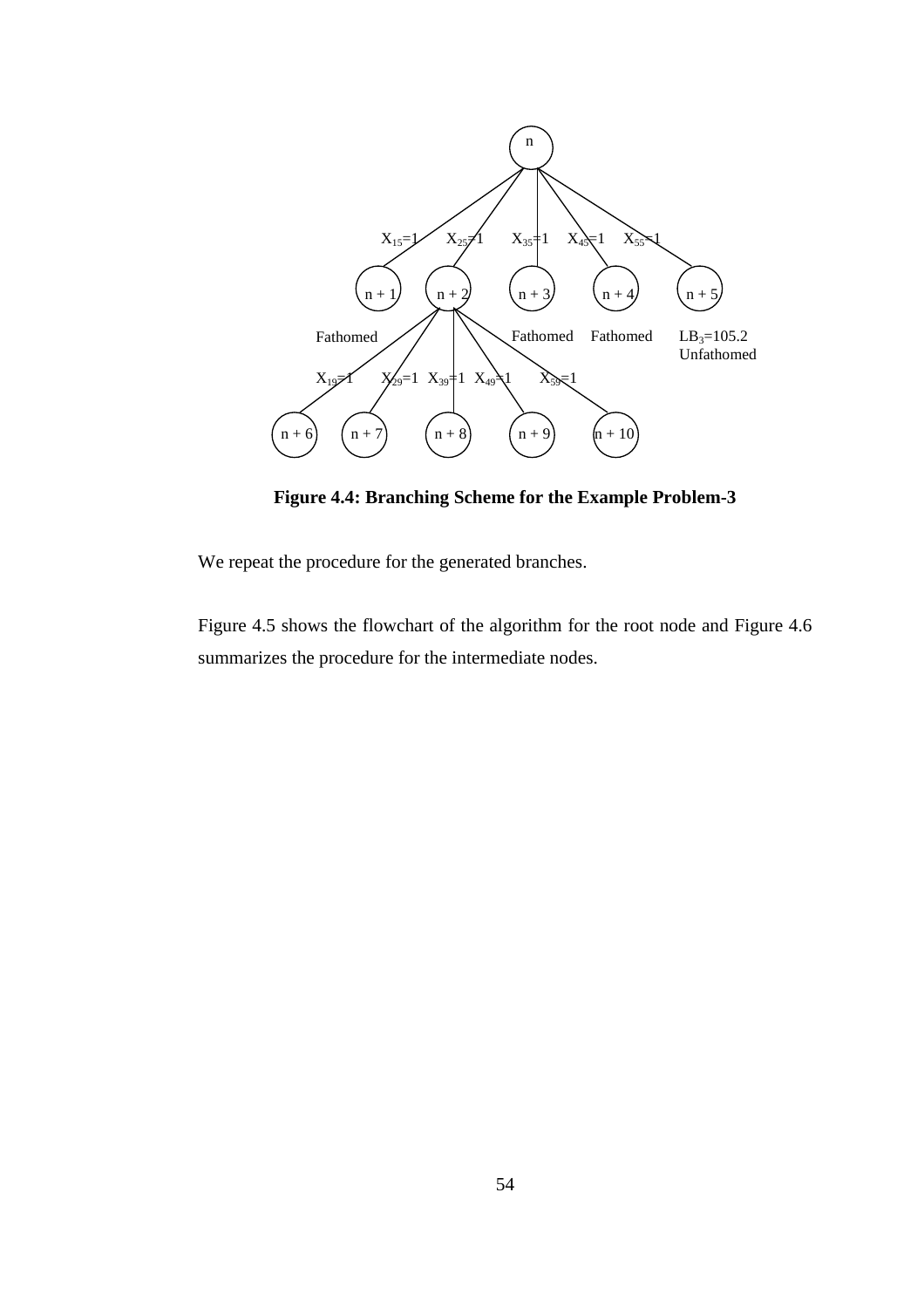n

$X_{15}=1$ $X_{25}=1$ $X_{35}=1$ $X_{45}=1$ $X_{55}=1$

n + 1 n + 2 n + 3 n + 4 n + 5

Fathomed Fathomed Fathomed $LB_3=105.2$ Unfathomed

$X_{19}=1$ $X_{29}=1$ $X_{39}=1$ $X_{49}=1$ $X_{59}=1$

n + 6 n + 7 n + 8 n + 9 n + 10

**Figure 4.4: Branching Scheme for the Example Problem-3**

We repeat the procedure for the generated branches.

Figure 4.5 shows the flowchart of the algorithm for the root node and Figure 4.6 summarizes the procedure for the intermediate nodes.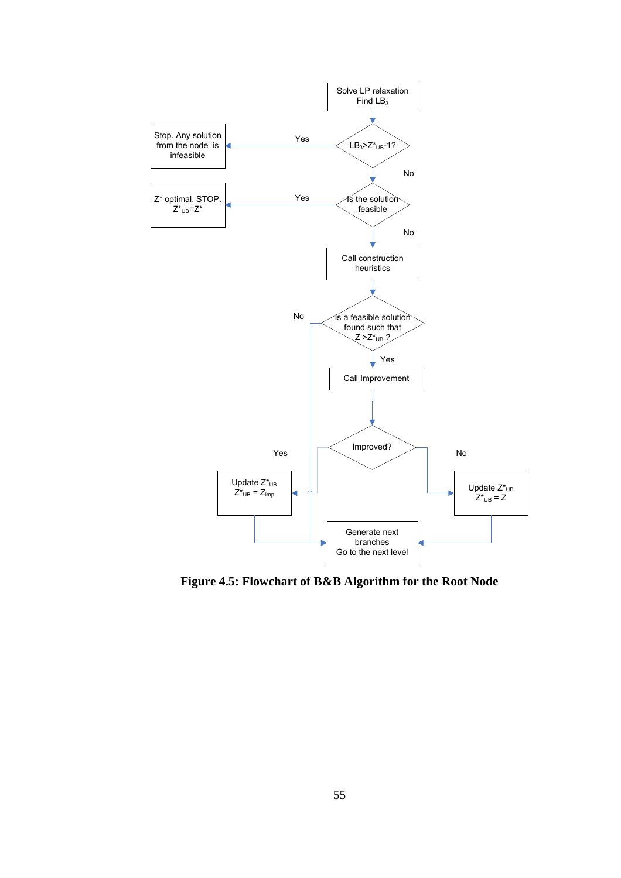Solve LP relaxation
Find $LB_3$

$LB_3 > Z^*_{UB} - 1$?

Yes

Stop. Any solution from the node is infeasible

No

Is the solution feasible

Yes

Z* optimal. STOP. $Z^*_{UB} = Z^*$

No

Call construction heuristics

Is a feasible solution found such that $Z > Z^*_{UB}$ ?

No

Yes

Call Improvement

Improved?

Yes

Update $Z^*_{UB}$
$Z^*_{UB} = Z_{imp}$

No

Update $Z^*_{UB}$
$Z^*_{UB} = Z$

Generate next branches
Go to the next level

**Figure 4.5: Flowchart of B&B Algorithm for the Root Node**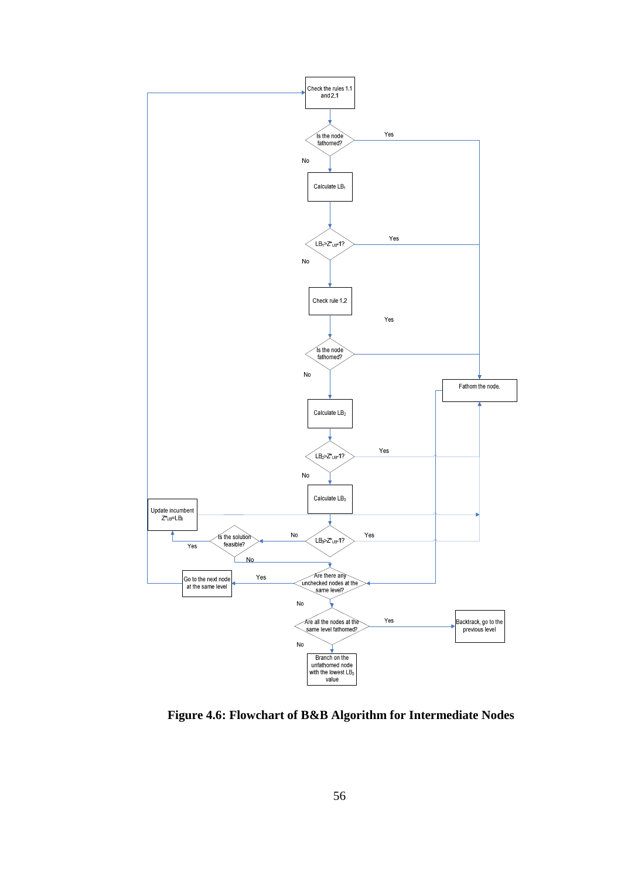Check the rules 1.1 and 2.1

Is the node fathomed?

Yes

No

Calculate $LB_1$

$LB_1 > Z^*_{UB} - 1$?

Yes

No

Check rule 1.2

Yes

Is the node fathomed?

No

Fathom the node.

Calculate $LB_2$

$LB_2 > Z^*_{UB} - 1$?

Yes

No

Calculate $LB_3$

Update incumbent $Z^*_{UB} = LB_3$

Is the solution feasible?

No

$LB_3 > Z^*_{UB} - 1$?

Yes

Yes

No

Go to the next node at the same level

Yes

Are there any unchecked nodes at the same level?

No

Are all the nodes at the same level fathomed?

Yes

Backtrack, go to the previous level

No

Branch on the unfathomed node with the lowest $LB_3$ value

**Figure 4.6: Flowchart of B&B Algorithm for Intermediate Nodes**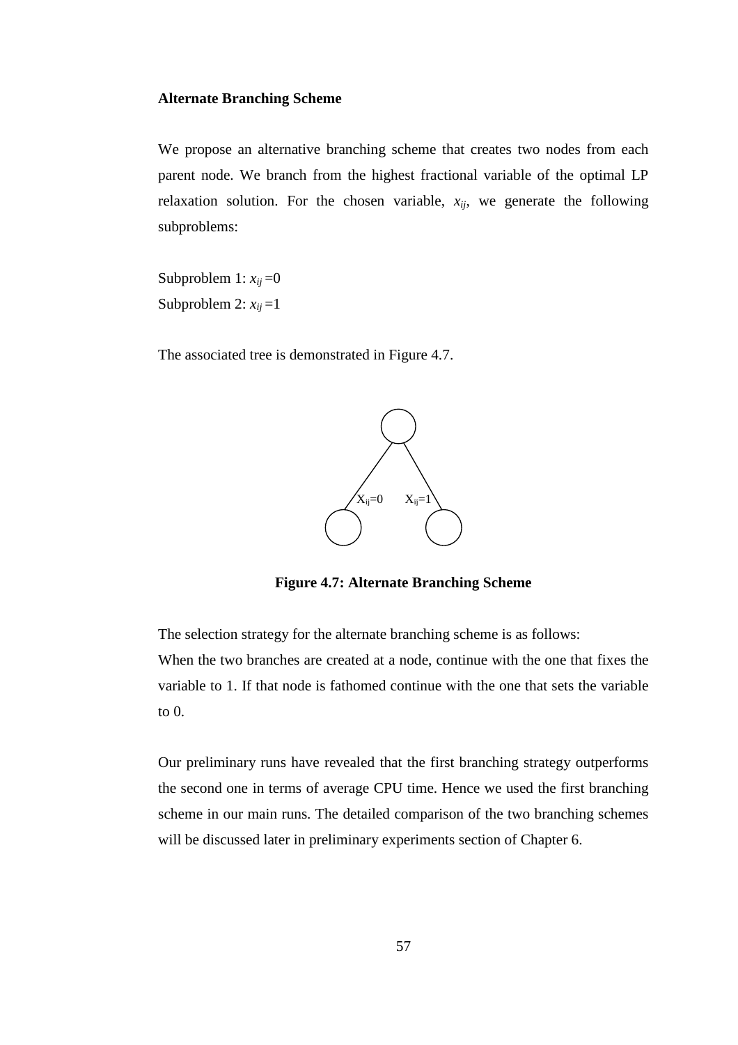**Alternate Branching Scheme**

We propose an alternative branching scheme that creates two nodes from each parent node. We branch from the highest fractional variable of the optimal LP relaxation solution. For the chosen variable, $x_{ij}$, we generate the following subproblems:

Subproblem 1: $x_{ij} = 0$
Subproblem 2: $x_{ij} = 1$

The associated tree is demonstrated in Figure 4.7.

$X_{ij}=0$

$X_{ij}=1$

**Figure 4.7: Alternate Branching Scheme**

The selection strategy for the alternate branching scheme is as follows:
When the two branches are created at a node, continue with the one that fixes the variable to 1. If that node is fathomed continue with the one that sets the variable to 0.

Our preliminary runs have revealed that the first branching strategy outperforms the second one in terms of average CPU time. Hence we used the first branching scheme in our main runs. The detailed comparison of the two branching schemes will be discussed later in preliminary experiments section of Chapter 6.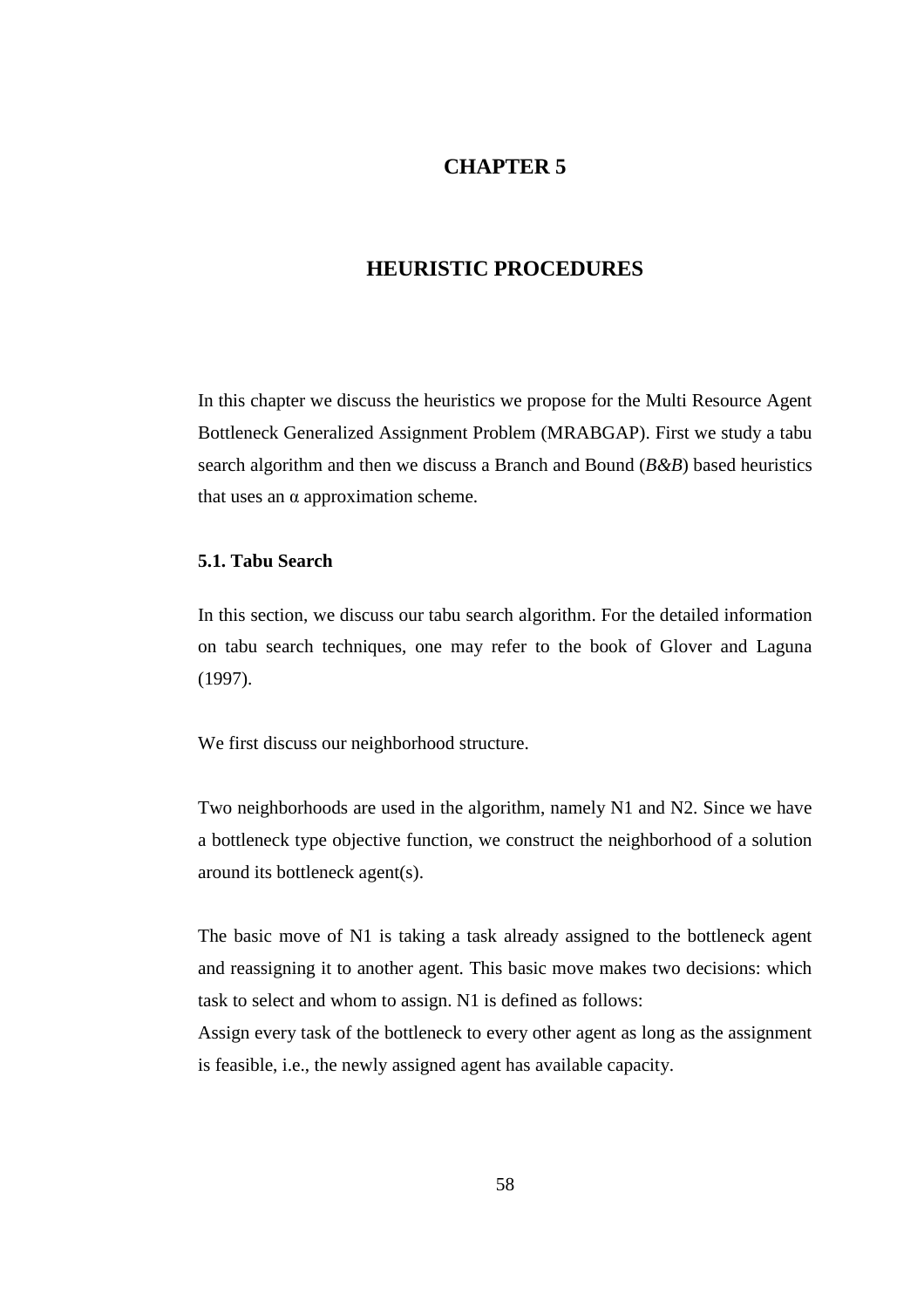# CHAPTER 5

# HEURISTIC PROCEDURES

In this chapter we discuss the heuristics we propose for the Multi Resource Agent Bottleneck Generalized Assignment Problem (MRABGAP). First we study a tabu search algorithm and then we discuss a Branch and Bound (*B&B*) based heuristics that uses an α approximation scheme.

## 5.1. Tabu Search

In this section, we discuss our tabu search algorithm. For the detailed information on tabu search techniques, one may refer to the book of Glover and Laguna (1997).

We first discuss our neighborhood structure.

Two neighborhoods are used in the algorithm, namely N1 and N2. Since we have a bottleneck type objective function, we construct the neighborhood of a solution around its bottleneck agent(s).

The basic move of N1 is taking a task already assigned to the bottleneck agent and reassigning it to another agent. This basic move makes two decisions: which task to select and whom to assign. N1 is defined as follows:
Assign every task of the bottleneck to every other agent as long as the assignment is feasible, i.e., the newly assigned agent has available capacity.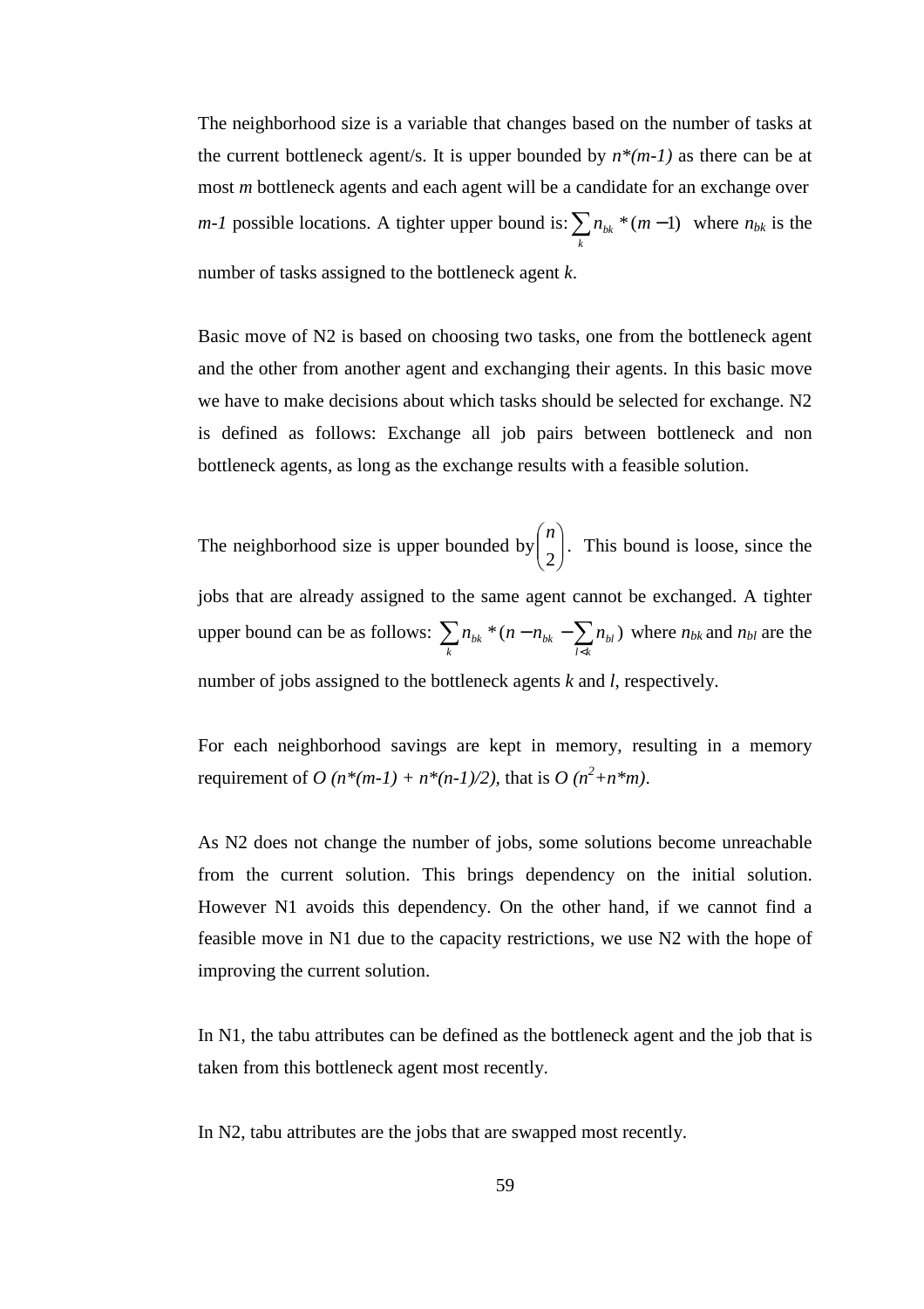The neighborhood size is a variable that changes based on the number of tasks at the current bottleneck agent/s. It is upper bounded by $n*(m-1)$ as there can be at most $m$ bottleneck agents and each agent will be a candidate for an exchange over $m-1$ possible locations. A tighter upper bound is: $\sum_k n_{bk} * (m-1)$ where $n_{bk}$ is the number of tasks assigned to the bottleneck agent $k$.

Basic move of N2 is based on choosing two tasks, one from the bottleneck agent and the other from another agent and exchanging their agents. In this basic move we have to make decisions about which tasks should be selected for exchange. N2 is defined as follows: Exchange all job pairs between bottleneck and non bottleneck agents, as long as the exchange results with a feasible solution.

The neighborhood size is upper bounded by $\binom{n}{2}$. This bound is loose, since the jobs that are already assigned to the same agent cannot be exchanged. A tighter upper bound can be as follows: $\sum_k n_{bk} * (n - n_{bk} - \sum_{l<k} n_{bl})$ where $n_{bk}$ and $n_{bl}$ are the number of jobs assigned to the bottleneck agents $k$ and $l$, respectively.

For each neighborhood savings are kept in memory, resulting in a memory requirement of $O(n*(m-1) + n*(n-1)/2)$, that is $O(n^2+n*m)$.

As N2 does not change the number of jobs, some solutions become unreachable from the current solution. This brings dependency on the initial solution. However N1 avoids this dependency. On the other hand, if we cannot find a feasible move in N1 due to the capacity restrictions, we use N2 with the hope of improving the current solution.

In N1, the tabu attributes can be defined as the bottleneck agent and the job that is taken from this bottleneck agent most recently.

In N2, tabu attributes are the jobs that are swapped most recently.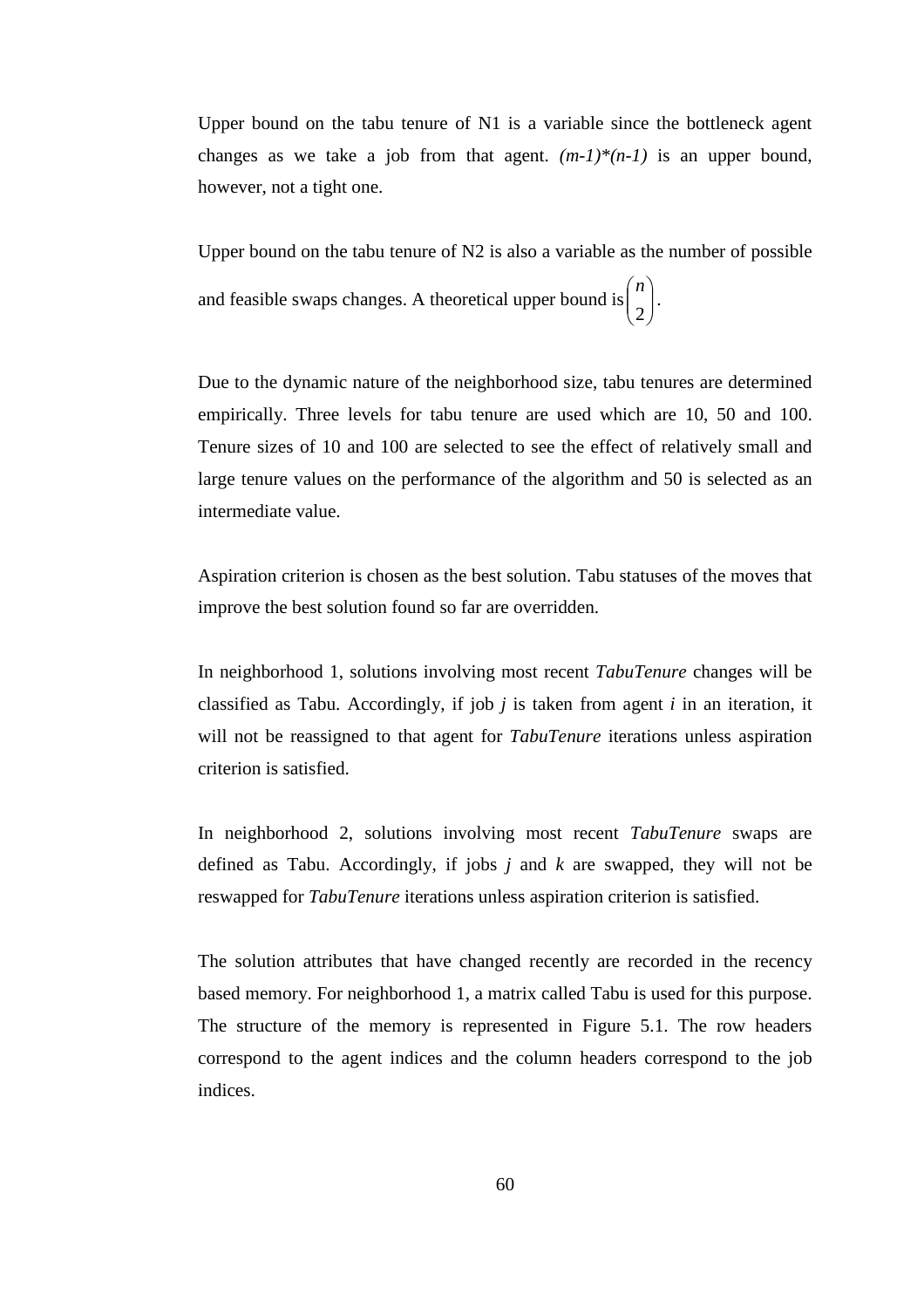Upper bound on the tabu tenure of N1 is a variable since the bottleneck agent changes as we take a job from that agent. $(m-1)*(n-1)$ is an upper bound, however, not a tight one.

Upper bound on the tabu tenure of N2 is also a variable as the number of possible and feasible swaps changes. A theoretical upper bound is $\binom{n}{2}$.

Due to the dynamic nature of the neighborhood size, tabu tenures are determined empirically. Three levels for tabu tenure are used which are 10, 50 and 100. Tenure sizes of 10 and 100 are selected to see the effect of relatively small and large tenure values on the performance of the algorithm and 50 is selected as an intermediate value.

Aspiration criterion is chosen as the best solution. Tabu statuses of the moves that improve the best solution found so far are overridden.

In neighborhood 1, solutions involving most recent *TabuTenure* changes will be classified as Tabu. Accordingly, if job $j$ is taken from agent $i$ in an iteration, it will not be reassigned to that agent for *TabuTenure* iterations unless aspiration criterion is satisfied.

In neighborhood 2, solutions involving most recent *TabuTenure* swaps are defined as Tabu. Accordingly, if jobs $j$ and $k$ are swapped, they will not be reswapped for *TabuTenure* iterations unless aspiration criterion is satisfied.

The solution attributes that have changed recently are recorded in the recency based memory. For neighborhood 1, a matrix called Tabu is used for this purpose. The structure of the memory is represented in Figure 5.1. The row headers correspond to the agent indices and the column headers correspond to the job indices.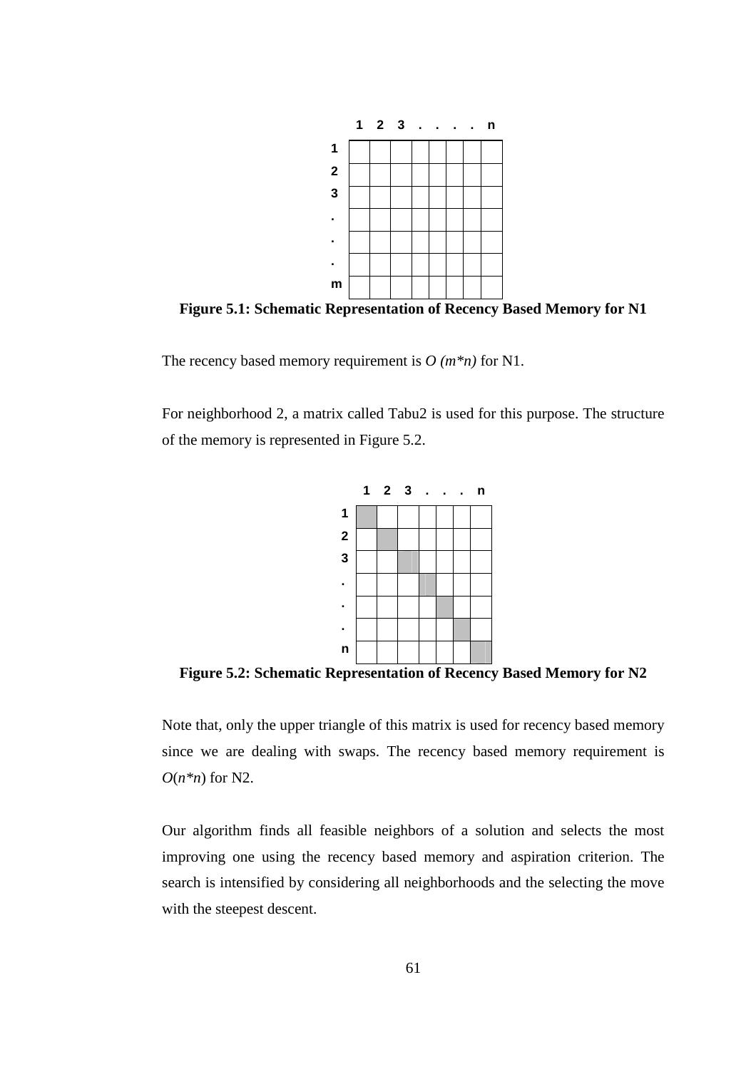1 2 3 . . . . n

1
2
3
.
.
.
m

**Figure 5.1: Schematic Representation of Recency Based Memory for N1**

The recency based memory requirement is *O (m\*n)* for N1.

For neighborhood 2, a matrix called Tabu2 is used for this purpose. The structure of the memory is represented in Figure 5.2.

1 2 3 . . . n

1
2
3
.
.
.
n

**Figure 5.2: Schematic Representation of Recency Based Memory for N2**

Note that, only the upper triangle of this matrix is used for recency based memory since we are dealing with swaps. The recency based memory requirement is $O(n*n)$ for N2.

Our algorithm finds all feasible neighbors of a solution and selects the most improving one using the recency based memory and aspiration criterion. The search is intensified by considering all neighborhoods and the selecting the move with the steepest descent.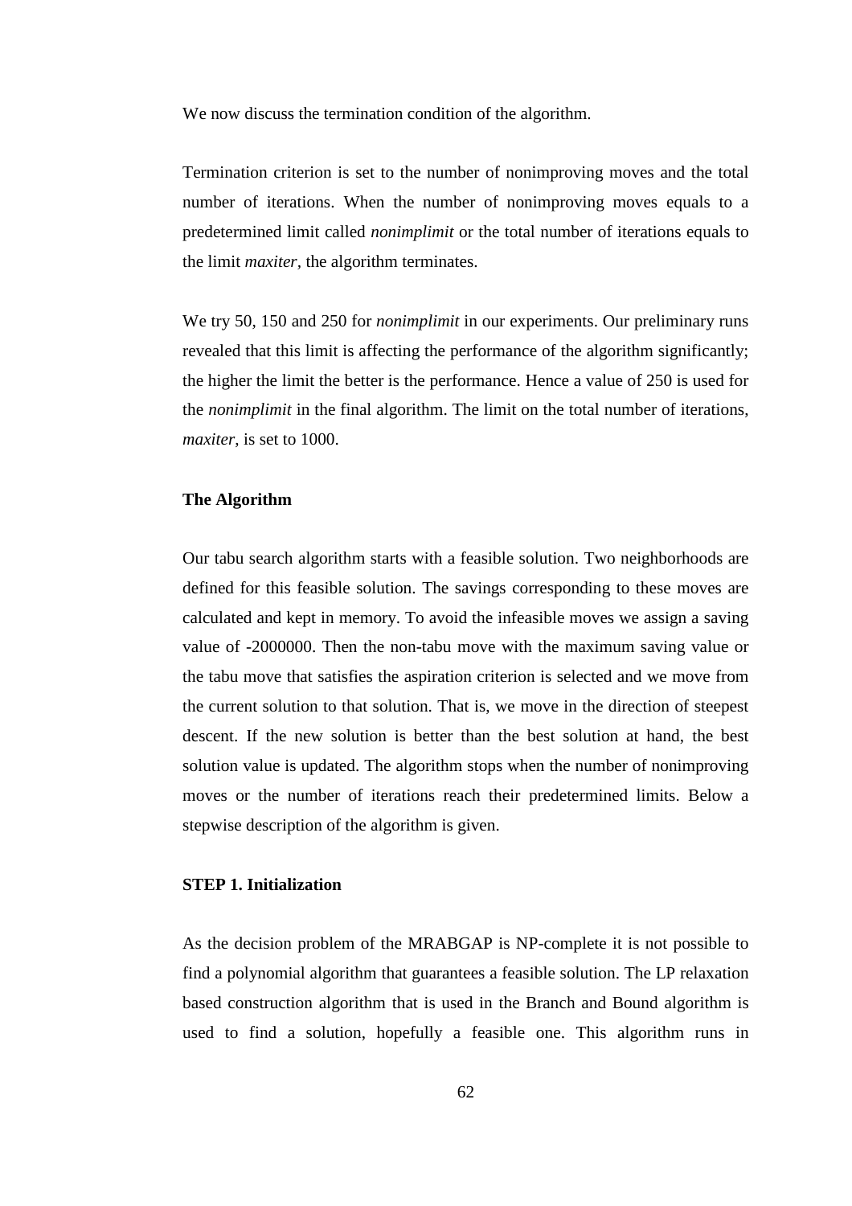We now discuss the termination condition of the algorithm.

Termination criterion is set to the number of nonimproving moves and the total number of iterations. When the number of nonimproving moves equals to a predetermined limit called *nonimplimit* or the total number of iterations equals to the limit *maxiter*, the algorithm terminates.

We try 50, 150 and 250 for *nonimplimit* in our experiments. Our preliminary runs revealed that this limit is affecting the performance of the algorithm significantly; the higher the limit the better is the performance. Hence a value of 250 is used for the *nonimplimit* in the final algorithm. The limit on the total number of iterations, *maxiter*, is set to 1000.

**The Algorithm**

Our tabu search algorithm starts with a feasible solution. Two neighborhoods are defined for this feasible solution. The savings corresponding to these moves are calculated and kept in memory. To avoid the infeasible moves we assign a saving value of -2000000. Then the non-tabu move with the maximum saving value or the tabu move that satisfies the aspiration criterion is selected and we move from the current solution to that solution. That is, we move in the direction of steepest descent. If the new solution is better than the best solution at hand, the best solution value is updated. The algorithm stops when the number of nonimproving moves or the number of iterations reach their predetermined limits. Below a stepwise description of the algorithm is given.

**STEP 1. Initialization**

As the decision problem of the MRABGAP is NP-complete it is not possible to find a polynomial algorithm that guarantees a feasible solution. The LP relaxation based construction algorithm that is used in the Branch and Bound algorithm is used to find a solution, hopefully a feasible one. This algorithm runs in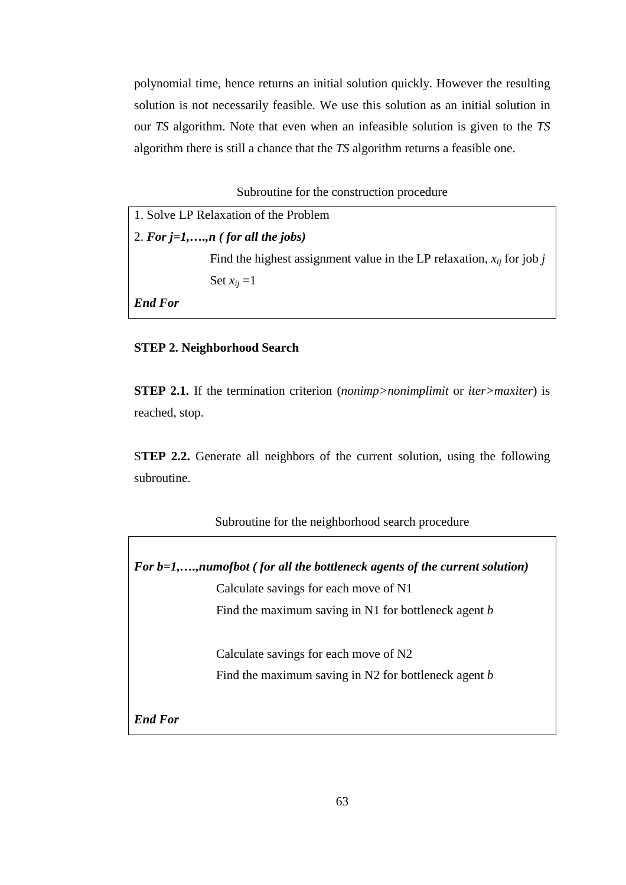polynomial time, hence returns an initial solution quickly. However the resulting solution is not necessarily feasible. We use this solution as an initial solution in our *TS* algorithm. Note that even when an infeasible solution is given to the *TS* algorithm there is still a chance that the *TS* algorithm returns a feasible one.

Subroutine for the construction procedure

```
1. Solve LP Relaxation of the Problem
2. For j=1,….,n ( for all the jobs)
        Find the highest assignment value in the LP relaxation, x_ij for job j
        Set x_ij =1
End For
```

**STEP 2. Neighborhood Search**

**STEP 2.1.** If the termination criterion (*nonimp>nonimplimit* or *iter>maxiter*) is reached, stop.

S**TEP 2.2.** Generate all neighbors of the current solution, using the following subroutine.

Subroutine for the neighborhood search procedure

```
For b=1,….,numofbot ( for all the bottleneck agents of the current solution)
        Calculate savings for each move of N1
        Find the maximum saving in N1 for bottleneck agent b

        Calculate savings for each move of N2
        Find the maximum saving in N2 for bottleneck agent b

End For
```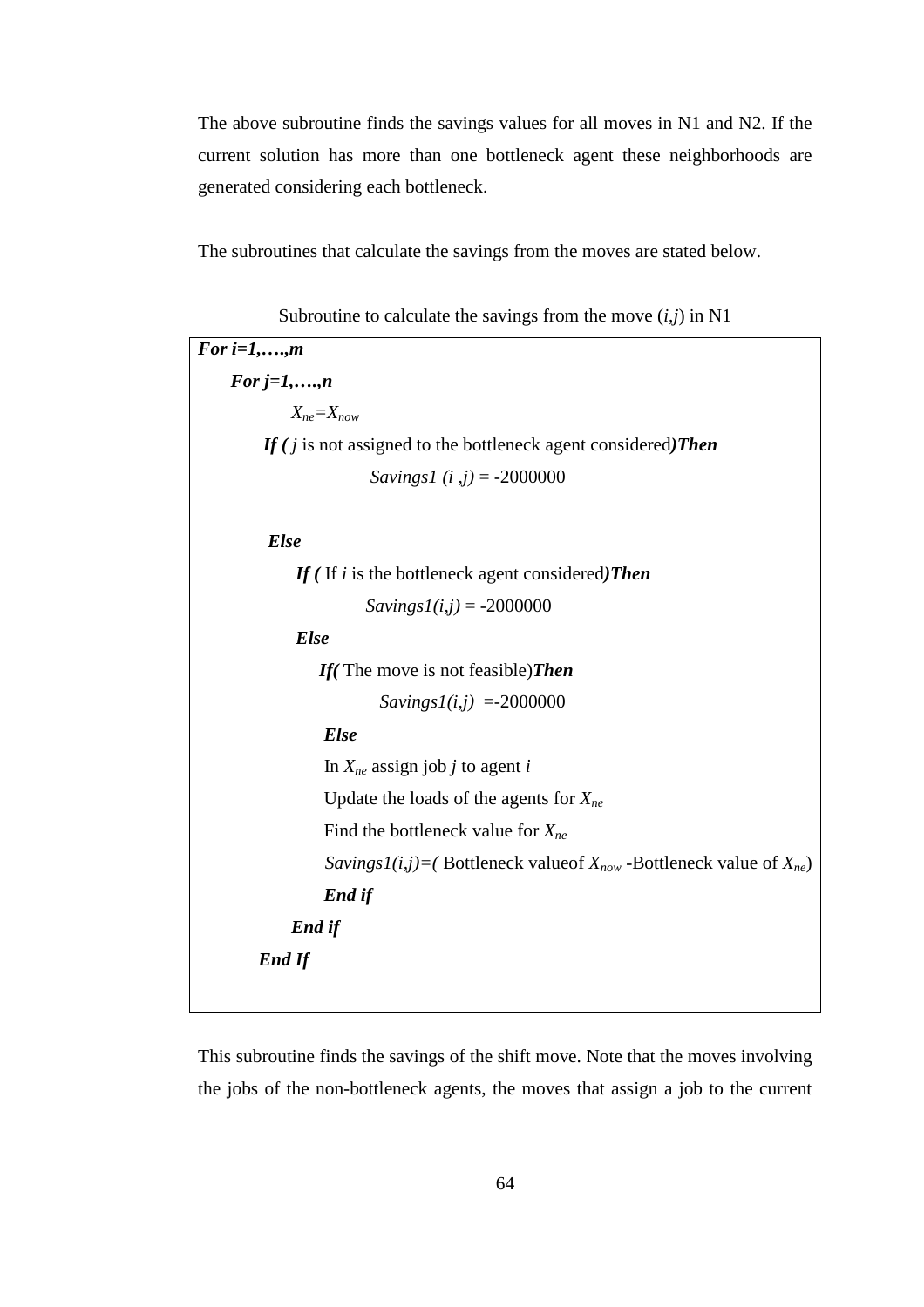The above subroutine finds the savings values for all moves in N1 and N2. If the current solution has more than one bottleneck agent these neighborhoods are generated considering each bottleneck.

The subroutines that calculate the savings from the moves are stated below.

Subroutine to calculate the savings from the move ($i$,$j$) in N1

```
For i=1,….,m
    For j=1,….,n
        Xne=Xnow
        If ( j is not assigned to the bottleneck agent considered)Then
                Savings1 (i ,j) = -2000000

        Else
            If ( If i is the bottleneck agent considered)Then
                    Savings1(i,j) = -2000000
            Else
                If( The move is not feasible)Then
                        Savings1(i,j)  =-2000000
                  Else
                  In Xne assign job j to agent i
                  Update the loads of the agents for Xne
                  Find the bottleneck value for Xne
                  Savings1(i,j)=( Bottleneck valueof Xnow -Bottleneck value of Xne)
                  End if
            End if
        End If
```

This subroutine finds the savings of the shift move. Note that the moves involving the jobs of the non-bottleneck agents, the moves that assign a job to the current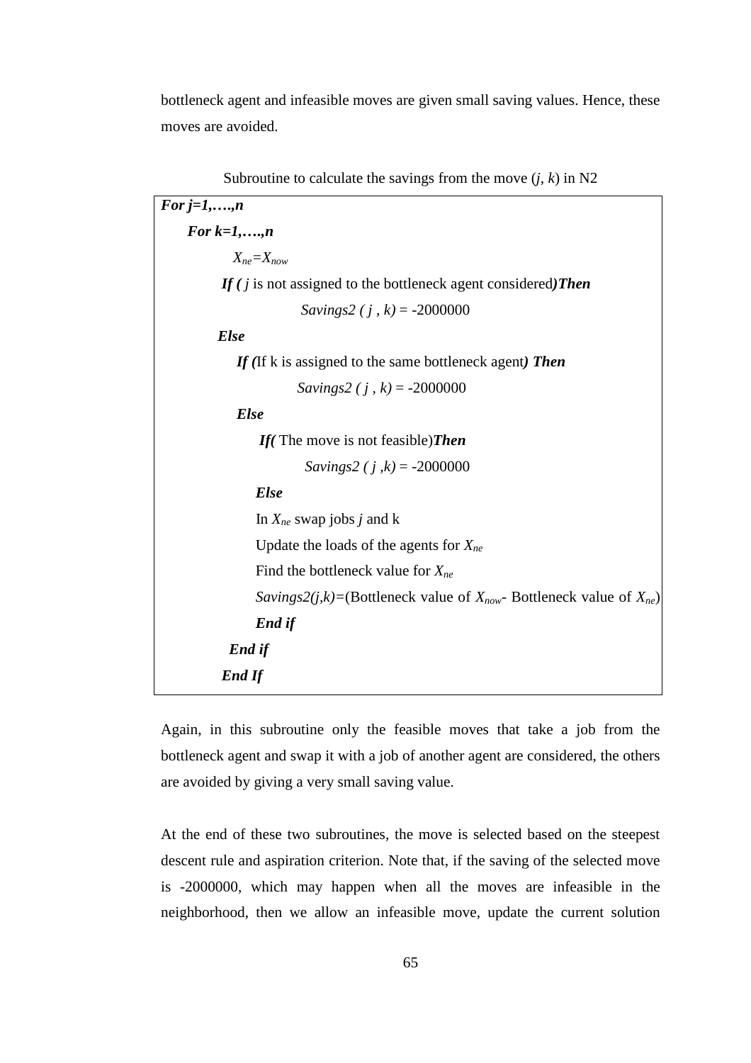bottleneck agent and infeasible moves are given small saving values. Hence, these moves are avoided.

Subroutine to calculate the savings from the move ($j$, $k$) in N2

```
For j=1,….,n
    For k=1,….,n
        X_ne=X_now
        If ( j is not assigned to the bottleneck agent considered)Then
                Savings2 ( j , k) = -2000000
        Else
            If (If k is assigned to the same bottleneck agent) Then
                Savings2 ( j , k) = -2000000
            Else
                If( The move is not feasible)Then
                    Savings2 ( j ,k) = -2000000
                Else
                In X_ne swap jobs j and k
                Update the loads of the agents for X_ne
                Find the bottleneck value for X_ne
                Savings2(j,k)=(Bottleneck value of X_now- Bottleneck value of X_ne)
                End if
            End if
        End If
```

Again, in this subroutine only the feasible moves that take a job from the bottleneck agent and swap it with a job of another agent are considered, the others are avoided by giving a very small saving value.

At the end of these two subroutines, the move is selected based on the steepest descent rule and aspiration criterion. Note that, if the saving of the selected move is -2000000, which may happen when all the moves are infeasible in the neighborhood, then we allow an infeasible move, update the current solution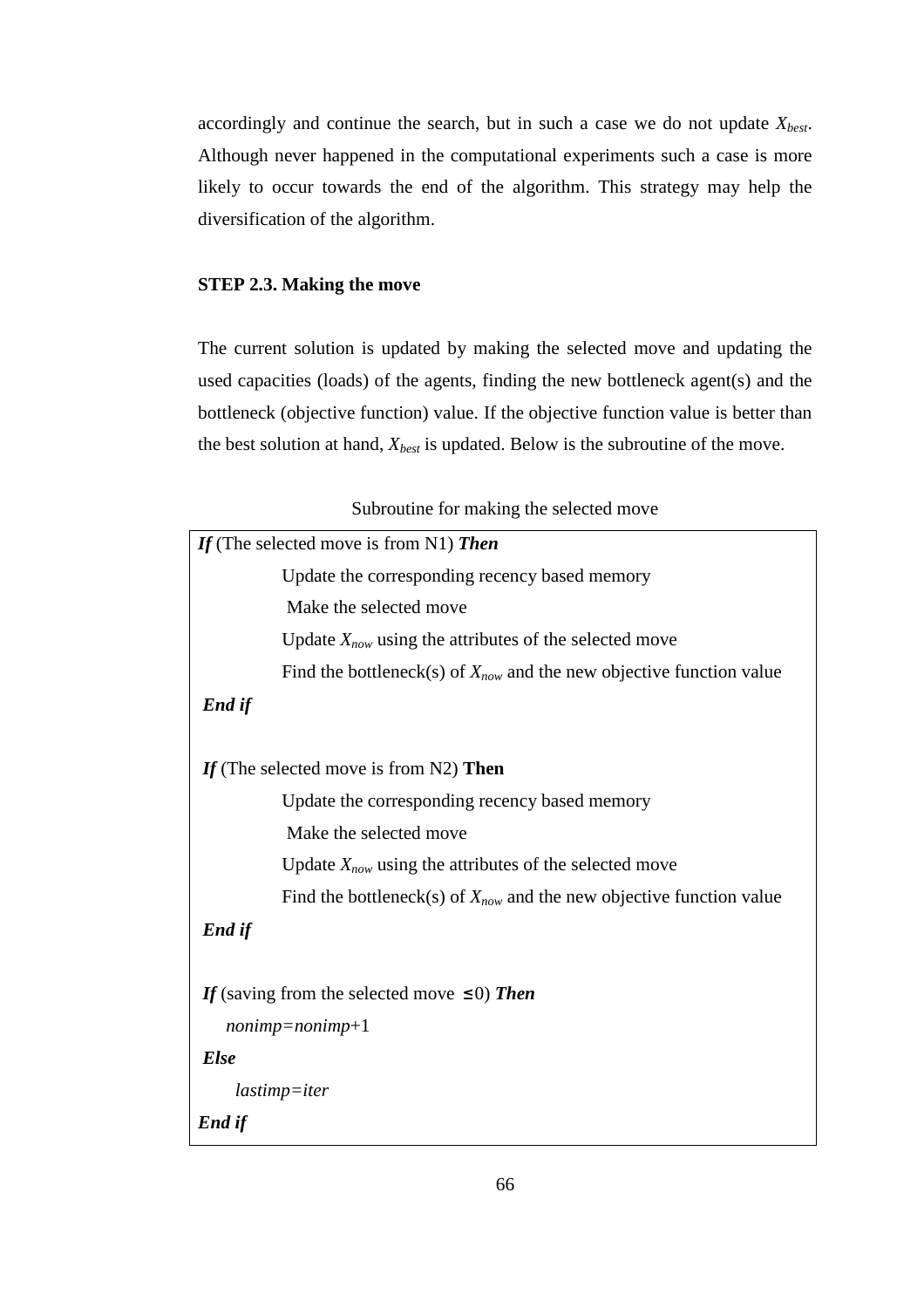accordingly and continue the search, but in such a case we do not update $X_{best}$. Although never happened in the computational experiments such a case is more likely to occur towards the end of the algorithm. This strategy may help the diversification of the algorithm.

**STEP 2.3. Making the move**

The current solution is updated by making the selected move and updating the used capacities (loads) of the agents, finding the new bottleneck agent(s) and the bottleneck (objective function) value. If the objective function value is better than the best solution at hand, $X_{best}$ is updated. Below is the subroutine of the move.

Subroutine for making the selected move

```
If (The selected move is from N1) Then
        Update the corresponding recency based memory
        Make the selected move
        Update X_now using the attributes of the selected move
        Find the bottleneck(s) of X_now and the new objective function value
End if

If (The selected move is from N2) Then
        Update the corresponding recency based memory
        Make the selected move
        Update X_now using the attributes of the selected move
        Find the bottleneck(s) of X_now and the new objective function value
End if

If (saving from the selected move ≤0) Then
    nonimp=nonimp+1
Else
    lastimp=iter
End if
```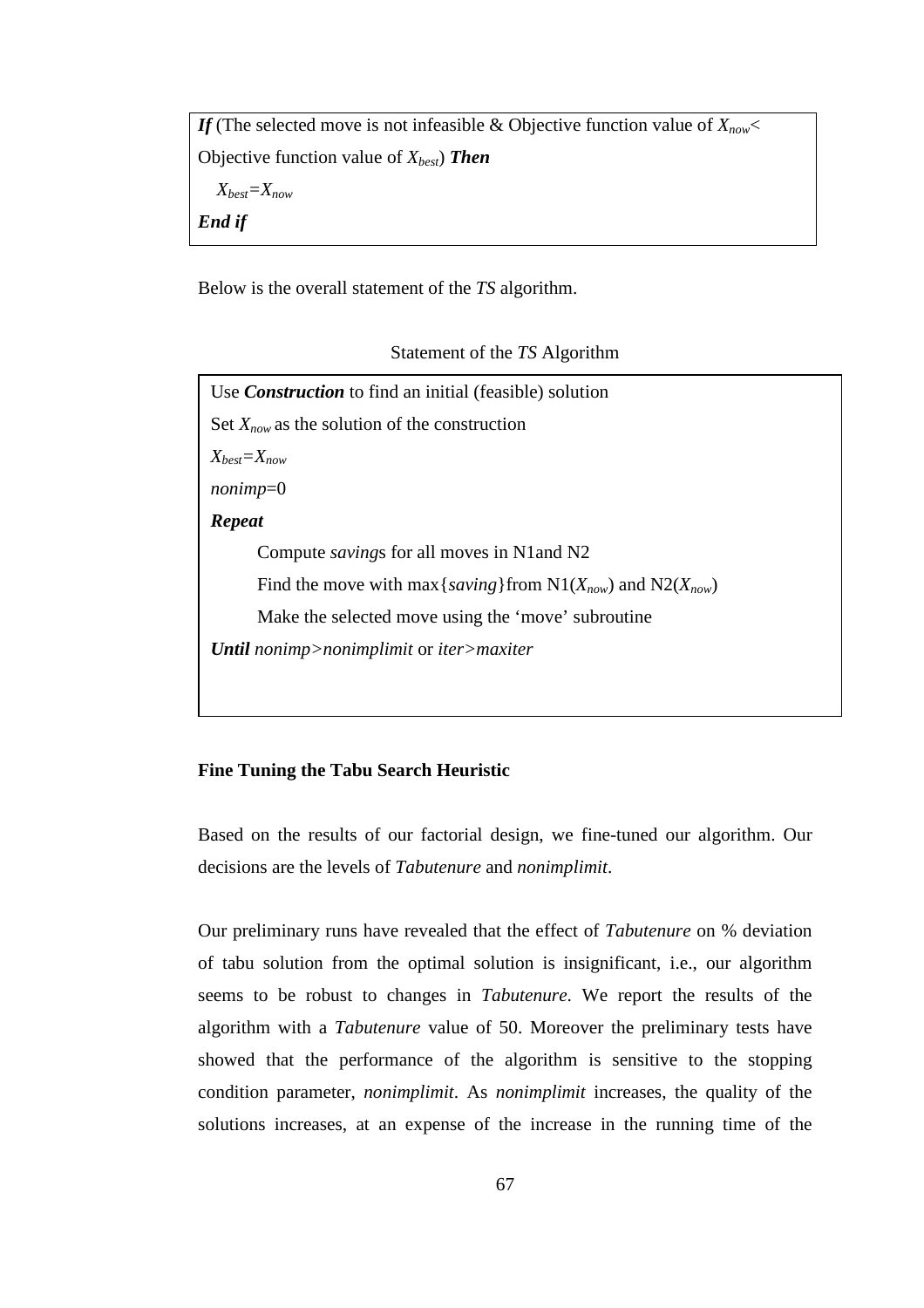***If*** (The selected move is not infeasible & Objective function value of $X_{now}$< Objective function value of $X_{best}$) ***Then***

$X_{best}$=$X_{now}$

***End if***

Below is the overall statement of the *TS* algorithm.

Statement of the *TS* Algorithm

Use ***Construction*** to find an initial (feasible) solution

Set $X_{now}$ as the solution of the construction

$X_{best}$=$X_{now}$

*nonimp*=0

***Repeat***

Compute *saving*s for all moves in N1and N2

Find the move with max{*saving*}from N1($X_{now}$) and N2($X_{now}$)

Make the selected move using the 'move' subroutine

***Until*** *nonimp>nonimplimit* or *iter>maxiter*

**Fine Tuning the Tabu Search Heuristic**

Based on the results of our factorial design, we fine-tuned our algorithm. Our decisions are the levels of *Tabutenure* and *nonimplimit*.

Our preliminary runs have revealed that the effect of *Tabutenure* on % deviation of tabu solution from the optimal solution is insignificant, i.e., our algorithm seems to be robust to changes in *Tabutenure*. We report the results of the algorithm with a *Tabutenure* value of 50. Moreover the preliminary tests have showed that the performance of the algorithm is sensitive to the stopping condition parameter, *nonimplimit*. As *nonimplimit* increases, the quality of the solutions increases, at an expense of the increase in the running time of the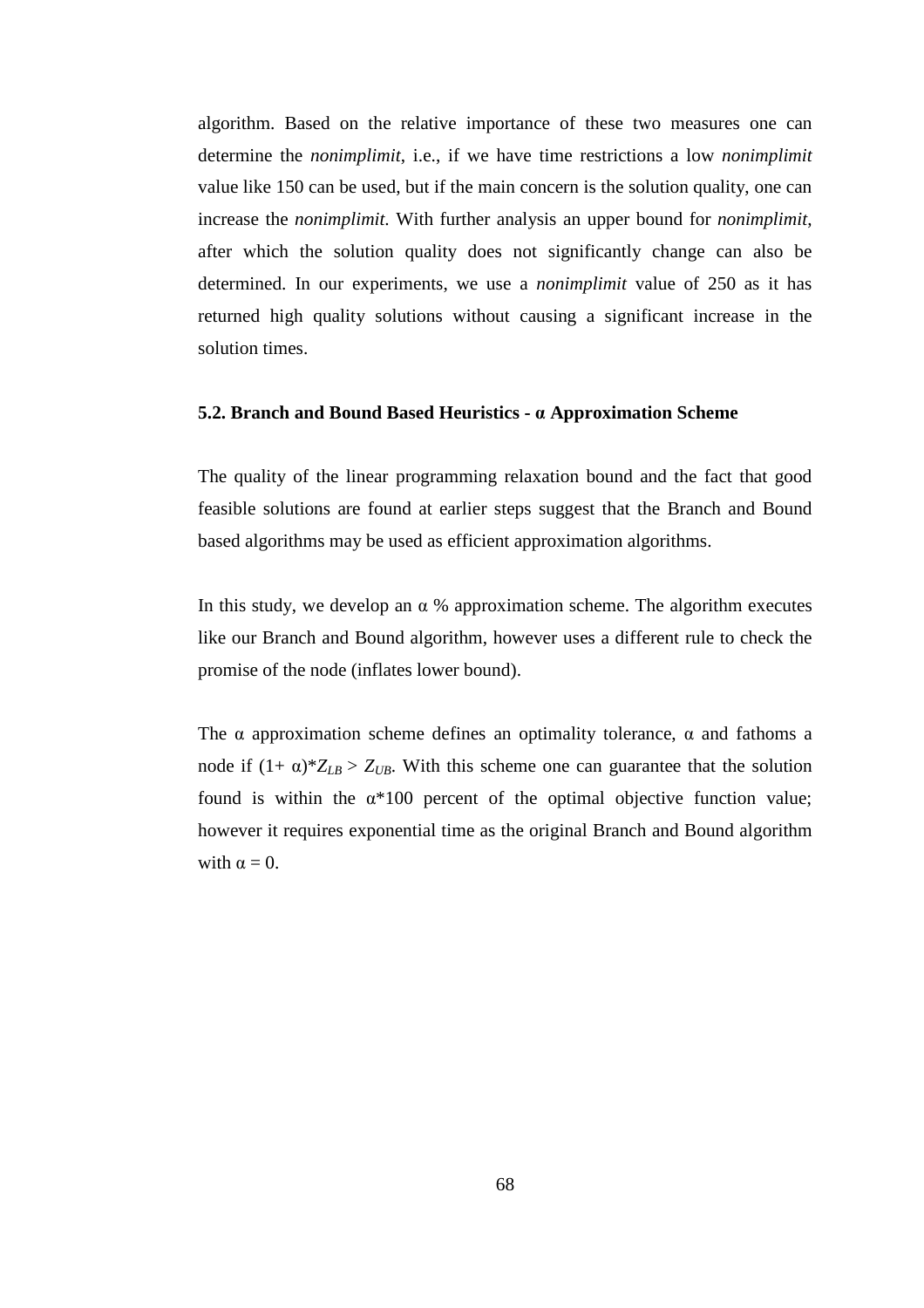algorithm. Based on the relative importance of these two measures one can determine the *nonimplimit*, i.e., if we have time restrictions a low *nonimplimit* value like 150 can be used, but if the main concern is the solution quality, one can increase the *nonimplimit*. With further analysis an upper bound for *nonimplimit*, after which the solution quality does not significantly change can also be determined. In our experiments, we use a *nonimplimit* value of 250 as it has returned high quality solutions without causing a significant increase in the solution times.

### 5.2. Branch and Bound Based Heuristics - α Approximation Scheme

The quality of the linear programming relaxation bound and the fact that good feasible solutions are found at earlier steps suggest that the Branch and Bound based algorithms may be used as efficient approximation algorithms.

In this study, we develop an α % approximation scheme. The algorithm executes like our Branch and Bound algorithm, however uses a different rule to check the promise of the node (inflates lower bound).

The α approximation scheme defines an optimality tolerance, α and fathoms a node if $(1+ \alpha)*Z_{LB} > Z_{UB}$. With this scheme one can guarantee that the solution found is within the α*100 percent of the optimal objective function value; however it requires exponential time as the original Branch and Bound algorithm with $\alpha = 0$.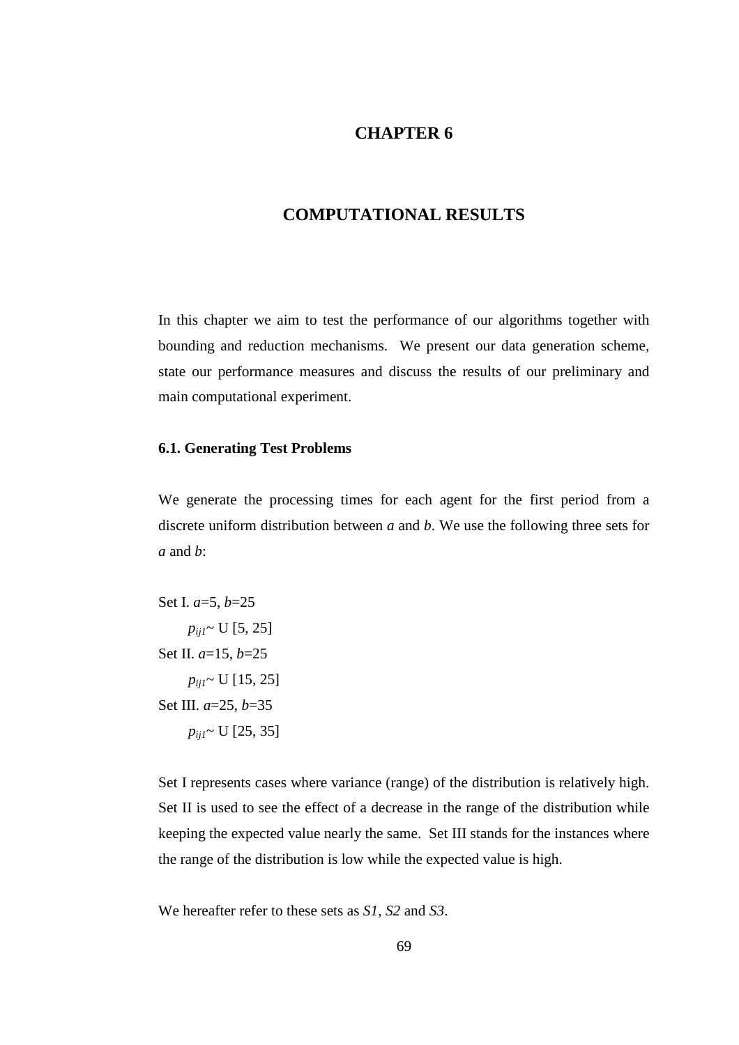# CHAPTER 6

# COMPUTATIONAL RESULTS

In this chapter we aim to test the performance of our algorithms together with bounding and reduction mechanisms. We present our data generation scheme, state our performance measures and discuss the results of our preliminary and main computational experiment.

### 6.1. Generating Test Problems

We generate the processing times for each agent for the first period from a discrete uniform distribution between *a* and *b*. We use the following three sets for *a* and *b*:

Set I. $a$=5, $b$=25

$p_{ij1}$~ U [5, 25]

Set II. $a$=15, $b$=25

$p_{ij1}$~ U [15, 25]

Set III. $a$=25, $b$=35

$p_{ij1}$~ U [25, 35]

Set I represents cases where variance (range) of the distribution is relatively high. Set II is used to see the effect of a decrease in the range of the distribution while keeping the expected value nearly the same. Set III stands for the instances where the range of the distribution is low while the expected value is high.

We hereafter refer to these sets as *S1*, *S2* and *S3*.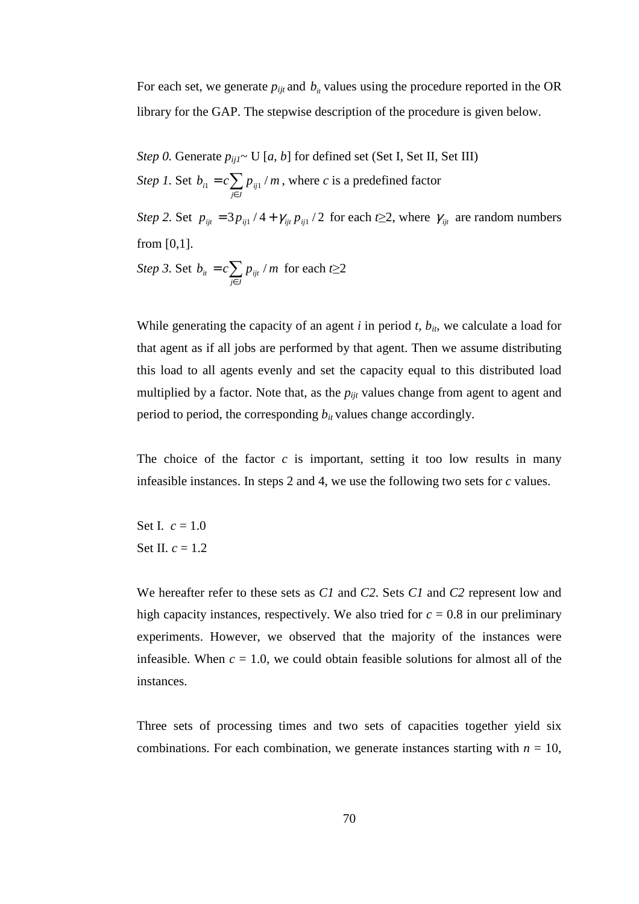For each set, we generate $p_{ijt}$ and $b_{it}$ values using the procedure reported in the OR library for the GAP. The stepwise description of the procedure is given below.

*Step 0.* Generate $p_{ij1}$~ U [$a$, $b$] for defined set (Set I, Set II, Set III)

*Step 1.* Set $b_{i1} = c\sum_{j\in J} p_{ij1} / m$, where $c$ is a predefined factor

*Step 2.* Set $p_{ijt} = 3p_{ij1} / 4 + \gamma_{ijt}\, p_{ij1} / 2$ for each $t \geq 2$, where $\gamma_{ijt}$ are random numbers from [0,1].

*Step 3.* Set $b_{it} = c\sum_{j\in J} p_{ijt} / m$ for each $t \geq 2$

While generating the capacity of an agent $i$ in period $t$, $b_{it}$, we calculate a load for that agent as if all jobs are performed by that agent. Then we assume distributing this load to all agents evenly and set the capacity equal to this distributed load multiplied by a factor. Note that, as the $p_{ijt}$ values change from agent to agent and period to period, the corresponding $b_{it}$ values change accordingly.

The choice of the factor $c$ is important, setting it too low results in many infeasible instances. In steps 2 and 4, we use the following two sets for $c$ values.

Set I. $c = 1.0$

Set II. $c = 1.2$

We hereafter refer to these sets as *C1* and *C2*. Sets *C1* and *C2* represent low and high capacity instances, respectively. We also tried for $c = 0.8$ in our preliminary experiments. However, we observed that the majority of the instances were infeasible. When $c = 1.0$, we could obtain feasible solutions for almost all of the instances.

Three sets of processing times and two sets of capacities together yield six combinations. For each combination, we generate instances starting with $n = 10$,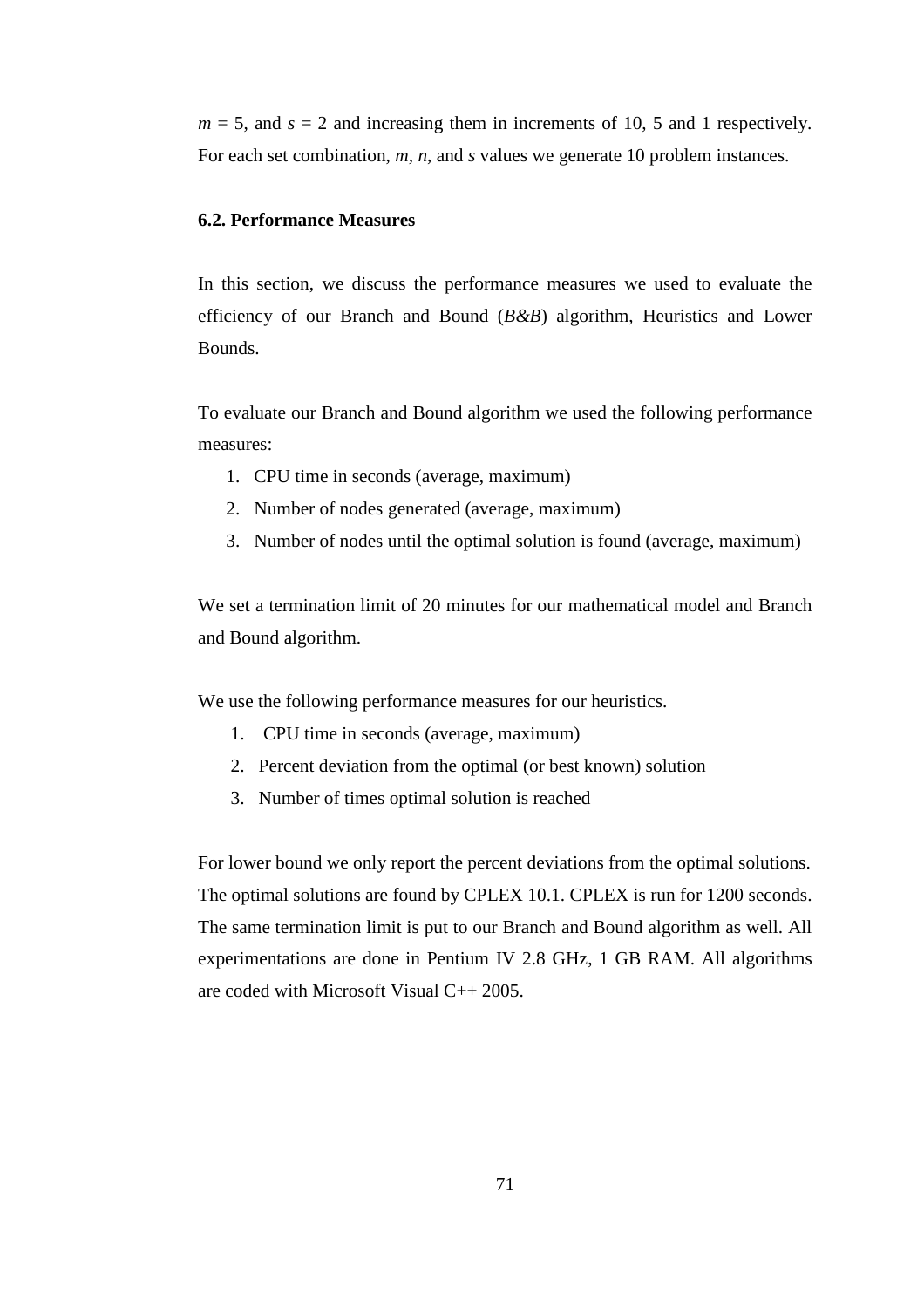$m = 5$, and $s = 2$ and increasing them in increments of 10, 5 and 1 respectively. For each set combination, $m$, $n$, and $s$ values we generate 10 problem instances.

### 6.2. Performance Measures

In this section, we discuss the performance measures we used to evaluate the efficiency of our Branch and Bound (*B&B*) algorithm, Heuristics and Lower Bounds.

To evaluate our Branch and Bound algorithm we used the following performance measures:

1. CPU time in seconds (average, maximum)
2. Number of nodes generated (average, maximum)
3. Number of nodes until the optimal solution is found (average, maximum)

We set a termination limit of 20 minutes for our mathematical model and Branch and Bound algorithm.

We use the following performance measures for our heuristics.

1. CPU time in seconds (average, maximum)
2. Percent deviation from the optimal (or best known) solution
3. Number of times optimal solution is reached

For lower bound we only report the percent deviations from the optimal solutions. The optimal solutions are found by CPLEX 10.1. CPLEX is run for 1200 seconds. The same termination limit is put to our Branch and Bound algorithm as well. All experimentations are done in Pentium IV 2.8 GHz, 1 GB RAM. All algorithms are coded with Microsoft Visual C++ 2005.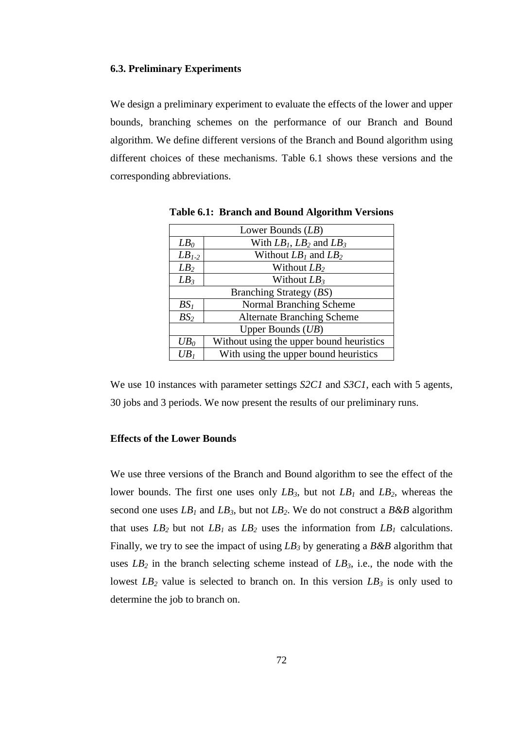### 6.3. Preliminary Experiments

We design a preliminary experiment to evaluate the effects of the lower and upper bounds, branching schemes on the performance of our Branch and Bound algorithm. We define different versions of the Branch and Bound algorithm using different choices of these mechanisms. Table 6.1 shows these versions and the corresponding abbreviations.

**Table 6.1: Branch and Bound Algorithm Versions**

| | |
|---|---|
| Lower Bounds (*LB*) | |
| $LB_0$ | With $LB_1$, $LB_2$ and $LB_3$ |
| $LB_{1\text{-}2}$ | Without $LB_1$ and $LB_2$ |
| $LB_2$ | Without $LB_2$ |
| $LB_3$ | Without $LB_3$ |
| Branching Strategy (*BS*) | |
| $BS_1$ | Normal Branching Scheme |
| $BS_2$ | Alternate Branching Scheme |
| Upper Bounds (*UB*) | |
| $UB_0$ | Without using the upper bound heuristics |
| $UB_1$ | With using the upper bound heuristics |

We use 10 instances with parameter settings *S2C1* and *S3C1*, each with 5 agents, 30 jobs and 3 periods. We now present the results of our preliminary runs.

**Effects of the Lower Bounds**

We use three versions of the Branch and Bound algorithm to see the effect of the lower bounds. The first one uses only $LB_3$, but not $LB_1$ and $LB_2$, whereas the second one uses $LB_1$ and $LB_3$, but not $LB_2$. We do not construct a *B&B* algorithm that uses $LB_2$ but not $LB_1$ as $LB_2$ uses the information from $LB_1$ calculations. Finally, we try to see the impact of using $LB_3$ by generating a *B&B* algorithm that uses $LB_2$ in the branch selecting scheme instead of $LB_3$, i.e., the node with the lowest $LB_2$ value is selected to branch on. In this version $LB_3$ is only used to determine the job to branch on.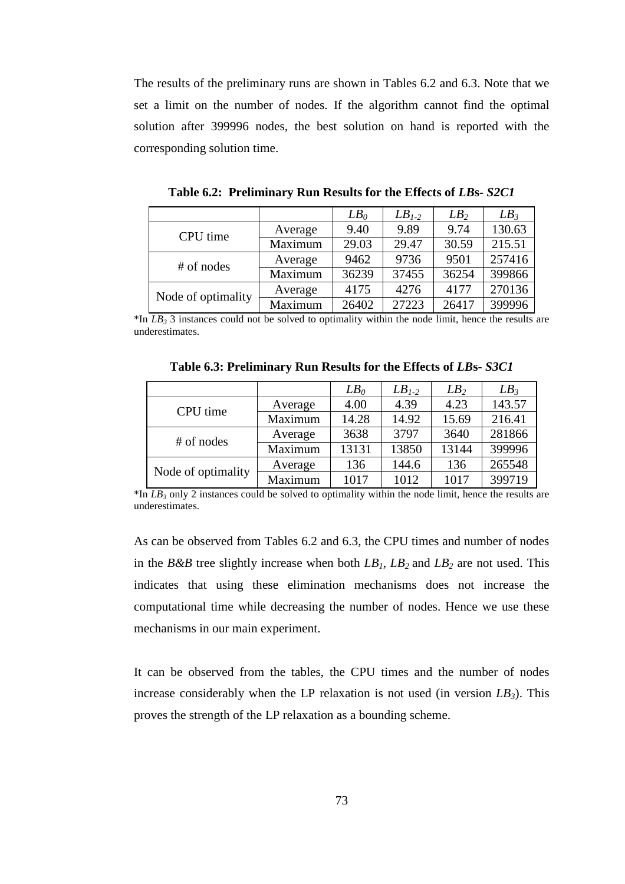The results of the preliminary runs are shown in Tables 6.2 and 6.3. Note that we set a limit on the number of nodes. If the algorithm cannot find the optimal solution after 399996 nodes, the best solution on hand is reported with the corresponding solution time.

**Table 6.2: Preliminary Run Results for the Effects of *LB*s- *S2C1***

| | | $LB_0$ | $LB_{1-2}$ | $LB_2$ | $LB_3$ |
|---|---|---|---|---|---|
| CPU time | Average | 9.40 | 9.89 | 9.74 | 130.63 |
| | Maximum | 29.03 | 29.47 | 30.59 | 215.51 |
| # of nodes | Average | 9462 | 9736 | 9501 | 257416 |
| | Maximum | 36239 | 37455 | 36254 | 399866 |
| Node of optimality | Average | 4175 | 4276 | 4177 | 270136 |
| | Maximum | 26402 | 27223 | 26417 | 399996 |

*In $LB_3$ 3 instances could not be solved to optimality within the node limit, hence the results are underestimates.

**Table 6.3: Preliminary Run Results for the Effects of *LB*s- *S3C1***

| | | $LB_0$ | $LB_{1-2}$ | $LB_2$ | $LB_3$ |
|---|---|---|---|---|---|
| CPU time | Average | 4.00 | 4.39 | 4.23 | 143.57 |
| | Maximum | 14.28 | 14.92 | 15.69 | 216.41 |
| # of nodes | Average | 3638 | 3797 | 3640 | 281866 |
| | Maximum | 13131 | 13850 | 13144 | 399996 |
| Node of optimality | Average | 136 | 144.6 | 136 | 265548 |
| | Maximum | 1017 | 1012 | 1017 | 399719 |

*In $LB_3$ only 2 instances could be solved to optimality within the node limit, hence the results are underestimates.

As can be observed from Tables 6.2 and 6.3, the CPU times and number of nodes in the *B&B* tree slightly increase when both $LB_1$, $LB_2$ and $LB_2$ are not used. This indicates that using these elimination mechanisms does not increase the computational time while decreasing the number of nodes. Hence we use these mechanisms in our main experiment.

It can be observed from the tables, the CPU times and the number of nodes increase considerably when the LP relaxation is not used (in version $LB_3$). This proves the strength of the LP relaxation as a bounding scheme.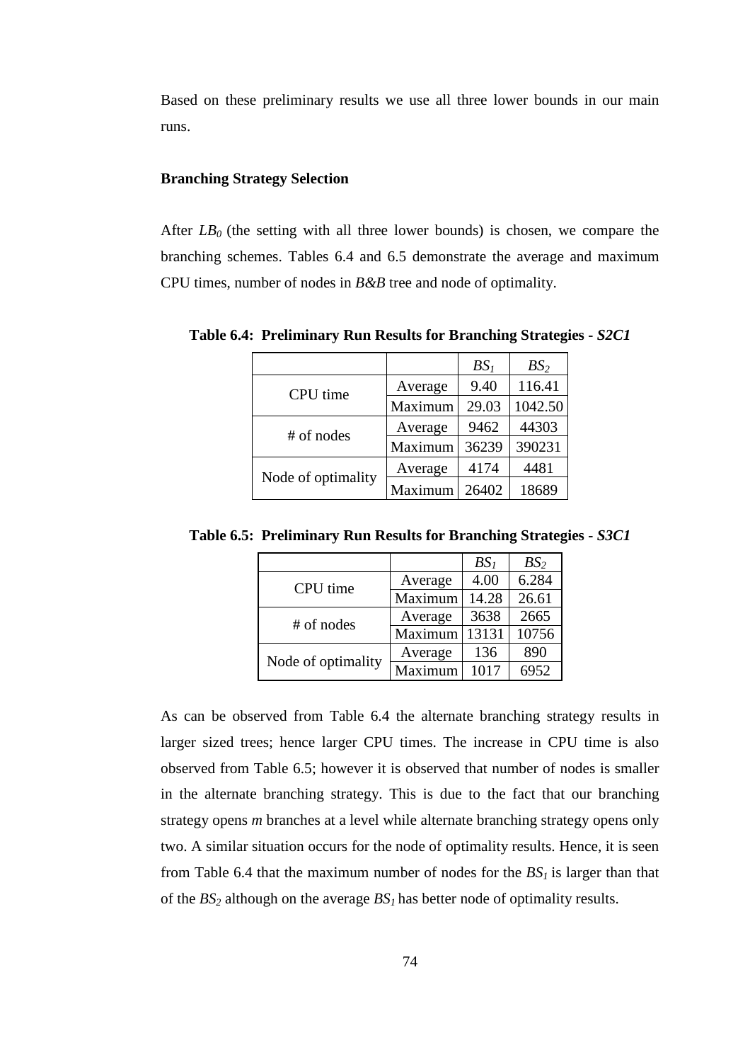Based on these preliminary results we use all three lower bounds in our main runs.

**Branching Strategy Selection**

After $LB_0$ (the setting with all three lower bounds) is chosen, we compare the branching schemes. Tables 6.4 and 6.5 demonstrate the average and maximum CPU times, number of nodes in *B&B* tree and node of optimality.

**Table 6.4: Preliminary Run Results for Branching Strategies - *S2C1***

| | | $BS_1$ | $BS_2$ |
|---|---|---|---|
| CPU time | Average | 9.40 | 116.41 |
| | Maximum | 29.03 | 1042.50 |
| # of nodes | Average | 9462 | 44303 |
| | Maximum | 36239 | 390231 |
| Node of optimality | Average | 4174 | 4481 |
| | Maximum | 26402 | 18689 |

**Table 6.5: Preliminary Run Results for Branching Strategies - *S3C1***

| | | $BS_1$ | $BS_2$ |
|---|---|---|---|
| CPU time | Average | 4.00 | 6.284 |
| | Maximum | 14.28 | 26.61 |
| # of nodes | Average | 3638 | 2665 |
| | Maximum | 13131 | 10756 |
| Node of optimality | Average | 136 | 890 |
| | Maximum | 1017 | 6952 |

As can be observed from Table 6.4 the alternate branching strategy results in larger sized trees; hence larger CPU times. The increase in CPU time is also observed from Table 6.5; however it is observed that number of nodes is smaller in the alternate branching strategy. This is due to the fact that our branching strategy opens *m* branches at a level while alternate branching strategy opens only two. A similar situation occurs for the node of optimality results. Hence, it is seen from Table 6.4 that the maximum number of nodes for the $BS_1$ is larger than that of the $BS_2$ although on the average $BS_1$ has better node of optimality results.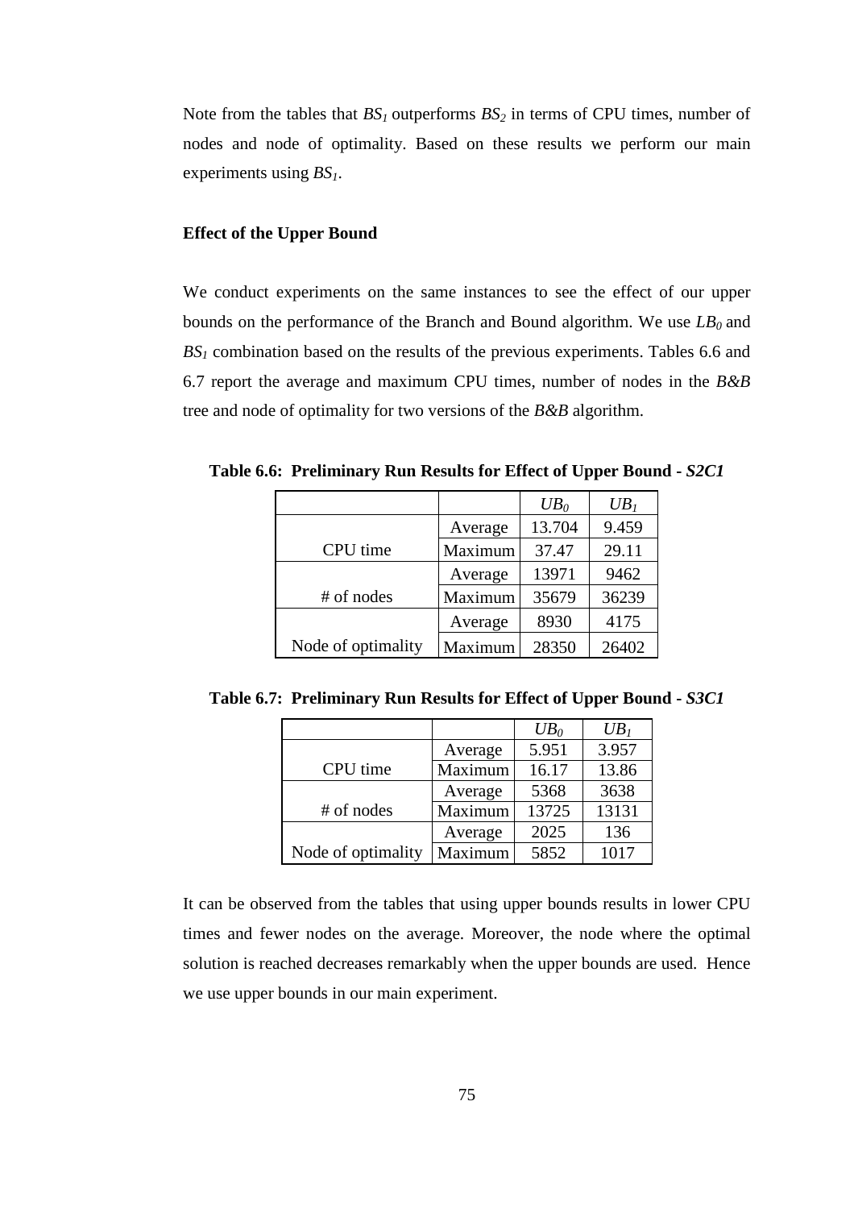Note from the tables that $BS_1$ outperforms $BS_2$ in terms of CPU times, number of nodes and node of optimality. Based on these results we perform our main experiments using $BS_1$.

**Effect of the Upper Bound**

We conduct experiments on the same instances to see the effect of our upper bounds on the performance of the Branch and Bound algorithm. We use $LB_0$ and $BS_1$ combination based on the results of the previous experiments. Tables 6.6 and 6.7 report the average and maximum CPU times, number of nodes in the *B&B* tree and node of optimality for two versions of the *B&B* algorithm.

**Table 6.6: Preliminary Run Results for Effect of Upper Bound - *S2C1***

| | | $UB_0$ | $UB_1$ |
|---|---|---|---|
| CPU time | Average | 13.704 | 9.459 |
| | Maximum | 37.47 | 29.11 |
| # of nodes | Average | 13971 | 9462 |
| | Maximum | 35679 | 36239 |
| Node of optimality | Average | 8930 | 4175 |
| | Maximum | 28350 | 26402 |

**Table 6.7: Preliminary Run Results for Effect of Upper Bound - *S3C1***

| | | $UB_0$ | $UB_1$ |
|---|---|---|---|
| CPU time | Average | 5.951 | 3.957 |
| | Maximum | 16.17 | 13.86 |
| # of nodes | Average | 5368 | 3638 |
| | Maximum | 13725 | 13131 |
| Node of optimality | Average | 2025 | 136 |
| | Maximum | 5852 | 1017 |

It can be observed from the tables that using upper bounds results in lower CPU times and fewer nodes on the average. Moreover, the node where the optimal solution is reached decreases remarkably when the upper bounds are used. Hence we use upper bounds in our main experiment.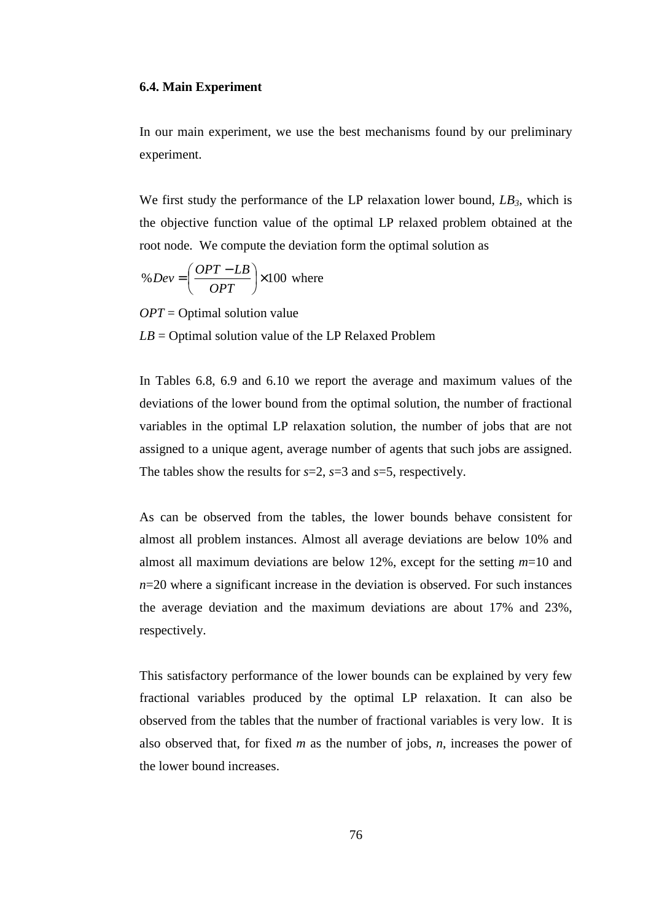### 6.4. Main Experiment

In our main experiment, we use the best mechanisms found by our preliminary experiment.

We first study the performance of the LP relaxation lower bound, $LB_3$, which is the objective function value of the optimal LP relaxed problem obtained at the root node. We compute the deviation form the optimal solution as

$$\%Dev = \left(\frac{OPT - LB}{OPT}\right) \times 100 \text{ where}$$

$OPT$ = Optimal solution value

$LB$ = Optimal solution value of the LP Relaxed Problem

In Tables 6.8, 6.9 and 6.10 we report the average and maximum values of the deviations of the lower bound from the optimal solution, the number of fractional variables in the optimal LP relaxation solution, the number of jobs that are not assigned to a unique agent, average number of agents that such jobs are assigned. The tables show the results for $s$=2, $s$=3 and $s$=5, respectively.

As can be observed from the tables, the lower bounds behave consistent for almost all problem instances. Almost all average deviations are below 10% and almost all maximum deviations are below 12%, except for the setting $m$=10 and $n$=20 where a significant increase in the deviation is observed. For such instances the average deviation and the maximum deviations are about 17% and 23%, respectively.

This satisfactory performance of the lower bounds can be explained by very few fractional variables produced by the optimal LP relaxation. It can also be observed from the tables that the number of fractional variables is very low. It is also observed that, for fixed $m$ as the number of jobs, $n$, increases the power of the lower bound increases.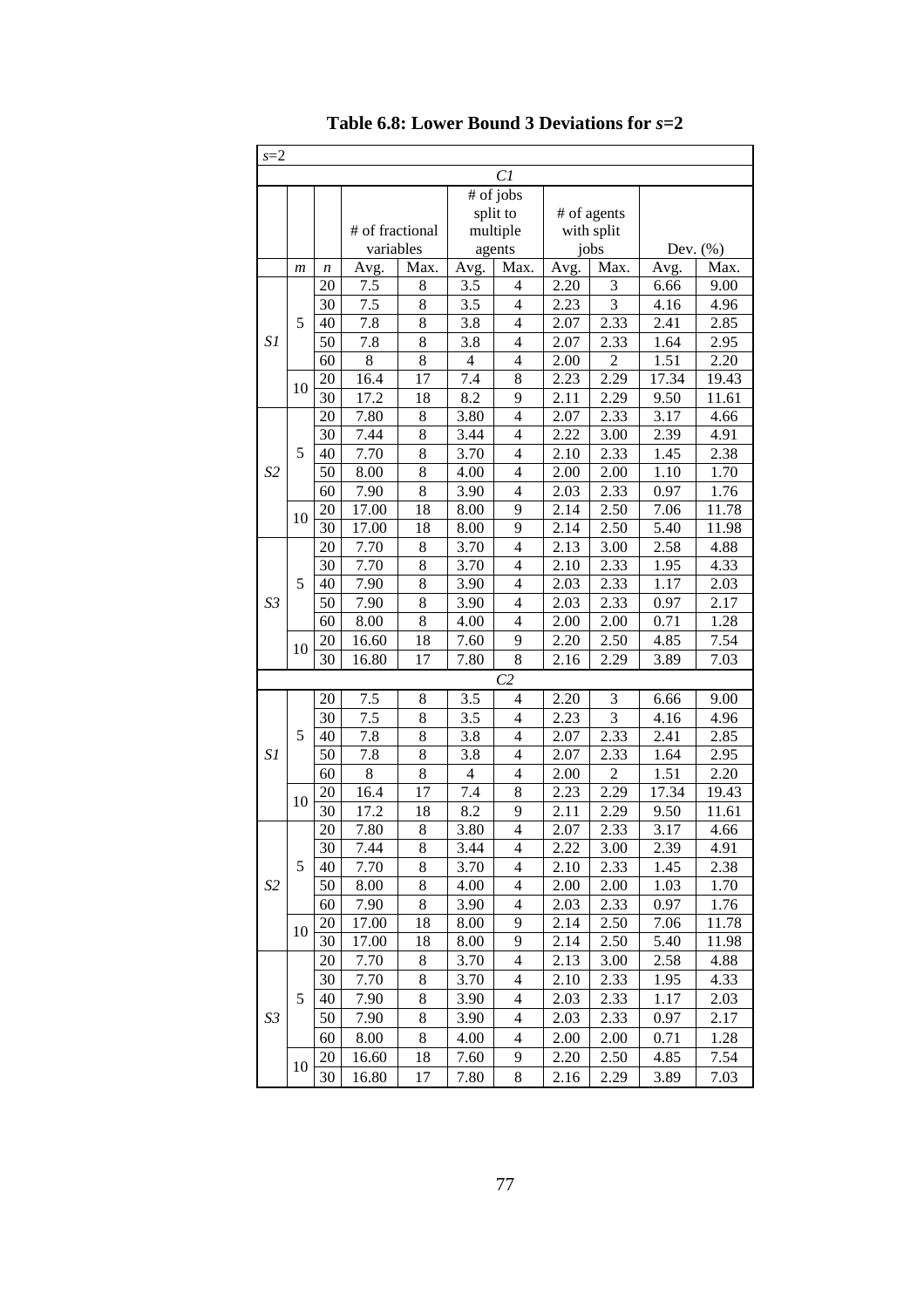**Table 6.8: Lower Bound 3 Deviations for *s*=2**

| *s*=2 | | | | | | | | | | |
|---|---|---|---|---|---|---|---|---|---|---|
| | | | | | | *C1* | | | | |
| | | | # of fractional variables | | # of jobs split to multiple agents | | # of agents with split jobs | | Dev. (%) | |
| | *m* | *n* | Avg. | Max. | Avg. | Max. | Avg. | Max. | Avg. | Max. |
| *S1* | 5 | 20 | 7.5 | 8 | 3.5 | 4 | 2.20 | 3 | 6.66 | 9.00 |
| | | 30 | 7.5 | 8 | 3.5 | 4 | 2.23 | 3 | 4.16 | 4.96 |
| | | 40 | 7.8 | 8 | 3.8 | 4 | 2.07 | 2.33 | 2.41 | 2.85 |
| | | 50 | 7.8 | 8 | 3.8 | 4 | 2.07 | 2.33 | 1.64 | 2.95 |
| | | 60 | 8 | 8 | 4 | 4 | 2.00 | 2 | 1.51 | 2.20 |
| | 10 | 20 | 16.4 | 17 | 7.4 | 8 | 2.23 | 2.29 | 17.34 | 19.43 |
| | | 30 | 17.2 | 18 | 8.2 | 9 | 2.11 | 2.29 | 9.50 | 11.61 |
| *S2* | 5 | 20 | 7.80 | 8 | 3.80 | 4 | 2.07 | 2.33 | 3.17 | 4.66 |
| | | 30 | 7.44 | 8 | 3.44 | 4 | 2.22 | 3.00 | 2.39 | 4.91 |
| | | 40 | 7.70 | 8 | 3.70 | 4 | 2.10 | 2.33 | 1.45 | 2.38 |
| | | 50 | 8.00 | 8 | 4.00 | 4 | 2.00 | 2.00 | 1.10 | 1.70 |
| | | 60 | 7.90 | 8 | 3.90 | 4 | 2.03 | 2.33 | 0.97 | 1.76 |
| | 10 | 20 | 17.00 | 18 | 8.00 | 9 | 2.14 | 2.50 | 7.06 | 11.78 |
| | | 30 | 17.00 | 18 | 8.00 | 9 | 2.14 | 2.50 | 5.40 | 11.98 |
| *S3* | 5 | 20 | 7.70 | 8 | 3.70 | 4 | 2.13 | 3.00 | 2.58 | 4.88 |
| | | 30 | 7.70 | 8 | 3.70 | 4 | 2.10 | 2.33 | 1.95 | 4.33 |
| | | 40 | 7.90 | 8 | 3.90 | 4 | 2.03 | 2.33 | 1.17 | 2.03 |
| | | 50 | 7.90 | 8 | 3.90 | 4 | 2.03 | 2.33 | 0.97 | 2.17 |
| | | 60 | 8.00 | 8 | 4.00 | 4 | 2.00 | 2.00 | 0.71 | 1.28 |
| | 10 | 20 | 16.60 | 18 | 7.60 | 9 | 2.20 | 2.50 | 4.85 | 7.54 |
| | | 30 | 16.80 | 17 | 7.80 | 8 | 2.16 | 2.29 | 3.89 | 7.03 |
| | | | | | | *C2* | | | | |
| *S1* | 5 | 20 | 7.5 | 8 | 3.5 | 4 | 2.20 | 3 | 6.66 | 9.00 |
| | | 30 | 7.5 | 8 | 3.5 | 4 | 2.23 | 3 | 4.16 | 4.96 |
| | | 40 | 7.8 | 8 | 3.8 | 4 | 2.07 | 2.33 | 2.41 | 2.85 |
| | | 50 | 7.8 | 8 | 3.8 | 4 | 2.07 | 2.33 | 1.64 | 2.95 |
| | | 60 | 8 | 8 | 4 | 4 | 2.00 | 2 | 1.51 | 2.20 |
| | 10 | 20 | 16.4 | 17 | 7.4 | 8 | 2.23 | 2.29 | 17.34 | 19.43 |
| | | 30 | 17.2 | 18 | 8.2 | 9 | 2.11 | 2.29 | 9.50 | 11.61 |
| *S2* | 5 | 20 | 7.80 | 8 | 3.80 | 4 | 2.07 | 2.33 | 3.17 | 4.66 |
| | | 30 | 7.44 | 8 | 3.44 | 4 | 2.22 | 3.00 | 2.39 | 4.91 |
| | | 40 | 7.70 | 8 | 3.70 | 4 | 2.10 | 2.33 | 1.45 | 2.38 |
| | | 50 | 8.00 | 8 | 4.00 | 4 | 2.00 | 2.00 | 1.03 | 1.70 |
| | | 60 | 7.90 | 8 | 3.90 | 4 | 2.03 | 2.33 | 0.97 | 1.76 |
| | 10 | 20 | 17.00 | 18 | 8.00 | 9 | 2.14 | 2.50 | 7.06 | 11.78 |
| | | 30 | 17.00 | 18 | 8.00 | 9 | 2.14 | 2.50 | 5.40 | 11.98 |
| *S3* | 5 | 20 | 7.70 | 8 | 3.70 | 4 | 2.13 | 3.00 | 2.58 | 4.88 |
| | | 30 | 7.70 | 8 | 3.70 | 4 | 2.10 | 2.33 | 1.95 | 4.33 |
| | | 40 | 7.90 | 8 | 3.90 | 4 | 2.03 | 2.33 | 1.17 | 2.03 |
| | | 50 | 7.90 | 8 | 3.90 | 4 | 2.03 | 2.33 | 0.97 | 2.17 |
| | | 60 | 8.00 | 8 | 4.00 | 4 | 2.00 | 2.00 | 0.71 | 1.28 |
| | 10 | 20 | 16.60 | 18 | 7.60 | 9 | 2.20 | 2.50 | 4.85 | 7.54 |
| | | 30 | 16.80 | 17 | 7.80 | 8 | 2.16 | 2.29 | 3.89 | 7.03 |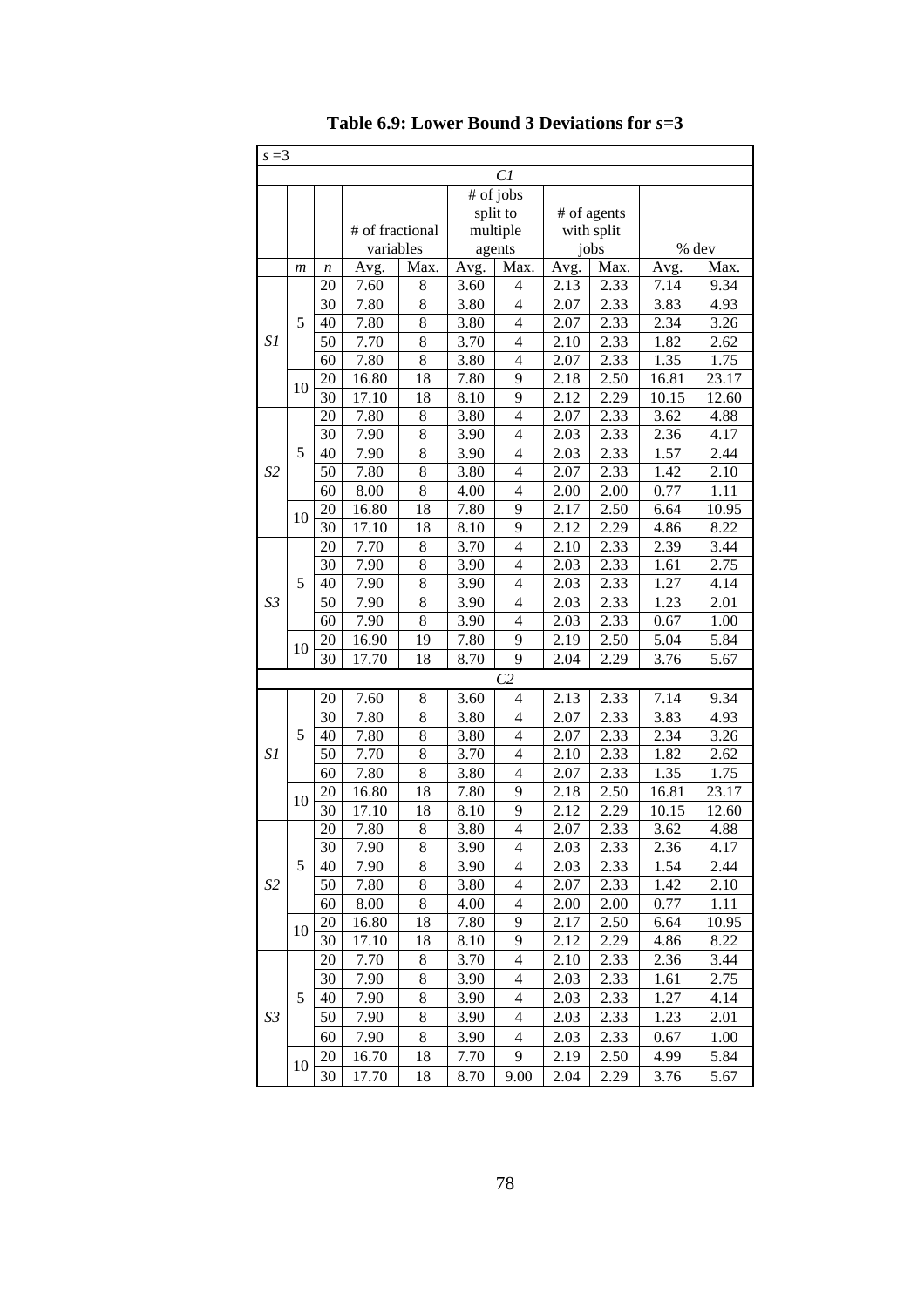**Table 6.9: Lower Bound 3 Deviations for *s*=3**

| $s=3$ | | | | | | | | | | |
|---|---|---|---|---|---|---|---|---|---|---|
| | | | *C1* | | | | | | | |
| | | | # of fractional variables | | # of jobs split to multiple agents | | # of agents with split jobs | | % dev | |
| | *m* | *n* | Avg. | Max. | Avg. | Max. | Avg. | Max. | Avg. | Max. |
| *S1* | 5 | 20 | 7.60 | 8 | 3.60 | 4 | 2.13 | 2.33 | 7.14 | 9.34 |
| | | 30 | 7.80 | 8 | 3.80 | 4 | 2.07 | 2.33 | 3.83 | 4.93 |
| | | 40 | 7.80 | 8 | 3.80 | 4 | 2.07 | 2.33 | 2.34 | 3.26 |
| | | 50 | 7.70 | 8 | 3.70 | 4 | 2.10 | 2.33 | 1.82 | 2.62 |
| | | 60 | 7.80 | 8 | 3.80 | 4 | 2.07 | 2.33 | 1.35 | 1.75 |
| | 10 | 20 | 16.80 | 18 | 7.80 | 9 | 2.18 | 2.50 | 16.81 | 23.17 |
| | | 30 | 17.10 | 18 | 8.10 | 9 | 2.12 | 2.29 | 10.15 | 12.60 |
| *S2* | 5 | 20 | 7.80 | 8 | 3.80 | 4 | 2.07 | 2.33 | 3.62 | 4.88 |
| | | 30 | 7.90 | 8 | 3.90 | 4 | 2.03 | 2.33 | 2.36 | 4.17 |
| | | 40 | 7.90 | 8 | 3.90 | 4 | 2.03 | 2.33 | 1.57 | 2.44 |
| | | 50 | 7.80 | 8 | 3.80 | 4 | 2.07 | 2.33 | 1.42 | 2.10 |
| | | 60 | 8.00 | 8 | 4.00 | 4 | 2.00 | 2.00 | 0.77 | 1.11 |
| | 10 | 20 | 16.80 | 18 | 7.80 | 9 | 2.17 | 2.50 | 6.64 | 10.95 |
| | | 30 | 17.10 | 18 | 8.10 | 9 | 2.12 | 2.29 | 4.86 | 8.22 |
| *S3* | 5 | 20 | 7.70 | 8 | 3.70 | 4 | 2.10 | 2.33 | 2.39 | 3.44 |
| | | 30 | 7.90 | 8 | 3.90 | 4 | 2.03 | 2.33 | 1.61 | 2.75 |
| | | 40 | 7.90 | 8 | 3.90 | 4 | 2.03 | 2.33 | 1.27 | 4.14 |
| | | 50 | 7.90 | 8 | 3.90 | 4 | 2.03 | 2.33 | 1.23 | 2.01 |
| | | 60 | 7.90 | 8 | 3.90 | 4 | 2.03 | 2.33 | 0.67 | 1.00 |
| | 10 | 20 | 16.90 | 19 | 7.80 | 9 | 2.19 | 2.50 | 5.04 | 5.84 |
| | | 30 | 17.70 | 18 | 8.70 | 9 | 2.04 | 2.29 | 3.76 | 5.67 |
| | | | *C2* | | | | | | | |
| *S1* | 5 | 20 | 7.60 | 8 | 3.60 | 4 | 2.13 | 2.33 | 7.14 | 9.34 |
| | | 30 | 7.80 | 8 | 3.80 | 4 | 2.07 | 2.33 | 3.83 | 4.93 |
| | | 40 | 7.80 | 8 | 3.80 | 4 | 2.07 | 2.33 | 2.34 | 3.26 |
| | | 50 | 7.70 | 8 | 3.70 | 4 | 2.10 | 2.33 | 1.82 | 2.62 |
| | | 60 | 7.80 | 8 | 3.80 | 4 | 2.07 | 2.33 | 1.35 | 1.75 |
| | 10 | 20 | 16.80 | 18 | 7.80 | 9 | 2.18 | 2.50 | 16.81 | 23.17 |
| | | 30 | 17.10 | 18 | 8.10 | 9 | 2.12 | 2.29 | 10.15 | 12.60 |
| *S2* | 5 | 20 | 7.80 | 8 | 3.80 | 4 | 2.07 | 2.33 | 3.62 | 4.88 |
| | | 30 | 7.90 | 8 | 3.90 | 4 | 2.03 | 2.33 | 2.36 | 4.17 |
| | | 40 | 7.90 | 8 | 3.90 | 4 | 2.03 | 2.33 | 1.54 | 2.44 |
| | | 50 | 7.80 | 8 | 3.80 | 4 | 2.07 | 2.33 | 1.42 | 2.10 |
| | | 60 | 8.00 | 8 | 4.00 | 4 | 2.00 | 2.00 | 0.77 | 1.11 |
| | 10 | 20 | 16.80 | 18 | 7.80 | 9 | 2.17 | 2.50 | 6.64 | 10.95 |
| | | 30 | 17.10 | 18 | 8.10 | 9 | 2.12 | 2.29 | 4.86 | 8.22 |
| *S3* | 5 | 20 | 7.70 | 8 | 3.70 | 4 | 2.10 | 2.33 | 2.36 | 3.44 |
| | | 30 | 7.90 | 8 | 3.90 | 4 | 2.03 | 2.33 | 1.61 | 2.75 |
| | | 40 | 7.90 | 8 | 3.90 | 4 | 2.03 | 2.33 | 1.27 | 4.14 |
| | | 50 | 7.90 | 8 | 3.90 | 4 | 2.03 | 2.33 | 1.23 | 2.01 |
| | | 60 | 7.90 | 8 | 3.90 | 4 | 2.03 | 2.33 | 0.67 | 1.00 |
| | 10 | 20 | 16.70 | 18 | 7.70 | 9 | 2.19 | 2.50 | 4.99 | 5.84 |
| | | 30 | 17.70 | 18 | 8.70 | 9.00 | 2.04 | 2.29 | 3.76 | 5.67 |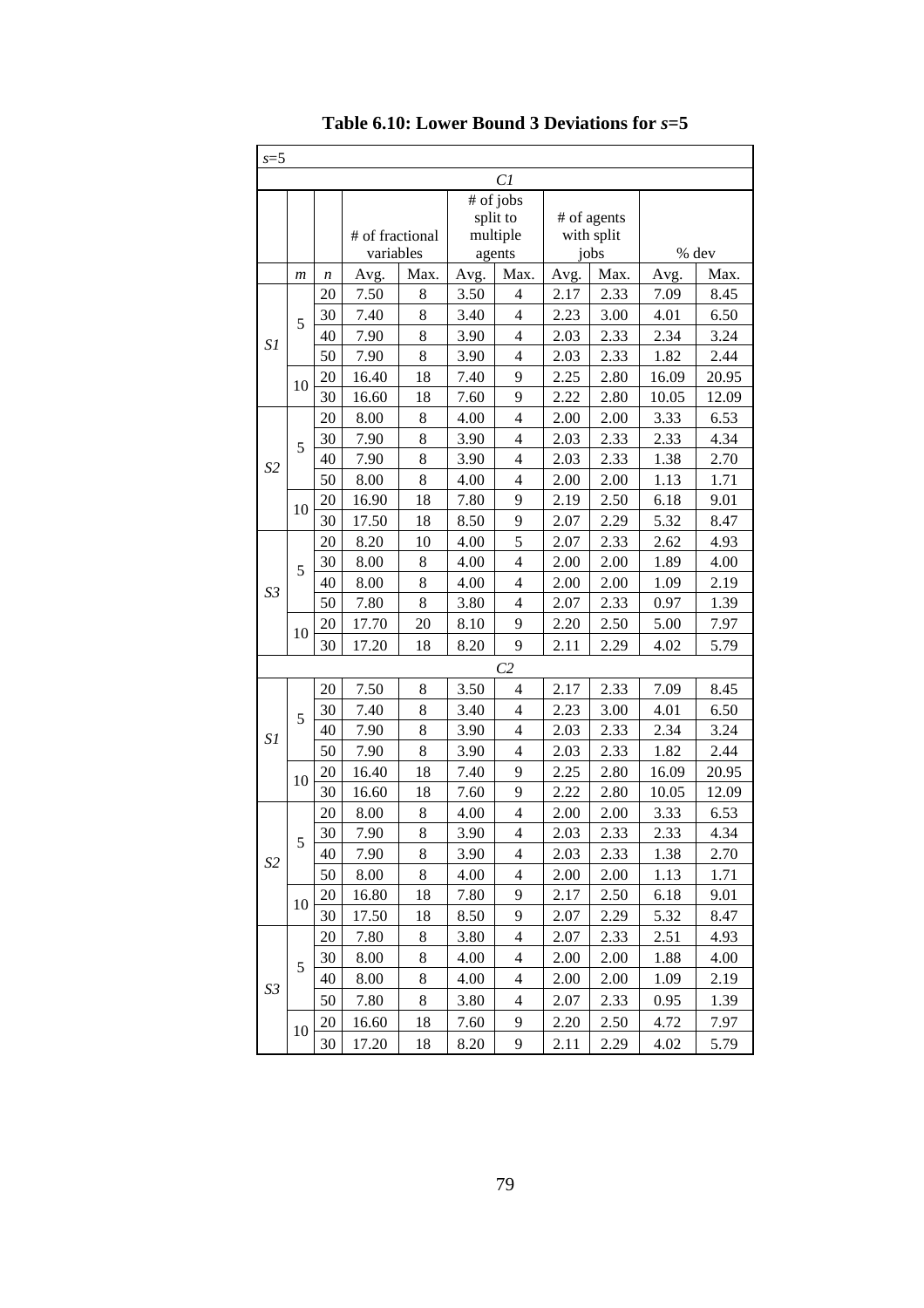**Table 6.10: Lower Bound 3 Deviations for *s*=5**

| *s*=5 | | | | | | | | | | |
|---|---|---|---|---|---|---|---|---|---|---|
| *C1* | | | | | | | | | | |
| | | | # of fractional variables | | # of jobs split to multiple agents | | # of agents with split jobs | | % dev | |
| | *m* | *n* | Avg. | Max. | Avg. | Max. | Avg. | Max. | Avg. | Max. |
| *S1* | 5 | 20 | 7.50 | 8 | 3.50 | 4 | 2.17 | 2.33 | 7.09 | 8.45 |
| | | 30 | 7.40 | 8 | 3.40 | 4 | 2.23 | 3.00 | 4.01 | 6.50 |
| | | 40 | 7.90 | 8 | 3.90 | 4 | 2.03 | 2.33 | 2.34 | 3.24 |
| | | 50 | 7.90 | 8 | 3.90 | 4 | 2.03 | 2.33 | 1.82 | 2.44 |
| | 10 | 20 | 16.40 | 18 | 7.40 | 9 | 2.25 | 2.80 | 16.09 | 20.95 |
| | | 30 | 16.60 | 18 | 7.60 | 9 | 2.22 | 2.80 | 10.05 | 12.09 |
| *S2* | 5 | 20 | 8.00 | 8 | 4.00 | 4 | 2.00 | 2.00 | 3.33 | 6.53 |
| | | 30 | 7.90 | 8 | 3.90 | 4 | 2.03 | 2.33 | 2.33 | 4.34 |
| | | 40 | 7.90 | 8 | 3.90 | 4 | 2.03 | 2.33 | 1.38 | 2.70 |
| | | 50 | 8.00 | 8 | 4.00 | 4 | 2.00 | 2.00 | 1.13 | 1.71 |
| | 10 | 20 | 16.90 | 18 | 7.80 | 9 | 2.19 | 2.50 | 6.18 | 9.01 |
| | | 30 | 17.50 | 18 | 8.50 | 9 | 2.07 | 2.29 | 5.32 | 8.47 |
| *S3* | 5 | 20 | 8.20 | 10 | 4.00 | 5 | 2.07 | 2.33 | 2.62 | 4.93 |
| | | 30 | 8.00 | 8 | 4.00 | 4 | 2.00 | 2.00 | 1.89 | 4.00 |
| | | 40 | 8.00 | 8 | 4.00 | 4 | 2.00 | 2.00 | 1.09 | 2.19 |
| | | 50 | 7.80 | 8 | 3.80 | 4 | 2.07 | 2.33 | 0.97 | 1.39 |
| | 10 | 20 | 17.70 | 20 | 8.10 | 9 | 2.20 | 2.50 | 5.00 | 7.97 |
| | | 30 | 17.20 | 18 | 8.20 | 9 | 2.11 | 2.29 | 4.02 | 5.79 |
| *C2* | | | | | | | | | | |
| *S1* | 5 | 20 | 7.50 | 8 | 3.50 | 4 | 2.17 | 2.33 | 7.09 | 8.45 |
| | | 30 | 7.40 | 8 | 3.40 | 4 | 2.23 | 3.00 | 4.01 | 6.50 |
| | | 40 | 7.90 | 8 | 3.90 | 4 | 2.03 | 2.33 | 2.34 | 3.24 |
| | | 50 | 7.90 | 8 | 3.90 | 4 | 2.03 | 2.33 | 1.82 | 2.44 |
| | 10 | 20 | 16.40 | 18 | 7.40 | 9 | 2.25 | 2.80 | 16.09 | 20.95 |
| | | 30 | 16.60 | 18 | 7.60 | 9 | 2.22 | 2.80 | 10.05 | 12.09 |
| *S2* | 5 | 20 | 8.00 | 8 | 4.00 | 4 | 2.00 | 2.00 | 3.33 | 6.53 |
| | | 30 | 7.90 | 8 | 3.90 | 4 | 2.03 | 2.33 | 2.33 | 4.34 |
| | | 40 | 7.90 | 8 | 3.90 | 4 | 2.03 | 2.33 | 1.38 | 2.70 |
| | | 50 | 8.00 | 8 | 4.00 | 4 | 2.00 | 2.00 | 1.13 | 1.71 |
| | 10 | 20 | 16.80 | 18 | 7.80 | 9 | 2.17 | 2.50 | 6.18 | 9.01 |
| | | 30 | 17.50 | 18 | 8.50 | 9 | 2.07 | 2.29 | 5.32 | 8.47 |
| *S3* | 5 | 20 | 7.80 | 8 | 3.80 | 4 | 2.07 | 2.33 | 2.51 | 4.93 |
| | | 30 | 8.00 | 8 | 4.00 | 4 | 2.00 | 2.00 | 1.88 | 4.00 |
| | | 40 | 8.00 | 8 | 4.00 | 4 | 2.00 | 2.00 | 1.09 | 2.19 |
| | | 50 | 7.80 | 8 | 3.80 | 4 | 2.07 | 2.33 | 0.95 | 1.39 |
| | 10 | 20 | 16.60 | 18 | 7.60 | 9 | 2.20 | 2.50 | 4.72 | 7.97 |
| | | 30 | 17.20 | 18 | 8.20 | 9 | 2.11 | 2.29 | 4.02 | 5.79 |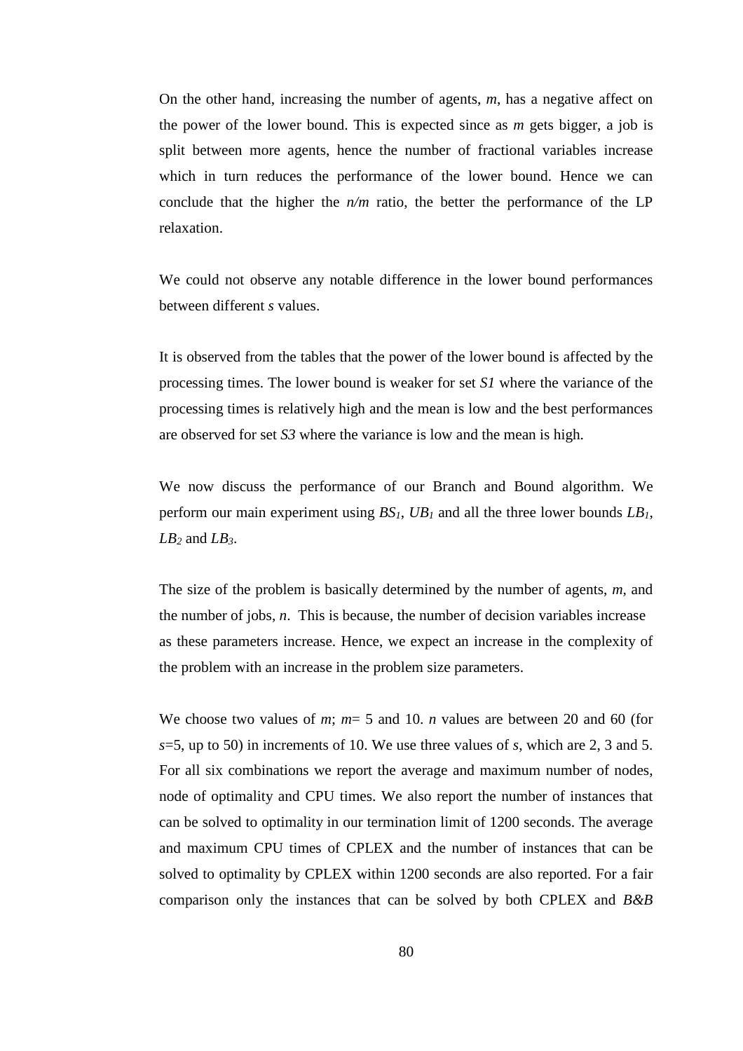On the other hand, increasing the number of agents, *m*, has a negative affect on the power of the lower bound. This is expected since as *m* gets bigger, a job is split between more agents, hence the number of fractional variables increase which in turn reduces the performance of the lower bound. Hence we can conclude that the higher the *n/m* ratio, the better the performance of the LP relaxation.

We could not observe any notable difference in the lower bound performances between different *s* values.

It is observed from the tables that the power of the lower bound is affected by the processing times. The lower bound is weaker for set *S1* where the variance of the processing times is relatively high and the mean is low and the best performances are observed for set *S3* where the variance is low and the mean is high.

We now discuss the performance of our Branch and Bound algorithm. We perform our main experiment using $BS_1$, $UB_1$ and all the three lower bounds $LB_1$, $LB_2$ and $LB_3$.

The size of the problem is basically determined by the number of agents, *m*, and the number of jobs, *n*. This is because, the number of decision variables increase as these parameters increase. Hence, we expect an increase in the complexity of the problem with an increase in the problem size parameters.

We choose two values of *m*; *m*= 5 and 10. *n* values are between 20 and 60 (for *s*=5, up to 50) in increments of 10. We use three values of *s*, which are 2, 3 and 5. For all six combinations we report the average and maximum number of nodes, node of optimality and CPU times. We also report the number of instances that can be solved to optimality in our termination limit of 1200 seconds. The average and maximum CPU times of CPLEX and the number of instances that can be solved to optimality by CPLEX within 1200 seconds are also reported. For a fair comparison only the instances that can be solved by both CPLEX and *B&B*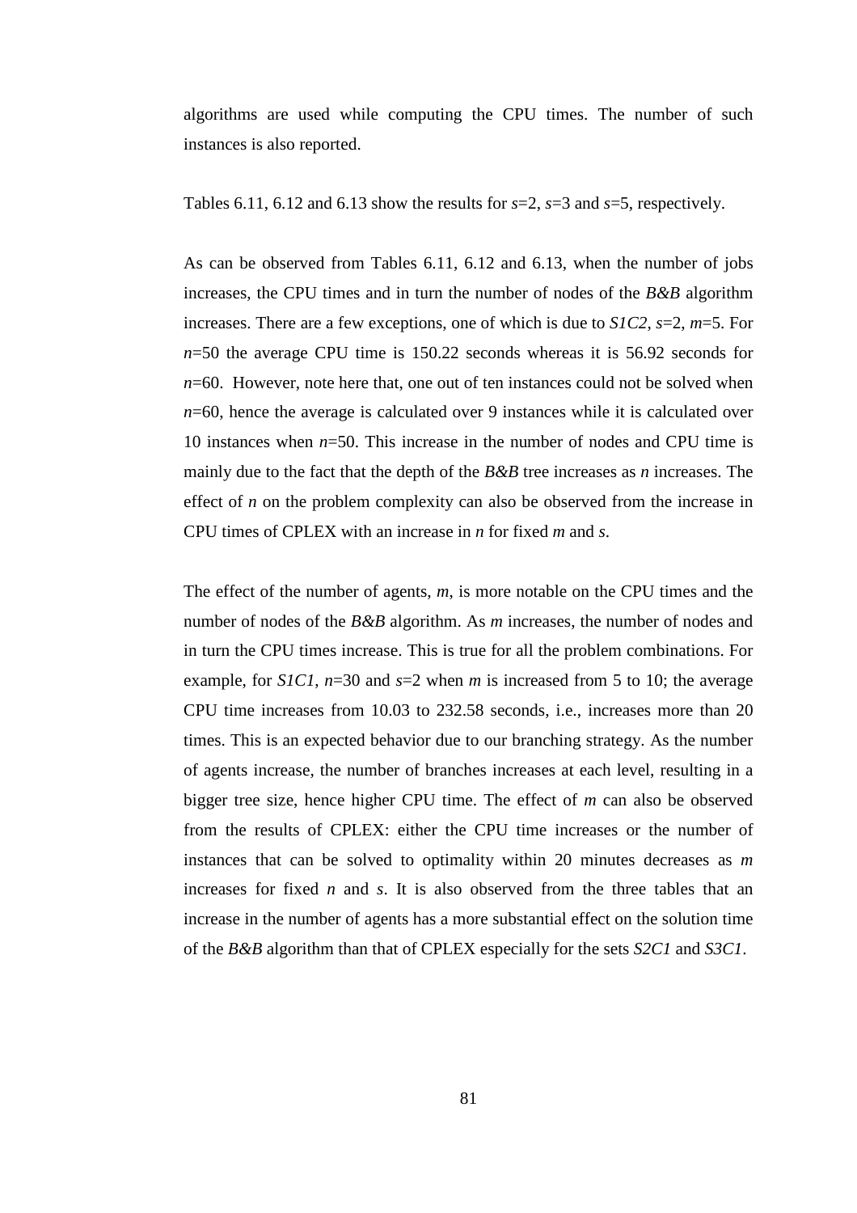algorithms are used while computing the CPU times. The number of such instances is also reported.

Tables 6.11, 6.12 and 6.13 show the results for $s$=2, $s$=3 and $s$=5, respectively.

As can be observed from Tables 6.11, 6.12 and 6.13, when the number of jobs increases, the CPU times and in turn the number of nodes of the *B&B* algorithm increases. There are a few exceptions, one of which is due to *S1C2*, $s$=2, $m$=5. For $n$=50 the average CPU time is 150.22 seconds whereas it is 56.92 seconds for $n$=60. However, note here that, one out of ten instances could not be solved when $n$=60, hence the average is calculated over 9 instances while it is calculated over 10 instances when $n$=50. This increase in the number of nodes and CPU time is mainly due to the fact that the depth of the *B&B* tree increases as $n$ increases. The effect of $n$ on the problem complexity can also be observed from the increase in CPU times of CPLEX with an increase in $n$ for fixed $m$ and $s$.

The effect of the number of agents, $m$, is more notable on the CPU times and the number of nodes of the *B&B* algorithm. As $m$ increases, the number of nodes and in turn the CPU times increase. This is true for all the problem combinations. For example, for *S1C1*, $n$=30 and $s$=2 when $m$ is increased from 5 to 10; the average CPU time increases from 10.03 to 232.58 seconds, i.e., increases more than 20 times. This is an expected behavior due to our branching strategy. As the number of agents increase, the number of branches increases at each level, resulting in a bigger tree size, hence higher CPU time. The effect of $m$ can also be observed from the results of CPLEX: either the CPU time increases or the number of instances that can be solved to optimality within 20 minutes decreases as $m$ increases for fixed $n$ and $s$. It is also observed from the three tables that an increase in the number of agents has a more substantial effect on the solution time of the *B&B* algorithm than that of CPLEX especially for the sets *S2C1* and *S3C1*.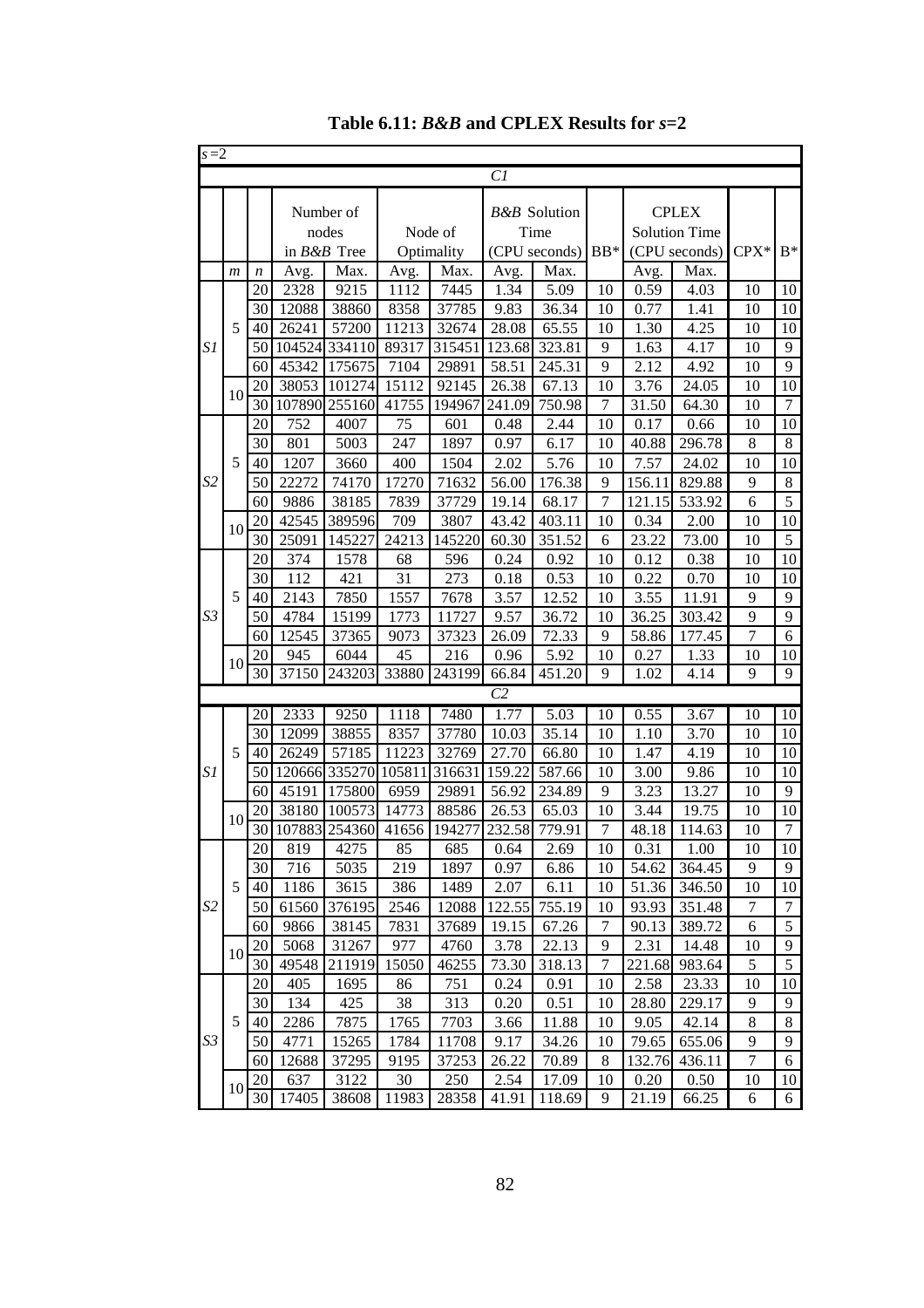**Table 6.11: *B&B* and CPLEX Results for *s*=2**

| *s* =2 | | | | | | | | | | | | | |
|---|---|---|---|---|---|---|---|---|---|---|---|---|---|
| | | | *C1* | | | | | | | | | | |
| | | | Number of nodes in *B&B* Tree | | Node of Optimality | | *B&B* Solution Time (CPU seconds) | | BB* | CPLEX Solution Time (CPU seconds) | | CPX* | B* |
| | *m* | *n* | Avg. | Max. | Avg. | Max. | Avg. | Max. | | Avg. | Max. | | |
| *S1* | 5 | 20 | 2328 | 9215 | 1112 | 7445 | 1.34 | 5.09 | 10 | 0.59 | 4.03 | 10 | 10 |
| | | 30 | 12088 | 38860 | 8358 | 37785 | 9.83 | 36.34 | 10 | 0.77 | 1.41 | 10 | 10 |
| | | 40 | 26241 | 57200 | 11213 | 32674 | 28.08 | 65.55 | 10 | 1.30 | 4.25 | 10 | 10 |
| | | 50 | 104524 | 334110 | 89317 | 315451 | 123.68 | 323.81 | 9 | 1.63 | 4.17 | 10 | 9 |
| | | 60 | 45342 | 175675 | 7104 | 29891 | 58.51 | 245.31 | 9 | 2.12 | 4.92 | 10 | 9 |
| | 10 | 20 | 38053 | 101274 | 15112 | 92145 | 26.38 | 67.13 | 10 | 3.76 | 24.05 | 10 | 10 |
| | | 30 | 107890 | 255160 | 41755 | 194967 | 241.09 | 750.98 | 7 | 31.50 | 64.30 | 10 | 7 |
| *S2* | 5 | 20 | 752 | 4007 | 75 | 601 | 0.48 | 2.44 | 10 | 0.17 | 0.66 | 10 | 10 |
| | | 30 | 801 | 5003 | 247 | 1897 | 0.97 | 6.17 | 10 | 40.88 | 296.78 | 8 | 8 |
| | | 40 | 1207 | 3660 | 400 | 1504 | 2.02 | 5.76 | 10 | 7.57 | 24.02 | 10 | 10 |
| | | 50 | 22272 | 74170 | 17270 | 71632 | 56.00 | 176.38 | 9 | 156.11 | 829.88 | 9 | 8 |
| | | 60 | 9886 | 38185 | 7839 | 37729 | 19.14 | 68.17 | 7 | 121.15 | 533.92 | 6 | 5 |
| | 10 | 20 | 42545 | 389596 | 709 | 3807 | 43.42 | 403.11 | 10 | 0.34 | 2.00 | 10 | 10 |
| | | 30 | 25091 | 145227 | 24213 | 145220 | 60.30 | 351.52 | 6 | 23.22 | 73.00 | 10 | 5 |
| *S3* | 5 | 20 | 374 | 1578 | 68 | 596 | 0.24 | 0.92 | 10 | 0.12 | 0.38 | 10 | 10 |
| | | 30 | 112 | 421 | 31 | 273 | 0.18 | 0.53 | 10 | 0.22 | 0.70 | 10 | 10 |
| | | 40 | 2143 | 7850 | 1557 | 7678 | 3.57 | 12.52 | 10 | 3.55 | 11.91 | 9 | 9 |
| | | 50 | 4784 | 15199 | 1773 | 11727 | 9.57 | 36.72 | 10 | 36.25 | 303.42 | 9 | 9 |
| | | 60 | 12545 | 37365 | 9073 | 37323 | 26.09 | 72.33 | 9 | 58.86 | 177.45 | 7 | 6 |
| | 10 | 20 | 945 | 6044 | 45 | 216 | 0.96 | 5.92 | 10 | 0.27 | 1.33 | 10 | 10 |
| | | 30 | 37150 | 243203 | 33880 | 243199 | 66.84 | 451.20 | 9 | 1.02 | 4.14 | 9 | 9 |
| | | | *C2* | | | | | | | | | | |
| *S1* | 5 | 20 | 2333 | 9250 | 1118 | 7480 | 1.77 | 5.03 | 10 | 0.55 | 3.67 | 10 | 10 |
| | | 30 | 12099 | 38855 | 8357 | 37780 | 10.03 | 35.14 | 10 | 1.10 | 3.70 | 10 | 10 |
| | | 40 | 26249 | 57185 | 11223 | 32769 | 27.70 | 66.80 | 10 | 1.47 | 4.19 | 10 | 10 |
| | | 50 | 120666 | 335270 | 105811 | 316631 | 159.22 | 587.66 | 10 | 3.00 | 9.86 | 10 | 10 |
| | | 60 | 45191 | 175800 | 6959 | 29891 | 56.92 | 234.89 | 9 | 3.23 | 13.27 | 10 | 9 |
| | 10 | 20 | 38180 | 100573 | 14773 | 88586 | 26.53 | 65.03 | 10 | 3.44 | 19.75 | 10 | 10 |
| | | 30 | 107883 | 254360 | 41656 | 194277 | 232.58 | 779.91 | 7 | 48.18 | 114.63 | 10 | 7 |
| *S2* | 5 | 20 | 819 | 4275 | 85 | 685 | 0.64 | 2.69 | 10 | 0.31 | 1.00 | 10 | 10 |
| | | 30 | 716 | 5035 | 219 | 1897 | 0.97 | 6.86 | 10 | 54.62 | 364.45 | 9 | 9 |
| | | 40 | 1186 | 3615 | 386 | 1489 | 2.07 | 6.11 | 10 | 51.36 | 346.50 | 10 | 10 |
| | | 50 | 61560 | 376195 | 2546 | 12088 | 122.55 | 755.19 | 10 | 93.93 | 351.48 | 7 | 7 |
| | | 60 | 9866 | 38145 | 7831 | 37689 | 19.15 | 67.26 | 7 | 90.13 | 389.72 | 6 | 5 |
| | 10 | 20 | 5068 | 31267 | 977 | 4760 | 3.78 | 22.13 | 9 | 2.31 | 14.48 | 10 | 9 |
| | | 30 | 49548 | 211919 | 15050 | 46255 | 73.30 | 318.13 | 7 | 221.68 | 983.64 | 5 | 5 |
| *S3* | 5 | 20 | 405 | 1695 | 86 | 751 | 0.24 | 0.91 | 10 | 2.58 | 23.33 | 10 | 10 |
| | | 30 | 134 | 425 | 38 | 313 | 0.20 | 0.51 | 10 | 28.80 | 229.17 | 9 | 9 |
| | | 40 | 2286 | 7875 | 1765 | 7703 | 3.66 | 11.88 | 10 | 9.05 | 42.14 | 8 | 8 |
| | | 50 | 4771 | 15265 | 1784 | 11708 | 9.17 | 34.26 | 10 | 79.65 | 655.06 | 9 | 9 |
| | | 60 | 12688 | 37295 | 9195 | 37253 | 26.22 | 70.89 | 8 | 132.76 | 436.11 | 7 | 6 |
| | 10 | 20 | 637 | 3122 | 30 | 250 | 2.54 | 17.09 | 10 | 0.20 | 0.50 | 10 | 10 |
| | | 30 | 17405 | 38608 | 11983 | 28358 | 41.91 | 118.69 | 9 | 21.19 | 66.25 | 6 | 6 |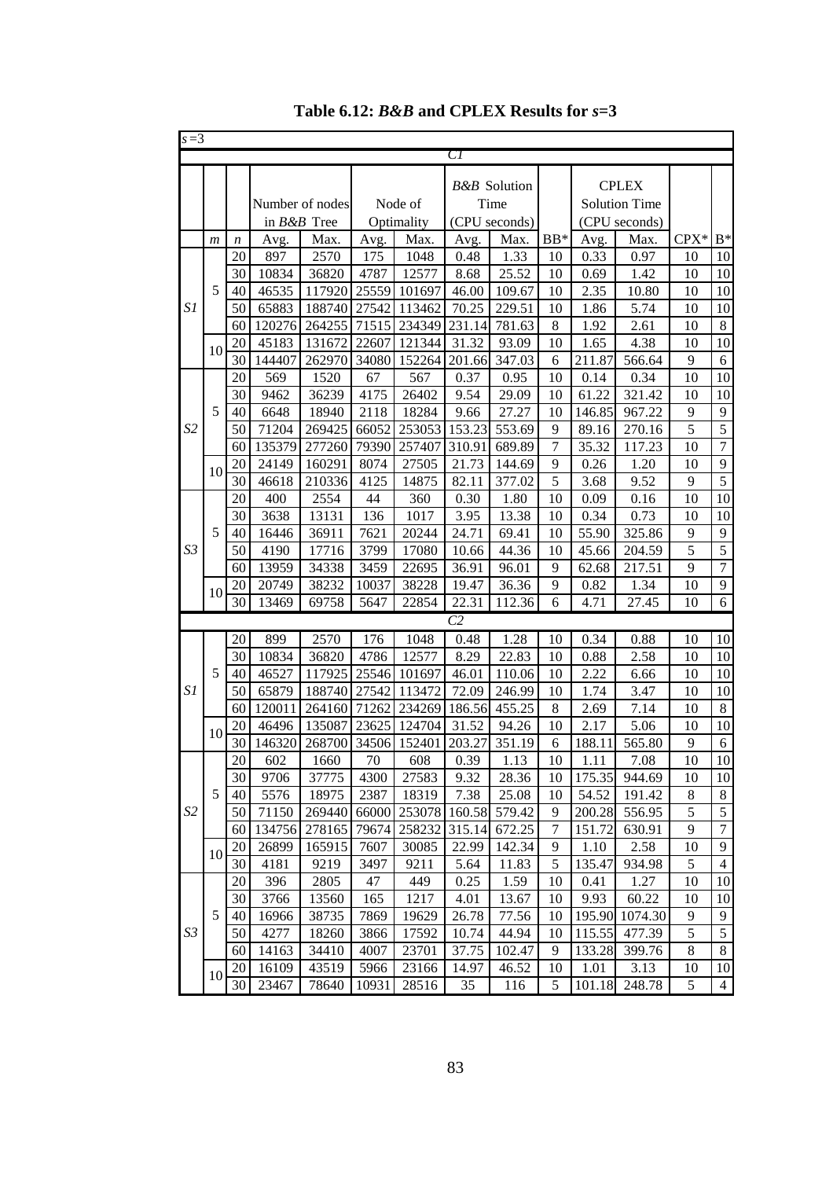**Table 6.12: *B&B* and CPLEX Results for *s*=3**

| *s*=3 | | | | | | | | | | | | | |
|---|---|---|---|---|---|---|---|---|---|---|---|---|---|
| *C1* | | | | | | | | | | | | | |
| | | | Number of nodes in *B&B* Tree | | Node of Optimality | | *B&B* Solution Time (CPU seconds) | | | CPLEX Solution Time (CPU seconds) | | | |
| | *m* | *n* | Avg. | Max. | Avg. | Max. | Avg. | Max. | BB* | Avg. | Max. | CPX* | B* |
| *S1* | 5 | 20 | 897 | 2570 | 175 | 1048 | 0.48 | 1.33 | 10 | 0.33 | 0.97 | 10 | 10 |
| | | 30 | 10834 | 36820 | 4787 | 12577 | 8.68 | 25.52 | 10 | 0.69 | 1.42 | 10 | 10 |
| | | 40 | 46535 | 117920 | 25559 | 101697 | 46.00 | 109.67 | 10 | 2.35 | 10.80 | 10 | 10 |
| | | 50 | 65883 | 188740 | 27542 | 113462 | 70.25 | 229.51 | 10 | 1.86 | 5.74 | 10 | 10 |
| | | 60 | 120276 | 264255 | 71515 | 234349 | 231.14 | 781.63 | 8 | 1.92 | 2.61 | 10 | 8 |
| | 10 | 20 | 45183 | 131672 | 22607 | 121344 | 31.32 | 93.09 | 10 | 1.65 | 4.38 | 10 | 10 |
| | | 30 | 144407 | 262970 | 34080 | 152264 | 201.66 | 347.03 | 6 | 211.87 | 566.64 | 9 | 6 |
| *S2* | 5 | 20 | 569 | 1520 | 67 | 567 | 0.37 | 0.95 | 10 | 0.14 | 0.34 | 10 | 10 |
| | | 30 | 9462 | 36239 | 4175 | 26402 | 9.54 | 29.09 | 10 | 61.22 | 321.42 | 10 | 10 |
| | | 40 | 6648 | 18940 | 2118 | 18284 | 9.66 | 27.27 | 10 | 146.85 | 967.22 | 9 | 9 |
| | | 50 | 71204 | 269425 | 66052 | 253053 | 153.23 | 553.69 | 9 | 89.16 | 270.16 | 5 | 5 |
| | | 60 | 135379 | 277260 | 79390 | 257407 | 310.91 | 689.89 | 7 | 35.32 | 117.23 | 10 | 7 |
| | 10 | 20 | 24149 | 160291 | 8074 | 27505 | 21.73 | 144.69 | 9 | 0.26 | 1.20 | 10 | 9 |
| | | 30 | 46618 | 210336 | 4125 | 14875 | 82.11 | 377.02 | 5 | 3.68 | 9.52 | 9 | 5 |
| *S3* | 5 | 20 | 400 | 2554 | 44 | 360 | 0.30 | 1.80 | 10 | 0.09 | 0.16 | 10 | 10 |
| | | 30 | 3638 | 13131 | 136 | 1017 | 3.95 | 13.38 | 10 | 0.34 | 0.73 | 10 | 10 |
| | | 40 | 16446 | 36911 | 7621 | 20244 | 24.71 | 69.41 | 10 | 55.90 | 325.86 | 9 | 9 |
| | | 50 | 4190 | 17716 | 3799 | 17080 | 10.66 | 44.36 | 10 | 45.66 | 204.59 | 5 | 5 |
| | | 60 | 13959 | 34338 | 3459 | 22695 | 36.91 | 96.01 | 9 | 62.68 | 217.51 | 9 | 7 |
| | 10 | 20 | 20749 | 38232 | 10037 | 38228 | 19.47 | 36.36 | 9 | 0.82 | 1.34 | 10 | 9 |
| | | 30 | 13469 | 69758 | 5647 | 22854 | 22.31 | 112.36 | 6 | 4.71 | 27.45 | 10 | 6 |
| *C2* | | | | | | | | | | | | | |
| *S1* | 5 | 20 | 899 | 2570 | 176 | 1048 | 0.48 | 1.28 | 10 | 0.34 | 0.88 | 10 | 10 |
| | | 30 | 10834 | 36820 | 4786 | 12577 | 8.29 | 22.83 | 10 | 0.88 | 2.58 | 10 | 10 |
| | | 40 | 46527 | 117925 | 25546 | 101697 | 46.01 | 110.06 | 10 | 2.22 | 6.66 | 10 | 10 |
| | | 50 | 65879 | 188740 | 27542 | 113472 | 72.09 | 246.99 | 10 | 1.74 | 3.47 | 10 | 10 |
| | | 60 | 120011 | 264160 | 71262 | 234269 | 186.56 | 455.25 | 8 | 2.69 | 7.14 | 10 | 8 |
| | 10 | 20 | 46496 | 135087 | 23625 | 124704 | 31.52 | 94.26 | 10 | 2.17 | 5.06 | 10 | 10 |
| | | 30 | 146320 | 268700 | 34506 | 152401 | 203.27 | 351.19 | 6 | 188.11 | 565.80 | 9 | 6 |
| *S2* | 5 | 20 | 602 | 1660 | 70 | 608 | 0.39 | 1.13 | 10 | 1.11 | 7.08 | 10 | 10 |
| | | 30 | 9706 | 37775 | 4300 | 27583 | 9.32 | 28.36 | 10 | 175.35 | 944.69 | 10 | 10 |
| | | 40 | 5576 | 18975 | 2387 | 18319 | 7.38 | 25.08 | 10 | 54.52 | 191.42 | 8 | 8 |
| | | 50 | 71150 | 269440 | 66000 | 253078 | 160.58 | 579.42 | 9 | 200.28 | 556.95 | 5 | 5 |
| | | 60 | 134756 | 278165 | 79674 | 258232 | 315.14 | 672.25 | 7 | 151.72 | 630.91 | 9 | 7 |
| | 10 | 20 | 26899 | 165915 | 7607 | 30085 | 22.99 | 142.34 | 9 | 1.10 | 2.58 | 10 | 9 |
| | | 30 | 4181 | 9219 | 3497 | 9211 | 5.64 | 11.83 | 5 | 135.47 | 934.98 | 5 | 4 |
| *S3* | 5 | 20 | 396 | 2805 | 47 | 449 | 0.25 | 1.59 | 10 | 0.41 | 1.27 | 10 | 10 |
| | | 30 | 3766 | 13560 | 165 | 1217 | 4.01 | 13.67 | 10 | 9.93 | 60.22 | 10 | 10 |
| | | 40 | 16966 | 38735 | 7869 | 19629 | 26.78 | 77.56 | 10 | 195.90 | 1074.30 | 9 | 9 |
| | | 50 | 4277 | 18260 | 3866 | 17592 | 10.74 | 44.94 | 10 | 115.55 | 477.39 | 5 | 5 |
| | | 60 | 14163 | 34410 | 4007 | 23701 | 37.75 | 102.47 | 9 | 133.28 | 399.76 | 8 | 8 |
| | 10 | 20 | 16109 | 43519 | 5966 | 23166 | 14.97 | 46.52 | 10 | 1.01 | 3.13 | 10 | 10 |
| | | 30 | 23467 | 78640 | 10931 | 28516 | 35 | 116 | 5 | 101.18 | 248.78 | 5 | 4 |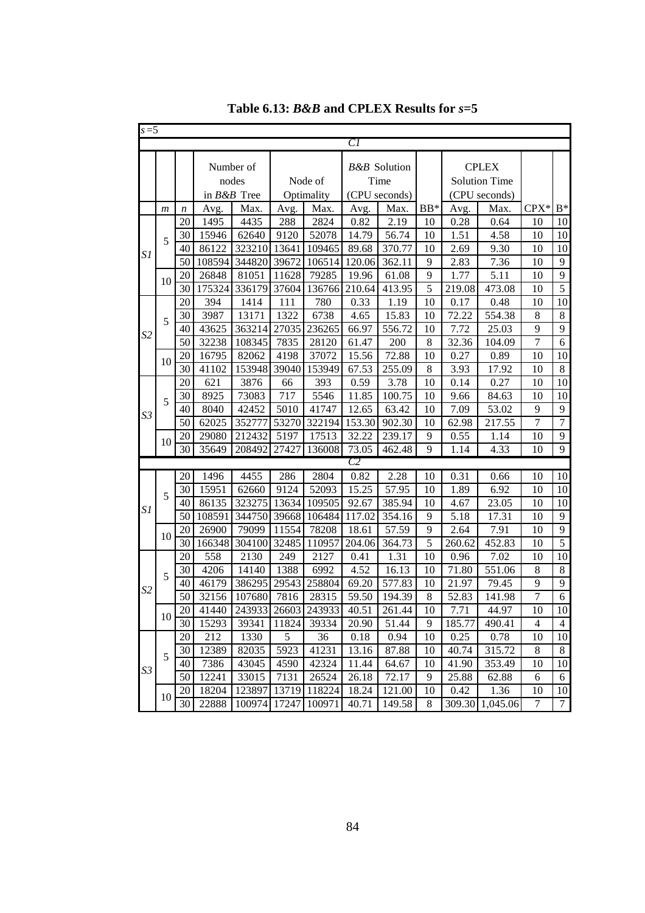**Table 6.13: *B&B* and CPLEX Results for *s*=5**

| $s$=5 | | | | | | | | | | | | | |
|---|---|---|---|---|---|---|---|---|---|---|---|---|---|
| | | | | | | | *C1* | | | | | | |
| | | | Number of nodes in *B&B* Tree | | Node of Optimality | | *B&B* Solution Time (CPU seconds) | | | CPLEX Solution Time (CPU seconds) | | | |
| | *m* | *n* | Avg. | Max. | Avg. | Max. | Avg. | Max. | BB* | Avg. | Max. | CPX* | B* |
| *S1* | 5 | 20 | 1495 | 4435 | 288 | 2824 | 0.82 | 2.19 | 10 | 0.28 | 0.64 | 10 | 10 |
| | | 30 | 15946 | 62640 | 9120 | 52078 | 14.79 | 56.74 | 10 | 1.51 | 4.58 | 10 | 10 |
| | | 40 | 86122 | 323210 | 13641 | 109465 | 89.68 | 370.77 | 10 | 2.69 | 9.30 | 10 | 10 |
| | | 50 | 108594 | 344820 | 39672 | 106514 | 120.06 | 362.11 | 9 | 2.83 | 7.36 | 10 | 9 |
| | 10 | 20 | 26848 | 81051 | 11628 | 79285 | 19.96 | 61.08 | 9 | 1.77 | 5.11 | 10 | 9 |
| | | 30 | 175324 | 336179 | 37604 | 136766 | 210.64 | 413.95 | 5 | 219.08 | 473.08 | 10 | 5 |
| *S2* | 5 | 20 | 394 | 1414 | 111 | 780 | 0.33 | 1.19 | 10 | 0.17 | 0.48 | 10 | 10 |
| | | 30 | 3987 | 13171 | 1322 | 6738 | 4.65 | 15.83 | 10 | 72.22 | 554.38 | 8 | 8 |
| | | 40 | 43625 | 363214 | 27035 | 236265 | 66.97 | 556.72 | 10 | 7.72 | 25.03 | 9 | 9 |
| | | 50 | 32238 | 108345 | 7835 | 28120 | 61.47 | 200 | 8 | 32.36 | 104.09 | 7 | 6 |
| | 10 | 20 | 16795 | 82062 | 4198 | 37072 | 15.56 | 72.88 | 10 | 0.27 | 0.89 | 10 | 10 |
| | | 30 | 41102 | 153948 | 39040 | 153949 | 67.53 | 255.09 | 8 | 3.93 | 17.92 | 10 | 8 |
| *S3* | 5 | 20 | 621 | 3876 | 66 | 393 | 0.59 | 3.78 | 10 | 0.14 | 0.27 | 10 | 10 |
| | | 30 | 8925 | 73083 | 717 | 5546 | 11.85 | 100.75 | 10 | 9.66 | 84.63 | 10 | 10 |
| | | 40 | 8040 | 42452 | 5010 | 41747 | 12.65 | 63.42 | 10 | 7.09 | 53.02 | 9 | 9 |
| | | 50 | 62025 | 352777 | 53270 | 322194 | 153.30 | 902.30 | 10 | 62.98 | 217.55 | 7 | 7 |
| | 10 | 20 | 29080 | 212432 | 5197 | 17513 | 32.22 | 239.17 | 9 | 0.55 | 1.14 | 10 | 9 |
| | | 30 | 35649 | 208492 | 27427 | 136008 | 73.05 | 462.48 | 9 | 1.14 | 4.33 | 10 | 9 |
| | | | | | | | *C2* | | | | | | |
| *S1* | 5 | 20 | 1496 | 4455 | 286 | 2804 | 0.82 | 2.28 | 10 | 0.31 | 0.66 | 10 | 10 |
| | | 30 | 15951 | 62660 | 9124 | 52093 | 15.25 | 57.95 | 10 | 1.89 | 6.92 | 10 | 10 |
| | | 40 | 86135 | 323275 | 13634 | 109505 | 92.67 | 385.94 | 10 | 4.67 | 23.05 | 10 | 10 |
| | | 50 | 108591 | 344750 | 39668 | 106484 | 117.02 | 354.16 | 9 | 5.18 | 17.31 | 10 | 9 |
| | 10 | 20 | 26900 | 79099 | 11554 | 78208 | 18.61 | 57.59 | 9 | 2.64 | 7.91 | 10 | 9 |
| | | 30 | 166348 | 304100 | 32485 | 110957 | 204.06 | 364.73 | 5 | 260.62 | 452.83 | 10 | 5 |
| *S2* | 5 | 20 | 558 | 2130 | 249 | 2127 | 0.41 | 1.31 | 10 | 0.96 | 7.02 | 10 | 10 |
| | | 30 | 4206 | 14140 | 1388 | 6992 | 4.52 | 16.13 | 10 | 71.80 | 551.06 | 8 | 8 |
| | | 40 | 46179 | 386295 | 29543 | 258804 | 69.20 | 577.83 | 10 | 21.97 | 79.45 | 9 | 9 |
| | | 50 | 32156 | 107680 | 7816 | 28315 | 59.50 | 194.39 | 8 | 52.83 | 141.98 | 7 | 6 |
| | 10 | 20 | 41440 | 243933 | 26603 | 243933 | 40.51 | 261.44 | 10 | 7.71 | 44.97 | 10 | 10 |
| | | 30 | 15293 | 39341 | 11824 | 39334 | 20.90 | 51.44 | 9 | 185.77 | 490.41 | 4 | 4 |
| *S3* | 5 | 20 | 212 | 1330 | 5 | 36 | 0.18 | 0.94 | 10 | 0.25 | 0.78 | 10 | 10 |
| | | 30 | 12389 | 82035 | 5923 | 41231 | 13.16 | 87.88 | 10 | 40.74 | 315.72 | 8 | 8 |
| | | 40 | 7386 | 43045 | 4590 | 42324 | 11.44 | 64.67 | 10 | 41.90 | 353.49 | 10 | 10 |
| | | 50 | 12241 | 33015 | 7131 | 26524 | 26.18 | 72.17 | 9 | 25.88 | 62.88 | 6 | 6 |
| | 10 | 20 | 18204 | 123897 | 13719 | 118224 | 18.24 | 121.00 | 10 | 0.42 | 1.36 | 10 | 10 |
| | | 30 | 22888 | 100974 | 17247 | 100971 | 40.71 | 149.58 | 8 | 309.30 | 1,045.06 | 7 | 7 |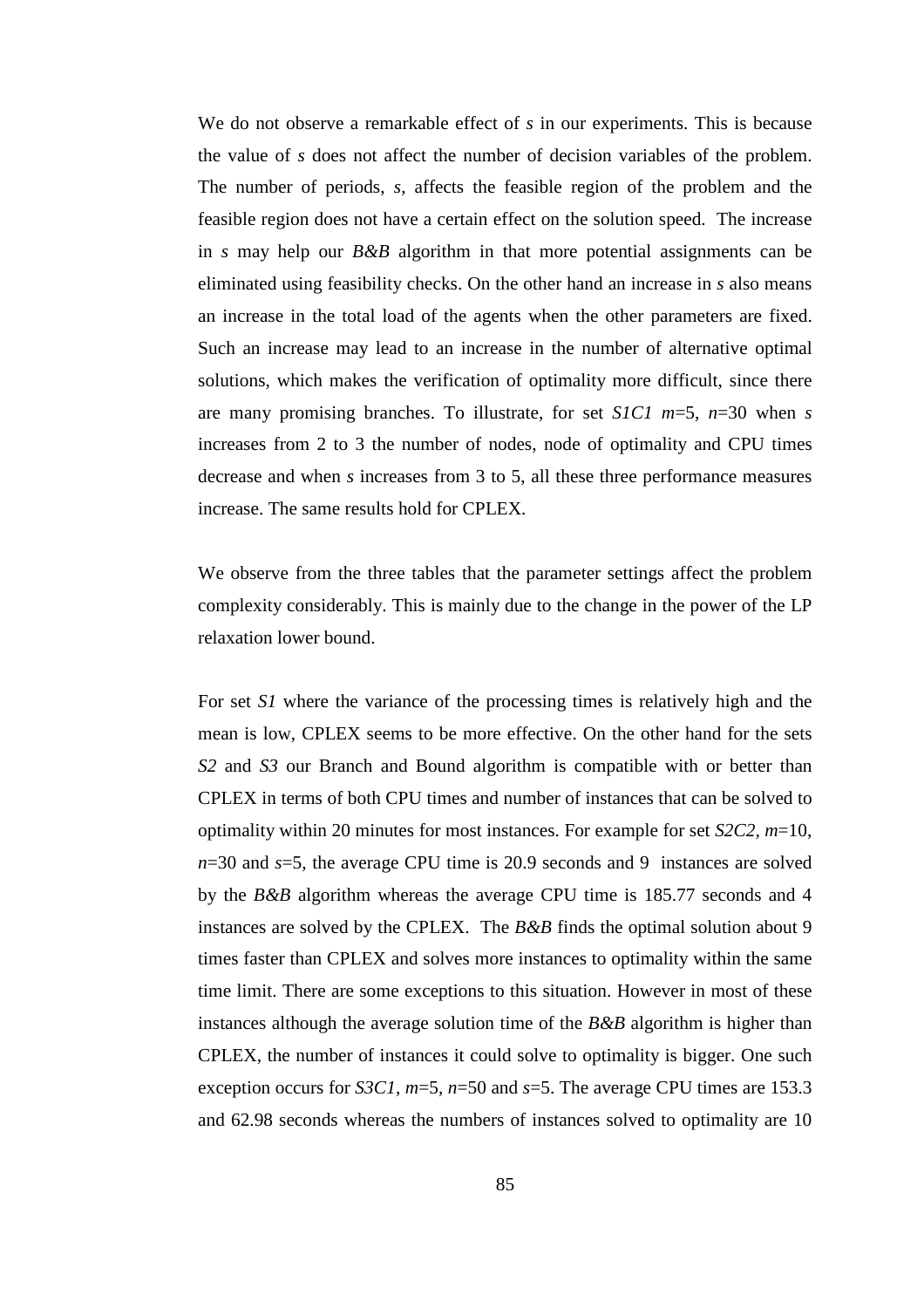We do not observe a remarkable effect of $s$ in our experiments. This is because the value of $s$ does not affect the number of decision variables of the problem. The number of periods, $s$, affects the feasible region of the problem and the feasible region does not have a certain effect on the solution speed. The increase in $s$ may help our *B&B* algorithm in that more potential assignments can be eliminated using feasibility checks. On the other hand an increase in $s$ also means an increase in the total load of the agents when the other parameters are fixed. Such an increase may lead to an increase in the number of alternative optimal solutions, which makes the verification of optimality more difficult, since there are many promising branches. To illustrate, for set *S1C1* $m$=5, $n$=30 when $s$ increases from 2 to 3 the number of nodes, node of optimality and CPU times decrease and when $s$ increases from 3 to 5, all these three performance measures increase. The same results hold for CPLEX.

We observe from the three tables that the parameter settings affect the problem complexity considerably. This is mainly due to the change in the power of the LP relaxation lower bound.

For set *S1* where the variance of the processing times is relatively high and the mean is low, CPLEX seems to be more effective. On the other hand for the sets *S2* and *S3* our Branch and Bound algorithm is compatible with or better than CPLEX in terms of both CPU times and number of instances that can be solved to optimality within 20 minutes for most instances. For example for set *S2C2*, $m$=10, $n$=30 and $s$=5, the average CPU time is 20.9 seconds and 9 instances are solved by the *B&B* algorithm whereas the average CPU time is 185.77 seconds and 4 instances are solved by the CPLEX. The *B&B* finds the optimal solution about 9 times faster than CPLEX and solves more instances to optimality within the same time limit. There are some exceptions to this situation. However in most of these instances although the average solution time of the *B&B* algorithm is higher than CPLEX, the number of instances it could solve to optimality is bigger. One such exception occurs for *S3C1*, $m$=5, $n$=50 and $s$=5. The average CPU times are 153.3 and 62.98 seconds whereas the numbers of instances solved to optimality are 10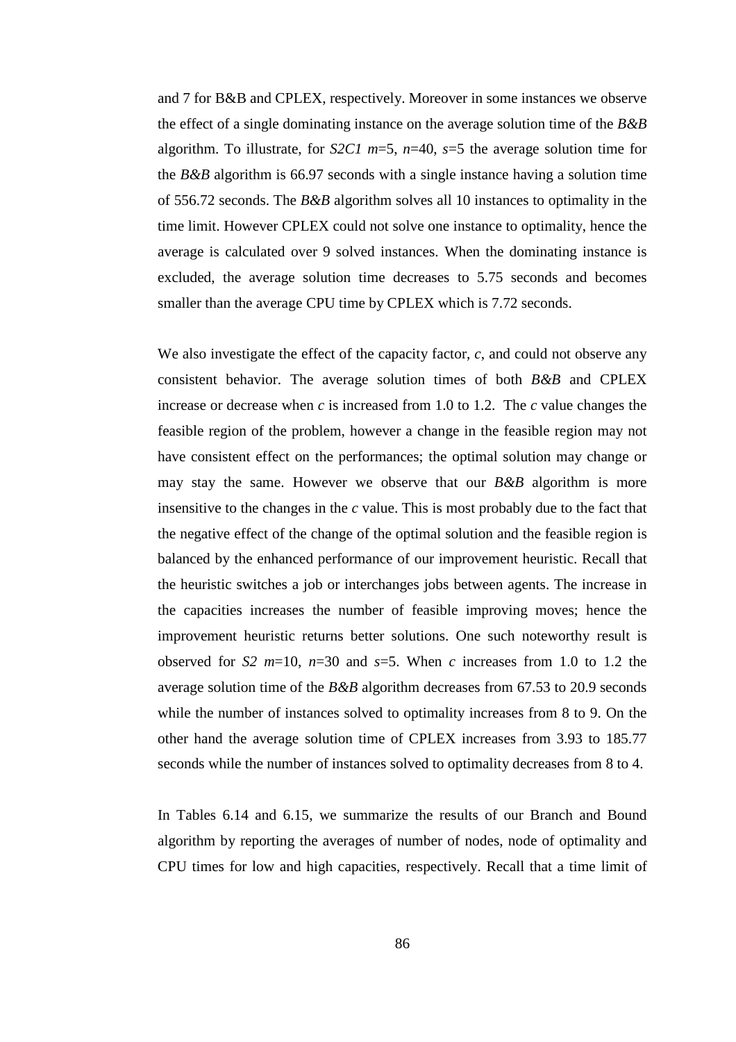and 7 for B&B and CPLEX, respectively. Moreover in some instances we observe the effect of a single dominating instance on the average solution time of the *B&B* algorithm. To illustrate, for *S2C1* $m$=5, $n$=40, $s$=5 the average solution time for the *B&B* algorithm is 66.97 seconds with a single instance having a solution time of 556.72 seconds. The *B&B* algorithm solves all 10 instances to optimality in the time limit. However CPLEX could not solve one instance to optimality, hence the average is calculated over 9 solved instances. When the dominating instance is excluded, the average solution time decreases to 5.75 seconds and becomes smaller than the average CPU time by CPLEX which is 7.72 seconds.

We also investigate the effect of the capacity factor, $c$, and could not observe any consistent behavior. The average solution times of both *B&B* and CPLEX increase or decrease when $c$ is increased from 1.0 to 1.2. The $c$ value changes the feasible region of the problem, however a change in the feasible region may not have consistent effect on the performances; the optimal solution may change or may stay the same. However we observe that our *B&B* algorithm is more insensitive to the changes in the $c$ value. This is most probably due to the fact that the negative effect of the change of the optimal solution and the feasible region is balanced by the enhanced performance of our improvement heuristic. Recall that the heuristic switches a job or interchanges jobs between agents. The increase in the capacities increases the number of feasible improving moves; hence the improvement heuristic returns better solutions. One such noteworthy result is observed for *S2* $m$=10, $n$=30 and $s$=5. When $c$ increases from 1.0 to 1.2 the average solution time of the *B&B* algorithm decreases from 67.53 to 20.9 seconds while the number of instances solved to optimality increases from 8 to 9. On the other hand the average solution time of CPLEX increases from 3.93 to 185.77 seconds while the number of instances solved to optimality decreases from 8 to 4.

In Tables 6.14 and 6.15, we summarize the results of our Branch and Bound algorithm by reporting the averages of number of nodes, node of optimality and CPU times for low and high capacities, respectively. Recall that a time limit of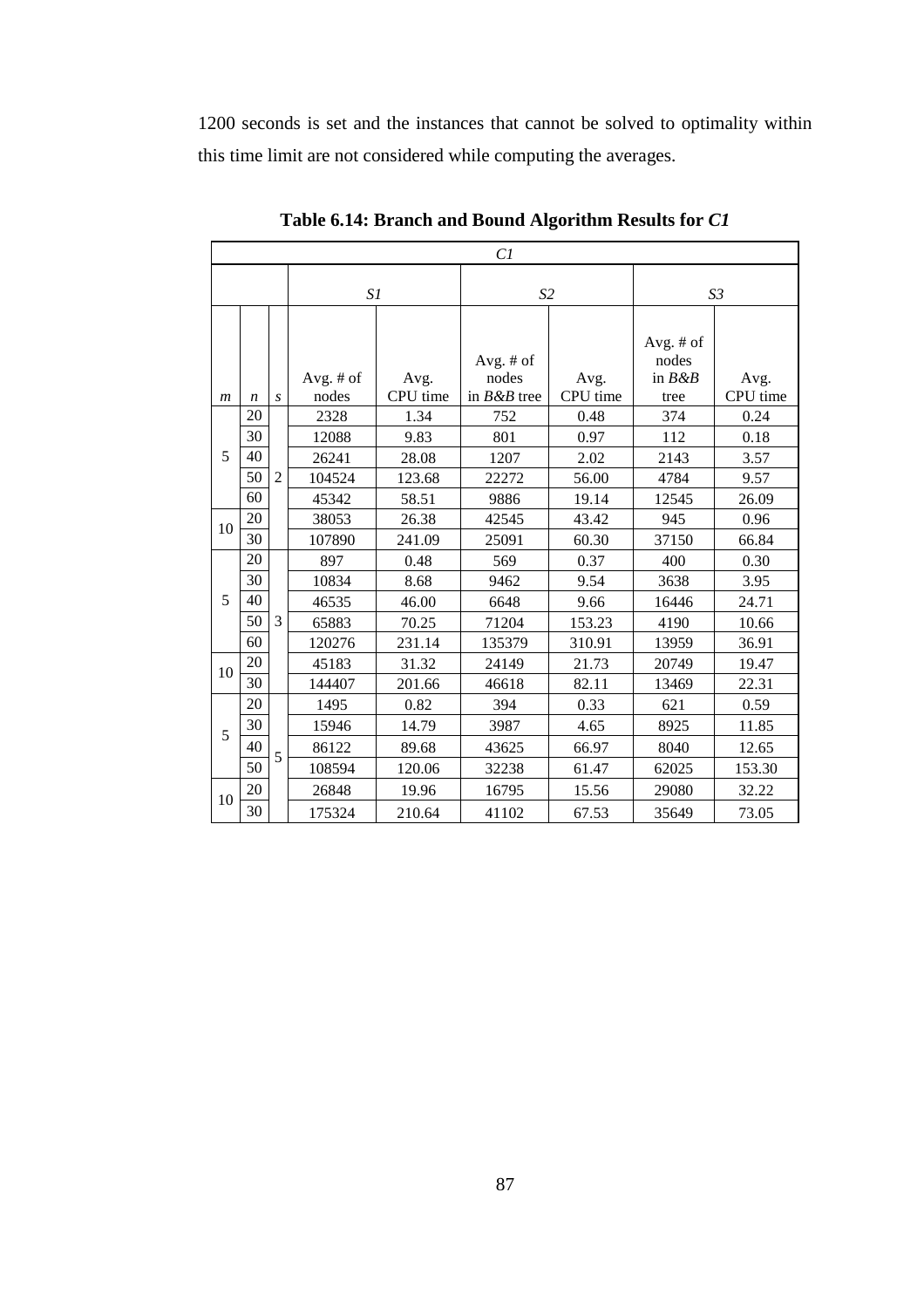1200 seconds is set and the instances that cannot be solved to optimality within this time limit are not considered while computing the averages.

**Table 6.14: Branch and Bound Algorithm Results for *C1***

| *C1* | | | | | | | | |
|---|---|---|---|---|---|---|---|---|
| | | | *S1* | | *S2* | | *S3* | |
| *m* | *n* | *s* | Avg. # of nodes | Avg. CPU time | Avg. # of nodes in *B&B* tree | Avg. CPU time | Avg. # of nodes in *B&B* tree | Avg. CPU time |
| 5 | 20 | 2 | 2328 | 1.34 | 752 | 0.48 | 374 | 0.24 |
| | 30 | | 12088 | 9.83 | 801 | 0.97 | 112 | 0.18 |
| | 40 | | 26241 | 28.08 | 1207 | 2.02 | 2143 | 3.57 |
| | 50 | | 104524 | 123.68 | 22272 | 56.00 | 4784 | 9.57 |
| | 60 | | 45342 | 58.51 | 9886 | 19.14 | 12545 | 26.09 |
| 10 | 20 | | 38053 | 26.38 | 42545 | 43.42 | 945 | 0.96 |
| | 30 | | 107890 | 241.09 | 25091 | 60.30 | 37150 | 66.84 |
| 5 | 20 | 3 | 897 | 0.48 | 569 | 0.37 | 400 | 0.30 |
| | 30 | | 10834 | 8.68 | 9462 | 9.54 | 3638 | 3.95 |
| | 40 | | 46535 | 46.00 | 6648 | 9.66 | 16446 | 24.71 |
| | 50 | | 65883 | 70.25 | 71204 | 153.23 | 4190 | 10.66 |
| | 60 | | 120276 | 231.14 | 135379 | 310.91 | 13959 | 36.91 |
| 10 | 20 | | 45183 | 31.32 | 24149 | 21.73 | 20749 | 19.47 |
| | 30 | | 144407 | 201.66 | 46618 | 82.11 | 13469 | 22.31 |
| 5 | 20 | 5 | 1495 | 0.82 | 394 | 0.33 | 621 | 0.59 |
| | 30 | | 15946 | 14.79 | 3987 | 4.65 | 8925 | 11.85 |
| | 40 | | 86122 | 89.68 | 43625 | 66.97 | 8040 | 12.65 |
| | 50 | | 108594 | 120.06 | 32238 | 61.47 | 62025 | 153.30 |
| 10 | 20 | | 26848 | 19.96 | 16795 | 15.56 | 29080 | 32.22 |
| | 30 | | 175324 | 210.64 | 41102 | 67.53 | 35649 | 73.05 |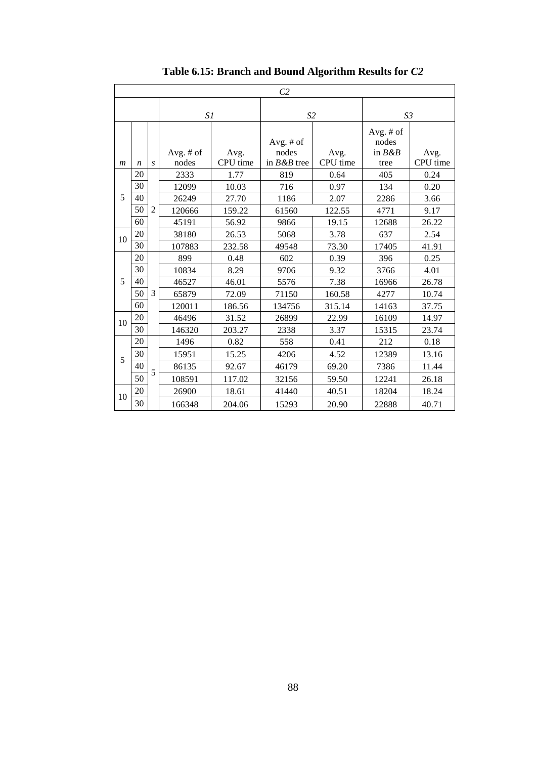**Table 6.15: Branch and Bound Algorithm Results for *C2***

| *C2* | | | | | | | | |
|---|---|---|---|---|---|---|---|---|
| | | | *S1* | | *S2* | | *S3* | |
| *m* | *n* | *s* | Avg. # of nodes | Avg. CPU time | Avg. # of nodes in *B&B* tree | Avg. CPU time | Avg. # of nodes in *B&B* tree | Avg. CPU time |
| 5 | 20 | 2 | 2333 | 1.77 | 819 | 0.64 | 405 | 0.24 |
| | 30 | | 12099 | 10.03 | 716 | 0.97 | 134 | 0.20 |
| | 40 | | 26249 | 27.70 | 1186 | 2.07 | 2286 | 3.66 |
| | 50 | | 120666 | 159.22 | 61560 | 122.55 | 4771 | 9.17 |
| | 60 | | 45191 | 56.92 | 9866 | 19.15 | 12688 | 26.22 |
| 10 | 20 | | 38180 | 26.53 | 5068 | 3.78 | 637 | 2.54 |
| | 30 | | 107883 | 232.58 | 49548 | 73.30 | 17405 | 41.91 |
| 5 | 20 | 3 | 899 | 0.48 | 602 | 0.39 | 396 | 0.25 |
| | 30 | | 10834 | 8.29 | 9706 | 9.32 | 3766 | 4.01 |
| | 40 | | 46527 | 46.01 | 5576 | 7.38 | 16966 | 26.78 |
| | 50 | | 65879 | 72.09 | 71150 | 160.58 | 4277 | 10.74 |
| | 60 | | 120011 | 186.56 | 134756 | 315.14 | 14163 | 37.75 |
| 10 | 20 | | 46496 | 31.52 | 26899 | 22.99 | 16109 | 14.97 |
| | 30 | | 146320 | 203.27 | 2338 | 3.37 | 15315 | 23.74 |
| 5 | 20 | 5 | 1496 | 0.82 | 558 | 0.41 | 212 | 0.18 |
| | 30 | | 15951 | 15.25 | 4206 | 4.52 | 12389 | 13.16 |
| | 40 | | 86135 | 92.67 | 46179 | 69.20 | 7386 | 11.44 |
| | 50 | | 108591 | 117.02 | 32156 | 59.50 | 12241 | 26.18 |
| 10 | 20 | | 26900 | 18.61 | 41440 | 40.51 | 18204 | 18.24 |
| | 30 | | 166348 | 204.06 | 15293 | 20.90 | 22888 | 40.71 |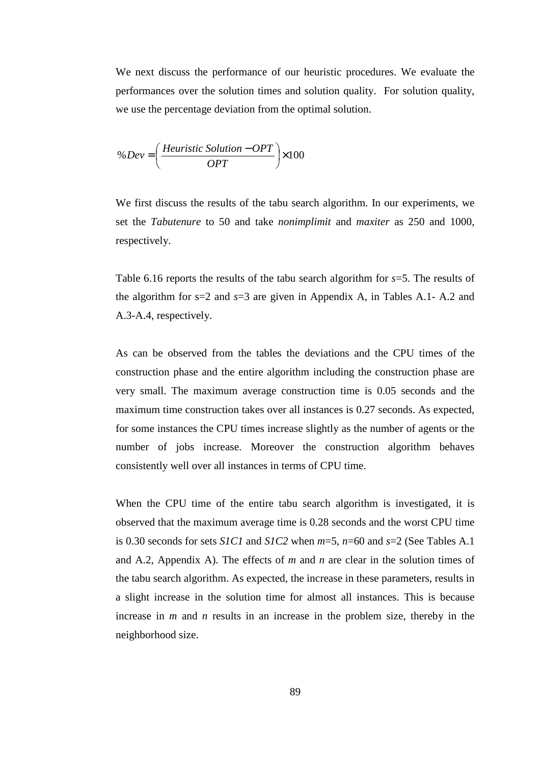We next discuss the performance of our heuristic procedures. We evaluate the performances over the solution times and solution quality. For solution quality, we use the percentage deviation from the optimal solution.

$$\%Dev = \left( \frac{Heuristic\ Solution - OPT}{OPT} \right) \times 100$$

We first discuss the results of the tabu search algorithm. In our experiments, we set the *Tabutenure* to 50 and take *nonimplimit* and *maxiter* as 250 and 1000, respectively.

Table 6.16 reports the results of the tabu search algorithm for $s$=5. The results of the algorithm for s=2 and $s$=3 are given in Appendix A, in Tables A.1- A.2 and A.3-A.4, respectively.

As can be observed from the tables the deviations and the CPU times of the construction phase and the entire algorithm including the construction phase are very small. The maximum average construction time is 0.05 seconds and the maximum time construction takes over all instances is 0.27 seconds. As expected, for some instances the CPU times increase slightly as the number of agents or the number of jobs increase. Moreover the construction algorithm behaves consistently well over all instances in terms of CPU time.

When the CPU time of the entire tabu search algorithm is investigated, it is observed that the maximum average time is 0.28 seconds and the worst CPU time is 0.30 seconds for sets *S1C1* and *S1C2* when $m$=5, $n$=60 and $s$=2 (See Tables A.1 and A.2, Appendix A). The effects of $m$ and $n$ are clear in the solution times of the tabu search algorithm. As expected, the increase in these parameters, results in a slight increase in the solution time for almost all instances. This is because increase in $m$ and $n$ results in an increase in the problem size, thereby in the neighborhood size.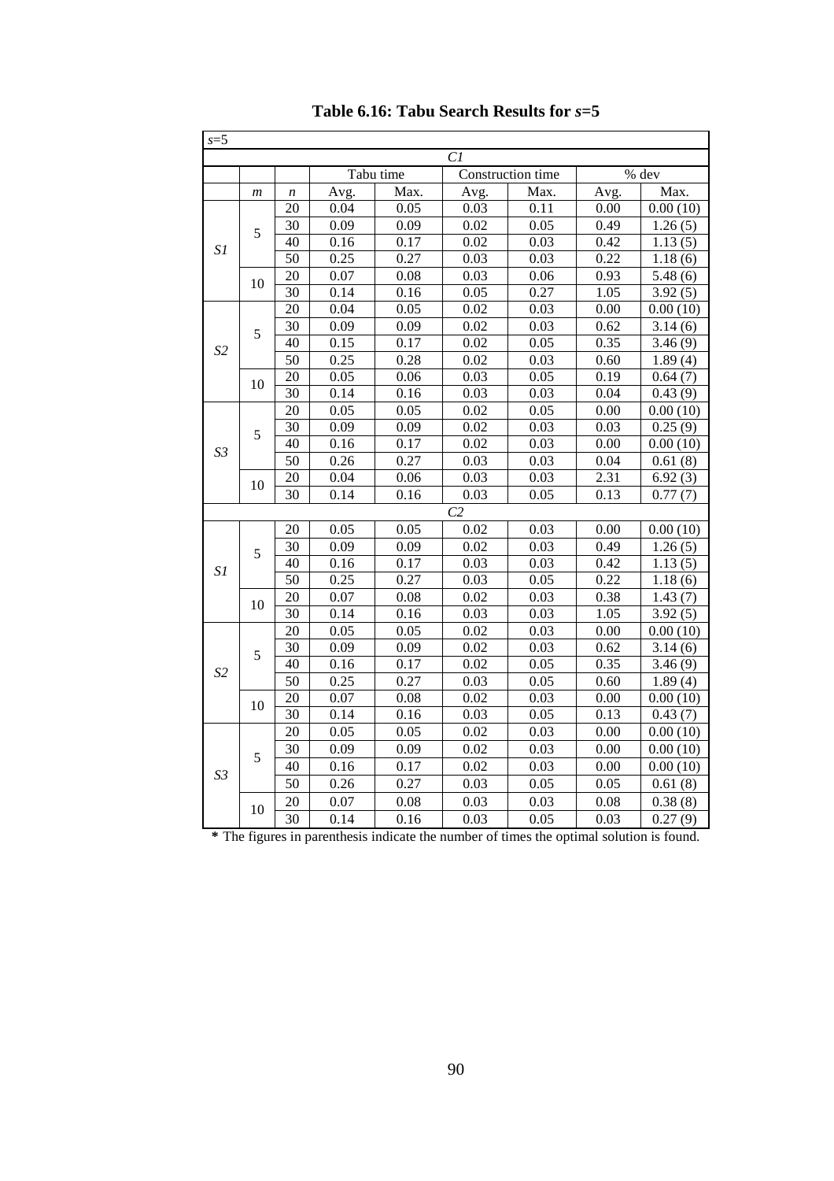**Table 6.16: Tabu Search Results for *s*=5**

| *s*=5 | | | | | | | | |
|---|---|---|---|---|---|---|---|---|
| *C1* | | | | | | | | |
| | | | Tabu time | | Construction time | | % dev | |
| | *m* | *n* | Avg. | Max. | Avg. | Max. | Avg. | Max. |
| *S1* | 5 | 20 | 0.04 | 0.05 | 0.03 | 0.11 | 0.00 | 0.00 (10) |
| | | 30 | 0.09 | 0.09 | 0.02 | 0.05 | 0.49 | 1.26 (5) |
| | | 40 | 0.16 | 0.17 | 0.02 | 0.03 | 0.42 | 1.13 (5) |
| | | 50 | 0.25 | 0.27 | 0.03 | 0.03 | 0.22 | 1.18 (6) |
| | 10 | 20 | 0.07 | 0.08 | 0.03 | 0.06 | 0.93 | 5.48 (6) |
| | | 30 | 0.14 | 0.16 | 0.05 | 0.27 | 1.05 | 3.92 (5) |
| *S2* | 5 | 20 | 0.04 | 0.05 | 0.02 | 0.03 | 0.00 | 0.00 (10) |
| | | 30 | 0.09 | 0.09 | 0.02 | 0.03 | 0.62 | 3.14 (6) |
| | | 40 | 0.15 | 0.17 | 0.02 | 0.05 | 0.35 | 3.46 (9) |
| | | 50 | 0.25 | 0.28 | 0.02 | 0.03 | 0.60 | 1.89 (4) |
| | 10 | 20 | 0.05 | 0.06 | 0.03 | 0.05 | 0.19 | 0.64 (7) |
| | | 30 | 0.14 | 0.16 | 0.03 | 0.03 | 0.04 | 0.43 (9) |
| *S3* | 5 | 20 | 0.05 | 0.05 | 0.02 | 0.05 | 0.00 | 0.00 (10) |
| | | 30 | 0.09 | 0.09 | 0.02 | 0.03 | 0.03 | 0.25 (9) |
| | | 40 | 0.16 | 0.17 | 0.02 | 0.03 | 0.00 | 0.00 (10) |
| | | 50 | 0.26 | 0.27 | 0.03 | 0.03 | 0.04 | 0.61 (8) |
| | 10 | 20 | 0.04 | 0.06 | 0.03 | 0.03 | 2.31 | 6.92 (3) |
| | | 30 | 0.14 | 0.16 | 0.03 | 0.05 | 0.13 | 0.77 (7) |
| *C2* | | | | | | | | |
| *S1* | 5 | 20 | 0.05 | 0.05 | 0.02 | 0.03 | 0.00 | 0.00 (10) |
| | | 30 | 0.09 | 0.09 | 0.02 | 0.03 | 0.49 | 1.26 (5) |
| | | 40 | 0.16 | 0.17 | 0.03 | 0.03 | 0.42 | 1.13 (5) |
| | | 50 | 0.25 | 0.27 | 0.03 | 0.05 | 0.22 | 1.18 (6) |
| | 10 | 20 | 0.07 | 0.08 | 0.02 | 0.03 | 0.38 | 1.43 (7) |
| | | 30 | 0.14 | 0.16 | 0.03 | 0.03 | 1.05 | 3.92 (5) |
| *S2* | 5 | 20 | 0.05 | 0.05 | 0.02 | 0.03 | 0.00 | 0.00 (10) |
| | | 30 | 0.09 | 0.09 | 0.02 | 0.03 | 0.62 | 3.14 (6) |
| | | 40 | 0.16 | 0.17 | 0.02 | 0.05 | 0.35 | 3.46 (9) |
| | | 50 | 0.25 | 0.27 | 0.03 | 0.05 | 0.60 | 1.89 (4) |
| | 10 | 20 | 0.07 | 0.08 | 0.02 | 0.03 | 0.00 | 0.00 (10) |
| | | 30 | 0.14 | 0.16 | 0.03 | 0.05 | 0.13 | 0.43 (7) |
| *S3* | 5 | 20 | 0.05 | 0.05 | 0.02 | 0.03 | 0.00 | 0.00 (10) |
| | | 30 | 0.09 | 0.09 | 0.02 | 0.03 | 0.00 | 0.00 (10) |
| | | 40 | 0.16 | 0.17 | 0.02 | 0.03 | 0.00 | 0.00 (10) |
| | | 50 | 0.26 | 0.27 | 0.03 | 0.05 | 0.05 | 0.61 (8) |
| | 10 | 20 | 0.07 | 0.08 | 0.03 | 0.03 | 0.08 | 0.38 (8) |
| | | 30 | 0.14 | 0.16 | 0.03 | 0.05 | 0.03 | 0.27 (9) |

**\*** The figures in parenthesis indicate the number of times the optimal solution is found.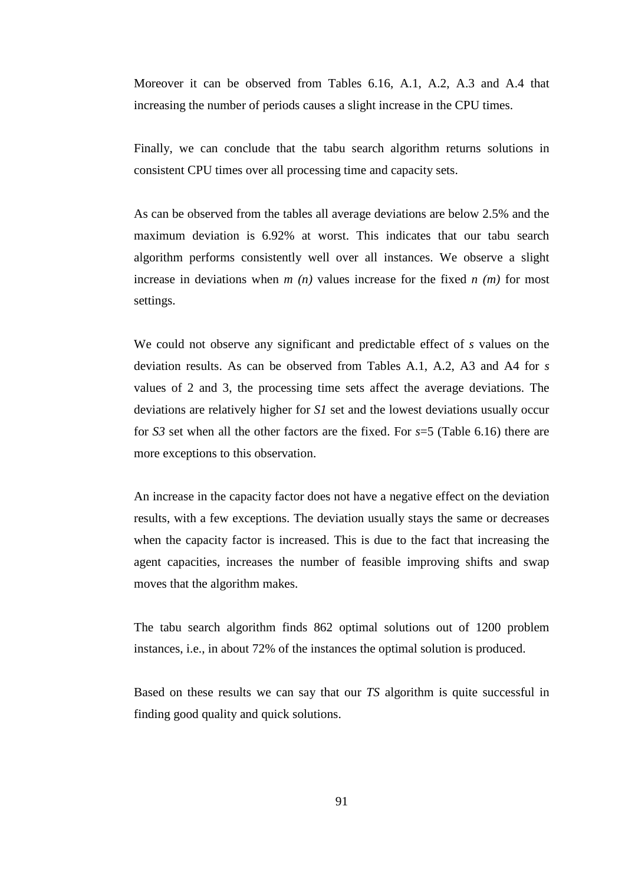Moreover it can be observed from Tables 6.16, A.1, A.2, A.3 and A.4 that increasing the number of periods causes a slight increase in the CPU times.

Finally, we can conclude that the tabu search algorithm returns solutions in consistent CPU times over all processing time and capacity sets.

As can be observed from the tables all average deviations are below 2.5% and the maximum deviation is 6.92% at worst. This indicates that our tabu search algorithm performs consistently well over all instances. We observe a slight increase in deviations when *m (n)* values increase for the fixed *n (m)* for most settings.

We could not observe any significant and predictable effect of *s* values on the deviation results. As can be observed from Tables A.1, A.2, A3 and A4 for *s* values of 2 and 3, the processing time sets affect the average deviations. The deviations are relatively higher for *S1* set and the lowest deviations usually occur for *S3* set when all the other factors are the fixed. For *s*=5 (Table 6.16) there are more exceptions to this observation.

An increase in the capacity factor does not have a negative effect on the deviation results, with a few exceptions. The deviation usually stays the same or decreases when the capacity factor is increased. This is due to the fact that increasing the agent capacities, increases the number of feasible improving shifts and swap moves that the algorithm makes.

The tabu search algorithm finds 862 optimal solutions out of 1200 problem instances, i.e., in about 72% of the instances the optimal solution is produced.

Based on these results we can say that our *TS* algorithm is quite successful in finding good quality and quick solutions.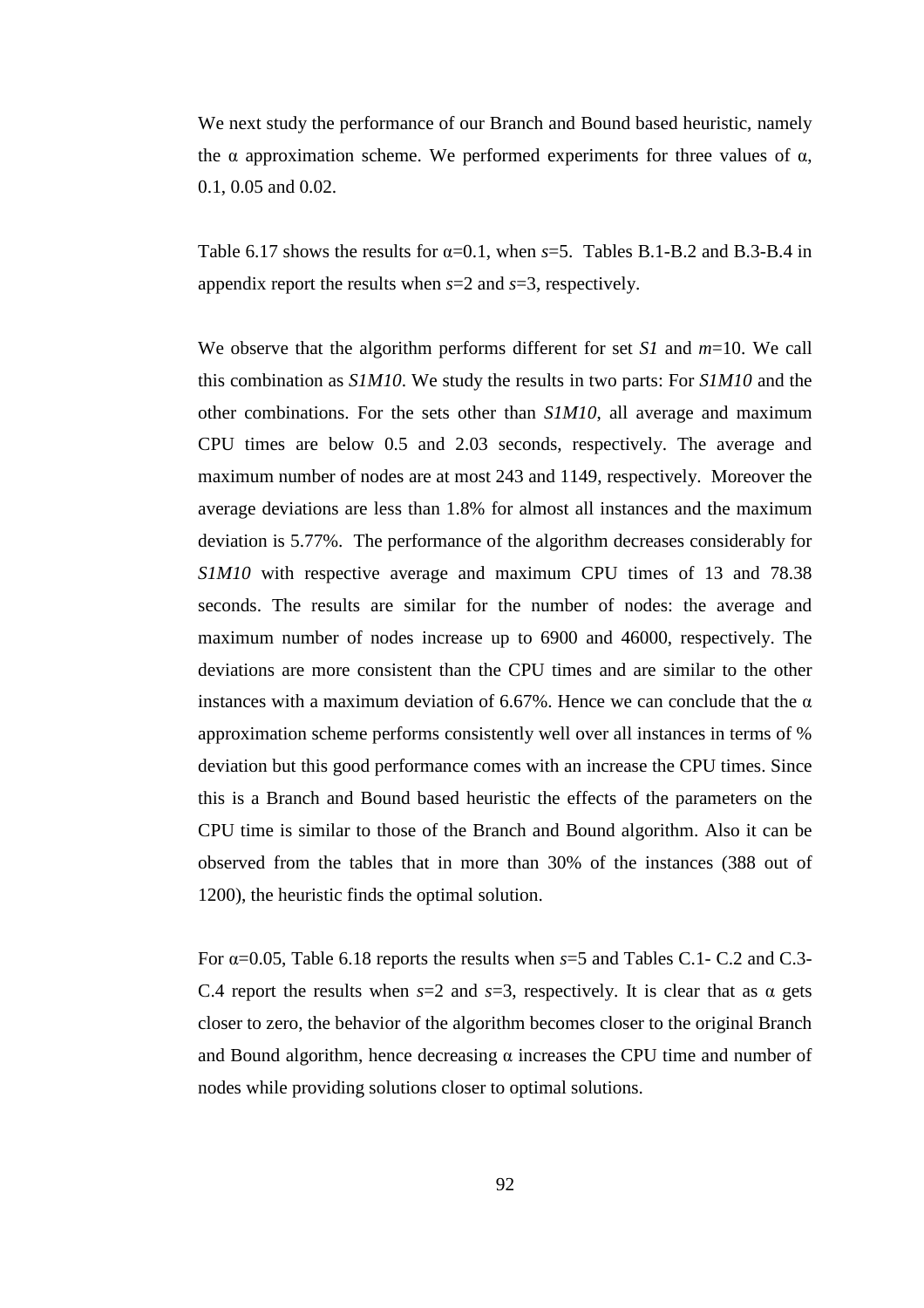We next study the performance of our Branch and Bound based heuristic, namely the α approximation scheme. We performed experiments for three values of α, 0.1, 0.05 and 0.02.

Table 6.17 shows the results for α=0.1, when *s*=5. Tables B.1-B.2 and B.3-B.4 in appendix report the results when *s*=2 and *s*=3, respectively.

We observe that the algorithm performs different for set *S1* and *m*=10. We call this combination as *S1M10*. We study the results in two parts: For *S1M10* and the other combinations. For the sets other than *S1M10*, all average and maximum CPU times are below 0.5 and 2.03 seconds, respectively. The average and maximum number of nodes are at most 243 and 1149, respectively. Moreover the average deviations are less than 1.8% for almost all instances and the maximum deviation is 5.77%. The performance of the algorithm decreases considerably for *S1M10* with respective average and maximum CPU times of 13 and 78.38 seconds. The results are similar for the number of nodes: the average and maximum number of nodes increase up to 6900 and 46000, respectively. The deviations are more consistent than the CPU times and are similar to the other instances with a maximum deviation of 6.67%. Hence we can conclude that the α approximation scheme performs consistently well over all instances in terms of % deviation but this good performance comes with an increase the CPU times. Since this is a Branch and Bound based heuristic the effects of the parameters on the CPU time is similar to those of the Branch and Bound algorithm. Also it can be observed from the tables that in more than 30% of the instances (388 out of 1200), the heuristic finds the optimal solution.

For α=0.05, Table 6.18 reports the results when *s*=5 and Tables C.1- C.2 and C.3-C.4 report the results when *s*=2 and *s*=3, respectively. It is clear that as α gets closer to zero, the behavior of the algorithm becomes closer to the original Branch and Bound algorithm, hence decreasing α increases the CPU time and number of nodes while providing solutions closer to optimal solutions.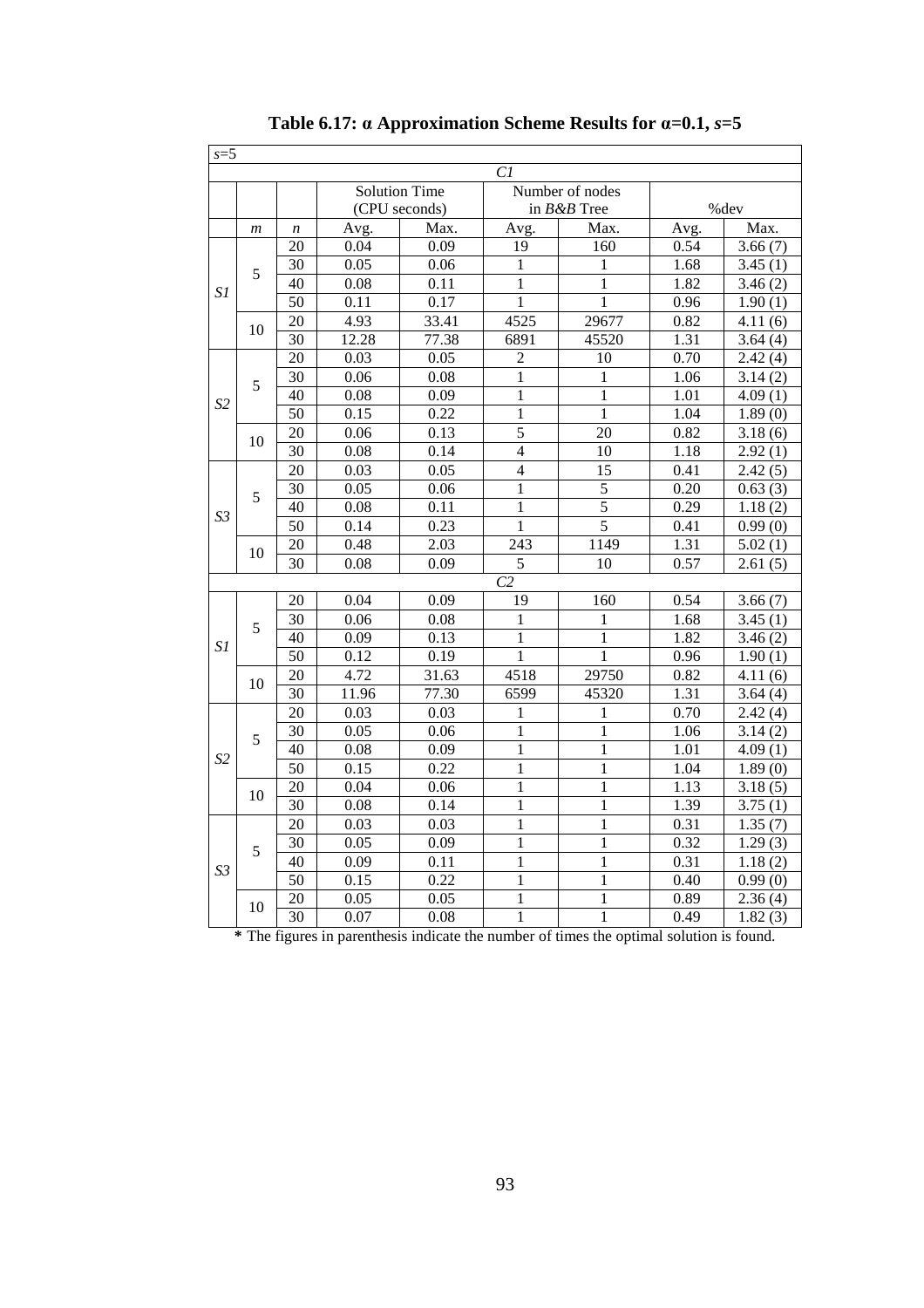**Table 6.17: α Approximation Scheme Results for α=0.1, *s*=5**

| *s*=5 | | | | | | | | |
|---|---|---|---|---|---|---|---|---|
| | | | | | *C1* | | | |
| | | | Solution Time (CPU seconds) | | Number of nodes in *B&B* Tree | | %dev | |
| | *m* | *n* | Avg. | Max. | Avg. | Max. | Avg. | Max. |
| *S1* | 5 | 20 | 0.04 | 0.09 | 19 | 160 | 0.54 | 3.66 (7) |
| | | 30 | 0.05 | 0.06 | 1 | 1 | 1.68 | 3.45 (1) |
| | | 40 | 0.08 | 0.11 | 1 | 1 | 1.82 | 3.46 (2) |
| | | 50 | 0.11 | 0.17 | 1 | 1 | 0.96 | 1.90 (1) |
| | 10 | 20 | 4.93 | 33.41 | 4525 | 29677 | 0.82 | 4.11 (6) |
| | | 30 | 12.28 | 77.38 | 6891 | 45520 | 1.31 | 3.64 (4) |
| *S2* | 5 | 20 | 0.03 | 0.05 | 2 | 10 | 0.70 | 2.42 (4) |
| | | 30 | 0.06 | 0.08 | 1 | 1 | 1.06 | 3.14 (2) |
| | | 40 | 0.08 | 0.09 | 1 | 1 | 1.01 | 4.09 (1) |
| | | 50 | 0.15 | 0.22 | 1 | 1 | 1.04 | 1.89 (0) |
| | 10 | 20 | 0.06 | 0.13 | 5 | 20 | 0.82 | 3.18 (6) |
| | | 30 | 0.08 | 0.14 | 4 | 10 | 1.18 | 2.92 (1) |
| *S3* | 5 | 20 | 0.03 | 0.05 | 4 | 15 | 0.41 | 2.42 (5) |
| | | 30 | 0.05 | 0.06 | 1 | 5 | 0.20 | 0.63 (3) |
| | | 40 | 0.08 | 0.11 | 1 | 5 | 0.29 | 1.18 (2) |
| | | 50 | 0.14 | 0.23 | 1 | 5 | 0.41 | 0.99 (0) |
| | 10 | 20 | 0.48 | 2.03 | 243 | 1149 | 1.31 | 5.02 (1) |
| | | 30 | 0.08 | 0.09 | 5 | 10 | 0.57 | 2.61 (5) |
| | | | | | *C2* | | | |
| *S1* | 5 | 20 | 0.04 | 0.09 | 19 | 160 | 0.54 | 3.66 (7) |
| | | 30 | 0.06 | 0.08 | 1 | 1 | 1.68 | 3.45 (1) |
| | | 40 | 0.09 | 0.13 | 1 | 1 | 1.82 | 3.46 (2) |
| | | 50 | 0.12 | 0.19 | 1 | 1 | 0.96 | 1.90 (1) |
| | 10 | 20 | 4.72 | 31.63 | 4518 | 29750 | 0.82 | 4.11 (6) |
| | | 30 | 11.96 | 77.30 | 6599 | 45320 | 1.31 | 3.64 (4) |
| *S2* | 5 | 20 | 0.03 | 0.03 | 1 | 1 | 0.70 | 2.42 (4) |
| | | 30 | 0.05 | 0.06 | 1 | 1 | 1.06 | 3.14 (2) |
| | | 40 | 0.08 | 0.09 | 1 | 1 | 1.01 | 4.09 (1) |
| | | 50 | 0.15 | 0.22 | 1 | 1 | 1.04 | 1.89 (0) |
| | 10 | 20 | 0.04 | 0.06 | 1 | 1 | 1.13 | 3.18 (5) |
| | | 30 | 0.08 | 0.14 | 1 | 1 | 1.39 | 3.75 (1) |
| *S3* | 5 | 20 | 0.03 | 0.03 | 1 | 1 | 0.31 | 1.35 (7) |
| | | 30 | 0.05 | 0.09 | 1 | 1 | 0.32 | 1.29 (3) |
| | | 40 | 0.09 | 0.11 | 1 | 1 | 0.31 | 1.18 (2) |
| | | 50 | 0.15 | 0.22 | 1 | 1 | 0.40 | 0.99 (0) |
| | 10 | 20 | 0.05 | 0.05 | 1 | 1 | 0.89 | 2.36 (4) |
| | | 30 | 0.07 | 0.08 | 1 | 1 | 0.49 | 1.82 (3) |

**\*** The figures in parenthesis indicate the number of times the optimal solution is found.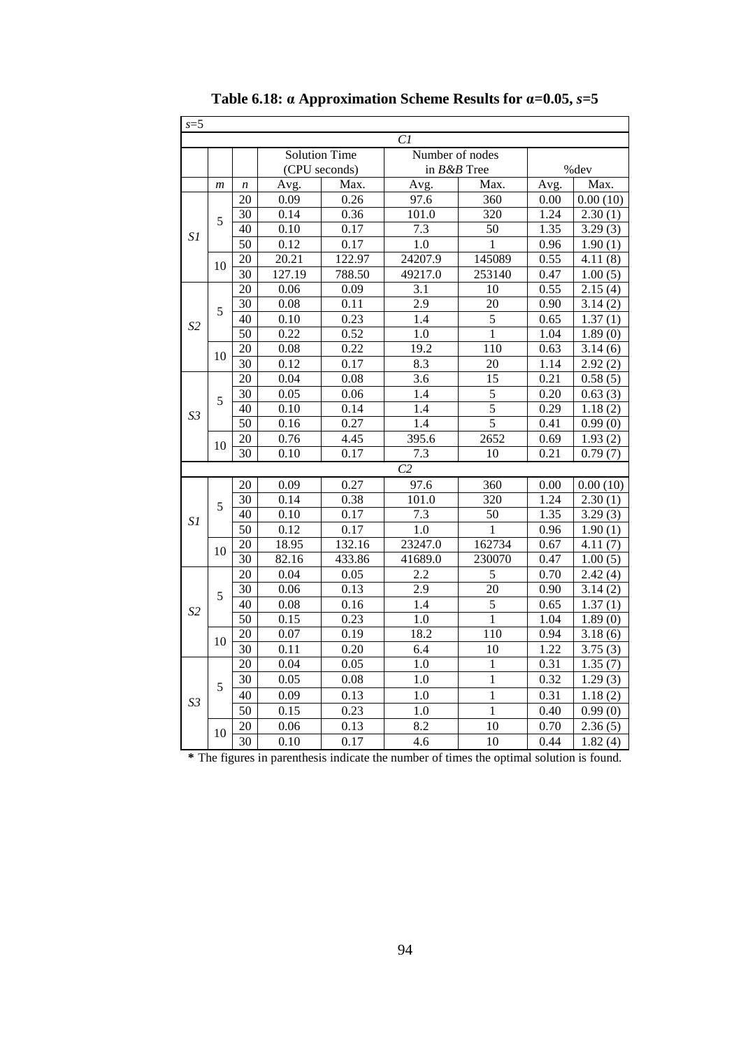**Table 6.18: α Approximation Scheme Results for α=0.05, *s*=5**

| *s*=5 | | | | | | | | |
|---|---|---|---|---|---|---|---|---|
| | | | *C1* | | | | | |
| | | | Solution Time (CPU seconds) | | Number of nodes in *B&B* Tree | | %dev | |
| | *m* | *n* | Avg. | Max. | Avg. | Max. | Avg. | Max. |
| *S1* | 5 | 20 | 0.09 | 0.26 | 97.6 | 360 | 0.00 | 0.00 (10) |
| | | 30 | 0.14 | 0.36 | 101.0 | 320 | 1.24 | 2.30 (1) |
| | | 40 | 0.10 | 0.17 | 7.3 | 50 | 1.35 | 3.29 (3) |
| | | 50 | 0.12 | 0.17 | 1.0 | 1 | 0.96 | 1.90 (1) |
| | 10 | 20 | 20.21 | 122.97 | 24207.9 | 145089 | 0.55 | 4.11 (8) |
| | | 30 | 127.19 | 788.50 | 49217.0 | 253140 | 0.47 | 1.00 (5) |
| *S2* | 5 | 20 | 0.06 | 0.09 | 3.1 | 10 | 0.55 | 2.15 (4) |
| | | 30 | 0.08 | 0.11 | 2.9 | 20 | 0.90 | 3.14 (2) |
| | | 40 | 0.10 | 0.23 | 1.4 | 5 | 0.65 | 1.37 (1) |
| | | 50 | 0.22 | 0.52 | 1.0 | 1 | 1.04 | 1.89 (0) |
| | 10 | 20 | 0.08 | 0.22 | 19.2 | 110 | 0.63 | 3.14 (6) |
| | | 30 | 0.12 | 0.17 | 8.3 | 20 | 1.14 | 2.92 (2) |
| *S3* | 5 | 20 | 0.04 | 0.08 | 3.6 | 15 | 0.21 | 0.58 (5) |
| | | 30 | 0.05 | 0.06 | 1.4 | 5 | 0.20 | 0.63 (3) |
| | | 40 | 0.10 | 0.14 | 1.4 | 5 | 0.29 | 1.18 (2) |
| | | 50 | 0.16 | 0.27 | 1.4 | 5 | 0.41 | 0.99 (0) |
| | 10 | 20 | 0.76 | 4.45 | 395.6 | 2652 | 0.69 | 1.93 (2) |
| | | 30 | 0.10 | 0.17 | 7.3 | 10 | 0.21 | 0.79 (7) |
| | | | *C2* | | | | | |
| *S1* | 5 | 20 | 0.09 | 0.27 | 97.6 | 360 | 0.00 | 0.00 (10) |
| | | 30 | 0.14 | 0.38 | 101.0 | 320 | 1.24 | 2.30 (1) |
| | | 40 | 0.10 | 0.17 | 7.3 | 50 | 1.35 | 3.29 (3) |
| | | 50 | 0.12 | 0.17 | 1.0 | 1 | 0.96 | 1.90 (1) |
| | 10 | 20 | 18.95 | 132.16 | 23247.0 | 162734 | 0.67 | 4.11 (7) |
| | | 30 | 82.16 | 433.86 | 41689.0 | 230070 | 0.47 | 1.00 (5) |
| *S2* | 5 | 20 | 0.04 | 0.05 | 2.2 | 5 | 0.70 | 2.42 (4) |
| | | 30 | 0.06 | 0.13 | 2.9 | 20 | 0.90 | 3.14 (2) |
| | | 40 | 0.08 | 0.16 | 1.4 | 5 | 0.65 | 1.37 (1) |
| | | 50 | 0.15 | 0.23 | 1.0 | 1 | 1.04 | 1.89 (0) |
| | 10 | 20 | 0.07 | 0.19 | 18.2 | 110 | 0.94 | 3.18 (6) |
| | | 30 | 0.11 | 0.20 | 6.4 | 10 | 1.22 | 3.75 (3) |
| *S3* | 5 | 20 | 0.04 | 0.05 | 1.0 | 1 | 0.31 | 1.35 (7) |
| | | 30 | 0.05 | 0.08 | 1.0 | 1 | 0.32 | 1.29 (3) |
| | | 40 | 0.09 | 0.13 | 1.0 | 1 | 0.31 | 1.18 (2) |
| | | 50 | 0.15 | 0.23 | 1.0 | 1 | 0.40 | 0.99 (0) |
| | 10 | 20 | 0.06 | 0.13 | 8.2 | 10 | 0.70 | 2.36 (5) |
| | | 30 | 0.10 | 0.17 | 4.6 | 10 | 0.44 | 1.82 (4) |

**\*** The figures in parenthesis indicate the number of times the optimal solution is found.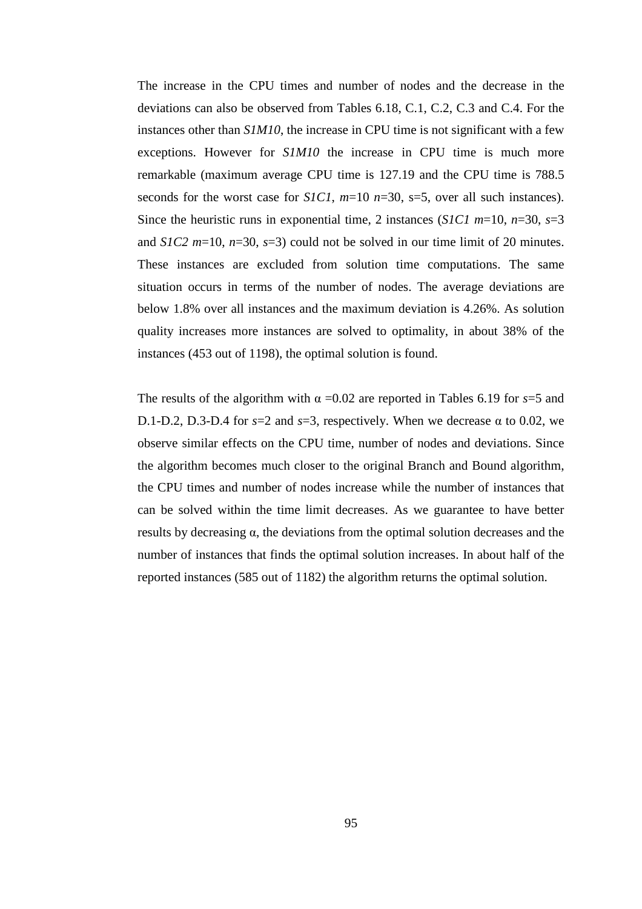The increase in the CPU times and number of nodes and the decrease in the deviations can also be observed from Tables 6.18, C.1, C.2, C.3 and C.4. For the instances other than *S1M10*, the increase in CPU time is not significant with a few exceptions. However for *S1M10* the increase in CPU time is much more remarkable (maximum average CPU time is 127.19 and the CPU time is 788.5 seconds for the worst case for *S1C1*, $m$=10 $n$=30, s=5, over all such instances). Since the heuristic runs in exponential time, 2 instances (*S1C1* $m$=10, $n$=30, $s$=3 and *S1C2* $m$=10, $n$=30, $s$=3) could not be solved in our time limit of 20 minutes. These instances are excluded from solution time computations. The same situation occurs in terms of the number of nodes. The average deviations are below 1.8% over all instances and the maximum deviation is 4.26%. As solution quality increases more instances are solved to optimality, in about 38% of the instances (453 out of 1198), the optimal solution is found.

The results of the algorithm with $\alpha$ =0.02 are reported in Tables 6.19 for $s$=5 and D.1-D.2, D.3-D.4 for $s$=2 and $s$=3, respectively. When we decrease $\alpha$ to 0.02, we observe similar effects on the CPU time, number of nodes and deviations. Since the algorithm becomes much closer to the original Branch and Bound algorithm, the CPU times and number of nodes increase while the number of instances that can be solved within the time limit decreases. As we guarantee to have better results by decreasing $\alpha$, the deviations from the optimal solution decreases and the number of instances that finds the optimal solution increases. In about half of the reported instances (585 out of 1182) the algorithm returns the optimal solution.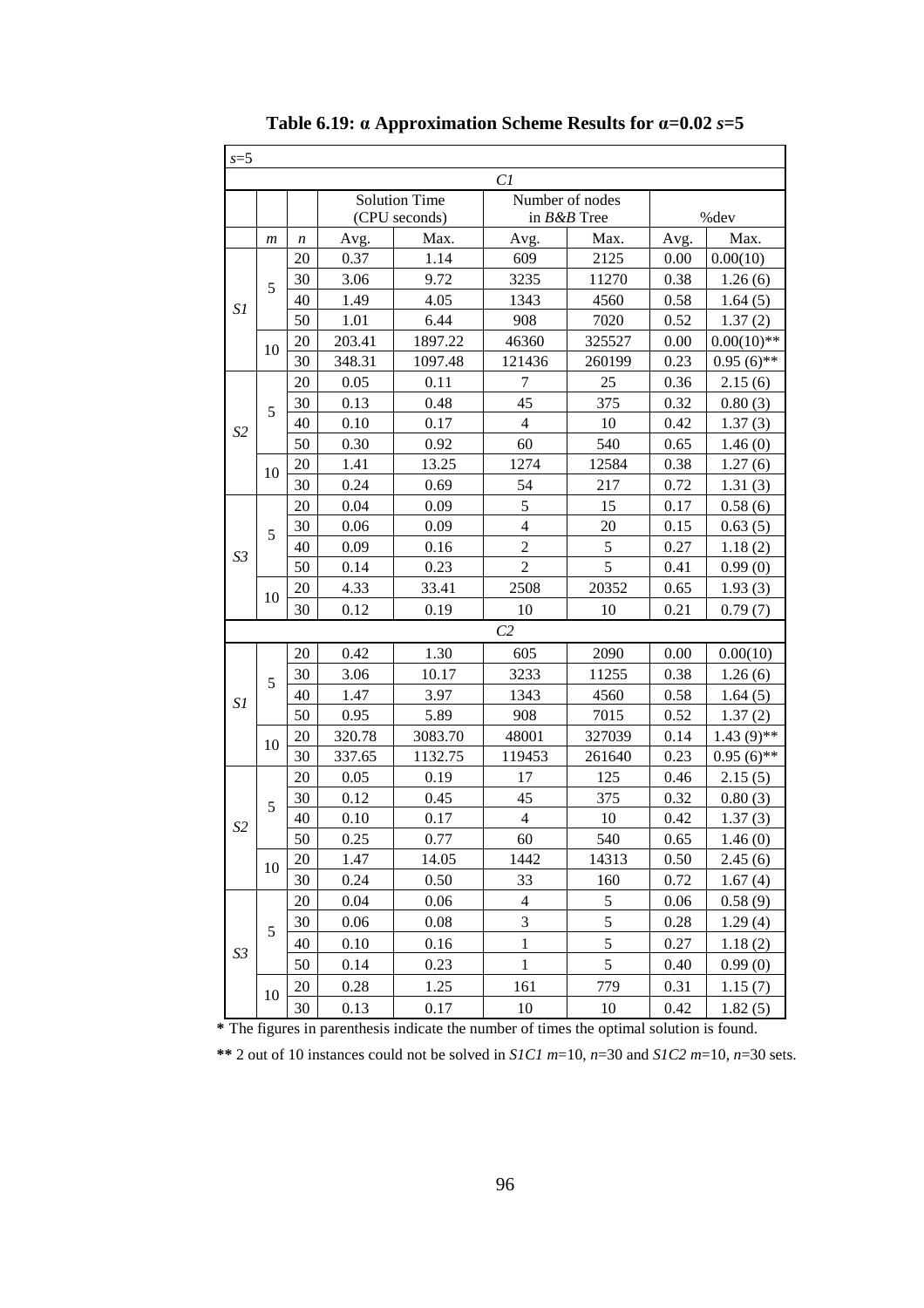**Table 6.19: α Approximation Scheme Results for α=0.02 *s*=5**

| *s*=5 | | | | | | | | |
|---|---|---|---|---|---|---|---|---|
| | | | | | *C1* | | | |
| | | | Solution Time (CPU seconds) | | Number of nodes in *B&B* Tree | | %dev | |
| | *m* | *n* | Avg. | Max. | Avg. | Max. | Avg. | Max. |
| *S1* | 5 | 20 | 0.37 | 1.14 | 609 | 2125 | 0.00 | 0.00(10) |
| | | 30 | 3.06 | 9.72 | 3235 | 11270 | 0.38 | 1.26 (6) |
| | | 40 | 1.49 | 4.05 | 1343 | 4560 | 0.58 | 1.64 (5) |
| | | 50 | 1.01 | 6.44 | 908 | 7020 | 0.52 | 1.37 (2) |
| | 10 | 20 | 203.41 | 1897.22 | 46360 | 325527 | 0.00 | 0.00(10)** |
| | | 30 | 348.31 | 1097.48 | 121436 | 260199 | 0.23 | 0.95 (6)** |
| *S2* | 5 | 20 | 0.05 | 0.11 | 7 | 25 | 0.36 | 2.15 (6) |
| | | 30 | 0.13 | 0.48 | 45 | 375 | 0.32 | 0.80 (3) |
| | | 40 | 0.10 | 0.17 | 4 | 10 | 0.42 | 1.37 (3) |
| | | 50 | 0.30 | 0.92 | 60 | 540 | 0.65 | 1.46 (0) |
| | 10 | 20 | 1.41 | 13.25 | 1274 | 12584 | 0.38 | 1.27 (6) |
| | | 30 | 0.24 | 0.69 | 54 | 217 | 0.72 | 1.31 (3) |
| *S3* | 5 | 20 | 0.04 | 0.09 | 5 | 15 | 0.17 | 0.58 (6) |
| | | 30 | 0.06 | 0.09 | 4 | 20 | 0.15 | 0.63 (5) |
| | | 40 | 0.09 | 0.16 | 2 | 5 | 0.27 | 1.18 (2) |
| | | 50 | 0.14 | 0.23 | 2 | 5 | 0.41 | 0.99 (0) |
| | 10 | 20 | 4.33 | 33.41 | 2508 | 20352 | 0.65 | 1.93 (3) |
| | | 30 | 0.12 | 0.19 | 10 | 10 | 0.21 | 0.79 (7) |
| | | | | | *C2* | | | |
| *S1* | 5 | 20 | 0.42 | 1.30 | 605 | 2090 | 0.00 | 0.00(10) |
| | | 30 | 3.06 | 10.17 | 3233 | 11255 | 0.38 | 1.26 (6) |
| | | 40 | 1.47 | 3.97 | 1343 | 4560 | 0.58 | 1.64 (5) |
| | | 50 | 0.95 | 5.89 | 908 | 7015 | 0.52 | 1.37 (2) |
| | 10 | 20 | 320.78 | 3083.70 | 48001 | 327039 | 0.14 | 1.43 (9)** |
| | | 30 | 337.65 | 1132.75 | 119453 | 261640 | 0.23 | 0.95 (6)** |
| *S2* | 5 | 20 | 0.05 | 0.19 | 17 | 125 | 0.46 | 2.15 (5) |
| | | 30 | 0.12 | 0.45 | 45 | 375 | 0.32 | 0.80 (3) |
| | | 40 | 0.10 | 0.17 | 4 | 10 | 0.42 | 1.37 (3) |
| | | 50 | 0.25 | 0.77 | 60 | 540 | 0.65 | 1.46 (0) |
| | 10 | 20 | 1.47 | 14.05 | 1442 | 14313 | 0.50 | 2.45 (6) |
| | | 30 | 0.24 | 0.50 | 33 | 160 | 0.72 | 1.67 (4) |
| *S3* | 5 | 20 | 0.04 | 0.06 | 4 | 5 | 0.06 | 0.58 (9) |
| | | 30 | 0.06 | 0.08 | 3 | 5 | 0.28 | 1.29 (4) |
| | | 40 | 0.10 | 0.16 | 1 | 5 | 0.27 | 1.18 (2) |
| | | 50 | 0.14 | 0.23 | 1 | 5 | 0.40 | 0.99 (0) |
| | 10 | 20 | 0.28 | 1.25 | 161 | 779 | 0.31 | 1.15 (7) |
| | | 30 | 0.13 | 0.17 | 10 | 10 | 0.42 | 1.82 (5) |

**\*** The figures in parenthesis indicate the number of times the optimal solution is found.

**\*\*** 2 out of 10 instances could not be solved in *S1C1* $m$=10, $n$=30 and *S1C2* $m$=10, $n$=30 sets.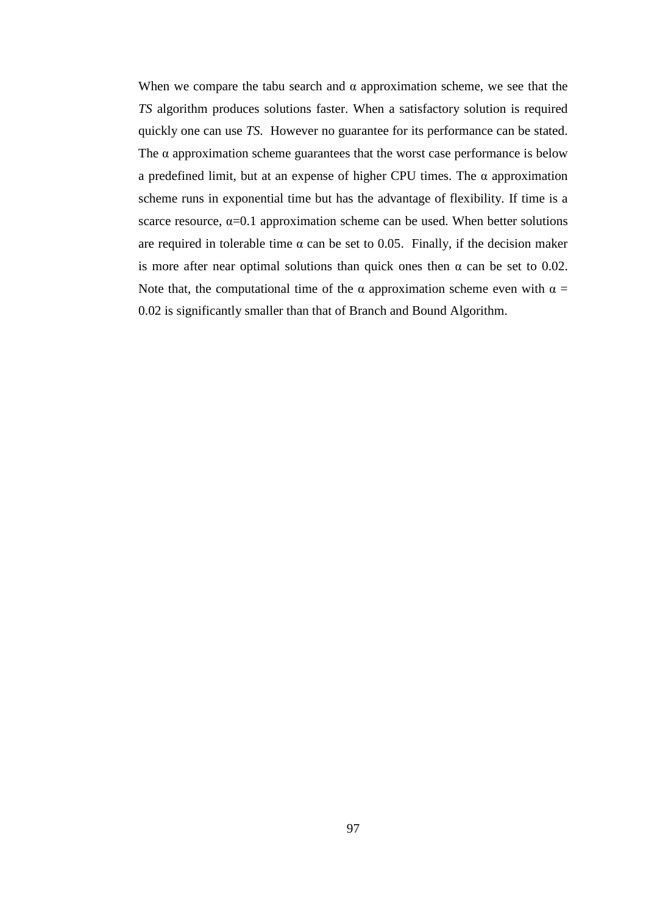When we compare the tabu search and $\alpha$ approximation scheme, we see that the *TS* algorithm produces solutions faster. When a satisfactory solution is required quickly one can use *TS*. However no guarantee for its performance can be stated. The $\alpha$ approximation scheme guarantees that the worst case performance is below a predefined limit, but at an expense of higher CPU times. The $\alpha$ approximation scheme runs in exponential time but has the advantage of flexibility. If time is a scarce resource, $\alpha$=0.1 approximation scheme can be used. When better solutions are required in tolerable time $\alpha$ can be set to 0.05. Finally, if the decision maker is more after near optimal solutions than quick ones then $\alpha$ can be set to 0.02. Note that, the computational time of the $\alpha$ approximation scheme even with $\alpha$ = 0.02 is significantly smaller than that of Branch and Bound Algorithm.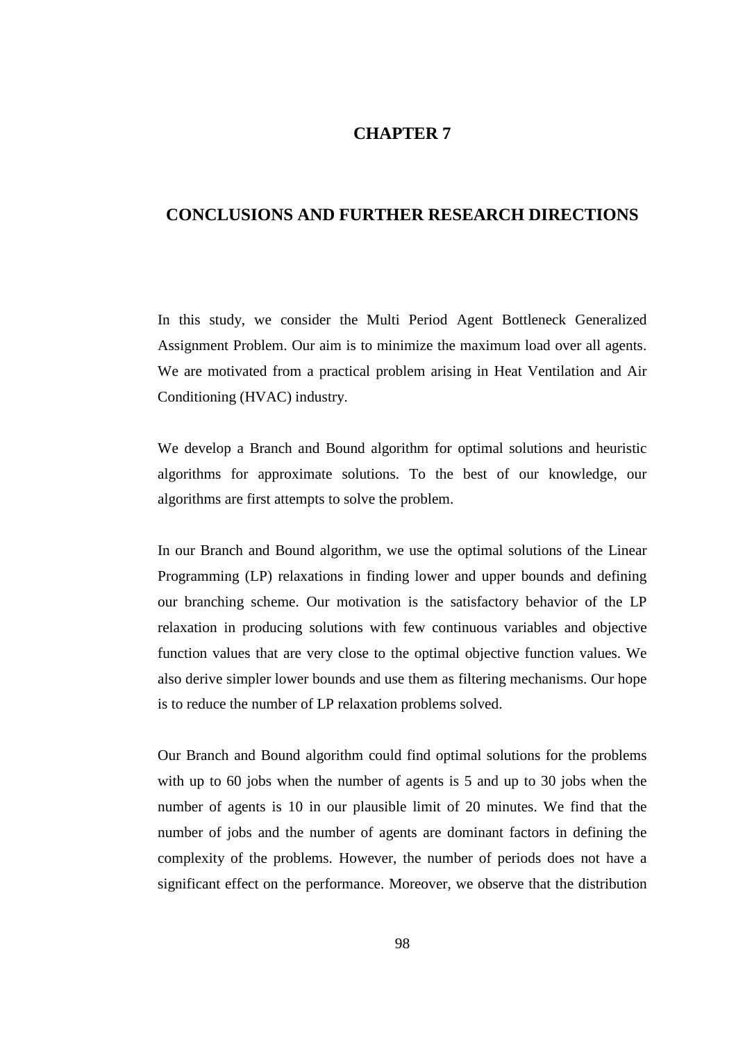# CHAPTER 7

## CONCLUSIONS AND FURTHER RESEARCH DIRECTIONS

In this study, we consider the Multi Period Agent Bottleneck Generalized Assignment Problem. Our aim is to minimize the maximum load over all agents. We are motivated from a practical problem arising in Heat Ventilation and Air Conditioning (HVAC) industry.

We develop a Branch and Bound algorithm for optimal solutions and heuristic algorithms for approximate solutions. To the best of our knowledge, our algorithms are first attempts to solve the problem.

In our Branch and Bound algorithm, we use the optimal solutions of the Linear Programming (LP) relaxations in finding lower and upper bounds and defining our branching scheme. Our motivation is the satisfactory behavior of the LP relaxation in producing solutions with few continuous variables and objective function values that are very close to the optimal objective function values. We also derive simpler lower bounds and use them as filtering mechanisms. Our hope is to reduce the number of LP relaxation problems solved.

Our Branch and Bound algorithm could find optimal solutions for the problems with up to 60 jobs when the number of agents is 5 and up to 30 jobs when the number of agents is 10 in our plausible limit of 20 minutes. We find that the number of jobs and the number of agents are dominant factors in defining the complexity of the problems. However, the number of periods does not have a significant effect on the performance. Moreover, we observe that the distribution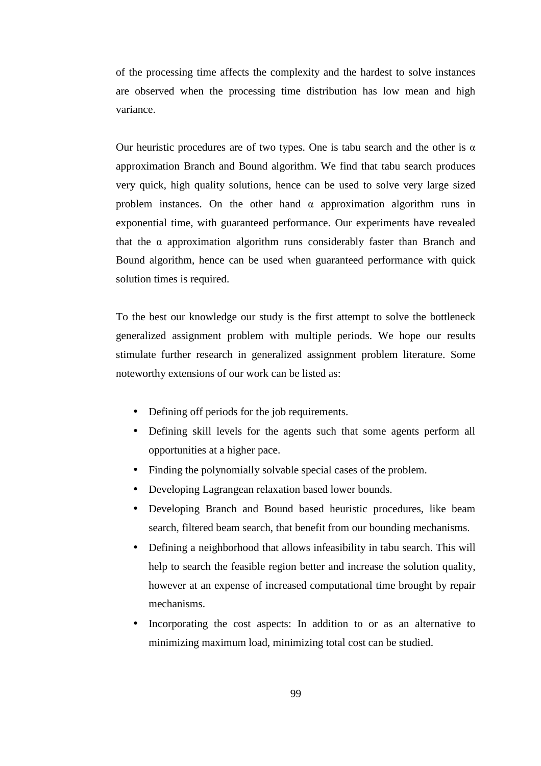of the processing time affects the complexity and the hardest to solve instances are observed when the processing time distribution has low mean and high variance.

Our heuristic procedures are of two types. One is tabu search and the other is $\alpha$ approximation Branch and Bound algorithm. We find that tabu search produces very quick, high quality solutions, hence can be used to solve very large sized problem instances. On the other hand $\alpha$ approximation algorithm runs in exponential time, with guaranteed performance. Our experiments have revealed that the $\alpha$ approximation algorithm runs considerably faster than Branch and Bound algorithm, hence can be used when guaranteed performance with quick solution times is required.

To the best our knowledge our study is the first attempt to solve the bottleneck generalized assignment problem with multiple periods. We hope our results stimulate further research in generalized assignment problem literature. Some noteworthy extensions of our work can be listed as:

- Defining off periods for the job requirements.
- Defining skill levels for the agents such that some agents perform all opportunities at a higher pace.
- Finding the polynomially solvable special cases of the problem.
- Developing Lagrangean relaxation based lower bounds.
- Developing Branch and Bound based heuristic procedures, like beam search, filtered beam search, that benefit from our bounding mechanisms.
- Defining a neighborhood that allows infeasibility in tabu search. This will help to search the feasible region better and increase the solution quality, however at an expense of increased computational time brought by repair mechanisms.
- Incorporating the cost aspects: In addition to or as an alternative to minimizing maximum load, minimizing total cost can be studied.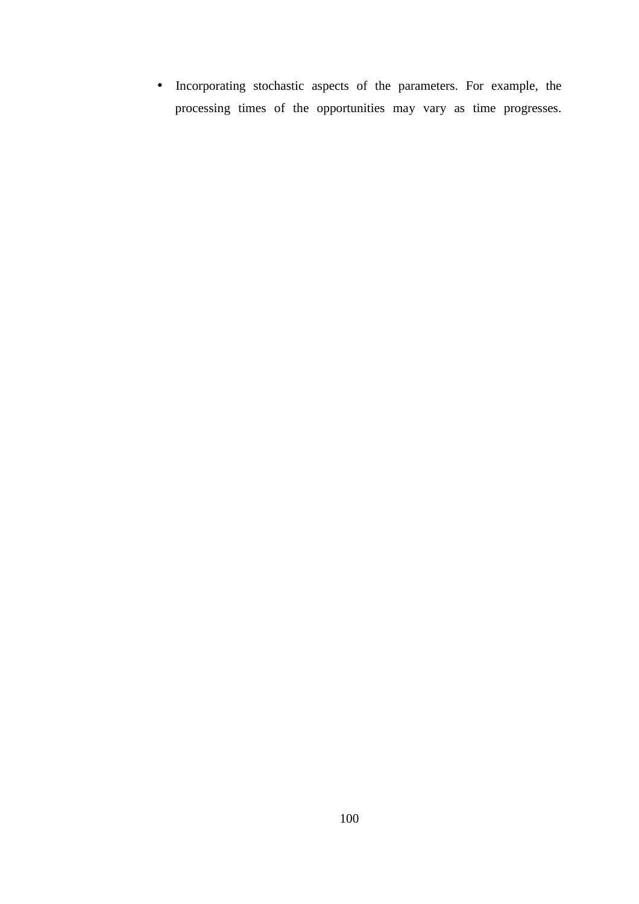- Incorporating stochastic aspects of the parameters. For example, the processing times of the opportunities may vary as time progresses.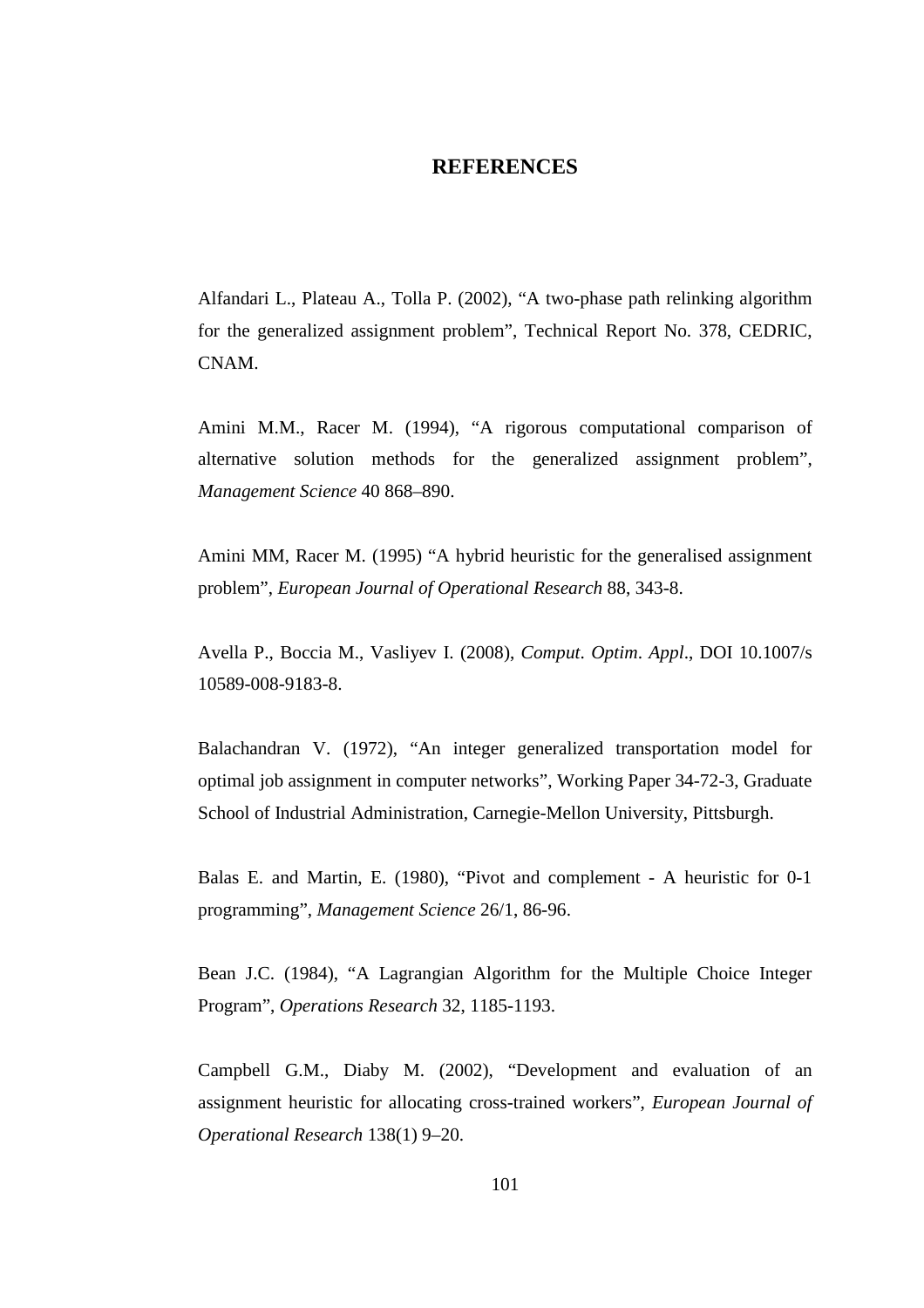# REFERENCES

Alfandari L., Plateau A., Tolla P. (2002), “A two-phase path relinking algorithm for the generalized assignment problem”, Technical Report No. 378, CEDRIC, CNAM.

Amini M.M., Racer M. (1994), “A rigorous computational comparison of alternative solution methods for the generalized assignment problem”, *Management Science* 40 868–890.

Amini MM, Racer M. (1995) “A hybrid heuristic for the generalised assignment problem”, *European Journal of Operational Research* 88, 343-8.

Avella P., Boccia M., Vasliyev I. (2008), *Comput*. *Optim*. *Appl*., DOI 10.1007/s 10589-008-9183-8.

Balachandran V. (1972), “An integer generalized transportation model for optimal job assignment in computer networks”, Working Paper 34-72-3, Graduate School of Industrial Administration, Carnegie-Mellon University, Pittsburgh.

Balas E. and Martin, E. (1980), “Pivot and complement - A heuristic for 0-1 programming”, *Management Science* 26/1, 86-96.

Bean J.C. (1984), “A Lagrangian Algorithm for the Multiple Choice Integer Program”, *Operations Research* 32, 1185-1193.

Campbell G.M., Diaby M. (2002), “Development and evaluation of an assignment heuristic for allocating cross-trained workers”, *European Journal of Operational Research* 138(1) 9–20.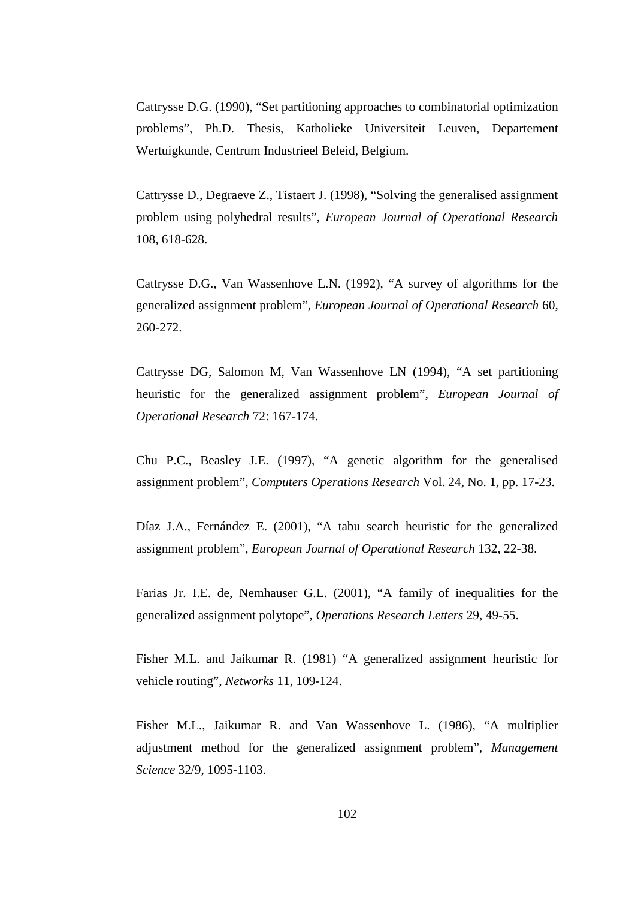Cattrysse D.G. (1990), “Set partitioning approaches to combinatorial optimization problems”, Ph.D. Thesis, Katholieke Universiteit Leuven, Departement Wertuigkunde, Centrum Industrieel Beleid, Belgium.

Cattrysse D., Degraeve Z., Tistaert J. (1998), “Solving the generalised assignment problem using polyhedral results”, *European Journal of Operational Research* 108, 618-628.

Cattrysse D.G., Van Wassenhove L.N. (1992), “A survey of algorithms for the generalized assignment problem”, *European Journal of Operational Research* 60, 260-272.

Cattrysse DG, Salomon M, Van Wassenhove LN (1994), “A set partitioning heuristic for the generalized assignment problem”, *European Journal of Operational Research* 72: 167-174.

Chu P.C., Beasley J.E. (1997), “A genetic algorithm for the generalised assignment problem”, *Computers Operations Research* Vol. 24, No. 1, pp. 17-23.

Díaz J.A., Fernández E. (2001), “A tabu search heuristic for the generalized assignment problem”, *European Journal of Operational Research* 132, 22-38.

Farias Jr. I.E. de, Nemhauser G.L. (2001), “A family of inequalities for the generalized assignment polytope”, *Operations Research Letters* 29, 49-55.

Fisher M.L. and Jaikumar R. (1981) “A generalized assignment heuristic for vehicle routing”, *Networks* 11, 109-124.

Fisher M.L., Jaikumar R. and Van Wassenhove L. (1986), “A multiplier adjustment method for the generalized assignment problem”, *Management Science* 32/9, 1095-1103.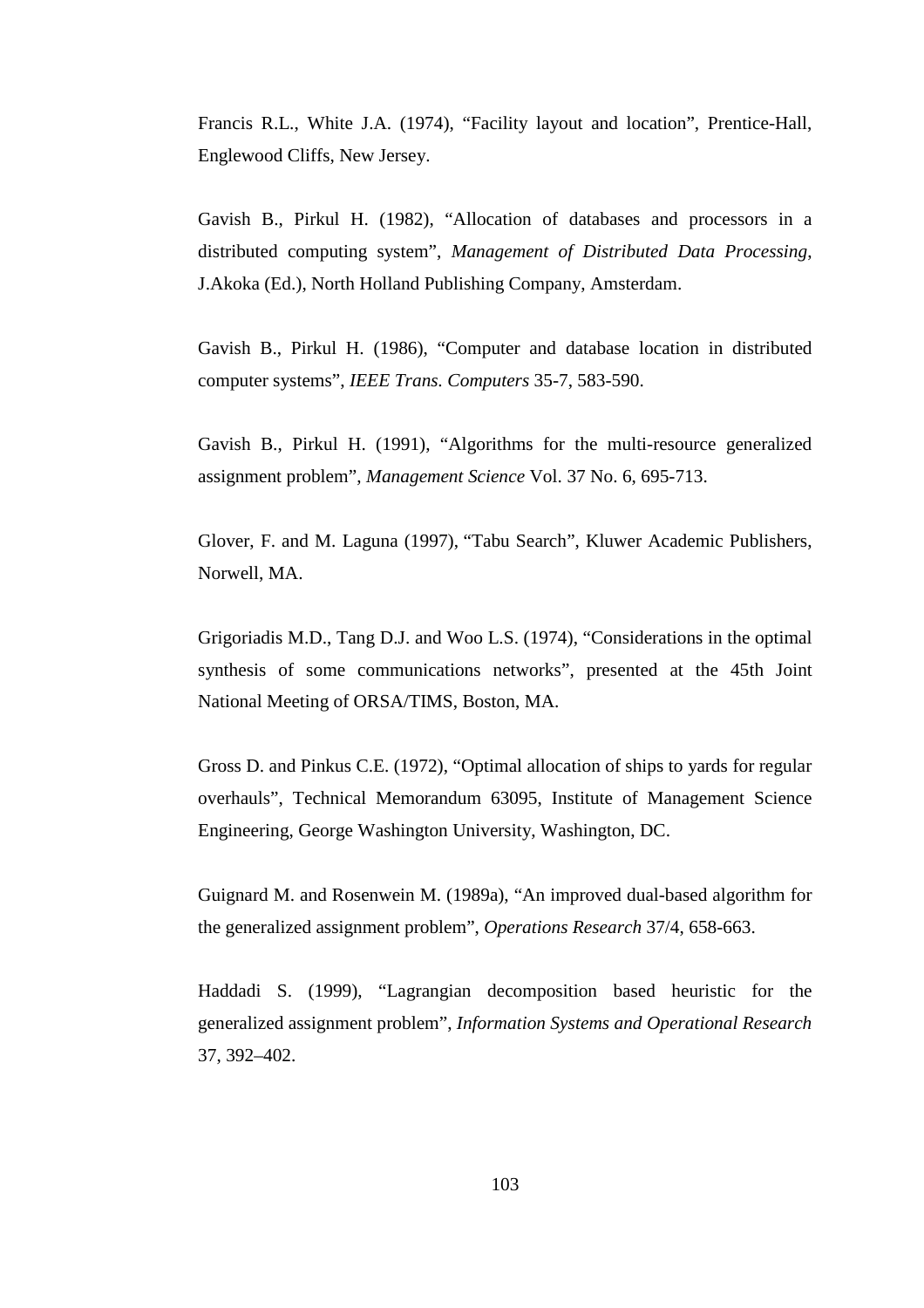Francis R.L., White J.A. (1974), “Facility layout and location”, Prentice-Hall, Englewood Cliffs, New Jersey.

Gavish B., Pirkul H. (1982), “Allocation of databases and processors in a distributed computing system”, *Management of Distributed Data Processing*, J.Akoka (Ed.), North Holland Publishing Company, Amsterdam.

Gavish B., Pirkul H. (1986), “Computer and database location in distributed computer systems”, *IEEE Trans. Computers* 35-7, 583-590.

Gavish B., Pirkul H. (1991), “Algorithms for the multi-resource generalized assignment problem”, *Management Science* Vol. 37 No. 6, 695-713.

Glover, F. and M. Laguna (1997), “Tabu Search”, Kluwer Academic Publishers, Norwell, MA.

Grigoriadis M.D., Tang D.J. and Woo L.S. (1974), “Considerations in the optimal synthesis of some communications networks”, presented at the 45th Joint National Meeting of ORSA/TIMS, Boston, MA.

Gross D. and Pinkus C.E. (1972), “Optimal allocation of ships to yards for regular overhauls”, Technical Memorandum 63095, Institute of Management Science Engineering, George Washington University, Washington, DC.

Guignard M. and Rosenwein M. (1989a), “An improved dual-based algorithm for the generalized assignment problem”, *Operations Research* 37/4, 658-663.

Haddadi S. (1999), “Lagrangian decomposition based heuristic for the generalized assignment problem”, *Information Systems and Operational Research* 37, 392–402.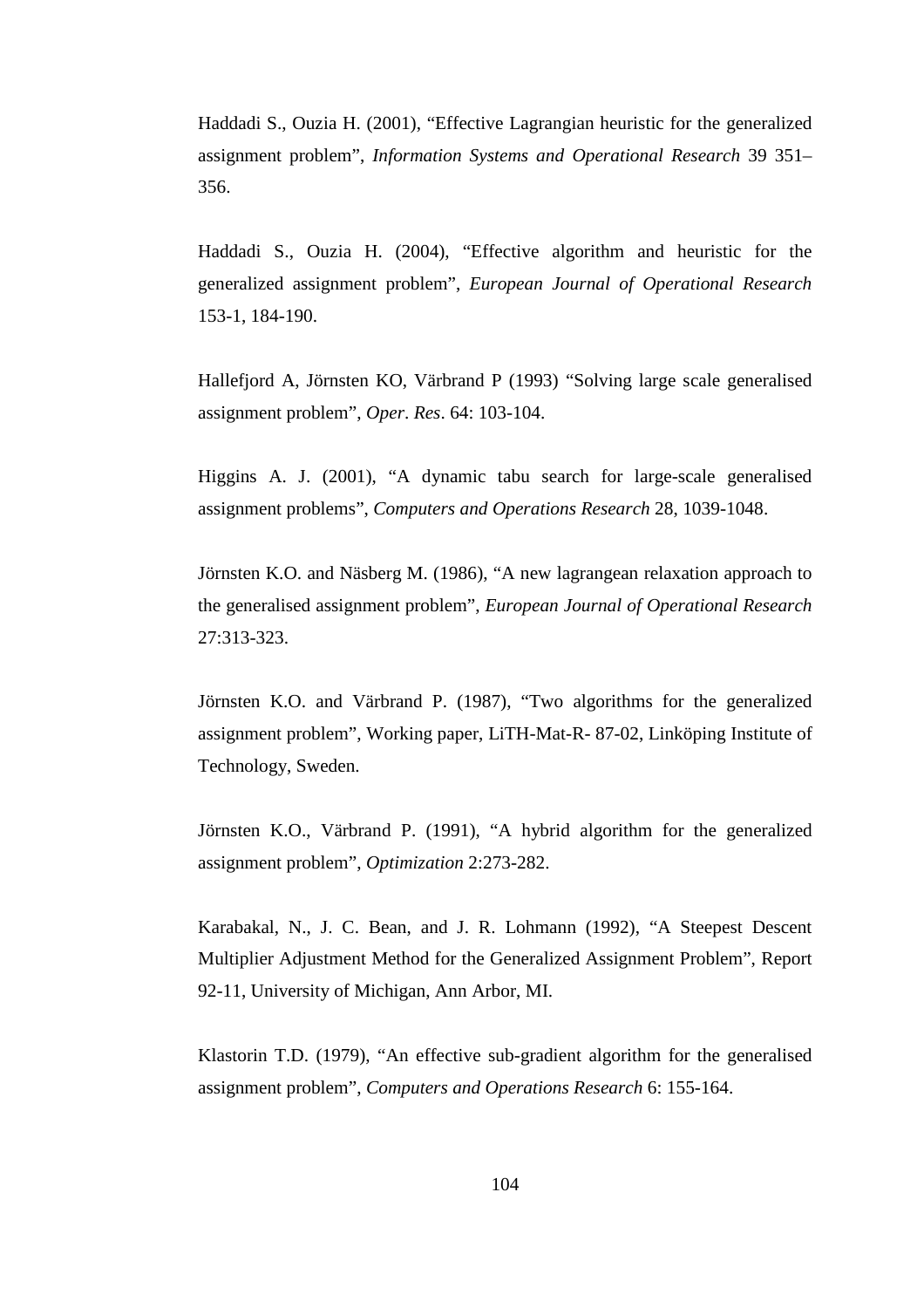Haddadi S., Ouzia H. (2001), “Effective Lagrangian heuristic for the generalized assignment problem”, *Information Systems and Operational Research* 39 351–356.

Haddadi S., Ouzia H. (2004), “Effective algorithm and heuristic for the generalized assignment problem”, *European Journal of Operational Research* 153-1, 184-190.

Hallefjord A, Jörnsten KO, Värbrand P (1993) “Solving large scale generalised assignment problem”, *Oper. Res*. 64: 103-104.

Higgins A. J. (2001), “A dynamic tabu search for large-scale generalised assignment problems”, *Computers and Operations Research* 28, 1039-1048.

Jörnsten K.O. and Näsberg M. (1986), “A new lagrangean relaxation approach to the generalised assignment problem”, *European Journal of Operational Research* 27:313-323.

Jörnsten K.O. and Värbrand P. (1987), “Two algorithms for the generalized assignment problem”, Working paper, LiTH-Mat-R- 87-02, Linköping Institute of Technology, Sweden.

Jörnsten K.O., Värbrand P. (1991), “A hybrid algorithm for the generalized assignment problem”, *Optimization* 2:273-282.

Karabakal, N., J. C. Bean, and J. R. Lohmann (1992), “A Steepest Descent Multiplier Adjustment Method for the Generalized Assignment Problem”, Report 92-11, University of Michigan, Ann Arbor, MI.

Klastorin T.D. (1979), “An effective sub-gradient algorithm for the generalised assignment problem”, *Computers and Operations Research* 6: 155-164.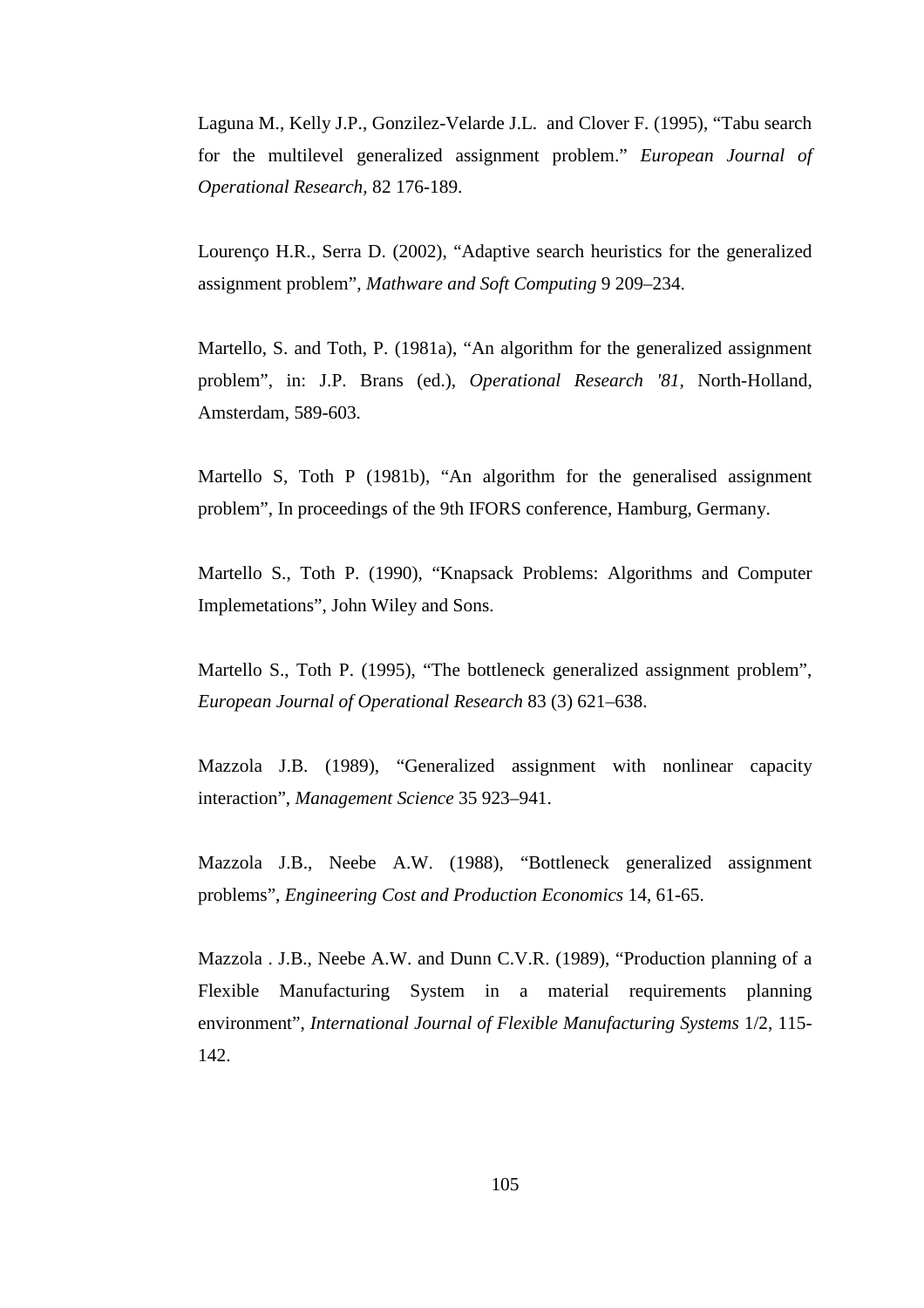Laguna M., Kelly J.P., Gonzilez-Velarde J.L. and Clover F. (1995), “Tabu search for the multilevel generalized assignment problem.” *European Journal of Operational Research*, 82 176-189.

Lourenço H.R., Serra D. (2002), “Adaptive search heuristics for the generalized assignment problem”, *Mathware and Soft Computing* 9 209–234.

Martello, S. and Toth, P. (1981a), “An algorithm for the generalized assignment problem”, in: J.P. Brans (ed.), *Operational Research '81*, North-Holland, Amsterdam, 589-603.

Martello S, Toth P (1981b), “An algorithm for the generalised assignment problem”, In proceedings of the 9th IFORS conference, Hamburg, Germany.

Martello S., Toth P. (1990), “Knapsack Problems: Algorithms and Computer Implemetations”, John Wiley and Sons.

Martello S., Toth P. (1995), “The bottleneck generalized assignment problem”, *European Journal of Operational Research* 83 (3) 621–638.

Mazzola J.B. (1989), “Generalized assignment with nonlinear capacity interaction”, *Management Science* 35 923–941.

Mazzola J.B., Neebe A.W. (1988), “Bottleneck generalized assignment problems”, *Engineering Cost and Production Economics* 14, 61-65.

Mazzola . J.B., Neebe A.W. and Dunn C.V.R. (1989), “Production planning of a Flexible Manufacturing System in a material requirements planning environment”, *International Journal of Flexible Manufacturing Systems* 1/2, 115-142.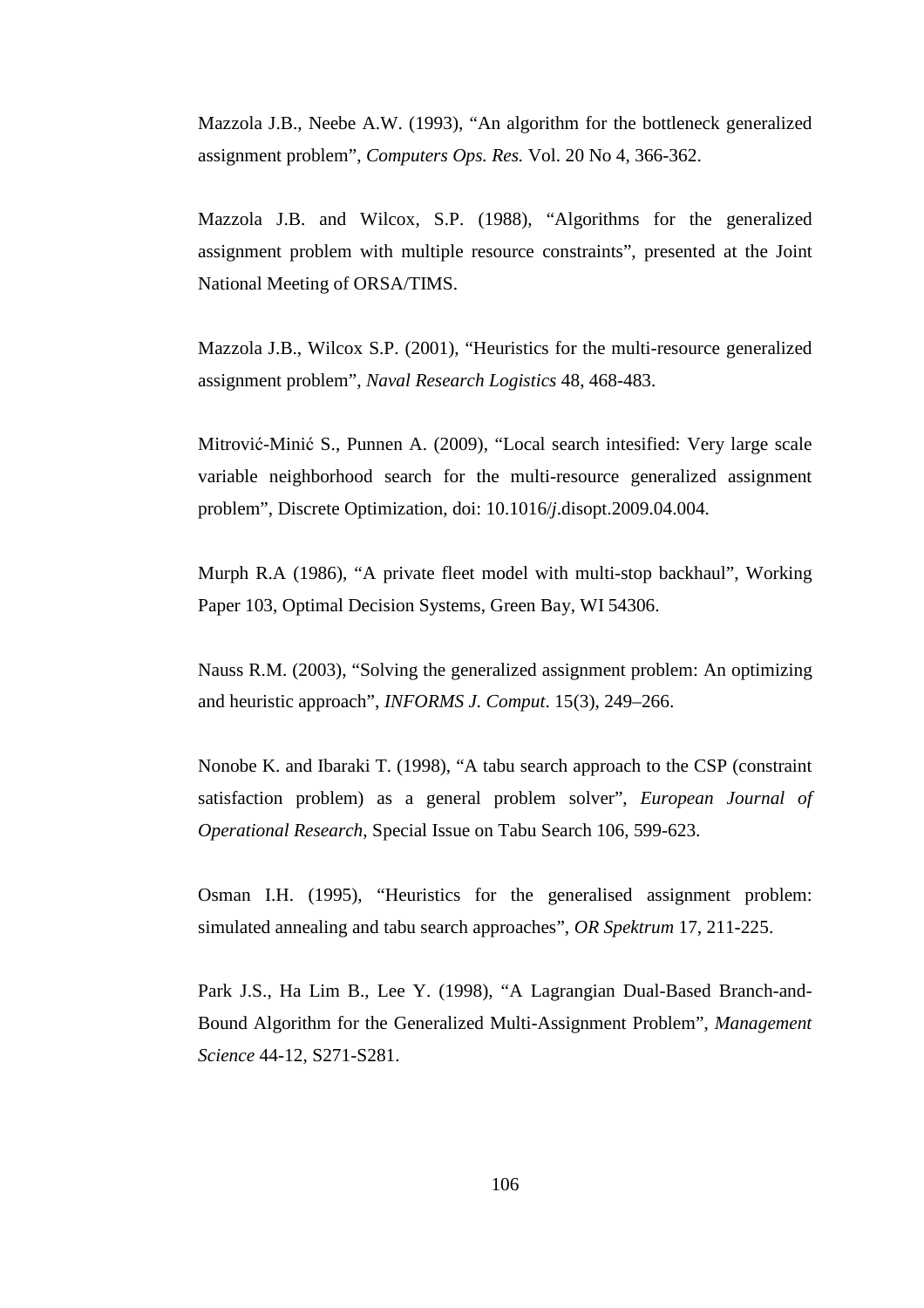Mazzola J.B., Neebe A.W. (1993), "An algorithm for the bottleneck generalized assignment problem", *Computers Ops. Res.* Vol. 20 No 4, 366-362.

Mazzola J.B. and Wilcox, S.P. (1988), "Algorithms for the generalized assignment problem with multiple resource constraints", presented at the Joint National Meeting of ORSA/TIMS.

Mazzola J.B., Wilcox S.P. (2001), "Heuristics for the multi-resource generalized assignment problem", *Naval Research Logistics* 48, 468-483.

Mitrović-Minić S., Punnen A. (2009), "Local search intesified: Very large scale variable neighborhood search for the multi-resource generalized assignment problem", Discrete Optimization, doi: 10.1016/*j*.disopt.2009.04.004.

Murph R.A (1986), "A private fleet model with multi-stop backhaul", Working Paper 103, Optimal Decision Systems, Green Bay, WI 54306.

Nauss R.M. (2003), "Solving the generalized assignment problem: An optimizing and heuristic approach", *INFORMS J. Comput*. 15(3), 249–266.

Nonobe K. and Ibaraki T. (1998), "A tabu search approach to the CSP (constraint satisfaction problem) as a general problem solver", *European Journal of Operational Research*, Special Issue on Tabu Search 106, 599-623.

Osman I.H. (1995), "Heuristics for the generalised assignment problem: simulated annealing and tabu search approaches", *OR Spektrum* 17, 211-225.

Park J.S., Ha Lim B., Lee Y. (1998), "A Lagrangian Dual-Based Branch-and-Bound Algorithm for the Generalized Multi-Assignment Problem", *Management Science* 44-12, S271-S281.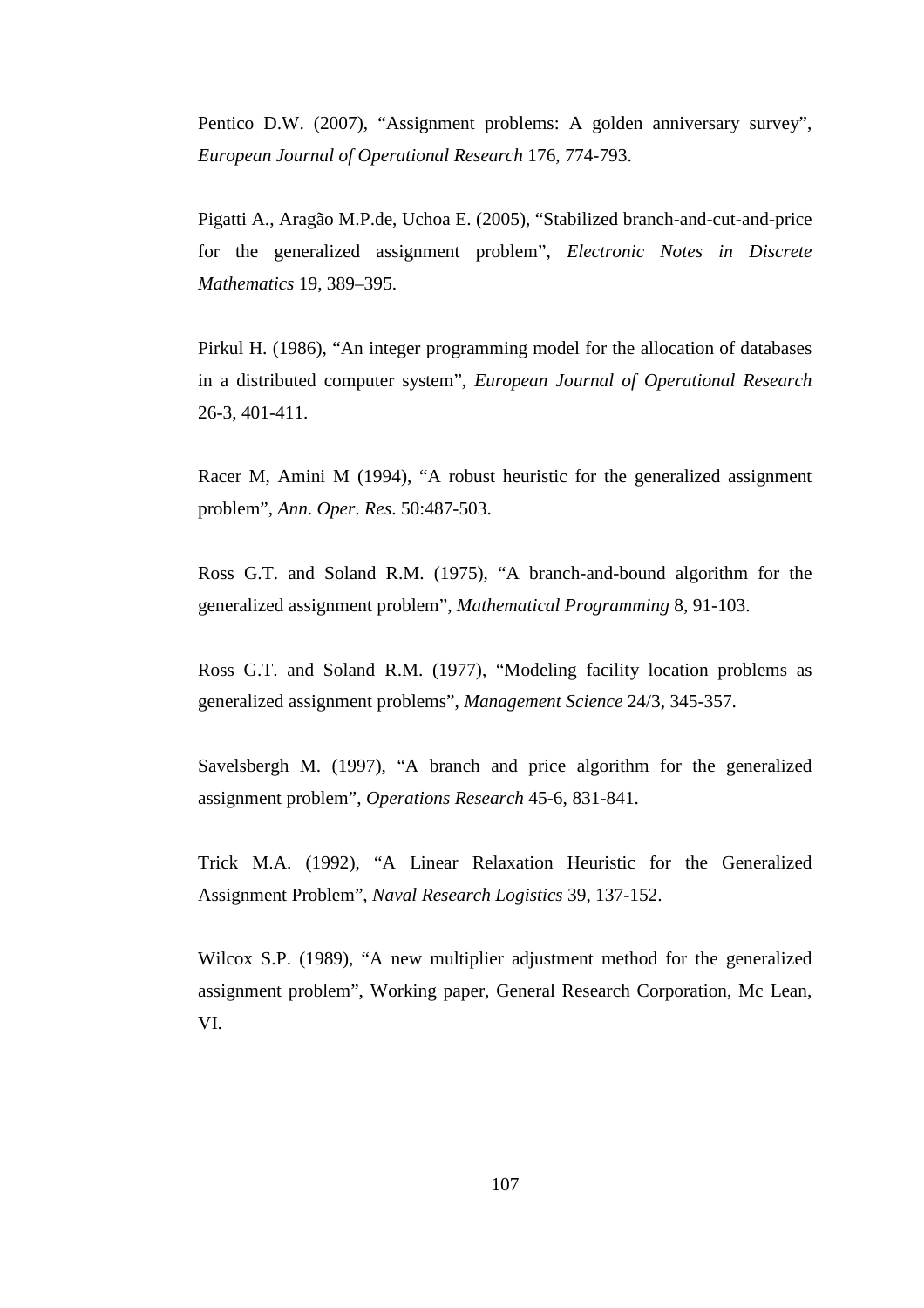Pentico D.W. (2007), “Assignment problems: A golden anniversary survey”, *European Journal of Operational Research* 176, 774-793.

Pigatti A., Aragão M.P.de, Uchoa E. (2005), “Stabilized branch-and-cut-and-price for the generalized assignment problem”, *Electronic Notes in Discrete Mathematics* 19, 389–395.

Pirkul H. (1986), “An integer programming model for the allocation of databases in a distributed computer system”, *European Journal of Operational Research* 26-3, 401-411.

Racer M, Amini M (1994), “A robust heuristic for the generalized assignment problem”, *Ann. Oper. Res.* 50:487-503.

Ross G.T. and Soland R.M. (1975), “A branch-and-bound algorithm for the generalized assignment problem”, *Mathematical Programming* 8, 91-103.

Ross G.T. and Soland R.M. (1977), “Modeling facility location problems as generalized assignment problems”, *Management Science* 24/3, 345-357.

Savelsbergh M. (1997), “A branch and price algorithm for the generalized assignment problem”, *Operations Research* 45-6, 831-841.

Trick M.A. (1992), “A Linear Relaxation Heuristic for the Generalized Assignment Problem”, *Naval Research Logistics* 39, 137-152.

Wilcox S.P. (1989), “A new multiplier adjustment method for the generalized assignment problem”, Working paper, General Research Corporation, Mc Lean, VI.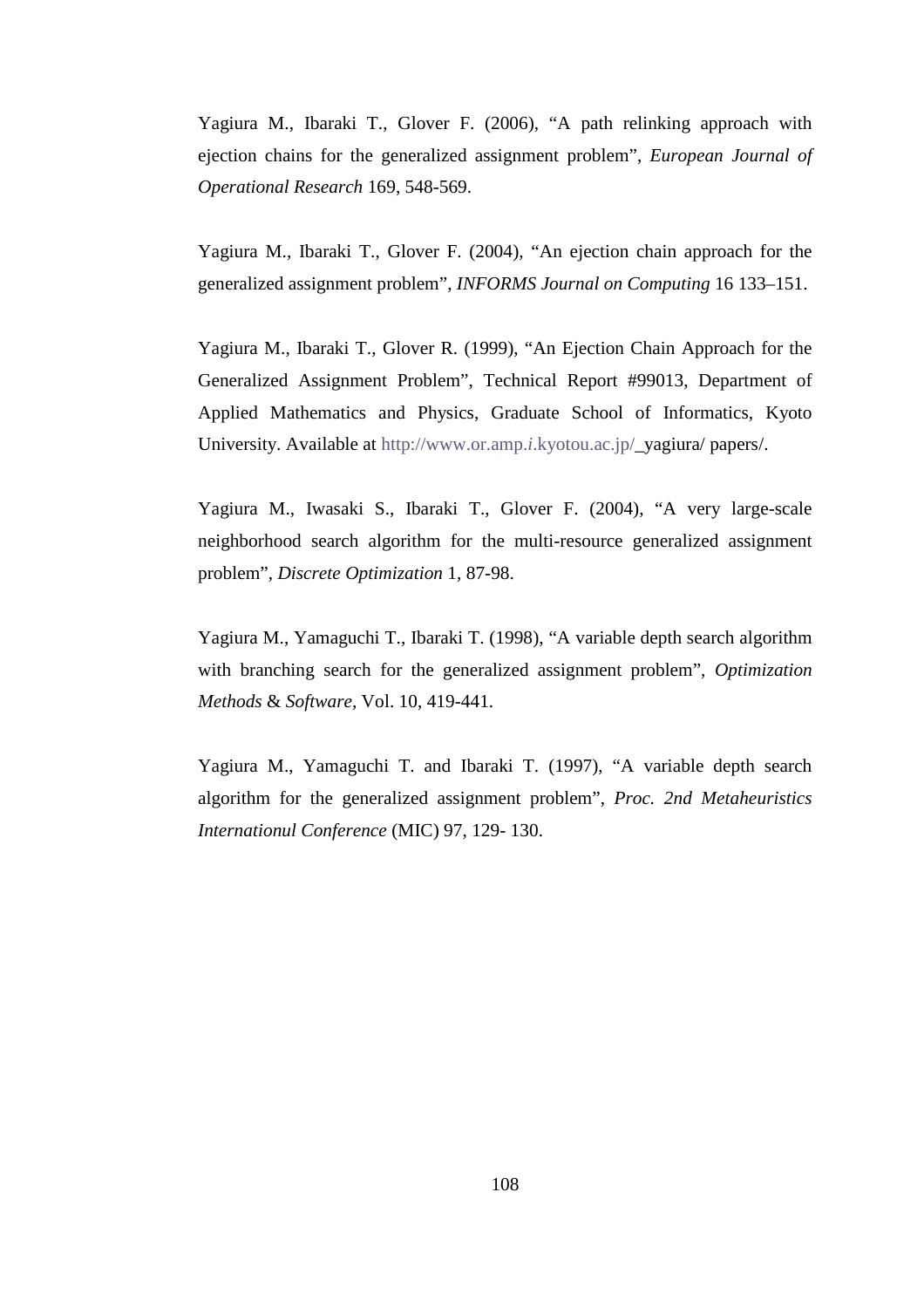Yagiura M., Ibaraki T., Glover F. (2006), “A path relinking approach with ejection chains for the generalized assignment problem”, *European Journal of Operational Research* 169, 548-569.

Yagiura M., Ibaraki T., Glover F. (2004), “An ejection chain approach for the generalized assignment problem”, *INFORMS Journal on Computing* 16 133–151.

Yagiura M., Ibaraki T., Glover R. (1999), “An Ejection Chain Approach for the Generalized Assignment Problem”, Technical Report #99013, Department of Applied Mathematics and Physics, Graduate School of Informatics, Kyoto University. Available at http://www.or.amp.*i*.kyotou.ac.jp/_yagiura/ papers/.

Yagiura M., Iwasaki S., Ibaraki T., Glover F. (2004), “A very large-scale neighborhood search algorithm for the multi-resource generalized assignment problem”, *Discrete Optimization* 1, 87-98.

Yagiura M., Yamaguchi T., Ibaraki T. (1998), “A variable depth search algorithm with branching search for the generalized assignment problem”, *Optimization Methods* & *Software*, Vol. 10, 419-441.

Yagiura M., Yamaguchi T. and Ibaraki T. (1997), “A variable depth search algorithm for the generalized assignment problem”, *Proc. 2nd Metaheuristics Internationul Conference* (MIC) 97, 129- 130.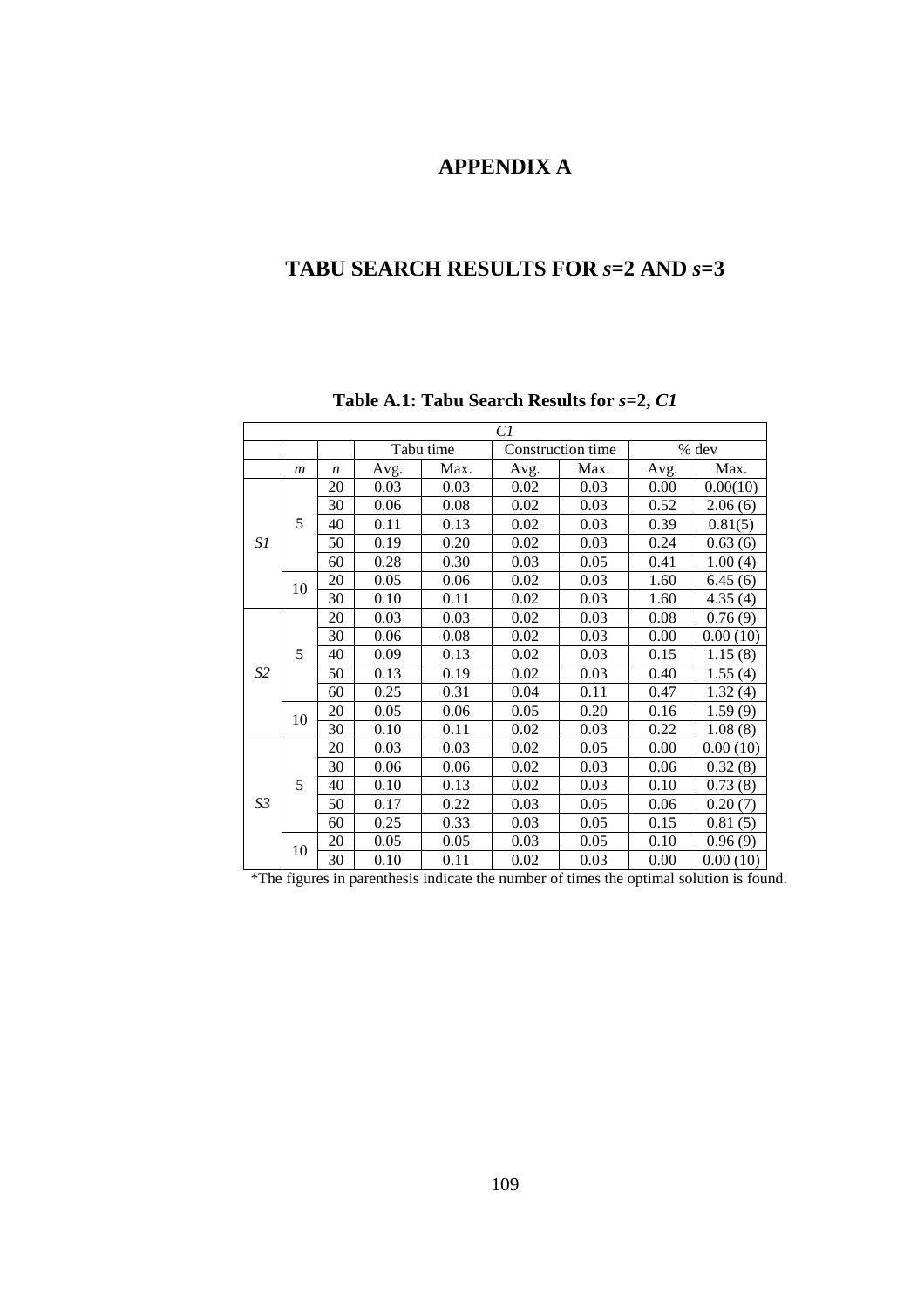# APPENDIX A

# TABU SEARCH RESULTS FOR *s*=2 AND *s*=3

**Table A.1: Tabu Search Results for *s*=2, *C1***

| *C1* | | | | | | | | |
|---|---|---|---|---|---|---|---|---|
| | | | Tabu time | | Construction time | | % dev | |
| | *m* | *n* | Avg. | Max. | Avg. | Max. | Avg. | Max. |
| *S1* | 5 | 20 | 0.03 | 0.03 | 0.02 | 0.03 | 0.00 | 0.00(10) |
| | | 30 | 0.06 | 0.08 | 0.02 | 0.03 | 0.52 | 2.06 (6) |
| | | 40 | 0.11 | 0.13 | 0.02 | 0.03 | 0.39 | 0.81(5) |
| | | 50 | 0.19 | 0.20 | 0.02 | 0.03 | 0.24 | 0.63 (6) |
| | | 60 | 0.28 | 0.30 | 0.03 | 0.05 | 0.41 | 1.00 (4) |
| | 10 | 20 | 0.05 | 0.06 | 0.02 | 0.03 | 1.60 | 6.45 (6) |
| | | 30 | 0.10 | 0.11 | 0.02 | 0.03 | 1.60 | 4.35 (4) |
| *S2* | 5 | 20 | 0.03 | 0.03 | 0.02 | 0.03 | 0.08 | 0.76 (9) |
| | | 30 | 0.06 | 0.08 | 0.02 | 0.03 | 0.00 | 0.00 (10) |
| | | 40 | 0.09 | 0.13 | 0.02 | 0.03 | 0.15 | 1.15 (8) |
| | | 50 | 0.13 | 0.19 | 0.02 | 0.03 | 0.40 | 1.55 (4) |
| | | 60 | 0.25 | 0.31 | 0.04 | 0.11 | 0.47 | 1.32 (4) |
| | 10 | 20 | 0.05 | 0.06 | 0.05 | 0.20 | 0.16 | 1.59 (9) |
| | | 30 | 0.10 | 0.11 | 0.02 | 0.03 | 0.22 | 1.08 (8) |
| *S3* | 5 | 20 | 0.03 | 0.03 | 0.02 | 0.05 | 0.00 | 0.00 (10) |
| | | 30 | 0.06 | 0.06 | 0.02 | 0.03 | 0.06 | 0.32 (8) |
| | | 40 | 0.10 | 0.13 | 0.02 | 0.03 | 0.10 | 0.73 (8) |
| | | 50 | 0.17 | 0.22 | 0.03 | 0.05 | 0.06 | 0.20 (7) |
| | | 60 | 0.25 | 0.33 | 0.03 | 0.05 | 0.15 | 0.81 (5) |
| | 10 | 20 | 0.05 | 0.05 | 0.03 | 0.05 | 0.10 | 0.96 (9) |
| | | 30 | 0.10 | 0.11 | 0.02 | 0.03 | 0.00 | 0.00 (10) |

*The figures in parenthesis indicate the number of times the optimal solution is found.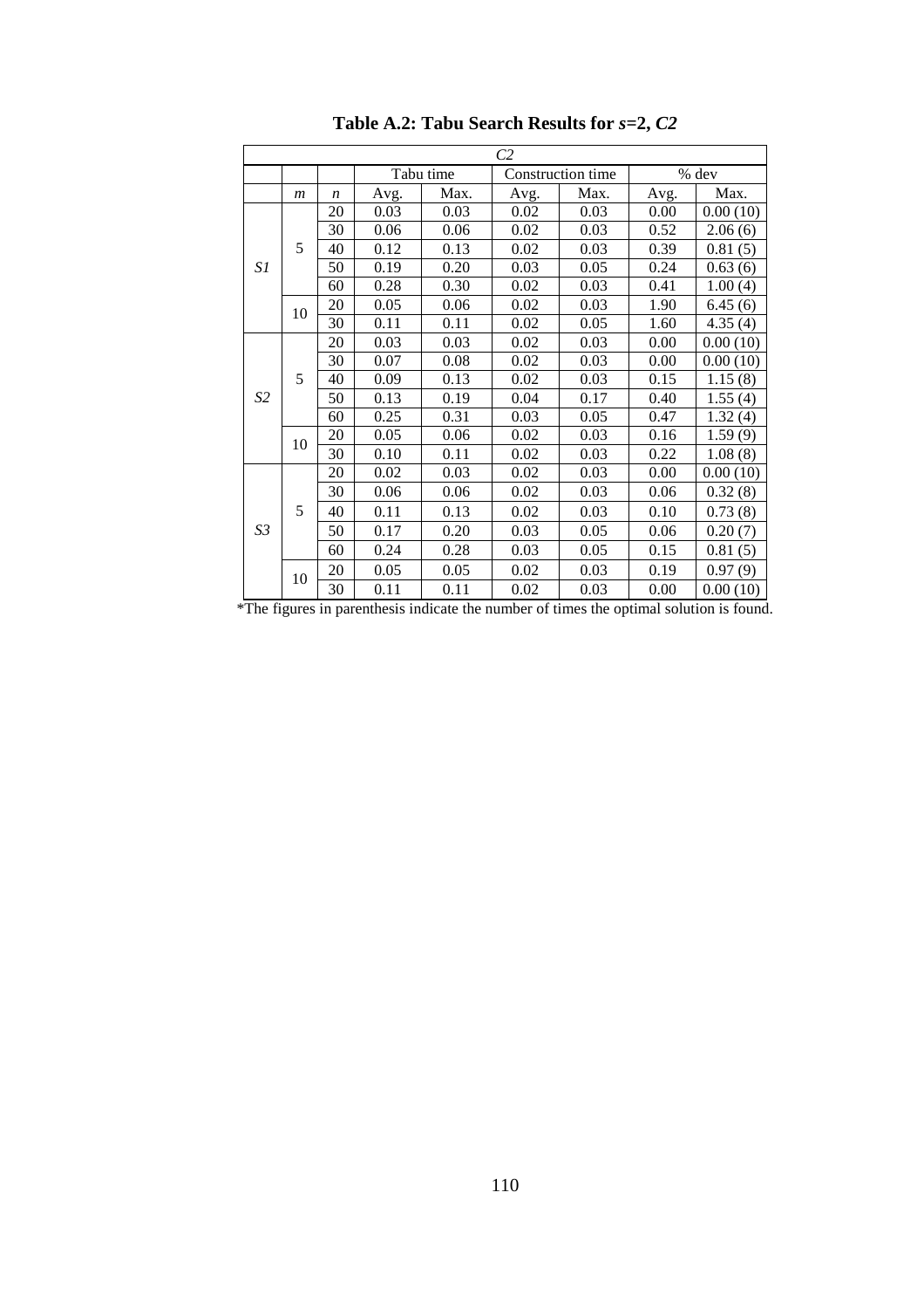**Table A.2: Tabu Search Results for *s*=2, *C2***

| *C2* | | | | | | | | |
|---|---|---|---|---|---|---|---|---|
| | | | Tabu time | | Construction time | | % dev | |
| | *m* | *n* | Avg. | Max. | Avg. | Max. | Avg. | Max. |
| *S1* | 5 | 20 | 0.03 | 0.03 | 0.02 | 0.03 | 0.00 | 0.00 (10) |
| | | 30 | 0.06 | 0.06 | 0.02 | 0.03 | 0.52 | 2.06 (6) |
| | | 40 | 0.12 | 0.13 | 0.02 | 0.03 | 0.39 | 0.81 (5) |
| | | 50 | 0.19 | 0.20 | 0.03 | 0.05 | 0.24 | 0.63 (6) |
| | | 60 | 0.28 | 0.30 | 0.02 | 0.03 | 0.41 | 1.00 (4) |
| | 10 | 20 | 0.05 | 0.06 | 0.02 | 0.03 | 1.90 | 6.45 (6) |
| | | 30 | 0.11 | 0.11 | 0.02 | 0.05 | 1.60 | 4.35 (4) |
| *S2* | 5 | 20 | 0.03 | 0.03 | 0.02 | 0.03 | 0.00 | 0.00 (10) |
| | | 30 | 0.07 | 0.08 | 0.02 | 0.03 | 0.00 | 0.00 (10) |
| | | 40 | 0.09 | 0.13 | 0.02 | 0.03 | 0.15 | 1.15 (8) |
| | | 50 | 0.13 | 0.19 | 0.04 | 0.17 | 0.40 | 1.55 (4) |
| | | 60 | 0.25 | 0.31 | 0.03 | 0.05 | 0.47 | 1.32 (4) |
| | 10 | 20 | 0.05 | 0.06 | 0.02 | 0.03 | 0.16 | 1.59 (9) |
| | | 30 | 0.10 | 0.11 | 0.02 | 0.03 | 0.22 | 1.08 (8) |
| *S3* | 5 | 20 | 0.02 | 0.03 | 0.02 | 0.03 | 0.00 | 0.00 (10) |
| | | 30 | 0.06 | 0.06 | 0.02 | 0.03 | 0.06 | 0.32 (8) |
| | | 40 | 0.11 | 0.13 | 0.02 | 0.03 | 0.10 | 0.73 (8) |
| | | 50 | 0.17 | 0.20 | 0.03 | 0.05 | 0.06 | 0.20 (7) |
| | | 60 | 0.24 | 0.28 | 0.03 | 0.05 | 0.15 | 0.81 (5) |
| | 10 | 20 | 0.05 | 0.05 | 0.02 | 0.03 | 0.19 | 0.97 (9) |
| | | 30 | 0.11 | 0.11 | 0.02 | 0.03 | 0.00 | 0.00 (10) |

*The figures in parenthesis indicate the number of times the optimal solution is found.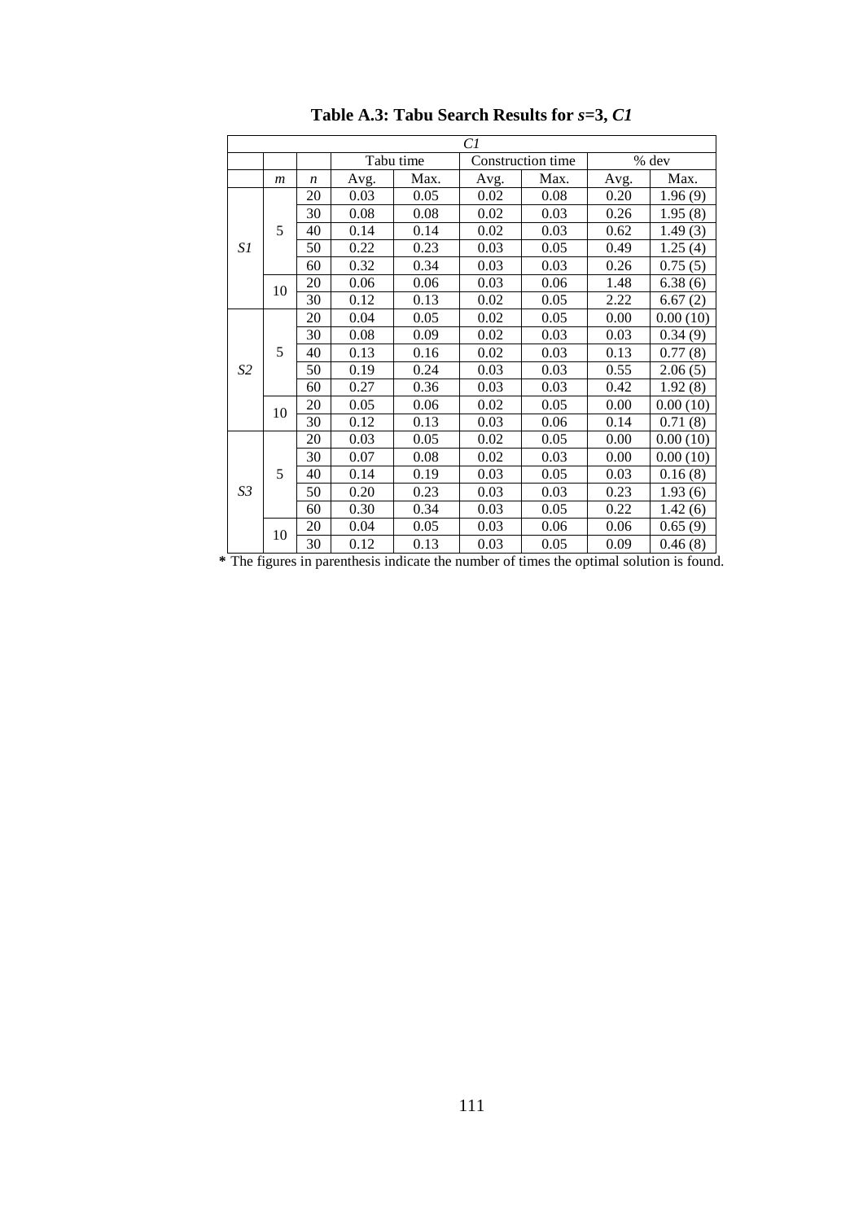**Table A.3: Tabu Search Results for *s*=3, *C1***

| C1 | | | | | | | | |
|---|---|---|---|---|---|---|---|---|
| | | | Tabu time | | Construction time | | % dev | |
| | *m* | *n* | Avg. | Max. | Avg. | Max. | Avg. | Max. |
| *S1* | 5 | 20 | 0.03 | 0.05 | 0.02 | 0.08 | 0.20 | 1.96 (9) |
| | | 30 | 0.08 | 0.08 | 0.02 | 0.03 | 0.26 | 1.95 (8) |
| | | 40 | 0.14 | 0.14 | 0.02 | 0.03 | 0.62 | 1.49 (3) |
| | | 50 | 0.22 | 0.23 | 0.03 | 0.05 | 0.49 | 1.25 (4) |
| | | 60 | 0.32 | 0.34 | 0.03 | 0.03 | 0.26 | 0.75 (5) |
| | 10 | 20 | 0.06 | 0.06 | 0.03 | 0.06 | 1.48 | 6.38 (6) |
| | | 30 | 0.12 | 0.13 | 0.02 | 0.05 | 2.22 | 6.67 (2) |
| *S2* | 5 | 20 | 0.04 | 0.05 | 0.02 | 0.05 | 0.00 | 0.00 (10) |
| | | 30 | 0.08 | 0.09 | 0.02 | 0.03 | 0.03 | 0.34 (9) |
| | | 40 | 0.13 | 0.16 | 0.02 | 0.03 | 0.13 | 0.77 (8) |
| | | 50 | 0.19 | 0.24 | 0.03 | 0.03 | 0.55 | 2.06 (5) |
| | | 60 | 0.27 | 0.36 | 0.03 | 0.03 | 0.42 | 1.92 (8) |
| | 10 | 20 | 0.05 | 0.06 | 0.02 | 0.05 | 0.00 | 0.00 (10) |
| | | 30 | 0.12 | 0.13 | 0.03 | 0.06 | 0.14 | 0.71 (8) |
| *S3* | 5 | 20 | 0.03 | 0.05 | 0.02 | 0.05 | 0.00 | 0.00 (10) |
| | | 30 | 0.07 | 0.08 | 0.02 | 0.03 | 0.00 | 0.00 (10) |
| | | 40 | 0.14 | 0.19 | 0.03 | 0.05 | 0.03 | 0.16 (8) |
| | | 50 | 0.20 | 0.23 | 0.03 | 0.03 | 0.23 | 1.93 (6) |
| | | 60 | 0.30 | 0.34 | 0.03 | 0.05 | 0.22 | 1.42 (6) |
| | 10 | 20 | 0.04 | 0.05 | 0.03 | 0.06 | 0.06 | 0.65 (9) |
| | | 30 | 0.12 | 0.13 | 0.03 | 0.05 | 0.09 | 0.46 (8) |

**\*** The figures in parenthesis indicate the number of times the optimal solution is found.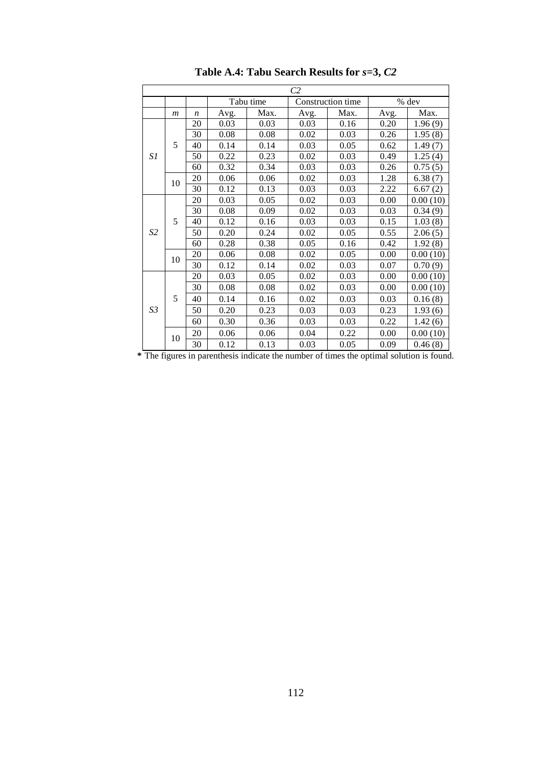**Table A.4: Tabu Search Results for *s*=3, *C2***

| | | | *C2* | | | | | |
|---|---|---|---|---|---|---|---|---|
| | | | Tabu time | | Construction time | | % dev | |
| | *m* | *n* | Avg. | Max. | Avg. | Max. | Avg. | Max. |
| *S1* | 5 | 20 | 0.03 | 0.03 | 0.03 | 0.16 | 0.20 | 1.96 (9) |
| | | 30 | 0.08 | 0.08 | 0.02 | 0.03 | 0.26 | 1.95 (8) |
| | | 40 | 0.14 | 0.14 | 0.03 | 0.05 | 0.62 | 1.49 (7) |
| | | 50 | 0.22 | 0.23 | 0.02 | 0.03 | 0.49 | 1.25 (4) |
| | | 60 | 0.32 | 0.34 | 0.03 | 0.03 | 0.26 | 0.75 (5) |
| | 10 | 20 | 0.06 | 0.06 | 0.02 | 0.03 | 1.28 | 6.38 (7) |
| | | 30 | 0.12 | 0.13 | 0.03 | 0.03 | 2.22 | 6.67 (2) |
| *S2* | 5 | 20 | 0.03 | 0.05 | 0.02 | 0.03 | 0.00 | 0.00 (10) |
| | | 30 | 0.08 | 0.09 | 0.02 | 0.03 | 0.03 | 0.34 (9) |
| | | 40 | 0.12 | 0.16 | 0.03 | 0.03 | 0.15 | 1.03 (8) |
| | | 50 | 0.20 | 0.24 | 0.02 | 0.05 | 0.55 | 2.06 (5) |
| | | 60 | 0.28 | 0.38 | 0.05 | 0.16 | 0.42 | 1.92 (8) |
| | 10 | 20 | 0.06 | 0.08 | 0.02 | 0.05 | 0.00 | 0.00 (10) |
| | | 30 | 0.12 | 0.14 | 0.02 | 0.03 | 0.07 | 0.70 (9) |
| *S3* | 5 | 20 | 0.03 | 0.05 | 0.02 | 0.03 | 0.00 | 0.00 (10) |
| | | 30 | 0.08 | 0.08 | 0.02 | 0.03 | 0.00 | 0.00 (10) |
| | | 40 | 0.14 | 0.16 | 0.02 | 0.03 | 0.03 | 0.16 (8) |
| | | 50 | 0.20 | 0.23 | 0.03 | 0.03 | 0.23 | 1.93 (6) |
| | | 60 | 0.30 | 0.36 | 0.03 | 0.03 | 0.22 | 1.42 (6) |
| | 10 | 20 | 0.06 | 0.06 | 0.04 | 0.22 | 0.00 | 0.00 (10) |
| | | 30 | 0.12 | 0.13 | 0.03 | 0.05 | 0.09 | 0.46 (8) |

**\*** The figures in parenthesis indicate the number of times the optimal solution is found.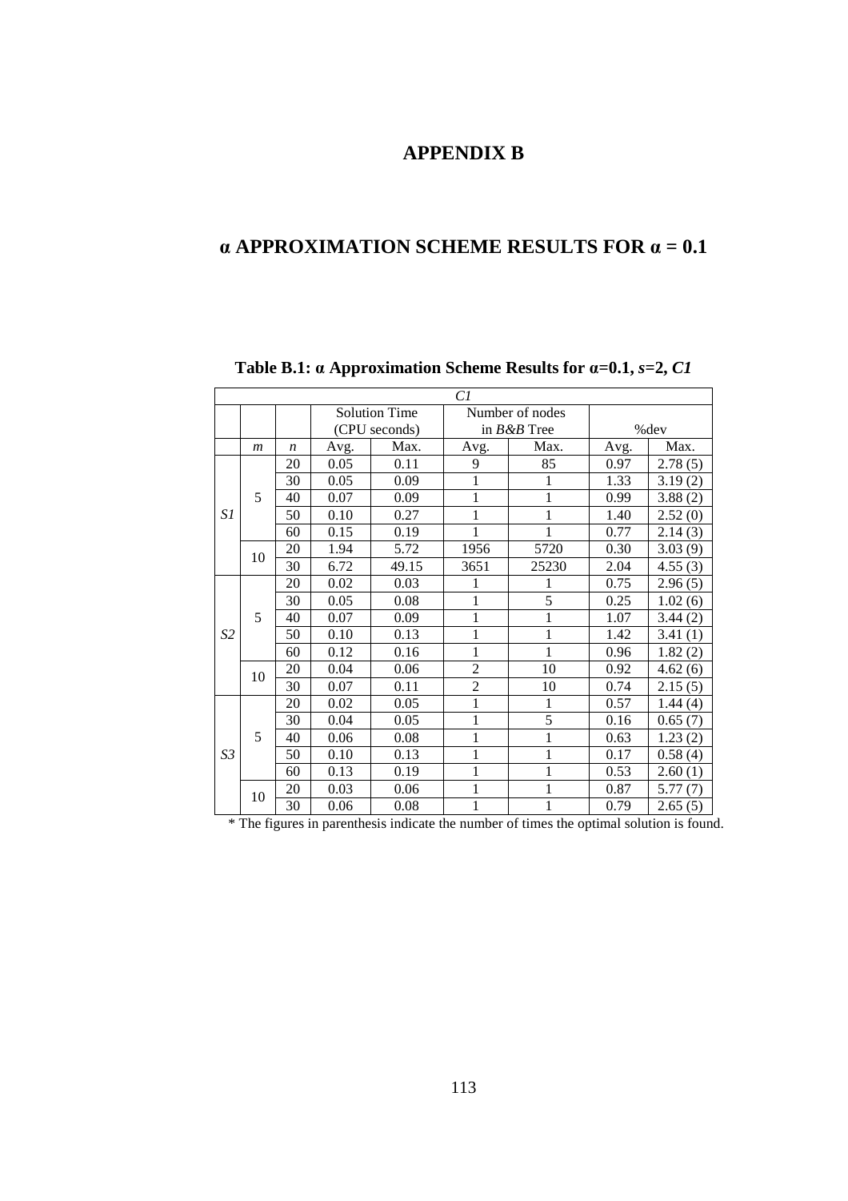# APPENDIX B

## α APPROXIMATION SCHEME RESULTS FOR α = 0.1

**Table B.1: α Approximation Scheme Results for α=0.1, *s*=2, *C1***

| *C1* | | | | | | | | |
|---|---|---|---|---|---|---|---|---|
| | | | Solution Time (CPU seconds) | | Number of nodes in *B&B* Tree | | %dev | |
| | *m* | *n* | Avg. | Max. | Avg. | Max. | Avg. | Max. |
| *S1* | 5 | 20 | 0.05 | 0.11 | 9 | 85 | 0.97 | 2.78 (5) |
| | | 30 | 0.05 | 0.09 | 1 | 1 | 1.33 | 3.19 (2) |
| | | 40 | 0.07 | 0.09 | 1 | 1 | 0.99 | 3.88 (2) |
| | | 50 | 0.10 | 0.27 | 1 | 1 | 1.40 | 2.52 (0) |
| | | 60 | 0.15 | 0.19 | 1 | 1 | 0.77 | 2.14 (3) |
| | 10 | 20 | 1.94 | 5.72 | 1956 | 5720 | 0.30 | 3.03 (9) |
| | | 30 | 6.72 | 49.15 | 3651 | 25230 | 2.04 | 4.55 (3) |
| *S2* | 5 | 20 | 0.02 | 0.03 | 1 | 1 | 0.75 | 2.96 (5) |
| | | 30 | 0.05 | 0.08 | 1 | 5 | 0.25 | 1.02 (6) |
| | | 40 | 0.07 | 0.09 | 1 | 1 | 1.07 | 3.44 (2) |
| | | 50 | 0.10 | 0.13 | 1 | 1 | 1.42 | 3.41 (1) |
| | | 60 | 0.12 | 0.16 | 1 | 1 | 0.96 | 1.82 (2) |
| | 10 | 20 | 0.04 | 0.06 | 2 | 10 | 0.92 | 4.62 (6) |
| | | 30 | 0.07 | 0.11 | 2 | 10 | 0.74 | 2.15 (5) |
| *S3* | 5 | 20 | 0.02 | 0.05 | 1 | 1 | 0.57 | 1.44 (4) |
| | | 30 | 0.04 | 0.05 | 1 | 5 | 0.16 | 0.65 (7) |
| | | 40 | 0.06 | 0.08 | 1 | 1 | 0.63 | 1.23 (2) |
| | | 50 | 0.10 | 0.13 | 1 | 1 | 0.17 | 0.58 (4) |
| | | 60 | 0.13 | 0.19 | 1 | 1 | 0.53 | 2.60 (1) |
| | 10 | 20 | 0.03 | 0.06 | 1 | 1 | 0.87 | 5.77 (7) |
| | | 30 | 0.06 | 0.08 | 1 | 1 | 0.79 | 2.65 (5) |

\* The figures in parenthesis indicate the number of times the optimal solution is found.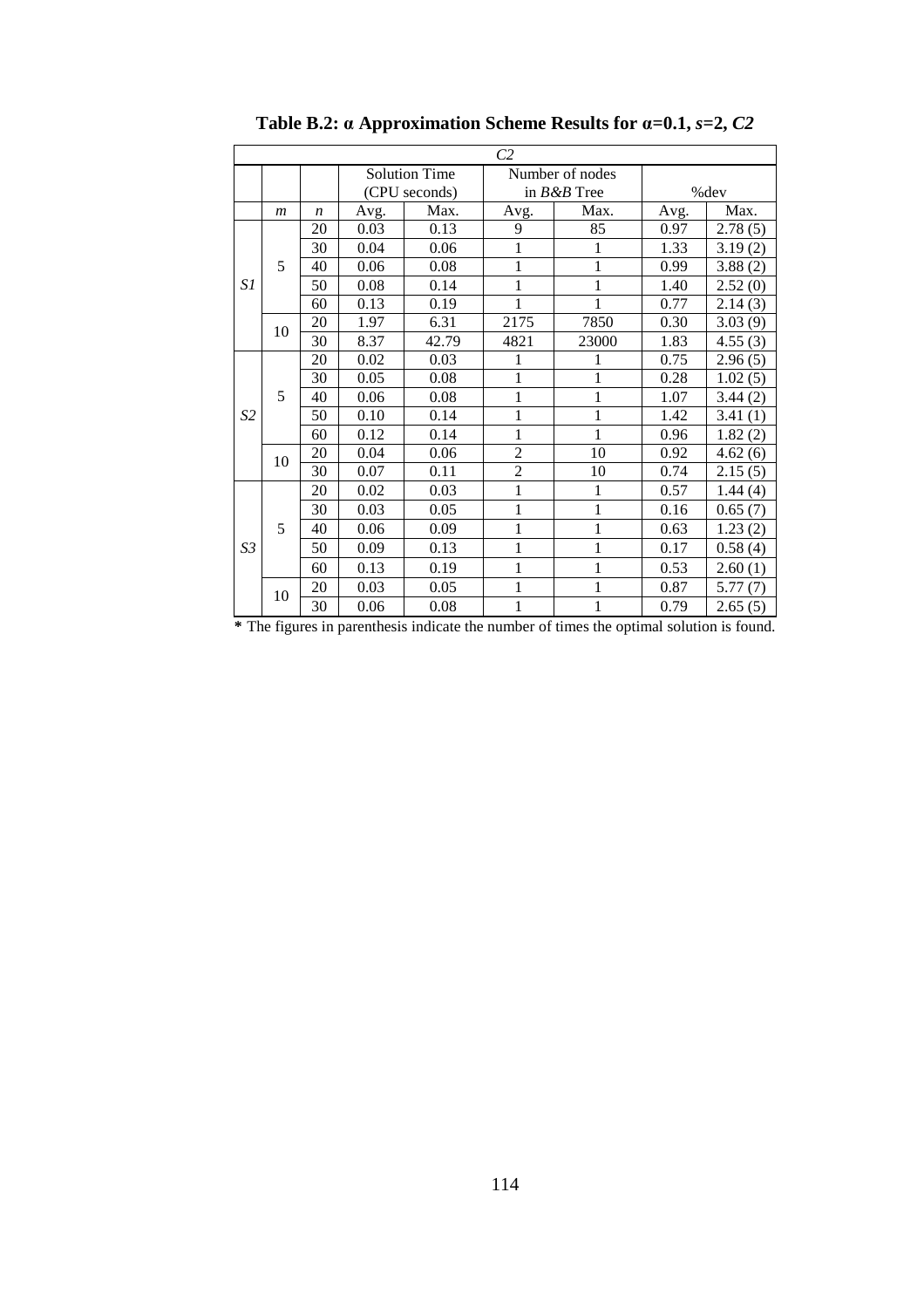**Table B.2: α Approximation Scheme Results for α=0.1, *s*=2, *C2***

| *C2* | | | | | | | | |
|---|---|---|---|---|---|---|---|---|
| | | | Solution Time (CPU seconds) | | Number of nodes in *B&B* Tree | | %dev | |
| | *m* | *n* | Avg. | Max. | Avg. | Max. | Avg. | Max. |
| *S1* | 5 | 20 | 0.03 | 0.13 | 9 | 85 | 0.97 | 2.78 (5) |
| | | 30 | 0.04 | 0.06 | 1 | 1 | 1.33 | 3.19 (2) |
| | | 40 | 0.06 | 0.08 | 1 | 1 | 0.99 | 3.88 (2) |
| | | 50 | 0.08 | 0.14 | 1 | 1 | 1.40 | 2.52 (0) |
| | | 60 | 0.13 | 0.19 | 1 | 1 | 0.77 | 2.14 (3) |
| | 10 | 20 | 1.97 | 6.31 | 2175 | 7850 | 0.30 | 3.03 (9) |
| | | 30 | 8.37 | 42.79 | 4821 | 23000 | 1.83 | 4.55 (3) |
| *S2* | 5 | 20 | 0.02 | 0.03 | 1 | 1 | 0.75 | 2.96 (5) |
| | | 30 | 0.05 | 0.08 | 1 | 1 | 0.28 | 1.02 (5) |
| | | 40 | 0.06 | 0.08 | 1 | 1 | 1.07 | 3.44 (2) |
| | | 50 | 0.10 | 0.14 | 1 | 1 | 1.42 | 3.41 (1) |
| | | 60 | 0.12 | 0.14 | 1 | 1 | 0.96 | 1.82 (2) |
| | 10 | 20 | 0.04 | 0.06 | 2 | 10 | 0.92 | 4.62 (6) |
| | | 30 | 0.07 | 0.11 | 2 | 10 | 0.74 | 2.15 (5) |
| *S3* | 5 | 20 | 0.02 | 0.03 | 1 | 1 | 0.57 | 1.44 (4) |
| | | 30 | 0.03 | 0.05 | 1 | 1 | 0.16 | 0.65 (7) |
| | | 40 | 0.06 | 0.09 | 1 | 1 | 0.63 | 1.23 (2) |
| | | 50 | 0.09 | 0.13 | 1 | 1 | 0.17 | 0.58 (4) |
| | | 60 | 0.13 | 0.19 | 1 | 1 | 0.53 | 2.60 (1) |
| | 10 | 20 | 0.03 | 0.05 | 1 | 1 | 0.87 | 5.77 (7) |
| | | 30 | 0.06 | 0.08 | 1 | 1 | 0.79 | 2.65 (5) |

**\*** The figures in parenthesis indicate the number of times the optimal solution is found.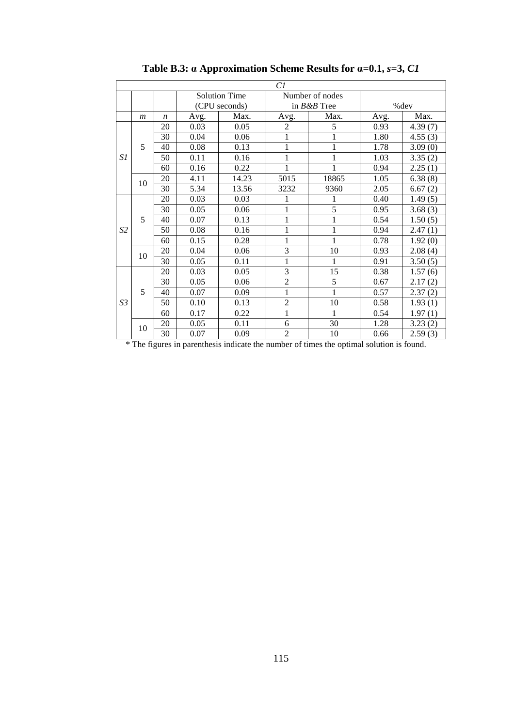**Table B.3: α Approximation Scheme Results for α=0.1, *s*=3, *C1***

| *C1* | | | | | | | | |
|---|---|---|---|---|---|---|---|---|
| | | | Solution Time (CPU seconds) | | Number of nodes in *B&B* Tree | | %dev | |
| | *m* | *n* | Avg. | Max. | Avg. | Max. | Avg. | Max. |
| *S1* | 5 | 20 | 0.03 | 0.05 | 2 | 5 | 0.93 | 4.39 (7) |
| | | 30 | 0.04 | 0.06 | 1 | 1 | 1.80 | 4.55 (3) |
| | | 40 | 0.08 | 0.13 | 1 | 1 | 1.78 | 3.09 (0) |
| | | 50 | 0.11 | 0.16 | 1 | 1 | 1.03 | 3.35 (2) |
| | | 60 | 0.16 | 0.22 | 1 | 1 | 0.94 | 2.25 (1) |
| | 10 | 20 | 4.11 | 14.23 | 5015 | 18865 | 1.05 | 6.38 (8) |
| | | 30 | 5.34 | 13.56 | 3232 | 9360 | 2.05 | 6.67 (2) |
| *S2* | 5 | 20 | 0.03 | 0.03 | 1 | 1 | 0.40 | 1.49 (5) |
| | | 30 | 0.05 | 0.06 | 1 | 5 | 0.95 | 3.68 (3) |
| | | 40 | 0.07 | 0.13 | 1 | 1 | 0.54 | 1.50 (5) |
| | | 50 | 0.08 | 0.16 | 1 | 1 | 0.94 | 2.47 (1) |
| | | 60 | 0.15 | 0.28 | 1 | 1 | 0.78 | 1.92 (0) |
| | 10 | 20 | 0.04 | 0.06 | 3 | 10 | 0.93 | 2.08 (4) |
| | | 30 | 0.05 | 0.11 | 1 | 1 | 0.91 | 3.50 (5) |
| *S3* | 5 | 20 | 0.03 | 0.05 | 3 | 15 | 0.38 | 1.57 (6) |
| | | 30 | 0.05 | 0.06 | 2 | 5 | 0.67 | 2.17 (2) |
| | | 40 | 0.07 | 0.09 | 1 | 1 | 0.57 | 2.37 (2) |
| | | 50 | 0.10 | 0.13 | 2 | 10 | 0.58 | 1.93 (1) |
| | | 60 | 0.17 | 0.22 | 1 | 1 | 0.54 | 1.97 (1) |
| | 10 | 20 | 0.05 | 0.11 | 6 | 30 | 1.28 | 3.23 (2) |
| | | 30 | 0.07 | 0.09 | 2 | 10 | 0.66 | 2.59 (3) |

\* The figures in parenthesis indicate the number of times the optimal solution is found.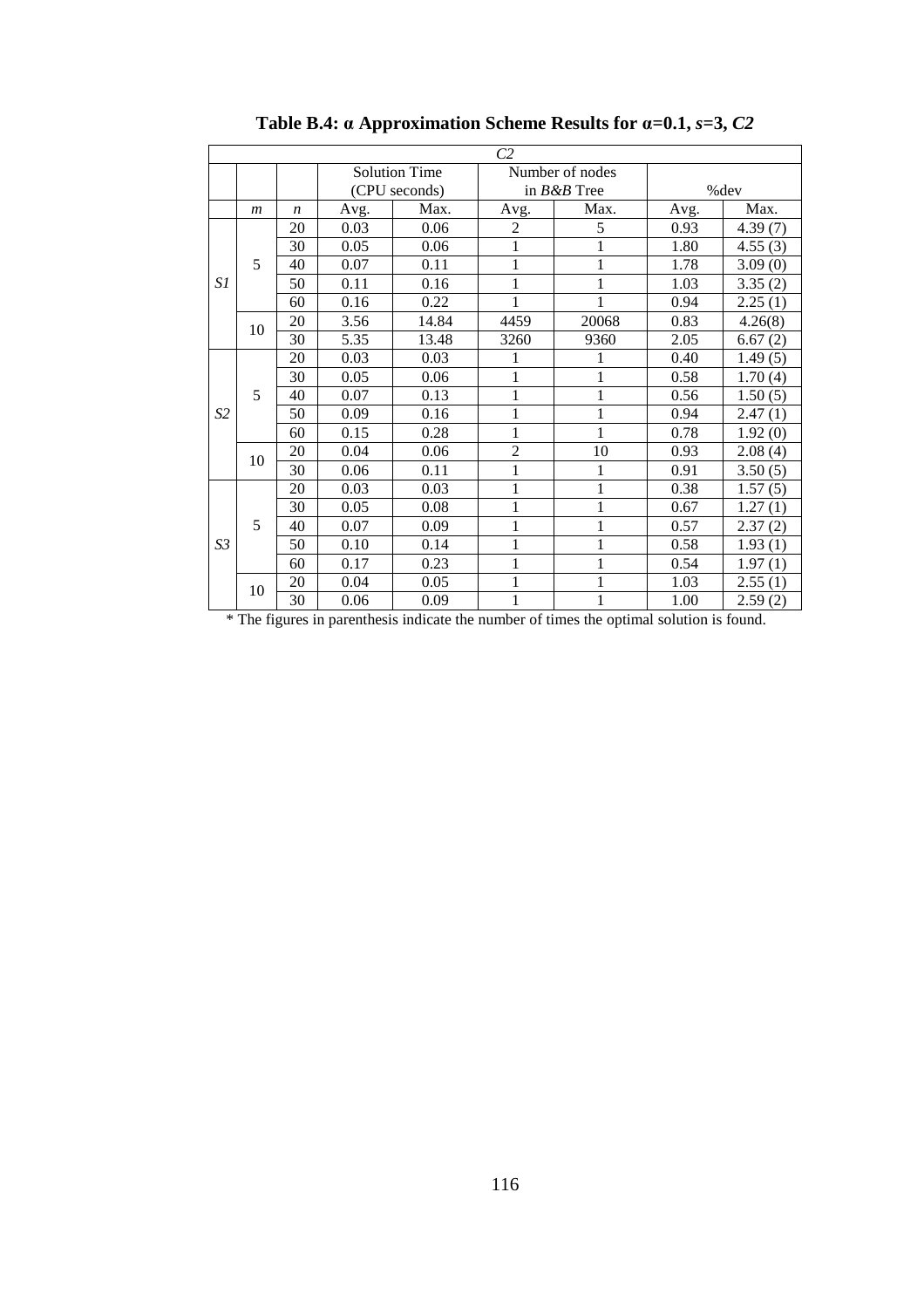**Table B.4: α Approximation Scheme Results for α=0.1, *s*=3, *C2***

| *C2* | | | | | | | | |
|---|---|---|---|---|---|---|---|---|
| | | | Solution Time (CPU seconds) | | Number of nodes in *B&B* Tree | | %dev | |
| | *m* | *n* | Avg. | Max. | Avg. | Max. | Avg. | Max. |
| *S1* | 5 | 20 | 0.03 | 0.06 | 2 | 5 | 0.93 | 4.39 (7) |
| | | 30 | 0.05 | 0.06 | 1 | 1 | 1.80 | 4.55 (3) |
| | | 40 | 0.07 | 0.11 | 1 | 1 | 1.78 | 3.09 (0) |
| | | 50 | 0.11 | 0.16 | 1 | 1 | 1.03 | 3.35 (2) |
| | | 60 | 0.16 | 0.22 | 1 | 1 | 0.94 | 2.25 (1) |
| | 10 | 20 | 3.56 | 14.84 | 4459 | 20068 | 0.83 | 4.26(8) |
| | | 30 | 5.35 | 13.48 | 3260 | 9360 | 2.05 | 6.67 (2) |
| *S2* | 5 | 20 | 0.03 | 0.03 | 1 | 1 | 0.40 | 1.49 (5) |
| | | 30 | 0.05 | 0.06 | 1 | 1 | 0.58 | 1.70 (4) |
| | | 40 | 0.07 | 0.13 | 1 | 1 | 0.56 | 1.50 (5) |
| | | 50 | 0.09 | 0.16 | 1 | 1 | 0.94 | 2.47 (1) |
| | | 60 | 0.15 | 0.28 | 1 | 1 | 0.78 | 1.92 (0) |
| | 10 | 20 | 0.04 | 0.06 | 2 | 10 | 0.93 | 2.08 (4) |
| | | 30 | 0.06 | 0.11 | 1 | 1 | 0.91 | 3.50 (5) |
| *S3* | 5 | 20 | 0.03 | 0.03 | 1 | 1 | 0.38 | 1.57 (5) |
| | | 30 | 0.05 | 0.08 | 1 | 1 | 0.67 | 1.27 (1) |
| | | 40 | 0.07 | 0.09 | 1 | 1 | 0.57 | 2.37 (2) |
| | | 50 | 0.10 | 0.14 | 1 | 1 | 0.58 | 1.93 (1) |
| | | 60 | 0.17 | 0.23 | 1 | 1 | 0.54 | 1.97 (1) |
| | 10 | 20 | 0.04 | 0.05 | 1 | 1 | 1.03 | 2.55 (1) |
| | | 30 | 0.06 | 0.09 | 1 | 1 | 1.00 | 2.59 (2) |

* The figures in parenthesis indicate the number of times the optimal solution is found.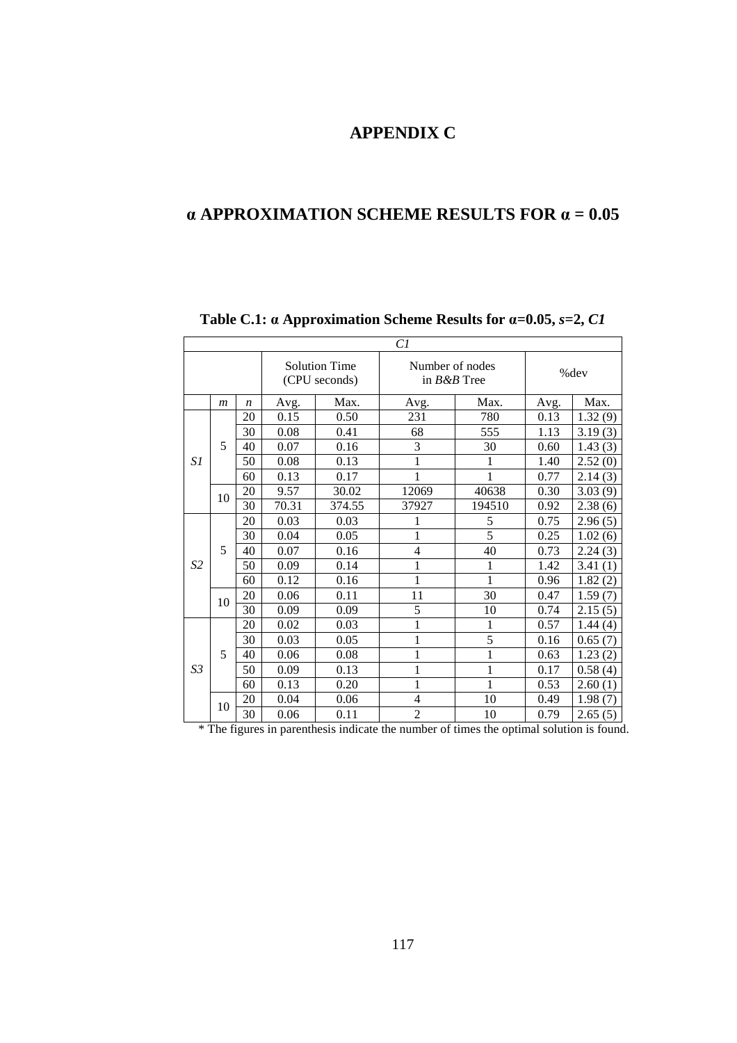# APPENDIX C

## α APPROXIMATION SCHEME RESULTS FOR α = 0.05

**Table C.1: α Approximation Scheme Results for α=0.05, *s*=2, *C1***

| *C1* | | | | | | | | |
|---|---|---|---|---|---|---|---|---|
| | | | Solution Time (CPU seconds) | | Number of nodes in *B&B* Tree | | %dev | |
| | *m* | *n* | Avg. | Max. | Avg. | Max. | Avg. | Max. |
| *S1* | 5 | 20 | 0.15 | 0.50 | 231 | 780 | 0.13 | 1.32 (9) |
| | | 30 | 0.08 | 0.41 | 68 | 555 | 1.13 | 3.19 (3) |
| | | 40 | 0.07 | 0.16 | 3 | 30 | 0.60 | 1.43 (3) |
| | | 50 | 0.08 | 0.13 | 1 | 1 | 1.40 | 2.52 (0) |
| | | 60 | 0.13 | 0.17 | 1 | 1 | 0.77 | 2.14 (3) |
| | 10 | 20 | 9.57 | 30.02 | 12069 | 40638 | 0.30 | 3.03 (9) |
| | | 30 | 70.31 | 374.55 | 37927 | 194510 | 0.92 | 2.38 (6) |
| *S2* | 5 | 20 | 0.03 | 0.03 | 1 | 5 | 0.75 | 2.96 (5) |
| | | 30 | 0.04 | 0.05 | 1 | 5 | 0.25 | 1.02 (6) |
| | | 40 | 0.07 | 0.16 | 4 | 40 | 0.73 | 2.24 (3) |
| | | 50 | 0.09 | 0.14 | 1 | 1 | 1.42 | 3.41 (1) |
| | | 60 | 0.12 | 0.16 | 1 | 1 | 0.96 | 1.82 (2) |
| | 10 | 20 | 0.06 | 0.11 | 11 | 30 | 0.47 | 1.59 (7) |
| | | 30 | 0.09 | 0.09 | 5 | 10 | 0.74 | 2.15 (5) |
| *S3* | 5 | 20 | 0.02 | 0.03 | 1 | 1 | 0.57 | 1.44 (4) |
| | | 30 | 0.03 | 0.05 | 1 | 5 | 0.16 | 0.65 (7) |
| | | 40 | 0.06 | 0.08 | 1 | 1 | 0.63 | 1.23 (2) |
| | | 50 | 0.09 | 0.13 | 1 | 1 | 0.17 | 0.58 (4) |
| | | 60 | 0.13 | 0.20 | 1 | 1 | 0.53 | 2.60 (1) |
| | 10 | 20 | 0.04 | 0.06 | 4 | 10 | 0.49 | 1.98 (7) |
| | | 30 | 0.06 | 0.11 | 2 | 10 | 0.79 | 2.65 (5) |

* The figures in parenthesis indicate the number of times the optimal solution is found.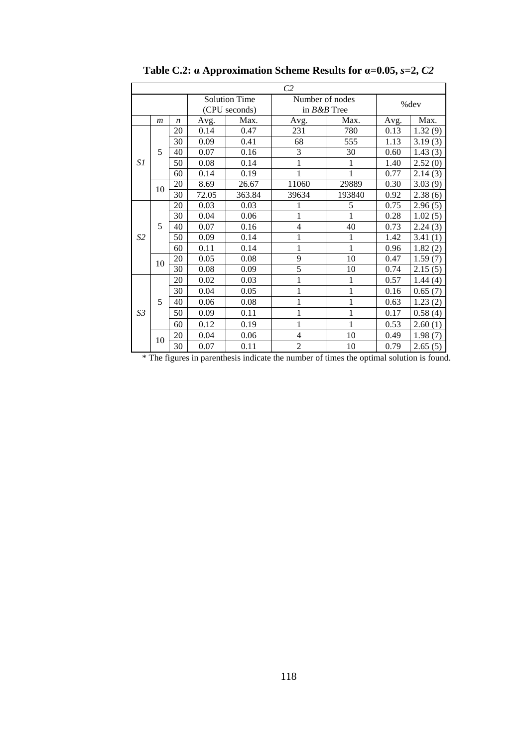**Table C.2: α Approximation Scheme Results for α=0.05, *s*=2, *C2***

| *C2* | | | | | | | | |
|---|---|---|---|---|---|---|---|---|
| | | | Solution Time (CPU seconds) | | Number of nodes in *B&B* Tree | | %dev | |
| | *m* | *n* | Avg. | Max. | Avg. | Max. | Avg. | Max. |
| *S1* | 5 | 20 | 0.14 | 0.47 | 231 | 780 | 0.13 | 1.32 (9) |
| | | 30 | 0.09 | 0.41 | 68 | 555 | 1.13 | 3.19 (3) |
| | | 40 | 0.07 | 0.16 | 3 | 30 | 0.60 | 1.43 (3) |
| | | 50 | 0.08 | 0.14 | 1 | 1 | 1.40 | 2.52 (0) |
| | | 60 | 0.14 | 0.19 | 1 | 1 | 0.77 | 2.14 (3) |
| | 10 | 20 | 8.69 | 26.67 | 11060 | 29889 | 0.30 | 3.03 (9) |
| | | 30 | 72.05 | 363.84 | 39634 | 193840 | 0.92 | 2.38 (6) |
| *S2* | 5 | 20 | 0.03 | 0.03 | 1 | 5 | 0.75 | 2.96 (5) |
| | | 30 | 0.04 | 0.06 | 1 | 1 | 0.28 | 1.02 (5) |
| | | 40 | 0.07 | 0.16 | 4 | 40 | 0.73 | 2.24 (3) |
| | | 50 | 0.09 | 0.14 | 1 | 1 | 1.42 | 3.41 (1) |
| | | 60 | 0.11 | 0.14 | 1 | 1 | 0.96 | 1.82 (2) |
| | 10 | 20 | 0.05 | 0.08 | 9 | 10 | 0.47 | 1.59 (7) |
| | | 30 | 0.08 | 0.09 | 5 | 10 | 0.74 | 2.15 (5) |
| *S3* | 5 | 20 | 0.02 | 0.03 | 1 | 1 | 0.57 | 1.44 (4) |
| | | 30 | 0.04 | 0.05 | 1 | 1 | 0.16 | 0.65 (7) |
| | | 40 | 0.06 | 0.08 | 1 | 1 | 0.63 | 1.23 (2) |
| | | 50 | 0.09 | 0.11 | 1 | 1 | 0.17 | 0.58 (4) |
| | | 60 | 0.12 | 0.19 | 1 | 1 | 0.53 | 2.60 (1) |
| | 10 | 20 | 0.04 | 0.06 | 4 | 10 | 0.49 | 1.98 (7) |
| | | 30 | 0.07 | 0.11 | 2 | 10 | 0.79 | 2.65 (5) |

\* The figures in parenthesis indicate the number of times the optimal solution is found.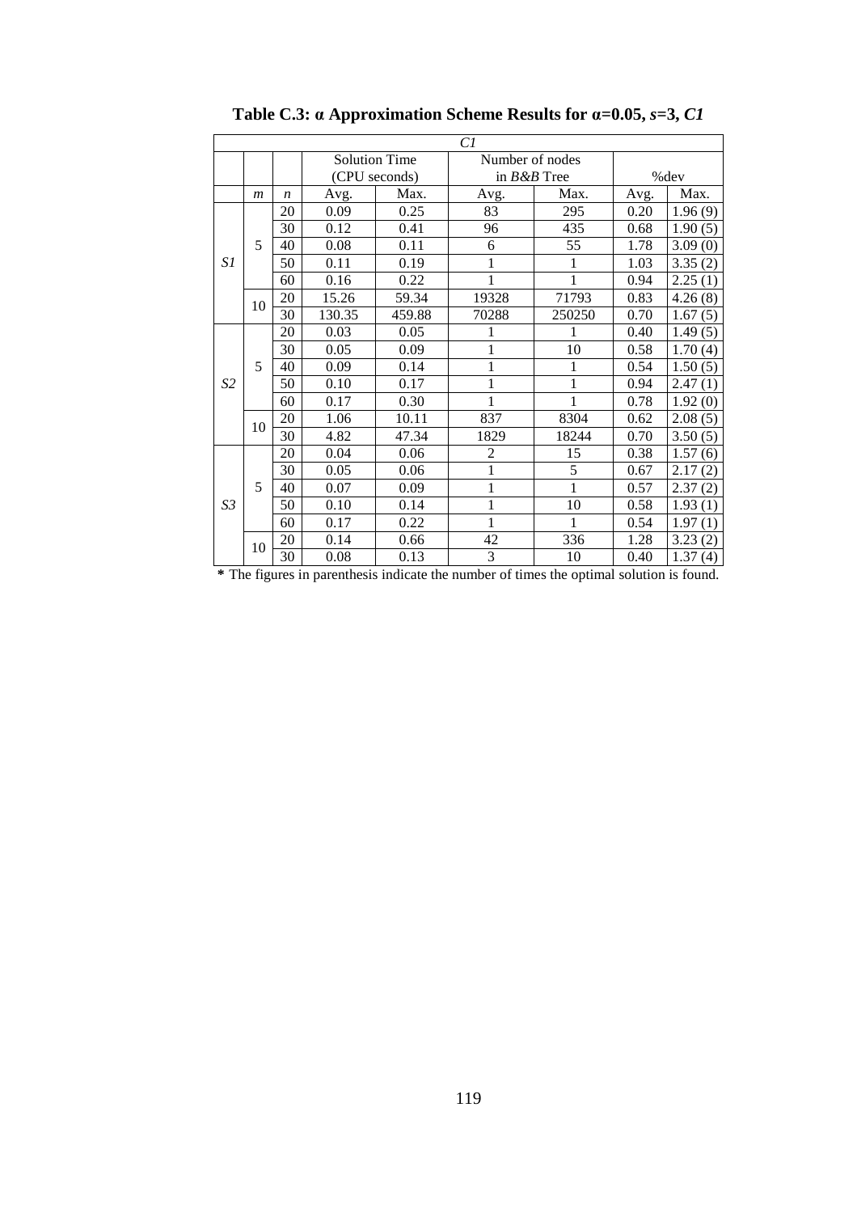**Table C.3: α Approximation Scheme Results for α=0.05, *s*=3, *C1***

| *C1* | | | | | | | | |
|---|---|---|---|---|---|---|---|---|
| | | | Solution Time (CPU seconds) | | Number of nodes in *B&B* Tree | | %dev | |
| | *m* | *n* | Avg. | Max. | Avg. | Max. | Avg. | Max. |
| *S1* | 5 | 20 | 0.09 | 0.25 | 83 | 295 | 0.20 | 1.96 (9) |
| | | 30 | 0.12 | 0.41 | 96 | 435 | 0.68 | 1.90 (5) |
| | | 40 | 0.08 | 0.11 | 6 | 55 | 1.78 | 3.09 (0) |
| | | 50 | 0.11 | 0.19 | 1 | 1 | 1.03 | 3.35 (2) |
| | | 60 | 0.16 | 0.22 | 1 | 1 | 0.94 | 2.25 (1) |
| | 10 | 20 | 15.26 | 59.34 | 19328 | 71793 | 0.83 | 4.26 (8) |
| | | 30 | 130.35 | 459.88 | 70288 | 250250 | 0.70 | 1.67 (5) |
| *S2* | 5 | 20 | 0.03 | 0.05 | 1 | 1 | 0.40 | 1.49 (5) |
| | | 30 | 0.05 | 0.09 | 1 | 10 | 0.58 | 1.70 (4) |
| | | 40 | 0.09 | 0.14 | 1 | 1 | 0.54 | 1.50 (5) |
| | | 50 | 0.10 | 0.17 | 1 | 1 | 0.94 | 2.47 (1) |
| | | 60 | 0.17 | 0.30 | 1 | 1 | 0.78 | 1.92 (0) |
| | 10 | 20 | 1.06 | 10.11 | 837 | 8304 | 0.62 | 2.08 (5) |
| | | 30 | 4.82 | 47.34 | 1829 | 18244 | 0.70 | 3.50 (5) |
| *S3* | 5 | 20 | 0.04 | 0.06 | 2 | 15 | 0.38 | 1.57 (6) |
| | | 30 | 0.05 | 0.06 | 1 | 5 | 0.67 | 2.17 (2) |
| | | 40 | 0.07 | 0.09 | 1 | 1 | 0.57 | 2.37 (2) |
| | | 50 | 0.10 | 0.14 | 1 | 10 | 0.58 | 1.93 (1) |
| | | 60 | 0.17 | 0.22 | 1 | 1 | 0.54 | 1.97 (1) |
| | 10 | 20 | 0.14 | 0.66 | 42 | 336 | 1.28 | 3.23 (2) |
| | | 30 | 0.08 | 0.13 | 3 | 10 | 0.40 | 1.37 (4) |

**\*** The figures in parenthesis indicate the number of times the optimal solution is found.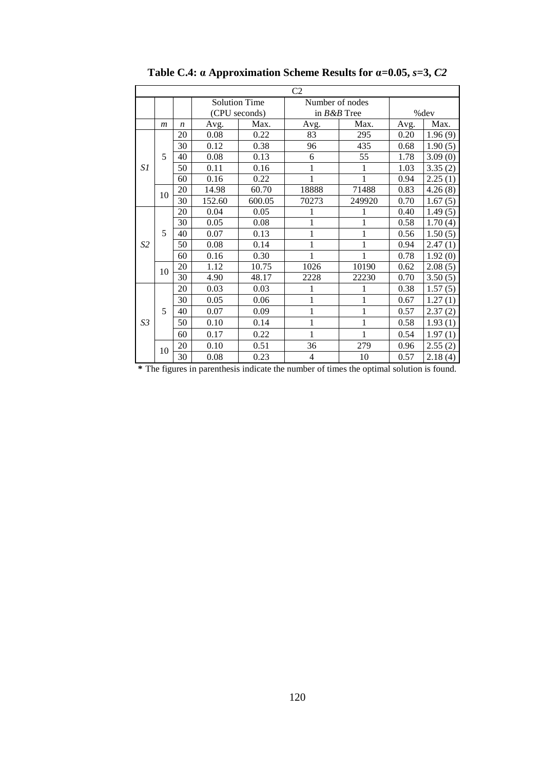**Table C.4: α Approximation Scheme Results for α=0.05, *s*=3, *C2***

| C2 | | | | | | | | |
|---|---|---|---|---|---|---|---|---|
| | | | Solution Time (CPU seconds) | | Number of nodes in *B&B* Tree | | %dev | |
| | *m* | *n* | Avg. | Max. | Avg. | Max. | Avg. | Max. |
| *S1* | 5 | 20 | 0.08 | 0.22 | 83 | 295 | 0.20 | 1.96 (9) |
| | | 30 | 0.12 | 0.38 | 96 | 435 | 0.68 | 1.90 (5) |
| | | 40 | 0.08 | 0.13 | 6 | 55 | 1.78 | 3.09 (0) |
| | | 50 | 0.11 | 0.16 | 1 | 1 | 1.03 | 3.35 (2) |
| | | 60 | 0.16 | 0.22 | 1 | 1 | 0.94 | 2.25 (1) |
| | 10 | 20 | 14.98 | 60.70 | 18888 | 71488 | 0.83 | 4.26 (8) |
| | | 30 | 152.60 | 600.05 | 70273 | 249920 | 0.70 | 1.67 (5) |
| *S2* | 5 | 20 | 0.04 | 0.05 | 1 | 1 | 0.40 | 1.49 (5) |
| | | 30 | 0.05 | 0.08 | 1 | 1 | 0.58 | 1.70 (4) |
| | | 40 | 0.07 | 0.13 | 1 | 1 | 0.56 | 1.50 (5) |
| | | 50 | 0.08 | 0.14 | 1 | 1 | 0.94 | 2.47 (1) |
| | | 60 | 0.16 | 0.30 | 1 | 1 | 0.78 | 1.92 (0) |
| | 10 | 20 | 1.12 | 10.75 | 1026 | 10190 | 0.62 | 2.08 (5) |
| | | 30 | 4.90 | 48.17 | 2228 | 22230 | 0.70 | 3.50 (5) |
| *S3* | 5 | 20 | 0.03 | 0.03 | 1 | 1 | 0.38 | 1.57 (5) |
| | | 30 | 0.05 | 0.06 | 1 | 1 | 0.67 | 1.27 (1) |
| | | 40 | 0.07 | 0.09 | 1 | 1 | 0.57 | 2.37 (2) |
| | | 50 | 0.10 | 0.14 | 1 | 1 | 0.58 | 1.93 (1) |
| | | 60 | 0.17 | 0.22 | 1 | 1 | 0.54 | 1.97 (1) |
| | 10 | 20 | 0.10 | 0.51 | 36 | 279 | 0.96 | 2.55 (2) |
| | | 30 | 0.08 | 0.23 | 4 | 10 | 0.57 | 2.18 (4) |

**\*** The figures in parenthesis indicate the number of times the optimal solution is found.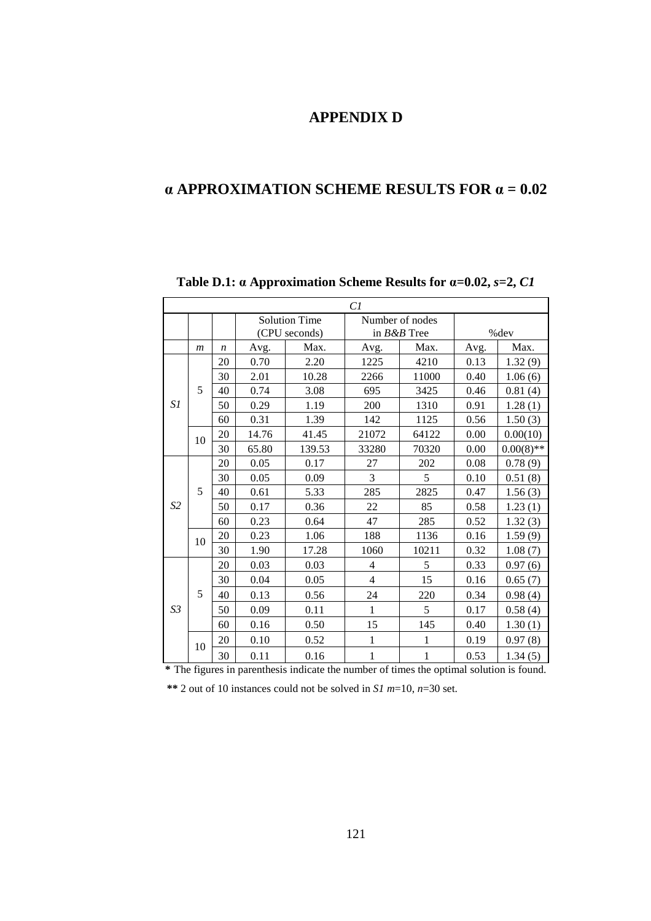# APPENDIX D

## α APPROXIMATION SCHEME RESULTS FOR α = 0.02

**Table D.1: α Approximation Scheme Results for α=0.02, *s*=2, *C1***

| *C1* | | | | | | | | |
|---|---|---|---|---|---|---|---|---|
| | | | Solution Time (CPU seconds) | | Number of nodes in *B&B* Tree | | %dev | |
| | *m* | *n* | Avg. | Max. | Avg. | Max. | Avg. | Max. |
| *S1* | 5 | 20 | 0.70 | 2.20 | 1225 | 4210 | 0.13 | 1.32 (9) |
| | | 30 | 2.01 | 10.28 | 2266 | 11000 | 0.40 | 1.06 (6) |
| | | 40 | 0.74 | 3.08 | 695 | 3425 | 0.46 | 0.81 (4) |
| | | 50 | 0.29 | 1.19 | 200 | 1310 | 0.91 | 1.28 (1) |
| | | 60 | 0.31 | 1.39 | 142 | 1125 | 0.56 | 1.50 (3) |
| | 10 | 20 | 14.76 | 41.45 | 21072 | 64122 | 0.00 | 0.00(10) |
| | | 30 | 65.80 | 139.53 | 33280 | 70320 | 0.00 | 0.00(8)** |
| *S2* | 5 | 20 | 0.05 | 0.17 | 27 | 202 | 0.08 | 0.78 (9) |
| | | 30 | 0.05 | 0.09 | 3 | 5 | 0.10 | 0.51 (8) |
| | | 40 | 0.61 | 5.33 | 285 | 2825 | 0.47 | 1.56 (3) |
| | | 50 | 0.17 | 0.36 | 22 | 85 | 0.58 | 1.23 (1) |
| | | 60 | 0.23 | 0.64 | 47 | 285 | 0.52 | 1.32 (3) |
| | 10 | 20 | 0.23 | 1.06 | 188 | 1136 | 0.16 | 1.59 (9) |
| | | 30 | 1.90 | 17.28 | 1060 | 10211 | 0.32 | 1.08 (7) |
| *S3* | 5 | 20 | 0.03 | 0.03 | 4 | 5 | 0.33 | 0.97 (6) |
| | | 30 | 0.04 | 0.05 | 4 | 15 | 0.16 | 0.65 (7) |
| | | 40 | 0.13 | 0.56 | 24 | 220 | 0.34 | 0.98 (4) |
| | | 50 | 0.09 | 0.11 | 1 | 5 | 0.17 | 0.58 (4) |
| | | 60 | 0.16 | 0.50 | 15 | 145 | 0.40 | 1.30 (1) |
| | 10 | 20 | 0.10 | 0.52 | 1 | 1 | 0.19 | 0.97 (8) |
| | | 30 | 0.11 | 0.16 | 1 | 1 | 0.53 | 1.34 (5) |

**\*** The figures in parenthesis indicate the number of times the optimal solution is found.

**\*\*** 2 out of 10 instances could not be solved in *S1 m*=10, *n*=30 set.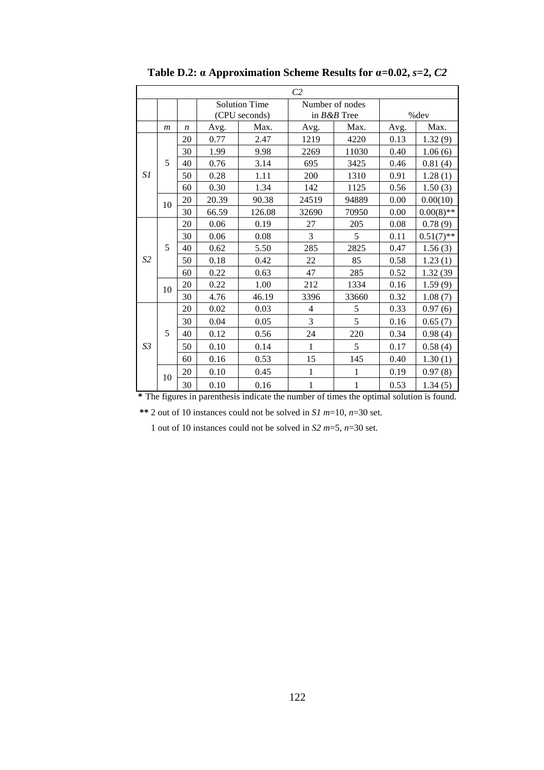**Table D.2: α Approximation Scheme Results for α=0.02, *s*=2, *C2***

| *C2* | | | | | | | | |
|---|---|---|---|---|---|---|---|---|
| | | | Solution Time (CPU seconds) | | Number of nodes in *B&B* Tree | | %dev | |
| | *m* | *n* | Avg. | Max. | Avg. | Max. | Avg. | Max. |
| *S1* | 5 | 20 | 0.77 | 2.47 | 1219 | 4220 | 0.13 | 1.32 (9) |
| | | 30 | 1.99 | 9.98 | 2269 | 11030 | 0.40 | 1.06 (6) |
| | | 40 | 0.76 | 3.14 | 695 | 3425 | 0.46 | 0.81 (4) |
| | | 50 | 0.28 | 1.11 | 200 | 1310 | 0.91 | 1.28 (1) |
| | | 60 | 0.30 | 1.34 | 142 | 1125 | 0.56 | 1.50 (3) |
| | 10 | 20 | 20.39 | 90.38 | 24519 | 94889 | 0.00 | 0.00(10) |
| | | 30 | 66.59 | 126.08 | 32690 | 70950 | 0.00 | 0.00(8)** |
| *S2* | 5 | 20 | 0.06 | 0.19 | 27 | 205 | 0.08 | 0.78 (9) |
| | | 30 | 0.06 | 0.08 | 3 | 5 | 0.11 | 0.51(7)** |
| | | 40 | 0.62 | 5.50 | 285 | 2825 | 0.47 | 1.56 (3) |
| | | 50 | 0.18 | 0.42 | 22 | 85 | 0.58 | 1.23 (1) |
| | | 60 | 0.22 | 0.63 | 47 | 285 | 0.52 | 1.32 (39 |
| | 10 | 20 | 0.22 | 1.00 | 212 | 1334 | 0.16 | 1.59 (9) |
| | | 30 | 4.76 | 46.19 | 3396 | 33660 | 0.32 | 1.08 (7) |
| *S3* | 5 | 20 | 0.02 | 0.03 | 4 | 5 | 0.33 | 0.97 (6) |
| | | 30 | 0.04 | 0.05 | 3 | 5 | 0.16 | 0.65 (7) |
| | | 40 | 0.12 | 0.56 | 24 | 220 | 0.34 | 0.98 (4) |
| | | 50 | 0.10 | 0.14 | 1 | 5 | 0.17 | 0.58 (4) |
| | | 60 | 0.16 | 0.53 | 15 | 145 | 0.40 | 1.30 (1) |
| | 10 | 20 | 0.10 | 0.45 | 1 | 1 | 0.19 | 0.97 (8) |
| | | 30 | 0.10 | 0.16 | 1 | 1 | 0.53 | 1.34 (5) |

**\*** The figures in parenthesis indicate the number of times the optimal solution is found.

**\*\*** 2 out of 10 instances could not be solved in *S1* $m$=10, $n$=30 set.

1 out of 10 instances could not be solved in *S2* $m$=5, $n$=30 set.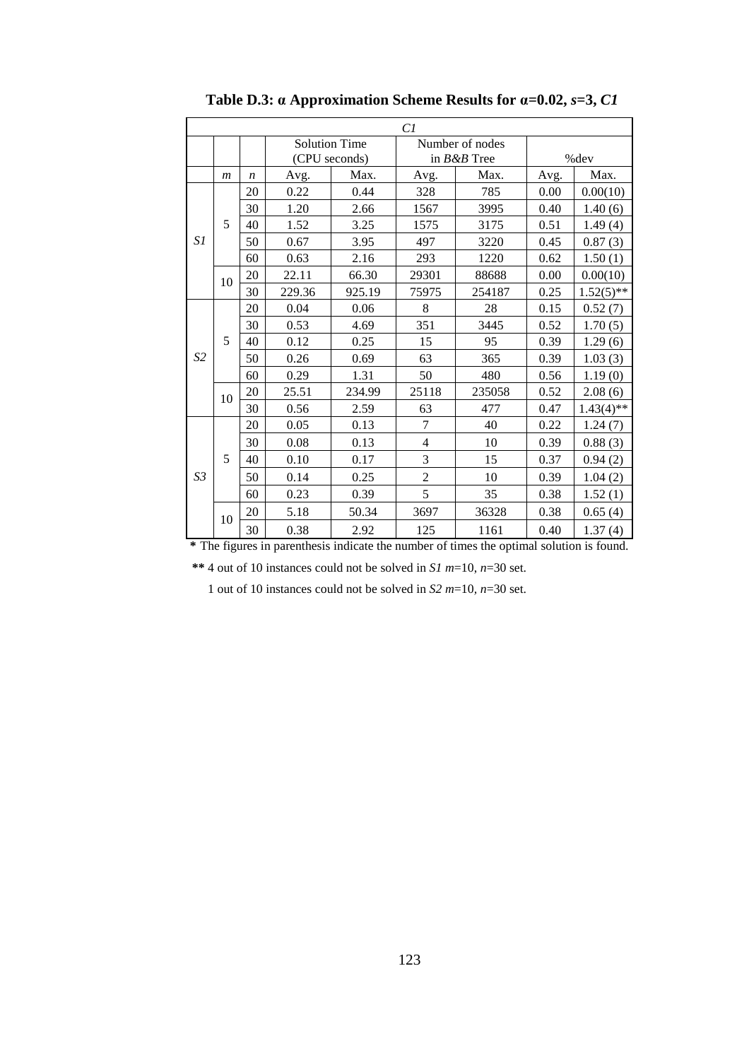**Table D.3: α Approximation Scheme Results for $\alpha$=0.02, *s*=3, *C1***

| *C1* | | | | | | | | |
|---|---|---|---|---|---|---|---|---|
| | | | Solution Time (CPU seconds) | | Number of nodes in *B&B* Tree | | %dev | |
| | *m* | *n* | Avg. | Max. | Avg. | Max. | Avg. | Max. |
| *S1* | 5 | 20 | 0.22 | 0.44 | 328 | 785 | 0.00 | 0.00(10) |
| | | 30 | 1.20 | 2.66 | 1567 | 3995 | 0.40 | 1.40 (6) |
| | | 40 | 1.52 | 3.25 | 1575 | 3175 | 0.51 | 1.49 (4) |
| | | 50 | 0.67 | 3.95 | 497 | 3220 | 0.45 | 0.87 (3) |
| | | 60 | 0.63 | 2.16 | 293 | 1220 | 0.62 | 1.50 (1) |
| | 10 | 20 | 22.11 | 66.30 | 29301 | 88688 | 0.00 | 0.00(10) |
| | | 30 | 229.36 | 925.19 | 75975 | 254187 | 0.25 | 1.52(5)** |
| *S2* | 5 | 20 | 0.04 | 0.06 | 8 | 28 | 0.15 | 0.52 (7) |
| | | 30 | 0.53 | 4.69 | 351 | 3445 | 0.52 | 1.70 (5) |
| | | 40 | 0.12 | 0.25 | 15 | 95 | 0.39 | 1.29 (6) |
| | | 50 | 0.26 | 0.69 | 63 | 365 | 0.39 | 1.03 (3) |
| | | 60 | 0.29 | 1.31 | 50 | 480 | 0.56 | 1.19 (0) |
| | 10 | 20 | 25.51 | 234.99 | 25118 | 235058 | 0.52 | 2.08 (6) |
| | | 30 | 0.56 | 2.59 | 63 | 477 | 0.47 | 1.43(4)** |
| *S3* | 5 | 20 | 0.05 | 0.13 | 7 | 40 | 0.22 | 1.24 (7) |
| | | 30 | 0.08 | 0.13 | 4 | 10 | 0.39 | 0.88 (3) |
| | | 40 | 0.10 | 0.17 | 3 | 15 | 0.37 | 0.94 (2) |
| | | 50 | 0.14 | 0.25 | 2 | 10 | 0.39 | 1.04 (2) |
| | | 60 | 0.23 | 0.39 | 5 | 35 | 0.38 | 1.52 (1) |
| | 10 | 20 | 5.18 | 50.34 | 3697 | 36328 | 0.38 | 0.65 (4) |
| | | 30 | 0.38 | 2.92 | 125 | 1161 | 0.40 | 1.37 (4) |

**\*** The figures in parenthesis indicate the number of times the optimal solution is found.

**\*\*** 4 out of 10 instances could not be solved in *S1 m*=10, *n*=30 set.

1 out of 10 instances could not be solved in *S2 m*=10, *n*=30 set.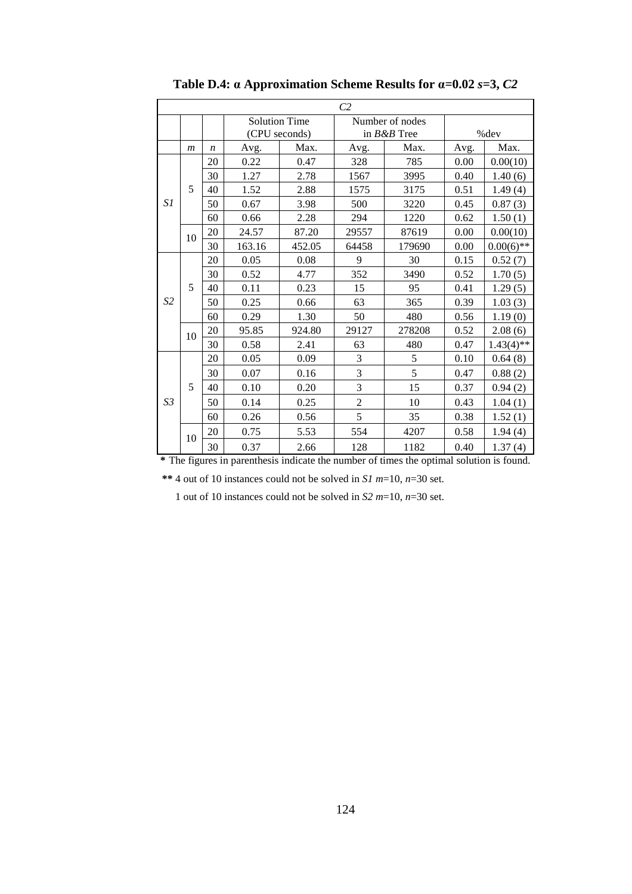**Table D.4: α Approximation Scheme Results for α=0.02 *s*=3, *C2***

| *C2* | | | | | | | | |
|---|---|---|---|---|---|---|---|---|
| | | | Solution Time (CPU seconds) | | Number of nodes in *B&B* Tree | | %dev | |
| | *m* | *n* | Avg. | Max. | Avg. | Max. | Avg. | Max. |
| *S1* | 5 | 20 | 0.22 | 0.47 | 328 | 785 | 0.00 | 0.00(10) |
| | | 30 | 1.27 | 2.78 | 1567 | 3995 | 0.40 | 1.40 (6) |
| | | 40 | 1.52 | 2.88 | 1575 | 3175 | 0.51 | 1.49 (4) |
| | | 50 | 0.67 | 3.98 | 500 | 3220 | 0.45 | 0.87 (3) |
| | | 60 | 0.66 | 2.28 | 294 | 1220 | 0.62 | 1.50 (1) |
| | 10 | 20 | 24.57 | 87.20 | 29557 | 87619 | 0.00 | 0.00(10) |
| | | 30 | 163.16 | 452.05 | 64458 | 179690 | 0.00 | 0.00(6)** |
| *S2* | 5 | 20 | 0.05 | 0.08 | 9 | 30 | 0.15 | 0.52 (7) |
| | | 30 | 0.52 | 4.77 | 352 | 3490 | 0.52 | 1.70 (5) |
| | | 40 | 0.11 | 0.23 | 15 | 95 | 0.41 | 1.29 (5) |
| | | 50 | 0.25 | 0.66 | 63 | 365 | 0.39 | 1.03 (3) |
| | | 60 | 0.29 | 1.30 | 50 | 480 | 0.56 | 1.19 (0) |
| | 10 | 20 | 95.85 | 924.80 | 29127 | 278208 | 0.52 | 2.08 (6) |
| | | 30 | 0.58 | 2.41 | 63 | 480 | 0.47 | 1.43(4)** |
| *S3* | 5 | 20 | 0.05 | 0.09 | 3 | 5 | 0.10 | 0.64 (8) |
| | | 30 | 0.07 | 0.16 | 3 | 5 | 0.47 | 0.88 (2) |
| | | 40 | 0.10 | 0.20 | 3 | 15 | 0.37 | 0.94 (2) |
| | | 50 | 0.14 | 0.25 | 2 | 10 | 0.43 | 1.04 (1) |
| | | 60 | 0.26 | 0.56 | 5 | 35 | 0.38 | 1.52 (1) |
| | 10 | 20 | 0.75 | 5.53 | 554 | 4207 | 0.58 | 1.94 (4) |
| | | 30 | 0.37 | 2.66 | 128 | 1182 | 0.40 | 1.37 (4) |

**\*** The figures in parenthesis indicate the number of times the optimal solution is found.

**\*\*** 4 out of 10 instances could not be solved in *S1* *m*=10, *n*=30 set.

1 out of 10 instances could not be solved in *S2* *m*=10, *n*=30 set.